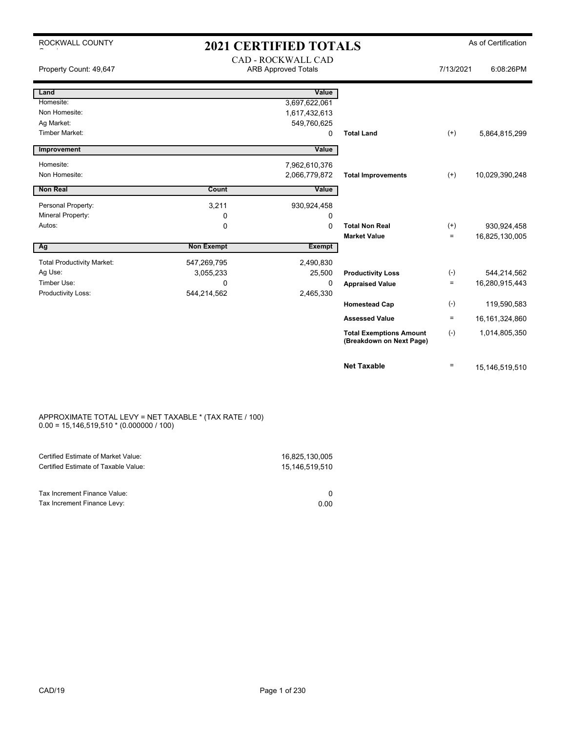ROCKWALL COUNTY

# 2021 CERTIFIED TOTALS

As of Certification

Property Count: 49,647

## CAD - ROCKWALL CAD

ARB Approved Totals

7/13/2021 6:08:26PM

| Land | | Value | | | |
|---|---|---|---|---|---|
| Homesite: | | 3,697,622,061 | | | |
| Non Homesite: | | 1,617,432,613 | | | |
| Ag Market: | | 549,760,625 | | | |
| Timber Market: | | 0 | **Total Land** | (+) | 5,864,815,299 |
| **Improvement** | | **Value** | | | |
| Homesite: | | 7,962,610,376 | | | |
| Non Homesite: | | 2,066,779,872 | **Total Improvements** | (+) | 10,029,390,248 |
| **Non Real** | **Count** | **Value** | | | |
| Personal Property: | 3,211 | 930,924,458 | | | |
| Mineral Property: | 0 | 0 | | | |
| Autos: | 0 | 0 | **Total Non Real** | (+) | 930,924,458 |
| | | | **Market Value** | = | 16,825,130,005 |
| **Ag** | **Non Exempt** | **Exempt** | | | |
| Total Productivity Market: | 547,269,795 | 2,490,830 | | | |
| Ag Use: | 3,055,233 | 25,500 | **Productivity Loss** | (-) | 544,214,562 |
| Timber Use: | 0 | 0 | **Appraised Value** | = | 16,280,915,443 |
| Productivity Loss: | 544,214,562 | 2,465,330 | | | |
| | | | **Homestead Cap** | (-) | 119,590,583 |
| | | | **Assessed Value** | = | 16,161,324,860 |
| | | | **Total Exemptions Amount (Breakdown on Next Page)** | (-) | 1,014,805,350 |
| | | | **Net Taxable** | = | 15,146,519,510 |

APPROXIMATE TOTAL LEVY = NET TAXABLE * (TAX RATE / 100)
0.00 = 15,146,519,510 * (0.000000 / 100)

| | |
|---|---|
| Certified Estimate of Market Value: | 16,825,130,005 |
| Certified Estimate of Taxable Value: | 15,146,519,510 |
| Tax Increment Finance Value: | 0 |
| Tax Increment Finance Levy: | 0.00 |

CAD/19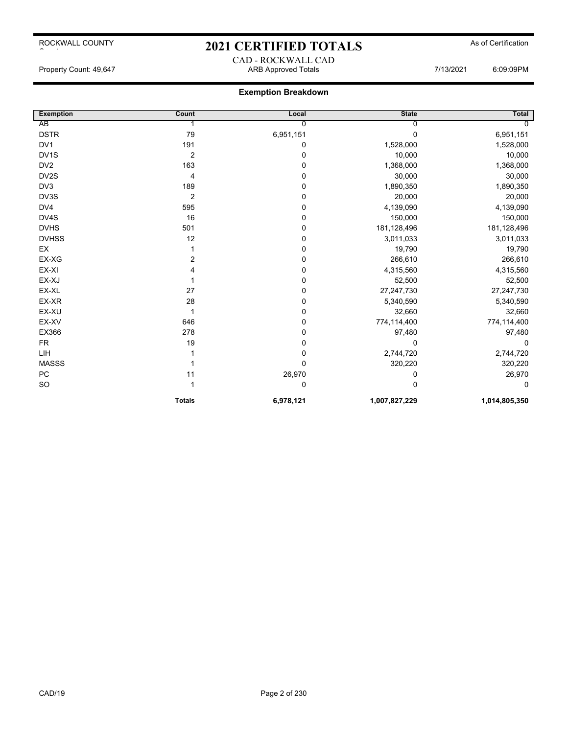ROCKWALL COUNTY

# 2021 CERTIFIED TOTALS

As of Certification

CAD - ROCKWALL CAD

Property Count: 49,647 | ARB Approved Totals | 7/13/2021 6:09:09PM

## Exemption Breakdown

| Exemption | Count | Local | State | Total |
|---|---|---|---|---|
| AB | 1 | 0 | 0 | 0 |
| DSTR | 79 | 6,951,151 | 0 | 6,951,151 |
| DV1 | 191 | 0 | 1,528,000 | 1,528,000 |
| DV1S | 2 | 0 | 10,000 | 10,000 |
| DV2 | 163 | 0 | 1,368,000 | 1,368,000 |
| DV2S | 4 | 0 | 30,000 | 30,000 |
| DV3 | 189 | 0 | 1,890,350 | 1,890,350 |
| DV3S | 2 | 0 | 20,000 | 20,000 |
| DV4 | 595 | 0 | 4,139,090 | 4,139,090 |
| DV4S | 16 | 0 | 150,000 | 150,000 |
| DVHS | 501 | 0 | 181,128,496 | 181,128,496 |
| DVHSS | 12 | 0 | 3,011,033 | 3,011,033 |
| EX | 1 | 0 | 19,790 | 19,790 |
| EX-XG | 2 | 0 | 266,610 | 266,610 |
| EX-XI | 4 | 0 | 4,315,560 | 4,315,560 |
| EX-XJ | 1 | 0 | 52,500 | 52,500 |
| EX-XL | 27 | 0 | 27,247,730 | 27,247,730 |
| EX-XR | 28 | 0 | 5,340,590 | 5,340,590 |
| EX-XU | 1 | 0 | 32,660 | 32,660 |
| EX-XV | 646 | 0 | 774,114,400 | 774,114,400 |
| EX366 | 278 | 0 | 97,480 | 97,480 |
| FR | 19 | 0 | 0 | 0 |
| LIH | 1 | 0 | 2,744,720 | 2,744,720 |
| MASSS | 1 | 0 | 320,220 | 320,220 |
| PC | 11 | 26,970 | 0 | 26,970 |
| SO | 1 | 0 | 0 | 0 |
| | **Totals** | **6,978,121** | **1,007,827,229** | **1,014,805,350** |

CAD/19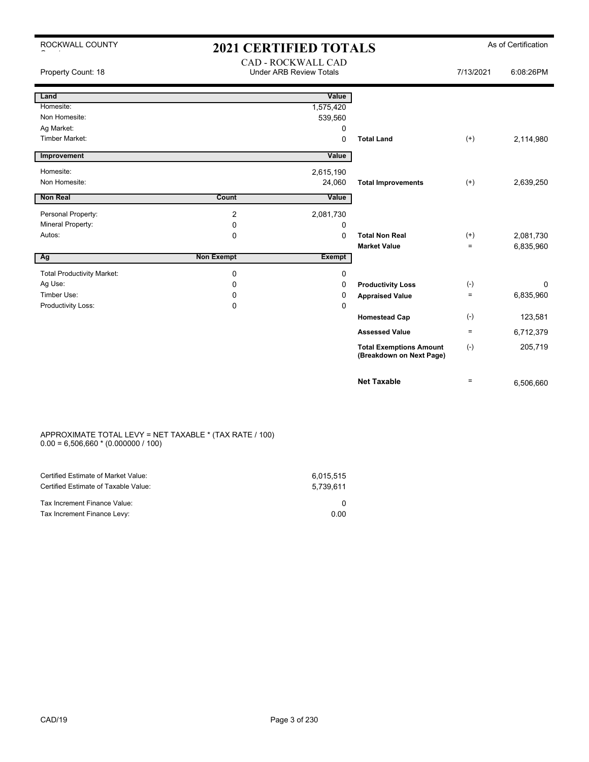ROCKWALL COUNTY

# 2021 CERTIFIED TOTALS

As of Certification

Property Count: 18

CAD - ROCKWALL CAD
Under ARB Review Totals

7/13/2021 6:08:26PM

| Land | | Value | | | |
|---|---|---|---|---|---|
| Homesite: | | 1,575,420 | | | |
| Non Homesite: | | 539,560 | | | |
| Ag Market: | | 0 | | | |
| Timber Market: | | 0 | **Total Land** | (+) | 2,114,980 |

| Improvement | | Value | | | |
|---|---|---|---|---|---|
| Homesite: | | 2,615,190 | | | |
| Non Homesite: | | 24,060 | **Total Improvements** | (+) | 2,639,250 |

| Non Real | Count | Value | | | |
|---|---|---|---|---|---|
| Personal Property: | 2 | 2,081,730 | | | |
| Mineral Property: | 0 | 0 | | | |
| Autos: | 0 | 0 | **Total Non Real** | (+) | 2,081,730 |
| | | | **Market Value** | = | 6,835,960 |

| Ag | Non Exempt | Exempt | | | |
|---|---|---|---|---|---|
| Total Productivity Market: | 0 | 0 | | | |
| Ag Use: | 0 | 0 | **Productivity Loss** | (-) | 0 |
| Timber Use: | 0 | 0 | **Appraised Value** | = | 6,835,960 |
| Productivity Loss: | 0 | 0 | | | |
| | | | **Homestead Cap** | (-) | 123,581 |
| | | | **Assessed Value** | = | 6,712,379 |
| | | | **Total Exemptions Amount (Breakdown on Next Page)** | (-) | 205,719 |
| | | | **Net Taxable** | = | 6,506,660 |

APPROXIMATE TOTAL LEVY = NET TAXABLE * (TAX RATE / 100)
0.00 = 6,506,660 * (0.000000 / 100)

| | |
|---|---|
| Certified Estimate of Market Value: | 6,015,515 |
| Certified Estimate of Taxable Value: | 5,739,611 |
| Tax Increment Finance Value: | 0 |
| Tax Increment Finance Levy: | 0.00 |

CAD/19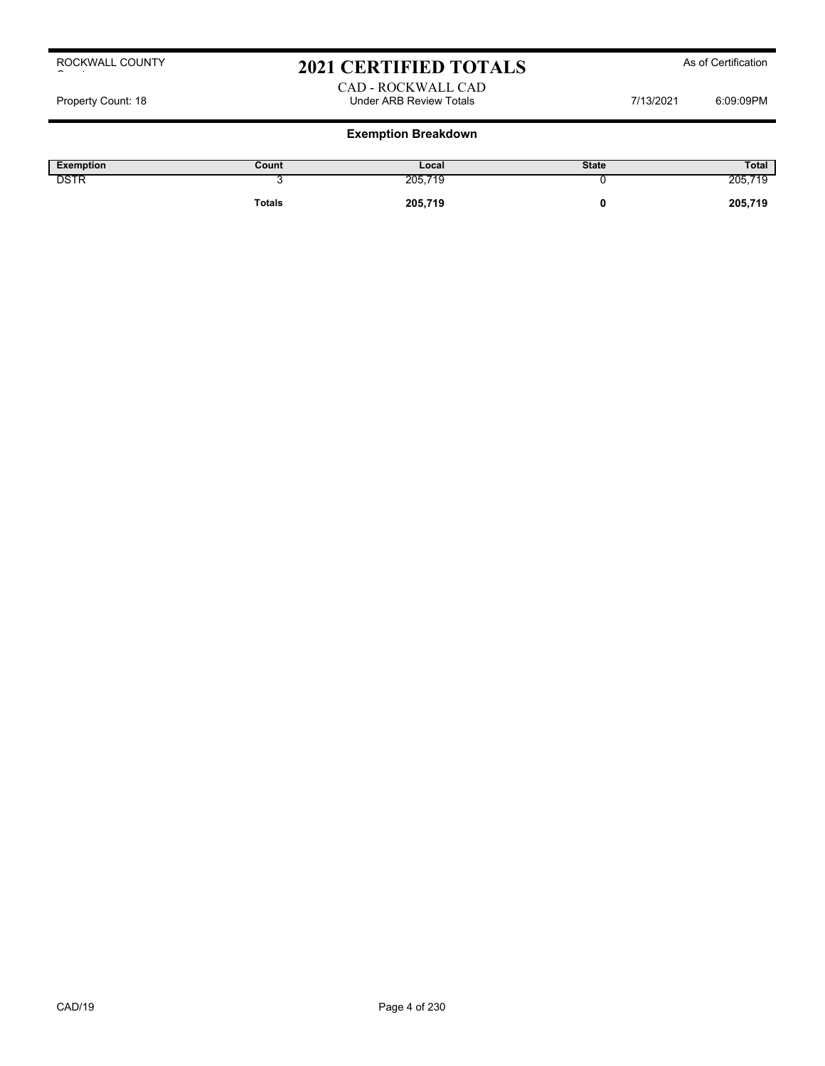ROCKWALL COUNTY

# 2021 CERTIFIED TOTALS

As of Certification

CAD - ROCKWALL CAD

Property Count: 18 | Under ARB Review Totals | 7/13/2021 | 6:09:09PM

## Exemption Breakdown

| Exemption | Count | Local | State | Total |
|---|---|---|---|---|
| DSTR | 3 | 205,719 | 0 | 205,719 |
| | **Totals** | **205,719** | **0** | **205,719** |

CAD/19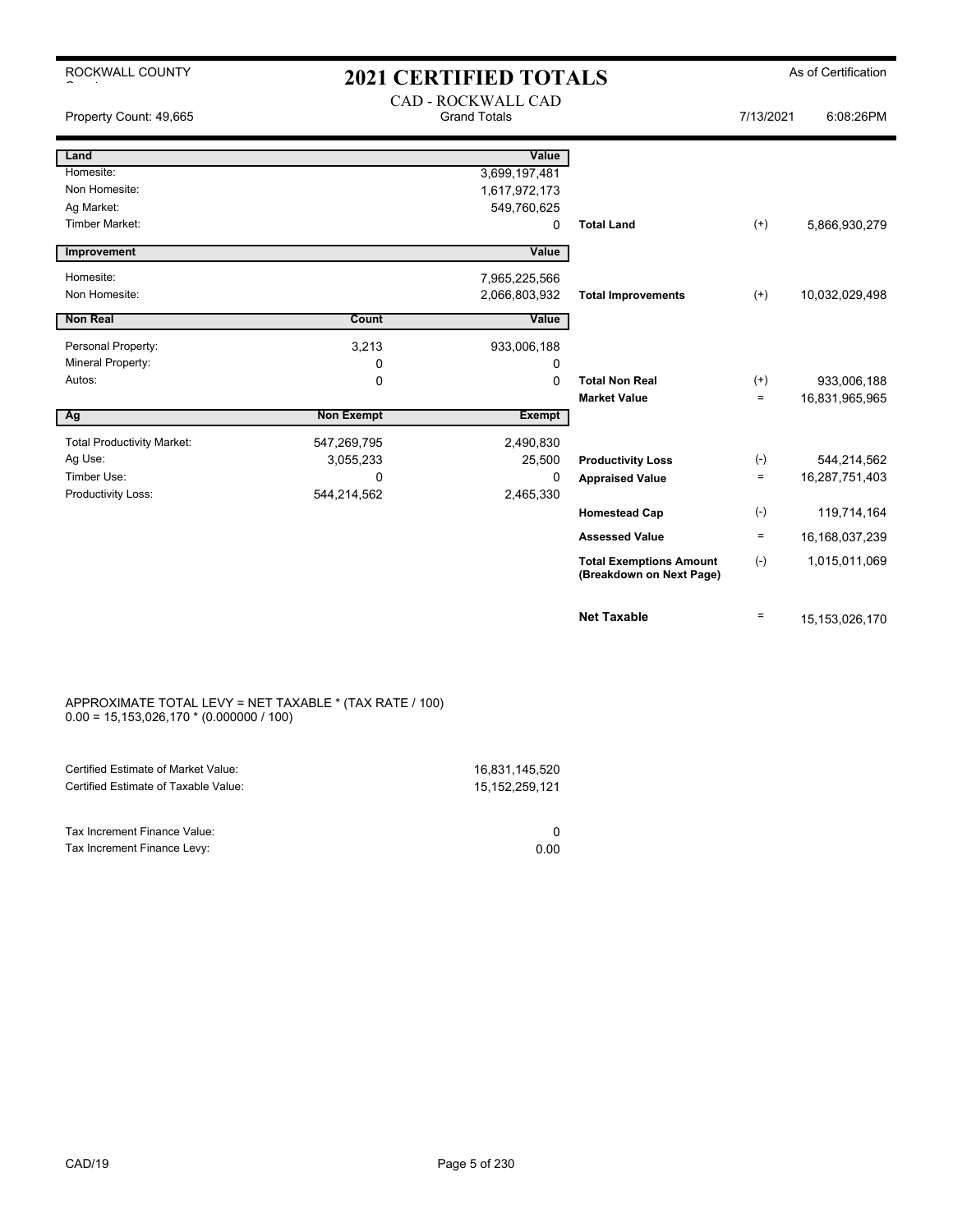ROCKWALL COUNTY

# 2021 CERTIFIED TOTALS

As of Certification

CAD - ROCKWALL CAD
Grand Totals

Property Count: 49,665

7/13/2021 6:08:26PM

| Land | | Value | | | |
|---|---|---|---|---|---|
| Homesite: | | 3,699,197,481 | | | |
| Non Homesite: | | 1,617,972,173 | | | |
| Ag Market: | | 549,760,625 | | | |
| Timber Market: | | 0 | **Total Land** | (+) | 5,866,930,279 |

| Improvement | | Value | | | |
|---|---|---|---|---|---|
| Homesite: | | 7,965,225,566 | | | |
| Non Homesite: | | 2,066,803,932 | **Total Improvements** | (+) | 10,032,029,498 |

| Non Real | Count | Value | | | |
|---|---|---|---|---|---|
| Personal Property: | 3,213 | 933,006,188 | | | |
| Mineral Property: | 0 | 0 | | | |
| Autos: | 0 | 0 | **Total Non Real** | (+) | 933,006,188 |
| | | | **Market Value** | = | 16,831,965,965 |

| Ag | Non Exempt | Exempt | | | |
|---|---|---|---|---|---|
| Total Productivity Market: | 547,269,795 | 2,490,830 | | | |
| Ag Use: | 3,055,233 | 25,500 | **Productivity Loss** | (-) | 544,214,562 |
| Timber Use: | 0 | 0 | **Appraised Value** | = | 16,287,751,403 |
| Productivity Loss: | 544,214,562 | 2,465,330 | | | |
| | | | **Homestead Cap** | (-) | 119,714,164 |
| | | | **Assessed Value** | = | 16,168,037,239 |
| | | | **Total Exemptions Amount (Breakdown on Next Page)** | (-) | 1,015,011,069 |
| | | | **Net Taxable** | = | 15,153,026,170 |

APPROXIMATE TOTAL LEVY = NET TAXABLE * (TAX RATE / 100)
0.00 = 15,153,026,170 * (0.000000 / 100)

| | |
|---|---|
| Certified Estimate of Market Value: | 16,831,145,520 |
| Certified Estimate of Taxable Value: | 15,152,259,121 |
| Tax Increment Finance Value: | 0 |
| Tax Increment Finance Levy: | 0.00 |

CAD/19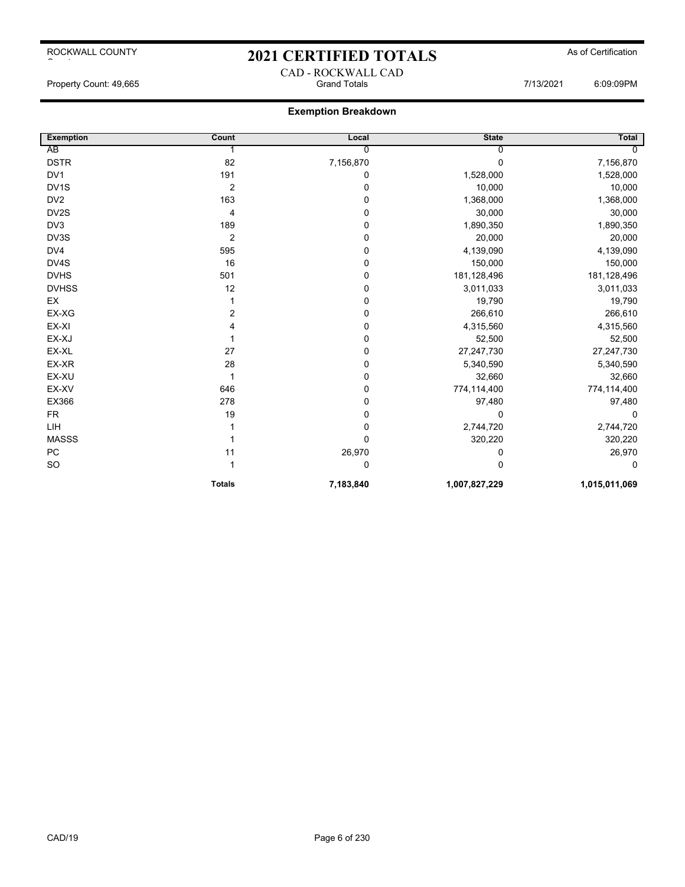# 2021 CERTIFIED TOTALS

ROCKWALL COUNTY

As of Certification

CAD - ROCKWALL CAD

Property Count: 49,665 | Grand Totals | 7/13/2021 6:09:09PM

## Exemption Breakdown

| Exemption | Count | Local | State | Total |
|---|---|---|---|---|
| AB | 1 | 0 | 0 | 0 |
| DSTR | 82 | 7,156,870 | 0 | 7,156,870 |
| DV1 | 191 | 0 | 1,528,000 | 1,528,000 |
| DV1S | 2 | 0 | 10,000 | 10,000 |
| DV2 | 163 | 0 | 1,368,000 | 1,368,000 |
| DV2S | 4 | 0 | 30,000 | 30,000 |
| DV3 | 189 | 0 | 1,890,350 | 1,890,350 |
| DV3S | 2 | 0 | 20,000 | 20,000 |
| DV4 | 595 | 0 | 4,139,090 | 4,139,090 |
| DV4S | 16 | 0 | 150,000 | 150,000 |
| DVHS | 501 | 0 | 181,128,496 | 181,128,496 |
| DVHSS | 12 | 0 | 3,011,033 | 3,011,033 |
| EX | 1 | 0 | 19,790 | 19,790 |
| EX-XG | 2 | 0 | 266,610 | 266,610 |
| EX-XI | 4 | 0 | 4,315,560 | 4,315,560 |
| EX-XJ | 1 | 0 | 52,500 | 52,500 |
| EX-XL | 27 | 0 | 27,247,730 | 27,247,730 |
| EX-XR | 28 | 0 | 5,340,590 | 5,340,590 |
| EX-XU | 1 | 0 | 32,660 | 32,660 |
| EX-XV | 646 | 0 | 774,114,400 | 774,114,400 |
| EX366 | 278 | 0 | 97,480 | 97,480 |
| FR | 19 | 0 | 0 | 0 |
| LIH | 1 | 0 | 2,744,720 | 2,744,720 |
| MASSS | 1 | 0 | 320,220 | 320,220 |
| PC | 11 | 26,970 | 0 | 26,970 |
| SO | 1 | 0 | 0 | 0 |
| | **Totals** | **7,183,840** | **1,007,827,229** | **1,015,011,069** |

CAD/19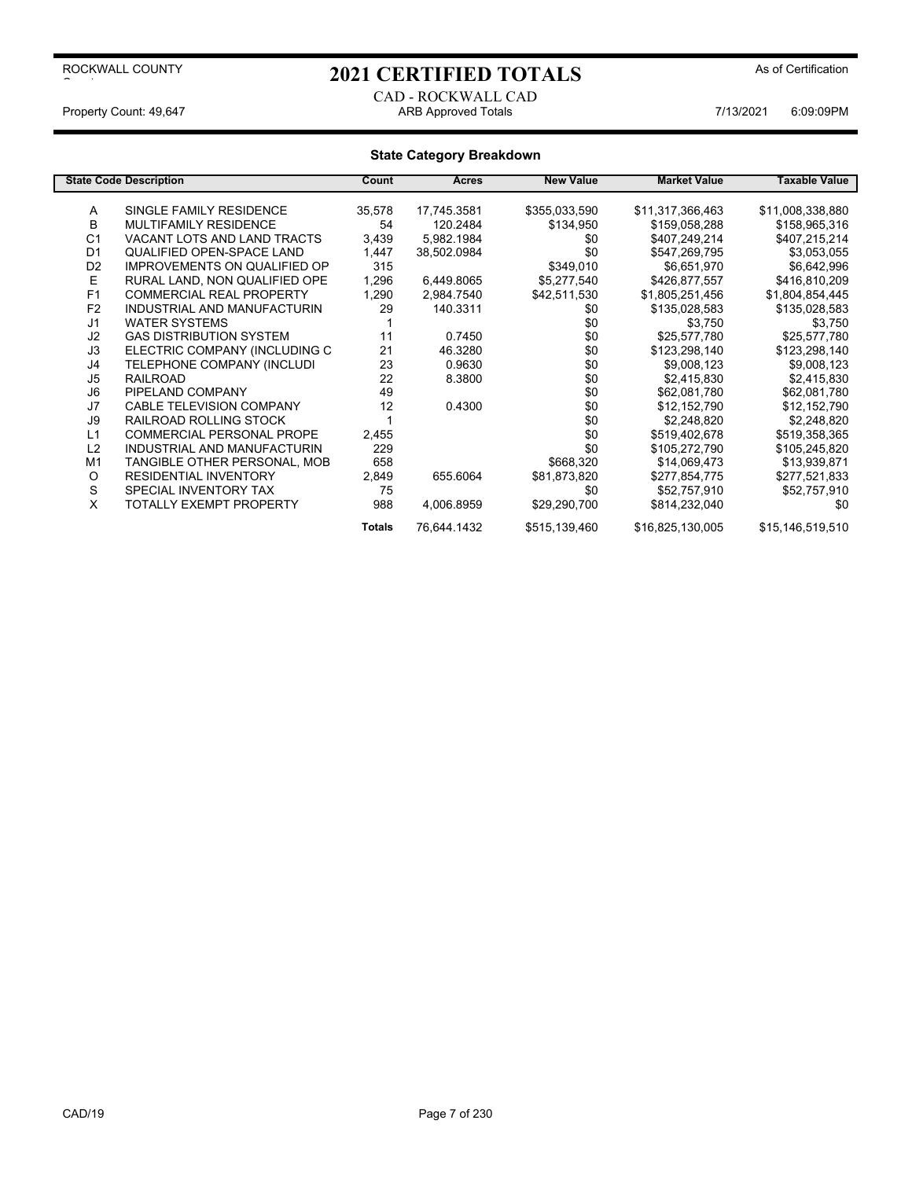# 2021 CERTIFIED TOTALS

ROCKWALL COUNTY

As of Certification

CAD - ROCKWALL CAD

Property Count: 49,647 — ARB Approved Totals — 7/13/2021 6:09:09PM

## State Category Breakdown

| State Code | Description | Count | Acres | New Value | Market Value | Taxable Value |
|---|---|---|---|---|---|---|
| A | SINGLE FAMILY RESIDENCE | 35,578 | 17,745.3581 | $355,033,590 | $11,317,366,463 | $11,008,338,880 |
| B | MULTIFAMILY RESIDENCE | 54 | 120.2484 | $134,950 | $159,058,288 | $158,965,316 |
| C1 | VACANT LOTS AND LAND TRACTS | 3,439 | 5,982.1984 | $0 | $407,249,214 | $407,215,214 |
| D1 | QUALIFIED OPEN-SPACE LAND | 1,447 | 38,502.0984 | $0 | $547,269,795 | $3,053,055 |
| D2 | IMPROVEMENTS ON QUALIFIED OP | 315 | | $349,010 | $6,651,970 | $6,642,996 |
| E | RURAL LAND, NON QUALIFIED OPE | 1,296 | 6,449.8065 | $5,277,540 | $426,877,557 | $416,810,209 |
| F1 | COMMERCIAL REAL PROPERTY | 1,290 | 2,984.7540 | $42,511,530 | $1,805,251,456 | $1,804,854,445 |
| F2 | INDUSTRIAL AND MANUFACTURIN | 29 | 140.3311 | $0 | $135,028,583 | $135,028,583 |
| J1 | WATER SYSTEMS | 1 | | $0 | $3,750 | $3,750 |
| J2 | GAS DISTRIBUTION SYSTEM | 11 | 0.7450 | $0 | $25,577,780 | $25,577,780 |
| J3 | ELECTRIC COMPANY (INCLUDING C | 21 | 46.3280 | $0 | $123,298,140 | $123,298,140 |
| J4 | TELEPHONE COMPANY (INCLUDI | 23 | 0.9630 | $0 | $9,008,123 | $9,008,123 |
| J5 | RAILROAD | 22 | 8.3800 | $0 | $2,415,830 | $2,415,830 |
| J6 | PIPELAND COMPANY | 49 | | $0 | $62,081,780 | $62,081,780 |
| J7 | CABLE TELEVISION COMPANY | 12 | 0.4300 | $0 | $12,152,790 | $12,152,790 |
| J9 | RAILROAD ROLLING STOCK | 1 | | $0 | $2,248,820 | $2,248,820 |
| L1 | COMMERCIAL PERSONAL PROPE | 2,455 | | $0 | $519,402,678 | $519,358,365 |
| L2 | INDUSTRIAL AND MANUFACTURIN | 229 | | $0 | $105,272,790 | $105,245,820 |
| M1 | TANGIBLE OTHER PERSONAL, MOB | 658 | | $668,320 | $14,069,473 | $13,939,871 |
| O | RESIDENTIAL INVENTORY | 2,849 | 655.6064 | $81,873,820 | $277,854,775 | $277,521,833 |
| S | SPECIAL INVENTORY TAX | 75 | | $0 | $52,757,910 | $52,757,910 |
| X | TOTALLY EXEMPT PROPERTY | 988 | 4,006.8959 | $29,290,700 | $814,232,040 | $0 |
| | | **Totals** | 76,644.1432 | $515,139,460 | $16,825,130,005 | $15,146,519,510 |

CAD/19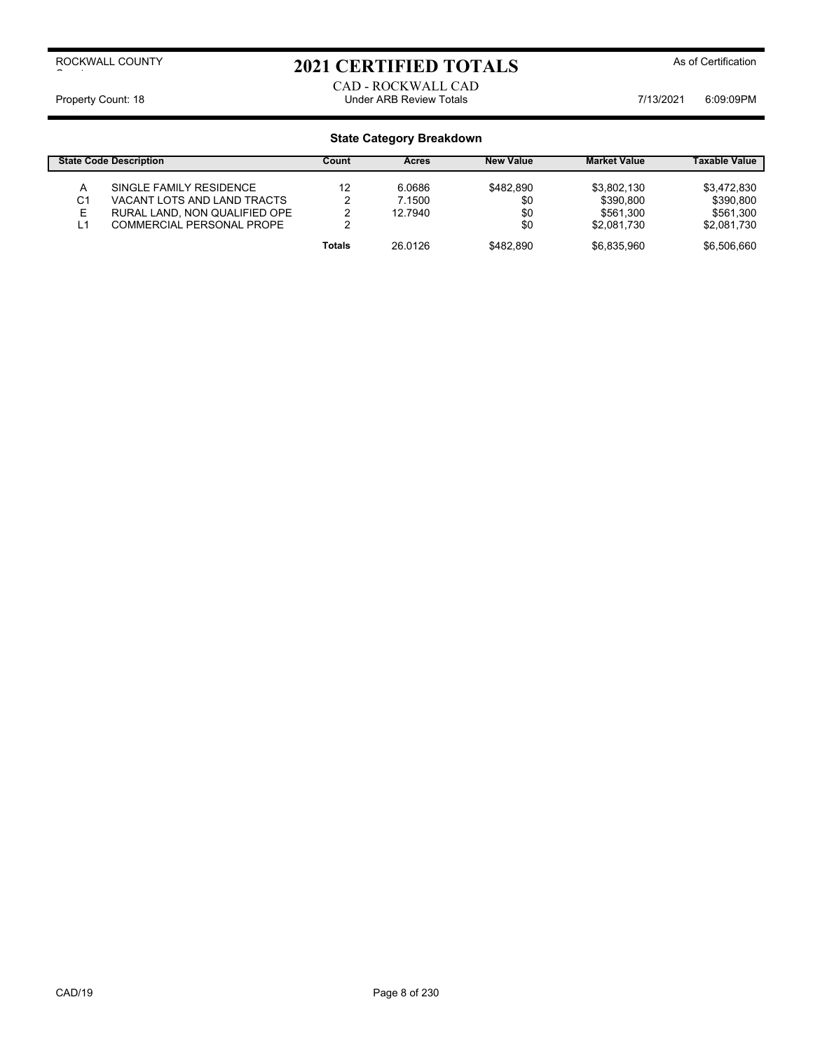ROCKWALL COUNTY

# 2021 CERTIFIED TOTALS

As of Certification

CAD - ROCKWALL CAD

Property Count: 18 | Under ARB Review Totals | 7/13/2021 6:09:09PM

## State Category Breakdown

| State Code | Description | Count | Acres | New Value | Market Value | Taxable Value |
|---|---|---|---|---|---|---|
| A | SINGLE FAMILY RESIDENCE | 12 | 6.0686 | $482,890 | $3,802,130 | $3,472,830 |
| C1 | VACANT LOTS AND LAND TRACTS | 2 | 7.1500 | $0 | $390,800 | $390,800 |
| E | RURAL LAND, NON QUALIFIED OPE | 2 | 12.7940 | $0 | $561,300 | $561,300 |
| L1 | COMMERCIAL PERSONAL PROPE | 2 | | $0 | $2,081,730 | $2,081,730 |
| | | Totals | 26.0126 | $482,890 | $6,835,960 | $6,506,660 |

CAD/19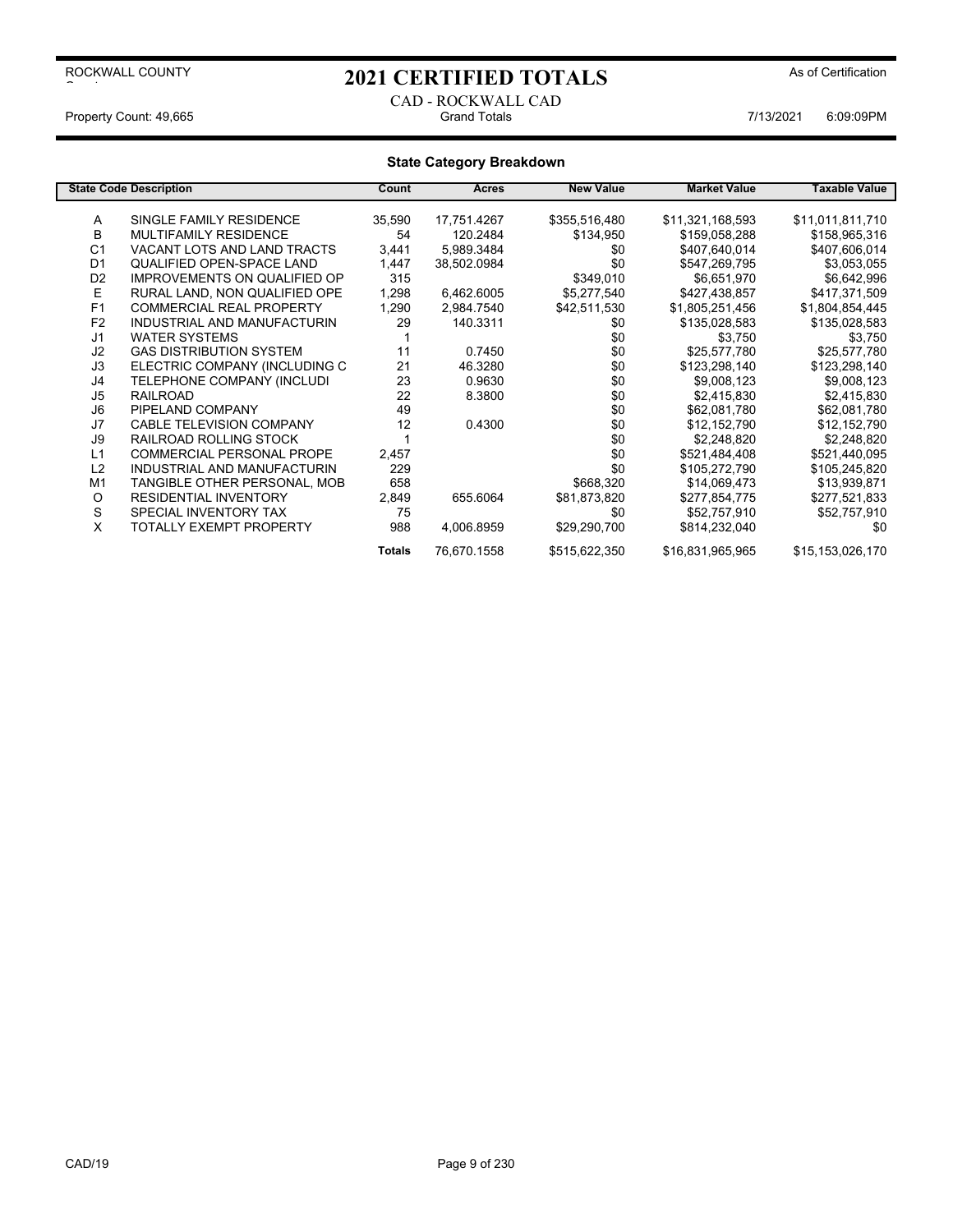ROCKWALL COUNTY

# 2021 CERTIFIED TOTALS

As of Certification

CAD - ROCKWALL CAD

Property Count: 49,665 | Grand Totals | 7/13/2021 6:09:09PM

## State Category Breakdown

| State Code | Description | Count | Acres | New Value | Market Value | Taxable Value |
|---|---|---|---|---|---|---|
| A | SINGLE FAMILY RESIDENCE | 35,590 | 17,751.4267 | $355,516,480 | $11,321,168,593 | $11,011,811,710 |
| B | MULTIFAMILY RESIDENCE | 54 | 120.2484 | $134,950 | $159,058,288 | $158,965,316 |
| C1 | VACANT LOTS AND LAND TRACTS | 3,441 | 5,989.3484 | $0 | $407,640,014 | $407,606,014 |
| D1 | QUALIFIED OPEN-SPACE LAND | 1,447 | 38,502.0984 | $0 | $547,269,795 | $3,053,055 |
| D2 | IMPROVEMENTS ON QUALIFIED OP | 315 | | $349,010 | $6,651,970 | $6,642,996 |
| E | RURAL LAND, NON QUALIFIED OPE | 1,298 | 6,462.6005 | $5,277,540 | $427,438,857 | $417,371,509 |
| F1 | COMMERCIAL REAL PROPERTY | 1,290 | 2,984.7540 | $42,511,530 | $1,805,251,456 | $1,804,854,445 |
| F2 | INDUSTRIAL AND MANUFACTURIN | 29 | 140.3311 | $0 | $135,028,583 | $135,028,583 |
| J1 | WATER SYSTEMS | 1 | | $0 | $3,750 | $3,750 |
| J2 | GAS DISTRIBUTION SYSTEM | 11 | 0.7450 | $0 | $25,577,780 | $25,577,780 |
| J3 | ELECTRIC COMPANY (INCLUDING C | 21 | 46.3280 | $0 | $123,298,140 | $123,298,140 |
| J4 | TELEPHONE COMPANY (INCLUDI | 23 | 0.9630 | $0 | $9,008,123 | $9,008,123 |
| J5 | RAILROAD | 22 | 8.3800 | $0 | $2,415,830 | $2,415,830 |
| J6 | PIPELAND COMPANY | 49 | | $0 | $62,081,780 | $62,081,780 |
| J7 | CABLE TELEVISION COMPANY | 12 | 0.4300 | $0 | $12,152,790 | $12,152,790 |
| J9 | RAILROAD ROLLING STOCK | 1 | | $0 | $2,248,820 | $2,248,820 |
| L1 | COMMERCIAL PERSONAL PROPE | 2,457 | | $0 | $521,484,408 | $521,440,095 |
| L2 | INDUSTRIAL AND MANUFACTURIN | 229 | | $0 | $105,272,790 | $105,245,820 |
| M1 | TANGIBLE OTHER PERSONAL, MOB | 658 | | $668,320 | $14,069,473 | $13,939,871 |
| O | RESIDENTIAL INVENTORY | 2,849 | 655.6064 | $81,873,820 | $277,854,775 | $277,521,833 |
| S | SPECIAL INVENTORY TAX | 75 | | $0 | $52,757,910 | $52,757,910 |
| X | TOTALLY EXEMPT PROPERTY | 988 | 4,006.8959 | $29,290,700 | $814,232,040 | $0 |
| | | **Totals** | 76,670.1558 | $515,622,350 | $16,831,965,965 | $15,153,026,170 |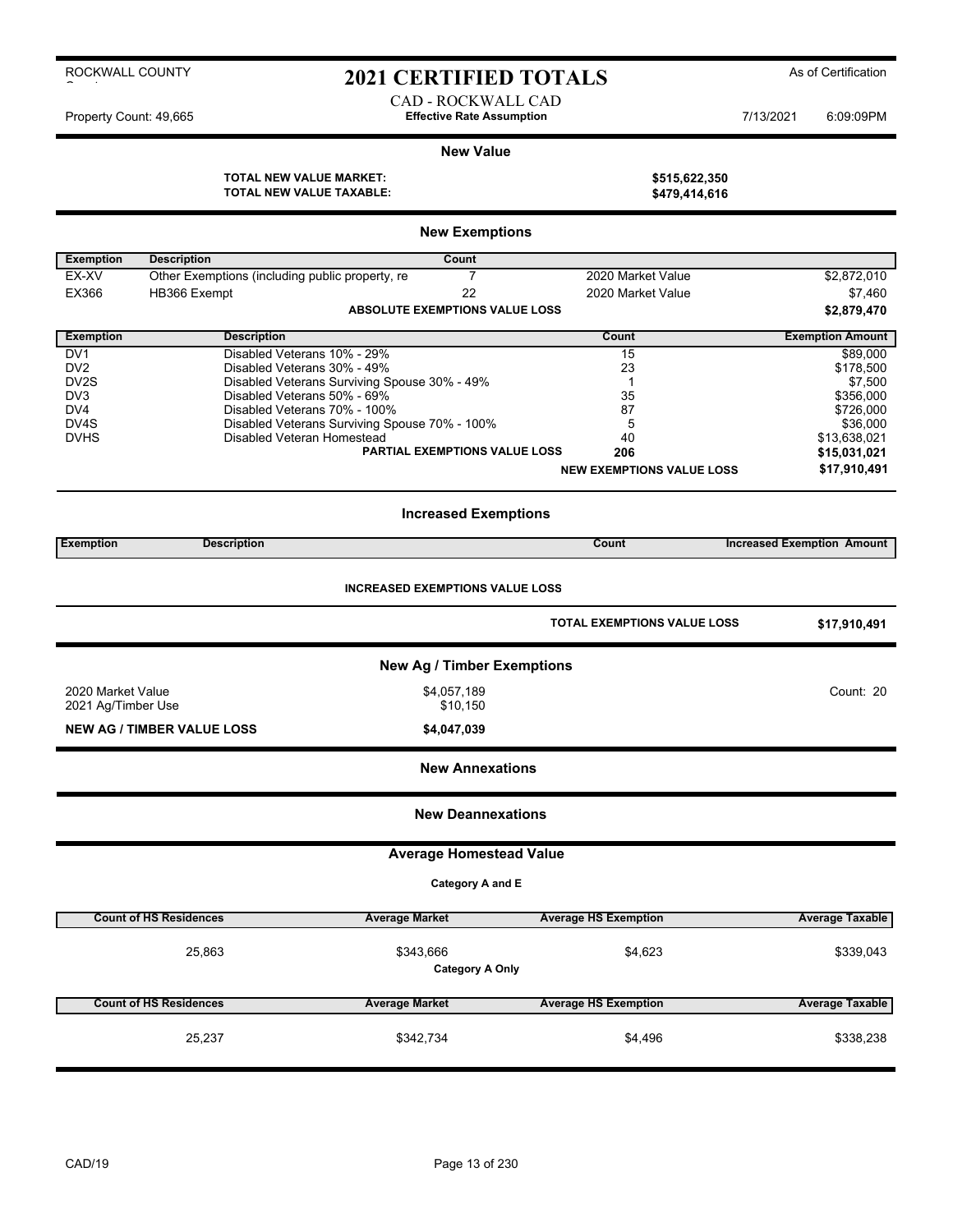ROCKWALL COUNTY

# 2021 CERTIFIED TOTALS

As of Certification

CAD - ROCKWALL CAD

Property Count: 49,665 — **Effective Rate Assumption** — 7/13/2021 6:09:09PM

## New Value

| | |
|---|---|
| **TOTAL NEW VALUE MARKET:** | **$515,622,350** |
| **TOTAL NEW VALUE TAXABLE:** | **$479,414,616** |

## New Exemptions

| Exemption | Description | Count | | |
|---|---|---|---|---|
| EX-XV | Other Exemptions (including public property, re | 7 | 2020 Market Value | $2,872,010 |
| EX366 | HB366 Exempt | 22 | 2020 Market Value | $7,460 |
| | **ABSOLUTE EXEMPTIONS VALUE LOSS** | | | **$2,879,470** |

| Exemption | Description | Count | Exemption Amount |
|---|---|---|---|
| DV1 | Disabled Veterans 10% - 29% | 15 | $89,000 |
| DV2 | Disabled Veterans 30% - 49% | 23 | $178,500 |
| DV2S | Disabled Veterans Surviving Spouse 30% - 49% | 1 | $7,500 |
| DV3 | Disabled Veterans 50% - 69% | 35 | $356,000 |
| DV4 | Disabled Veterans 70% - 100% | 87 | $726,000 |
| DV4S | Disabled Veterans Surviving Spouse 70% - 100% | 5 | $36,000 |
| DVHS | Disabled Veteran Homestead | 40 | $13,638,021 |
| | **PARTIAL EXEMPTIONS VALUE LOSS** | **206** | **$15,031,021** |
| | | **NEW EXEMPTIONS VALUE LOSS** | **$17,910,491** |

## Increased Exemptions

| Exemption | Description | Count | Increased Exemption Amount |
|---|---|---|---|

**INCREASED EXEMPTIONS VALUE LOSS**

| | |
|---|---|
| **TOTAL EXEMPTIONS VALUE LOSS** | **$17,910,491** |

## New Ag / Timber Exemptions

| | | |
|---|---|---|
| 2020 Market Value | $4,057,189 | Count: 20 |
| 2021 Ag/Timber Use | $10,150 | |
| **NEW AG / TIMBER VALUE LOSS** | **$4,047,039** | |

## New Annexations

## New Deannexations

## Average Homestead Value

**Category A and E**

| Count of HS Residences | Average Market | Average HS Exemption | Average Taxable |
|---|---|---|---|
| 25,863 | $343,666 | $4,623 | $339,043 |

**Category A Only**

| Count of HS Residences | Average Market | Average HS Exemption | Average Taxable |
|---|---|---|---|
| 25,237 | $342,734 | $4,496 | $338,238 |

CAD/19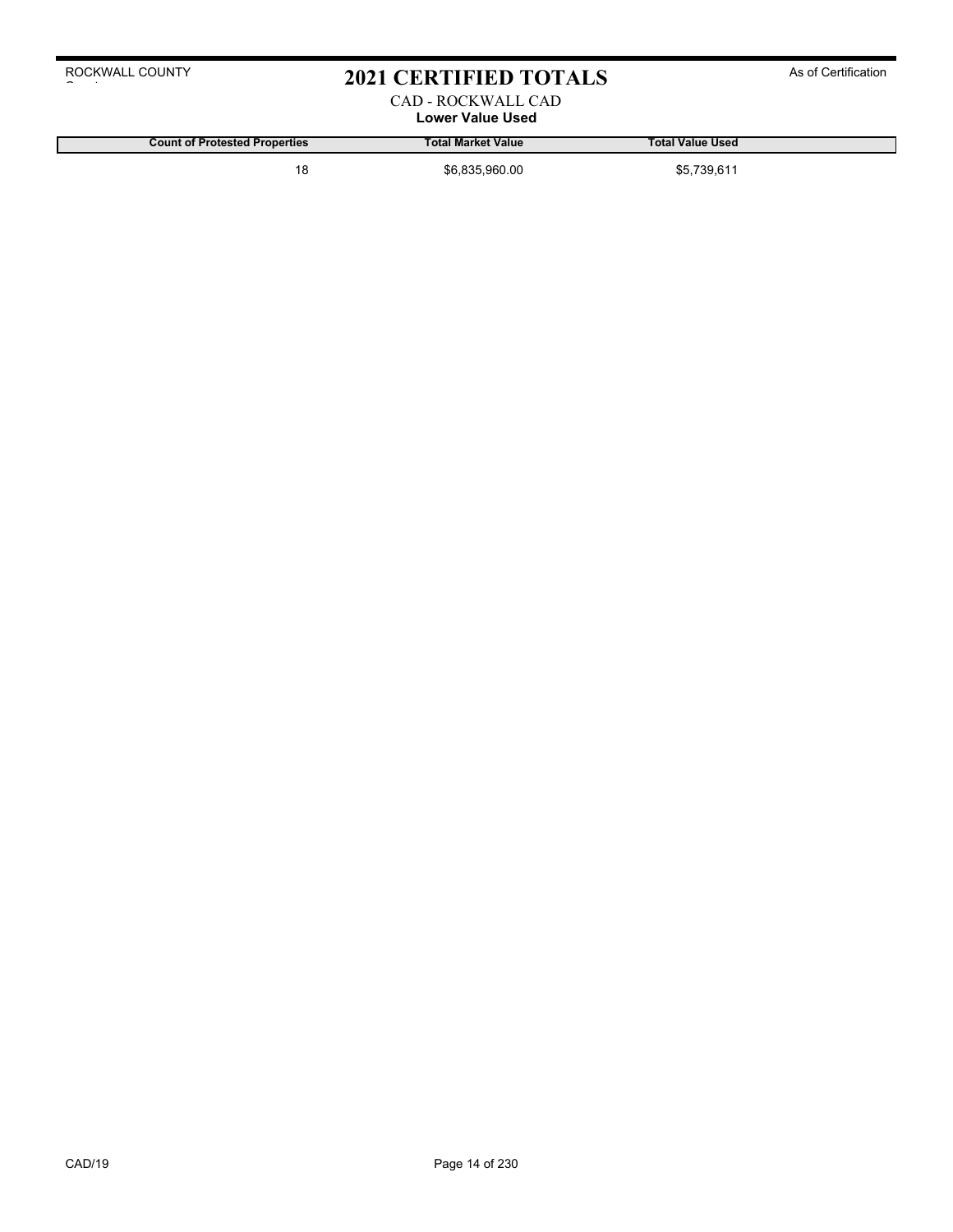ROCKWALL COUNTY

# 2021 CERTIFIED TOTALS

As of Certification

CAD - ROCKWALL CAD

**Lower Value Used**

| Count of Protested Properties | Total Market Value | Total Value Used |
| --- | --- | --- |
| 18 | $6,835,960.00 | $5,739,611 |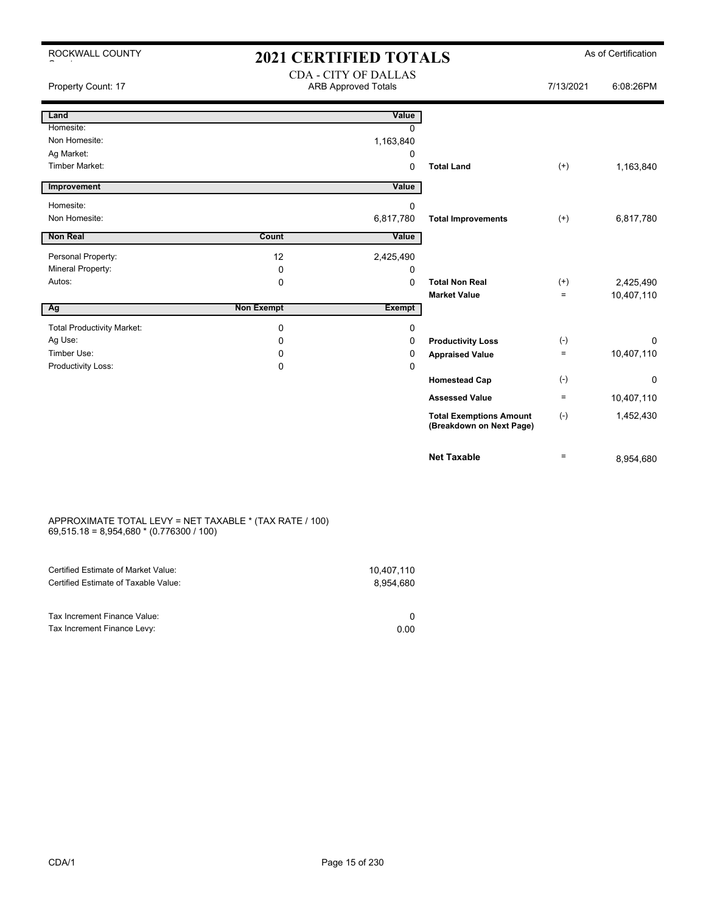ROCKWALL COUNTY

# 2021 CERTIFIED TOTALS

As of Certification

CDA - CITY OF DALLAS
ARB Approved Totals

Property Count: 17 | 7/13/2021 | 6:08:26PM

| Land | | Value | | | |
|---|---|---|---|---|---|
| Homesite: | | 0 | | | |
| Non Homesite: | | 1,163,840 | | | |
| Ag Market: | | 0 | | | |
| Timber Market: | | 0 | **Total Land** | (+) | 1,163,840 |
| **Improvement** | | **Value** | | | |
| Homesite: | | 0 | | | |
| Non Homesite: | | 6,817,780 | **Total Improvements** | (+) | 6,817,780 |
| **Non Real** | **Count** | **Value** | | | |
| Personal Property: | 12 | 2,425,490 | | | |
| Mineral Property: | 0 | 0 | | | |
| Autos: | 0 | 0 | **Total Non Real** | (+) | 2,425,490 |
| | | | **Market Value** | = | 10,407,110 |
| **Ag** | **Non Exempt** | **Exempt** | | | |
| Total Productivity Market: | 0 | 0 | | | |
| Ag Use: | 0 | 0 | **Productivity Loss** | (-) | 0 |
| Timber Use: | 0 | 0 | **Appraised Value** | = | 10,407,110 |
| Productivity Loss: | 0 | 0 | | | |
| | | | **Homestead Cap** | (-) | 0 |
| | | | **Assessed Value** | = | 10,407,110 |
| | | | **Total Exemptions Amount (Breakdown on Next Page)** | (-) | 1,452,430 |
| | | | **Net Taxable** | = | 8,954,680 |

APPROXIMATE TOTAL LEVY = NET TAXABLE * (TAX RATE / 100)
69,515.18 = 8,954,680 * (0.776300 / 100)

| | |
|---|---|
| Certified Estimate of Market Value: | 10,407,110 |
| Certified Estimate of Taxable Value: | 8,954,680 |
| Tax Increment Finance Value: | 0 |
| Tax Increment Finance Levy: | 0.00 |

CDA/1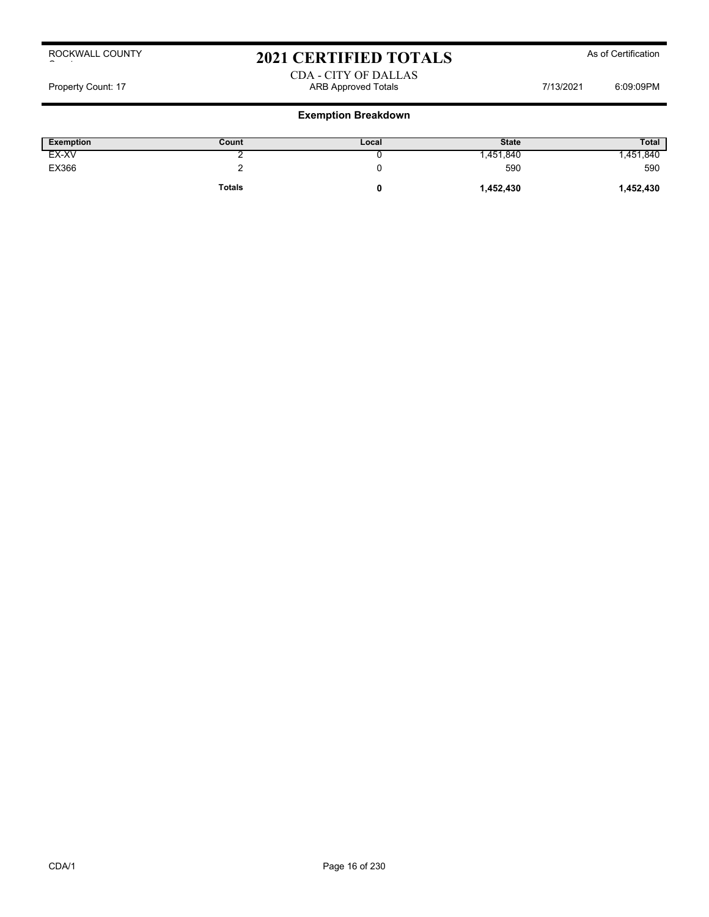## ROCKWALL COUNTY

# 2021 CERTIFIED TOTALS

As of Certification

## CDA - CITY OF DALLAS

Property Count: 17 | ARB Approved Totals | 7/13/2021 | 6:09:09PM

### Exemption Breakdown

| Exemption | Count | Local | State | Total |
|---|---|---|---|---|
| EX-XV | 2 | 0 | 1,451,840 | 1,451,840 |
| EX366 | 2 | 0 | 590 | 590 |
| | **Totals** | **0** | **1,452,430** | **1,452,430** |

CDA/1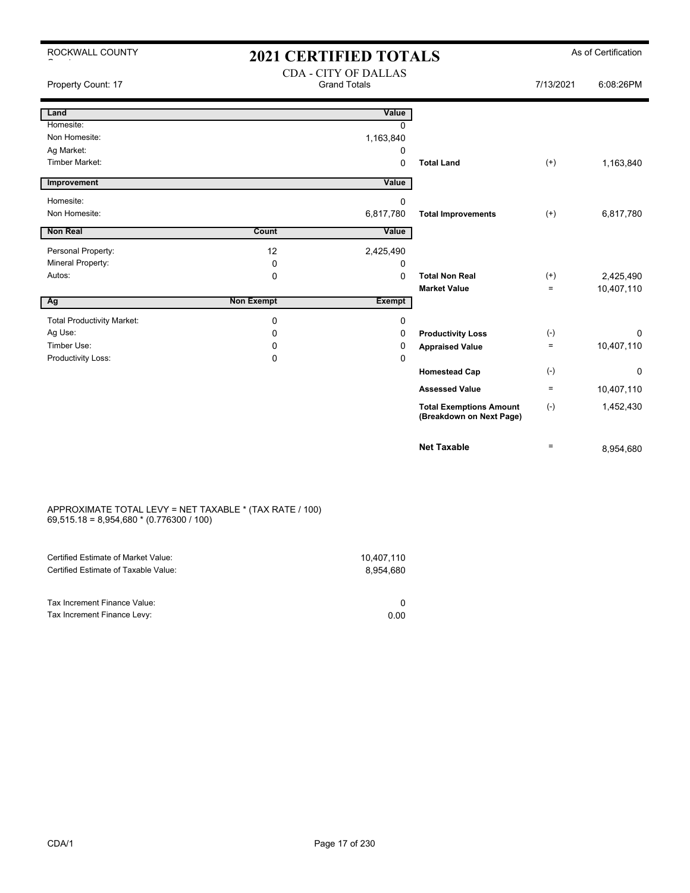ROCKWALL COUNTY

# 2021 CERTIFIED TOTALS

As of Certification

Property Count: 17

## CDA - CITY OF DALLAS
Grand Totals

7/13/2021 6:08:26PM

| Land | | Value | | | |
|---|---|---|---|---|---|
| Homesite: | | 0 | | | |
| Non Homesite: | | 1,163,840 | | | |
| Ag Market: | | 0 | | | |
| Timber Market: | | 0 | **Total Land** | (+) | 1,163,840 |

| Improvement | | Value | | | |
|---|---|---|---|---|---|
| Homesite: | | 0 | | | |
| Non Homesite: | | 6,817,780 | **Total Improvements** | (+) | 6,817,780 |

| Non Real | Count | Value | | | |
|---|---|---|---|---|---|
| Personal Property: | 12 | 2,425,490 | | | |
| Mineral Property: | 0 | 0 | | | |
| Autos: | 0 | 0 | **Total Non Real** | (+) | 2,425,490 |
| | | | **Market Value** | = | 10,407,110 |

| Ag | Non Exempt | Exempt | | | |
|---|---|---|---|---|---|
| Total Productivity Market: | 0 | 0 | | | |
| Ag Use: | 0 | 0 | **Productivity Loss** | (-) | 0 |
| Timber Use: | 0 | 0 | **Appraised Value** | = | 10,407,110 |
| Productivity Loss: | 0 | 0 | | | |
| | | | **Homestead Cap** | (-) | 0 |
| | | | **Assessed Value** | = | 10,407,110 |
| | | | **Total Exemptions Amount (Breakdown on Next Page)** | (-) | 1,452,430 |
| | | | **Net Taxable** | = | 8,954,680 |

APPROXIMATE TOTAL LEVY = NET TAXABLE * (TAX RATE / 100)
69,515.18 = 8,954,680 * (0.776300 / 100)

| | |
|---|---|
| Certified Estimate of Market Value: | 10,407,110 |
| Certified Estimate of Taxable Value: | 8,954,680 |
| Tax Increment Finance Value: | 0 |
| Tax Increment Finance Levy: | 0.00 |

CDA/1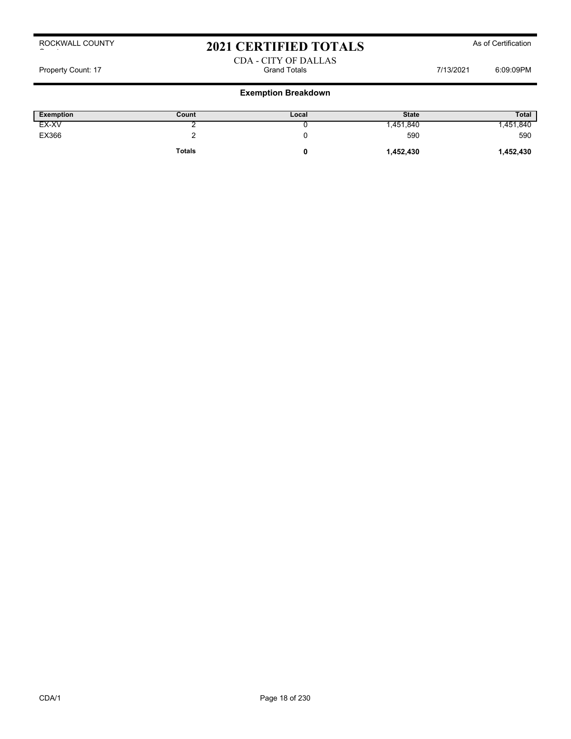ROCKWALL COUNTY

# 2021 CERTIFIED TOTALS

As of Certification

CDA - CITY OF DALLAS

Property Count: 17 | Grand Totals | 7/13/2021 6:09:09PM

## Exemption Breakdown

| Exemption | Count | Local | State | Total |
|---|---|---|---|---|
| EX-XV | 2 | 0 | 1,451,840 | 1,451,840 |
| EX366 | 2 | 0 | 590 | 590 |
| | **Totals** | **0** | **1,452,430** | **1,452,430** |

CDA/1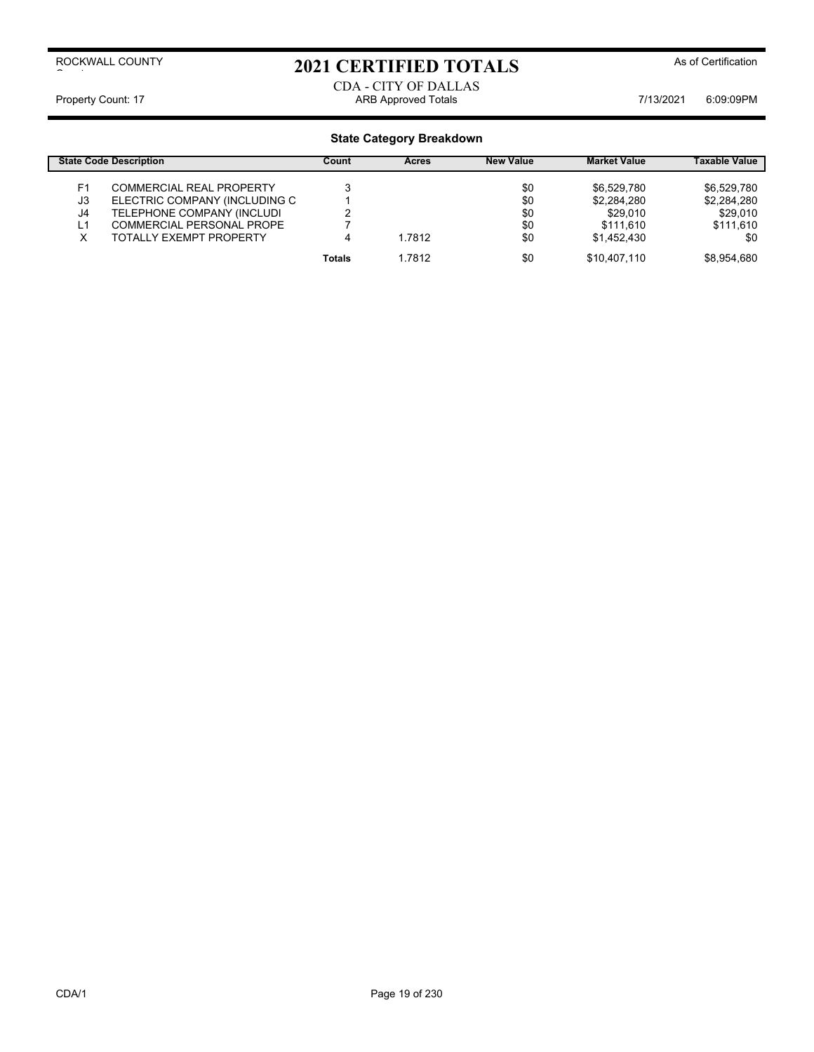ROCKWALL COUNTY

# 2021 CERTIFIED TOTALS

As of Certification

CDA - CITY OF DALLAS

Property Count: 17 | ARB Approved Totals | 7/13/2021 6:09:09PM

## State Category Breakdown

| State Code | Description | Count | Acres | New Value | Market Value | Taxable Value |
|---|---|---|---|---|---|---|
| F1 | COMMERCIAL REAL PROPERTY | 3 | | $0 | $6,529,780 | $6,529,780 |
| J3 | ELECTRIC COMPANY (INCLUDING C | 1 | | $0 | $2,284,280 | $2,284,280 |
| J4 | TELEPHONE COMPANY (INCLUDI | 2 | | $0 | $29,010 | $29,010 |
| L1 | COMMERCIAL PERSONAL PROPE | 7 | | $0 | $111,610 | $111,610 |
| X | TOTALLY EXEMPT PROPERTY | 4 | 1.7812 | $0 | $1,452,430 | $0 |
| | | Totals | 1.7812 | $0 | $10,407,110 | $8,954,680 |

CDA/1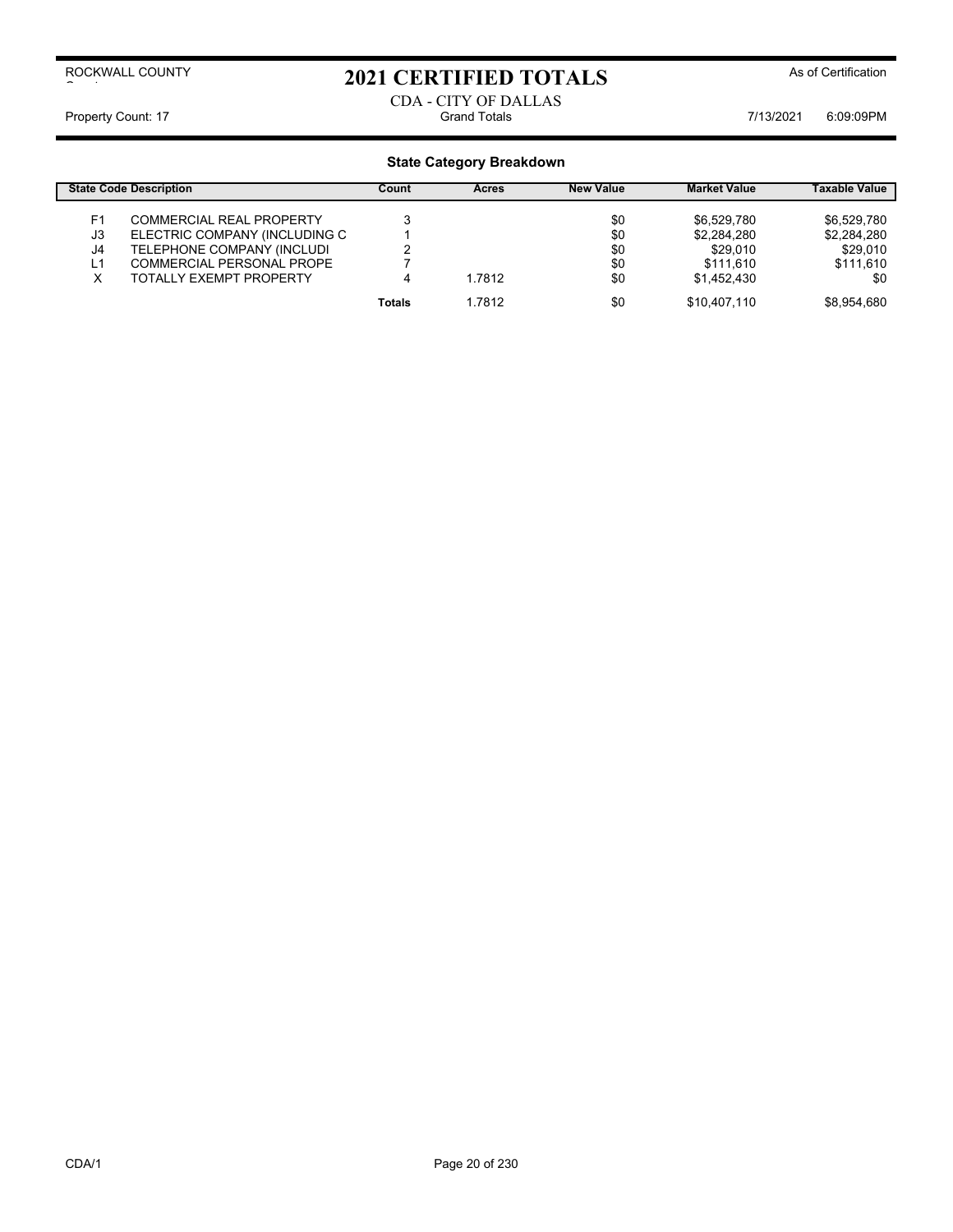ROCKWALL COUNTY

# 2021 CERTIFIED TOTALS

As of Certification

CDA - CITY OF DALLAS

Property Count: 17 — Grand Totals — 7/13/2021 6:09:09PM

## State Category Breakdown

| State Code | Description | Count | Acres | New Value | Market Value | Taxable Value |
|---|---|---|---|---|---|---|
| F1 | COMMERCIAL REAL PROPERTY | 3 | | $0 | $6,529,780 | $6,529,780 |
| J3 | ELECTRIC COMPANY (INCLUDING C | 1 | | $0 | $2,284,280 | $2,284,280 |
| J4 | TELEPHONE COMPANY (INCLUDI | 2 | | $0 | $29,010 | $29,010 |
| L1 | COMMERCIAL PERSONAL PROPE | 7 | | $0 | $111,610 | $111,610 |
| X | TOTALLY EXEMPT PROPERTY | 4 | 1.7812 | $0 | $1,452,430 | $0 |
| | | Totals | 1.7812 | $0 | $10,407,110 | $8,954,680 |

CDA/1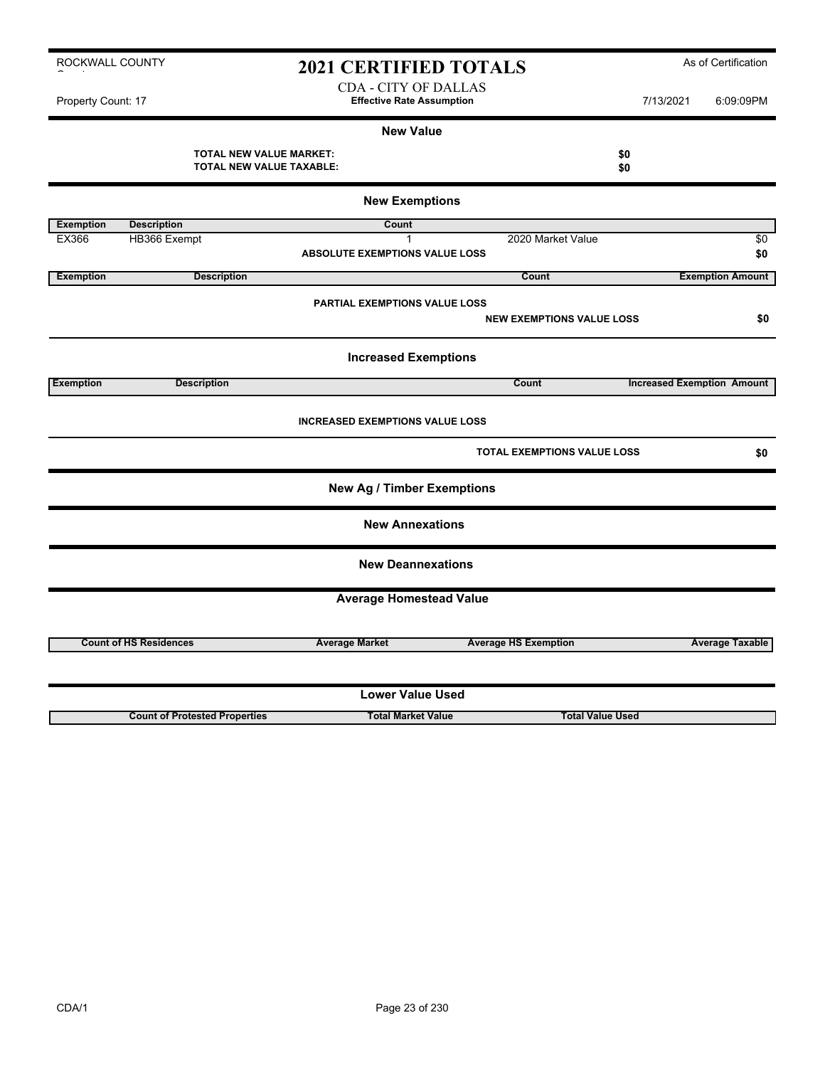ROCKWALL COUNTY

# 2021 CERTIFIED TOTALS

As of Certification

CDA - CITY OF DALLAS

Property Count: 17 — **Effective Rate Assumption** — 7/13/2021 6:09:09PM

## New Value

**TOTAL NEW VALUE MARKET:** **$0**

**TOTAL NEW VALUE TAXABLE:** **$0**

## New Exemptions

| Exemption | Description | Count | | |
|---|---|---|---|---|
| EX366 | HB366 Exempt | 1 | 2020 Market Value | $0 |
| | | **ABSOLUTE EXEMPTIONS VALUE LOSS** | | **$0** |

| Exemption | Description | Count | Exemption Amount |
|---|---|---|---|

**PARTIAL EXEMPTIONS VALUE LOSS**

**NEW EXEMPTIONS VALUE LOSS** **$0**

## Increased Exemptions

| Exemption | Description | Count | Increased Exemption Amount |
|---|---|---|---|

**INCREASED EXEMPTIONS VALUE LOSS**

**TOTAL EXEMPTIONS VALUE LOSS** **$0**

## New Ag / Timber Exemptions

## New Annexations

## New Deannexations

## Average Homestead Value

| Count of HS Residences | Average Market | Average HS Exemption | Average Taxable |
|---|---|---|---|

## Lower Value Used

| Count of Protested Properties | Total Market Value | Total Value Used |
|---|---|---|

CDA/1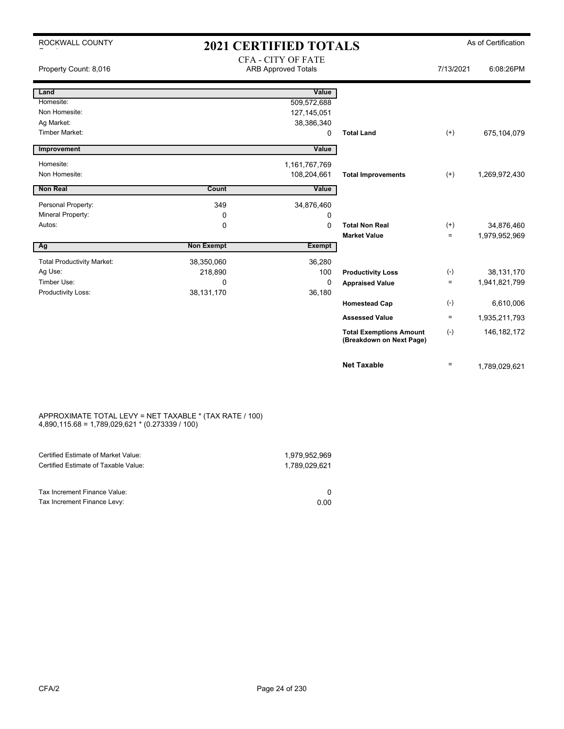ROCKWALL COUNTY

# 2021 CERTIFIED TOTALS

As of Certification

Property Count: 8,016

CFA - CITY OF FATE
ARB Approved Totals

7/13/2021 6:08:26PM

| Land | | Value | | | |
|---|---|---|---|---|---|
| Homesite: | | 509,572,688 | | | |
| Non Homesite: | | 127,145,051 | | | |
| Ag Market: | | 38,386,340 | | | |
| Timber Market: | | 0 | **Total Land** | (+) | 675,104,079 |
| **Improvement** | | **Value** | | | |
| Homesite: | | 1,161,767,769 | | | |
| Non Homesite: | | 108,204,661 | **Total Improvements** | (+) | 1,269,972,430 |
| **Non Real** | **Count** | **Value** | | | |
| Personal Property: | 349 | 34,876,460 | | | |
| Mineral Property: | 0 | 0 | | | |
| Autos: | 0 | 0 | **Total Non Real** | (+) | 34,876,460 |
| | | | **Market Value** | = | 1,979,952,969 |
| **Ag** | **Non Exempt** | **Exempt** | | | |
| Total Productivity Market: | 38,350,060 | 36,280 | | | |
| Ag Use: | 218,890 | 100 | **Productivity Loss** | (-) | 38,131,170 |
| Timber Use: | 0 | 0 | **Appraised Value** | = | 1,941,821,799 |
| Productivity Loss: | 38,131,170 | 36,180 | | | |
| | | | **Homestead Cap** | (-) | 6,610,006 |
| | | | **Assessed Value** | = | 1,935,211,793 |
| | | | **Total Exemptions Amount (Breakdown on Next Page)** | (-) | 146,182,172 |
| | | | **Net Taxable** | = | 1,789,029,621 |

APPROXIMATE TOTAL LEVY = NET TAXABLE * (TAX RATE / 100)
4,890,115.68 = 1,789,029,621 * (0.273339 / 100)

| | |
|---|---|
| Certified Estimate of Market Value: | 1,979,952,969 |
| Certified Estimate of Taxable Value: | 1,789,029,621 |
| Tax Increment Finance Value: | 0 |
| Tax Increment Finance Levy: | 0.00 |

CFA/2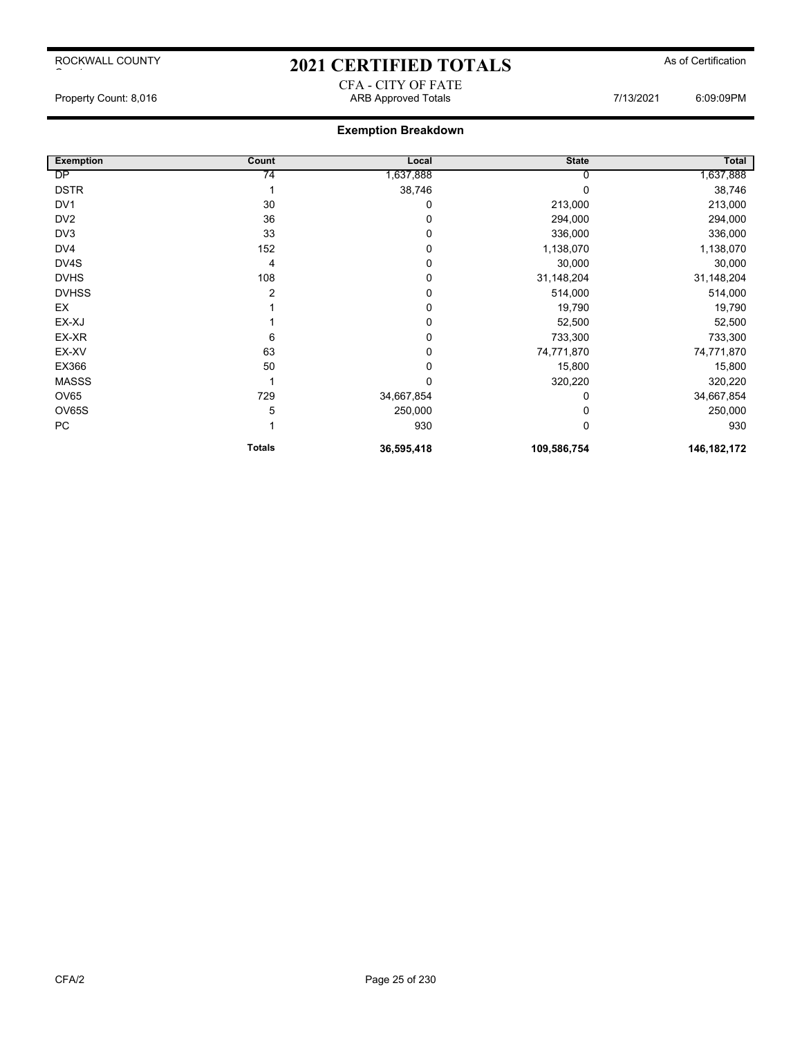# 2021 CERTIFIED TOTALS

ROCKWALL COUNTY

As of Certification

CFA - CITY OF FATE

Property Count: 8,016 — ARB Approved Totals — 7/13/2021 6:09:09PM

## Exemption Breakdown

| Exemption | Count | Local | State | Total |
|---|---|---|---|---|
| DP | 74 | 1,637,888 | 0 | 1,637,888 |
| DSTR | 1 | 38,746 | 0 | 38,746 |
| DV1 | 30 | 0 | 213,000 | 213,000 |
| DV2 | 36 | 0 | 294,000 | 294,000 |
| DV3 | 33 | 0 | 336,000 | 336,000 |
| DV4 | 152 | 0 | 1,138,070 | 1,138,070 |
| DV4S | 4 | 0 | 30,000 | 30,000 |
| DVHS | 108 | 0 | 31,148,204 | 31,148,204 |
| DVHSS | 2 | 0 | 514,000 | 514,000 |
| EX | 1 | 0 | 19,790 | 19,790 |
| EX-XJ | 1 | 0 | 52,500 | 52,500 |
| EX-XR | 6 | 0 | 733,300 | 733,300 |
| EX-XV | 63 | 0 | 74,771,870 | 74,771,870 |
| EX366 | 50 | 0 | 15,800 | 15,800 |
| MASSS | 1 | 0 | 320,220 | 320,220 |
| OV65 | 729 | 34,667,854 | 0 | 34,667,854 |
| OV65S | 5 | 250,000 | 0 | 250,000 |
| PC | 1 | 930 | 0 | 930 |
| | **Totals** | **36,595,418** | **109,586,754** | **146,182,172** |

CFA/2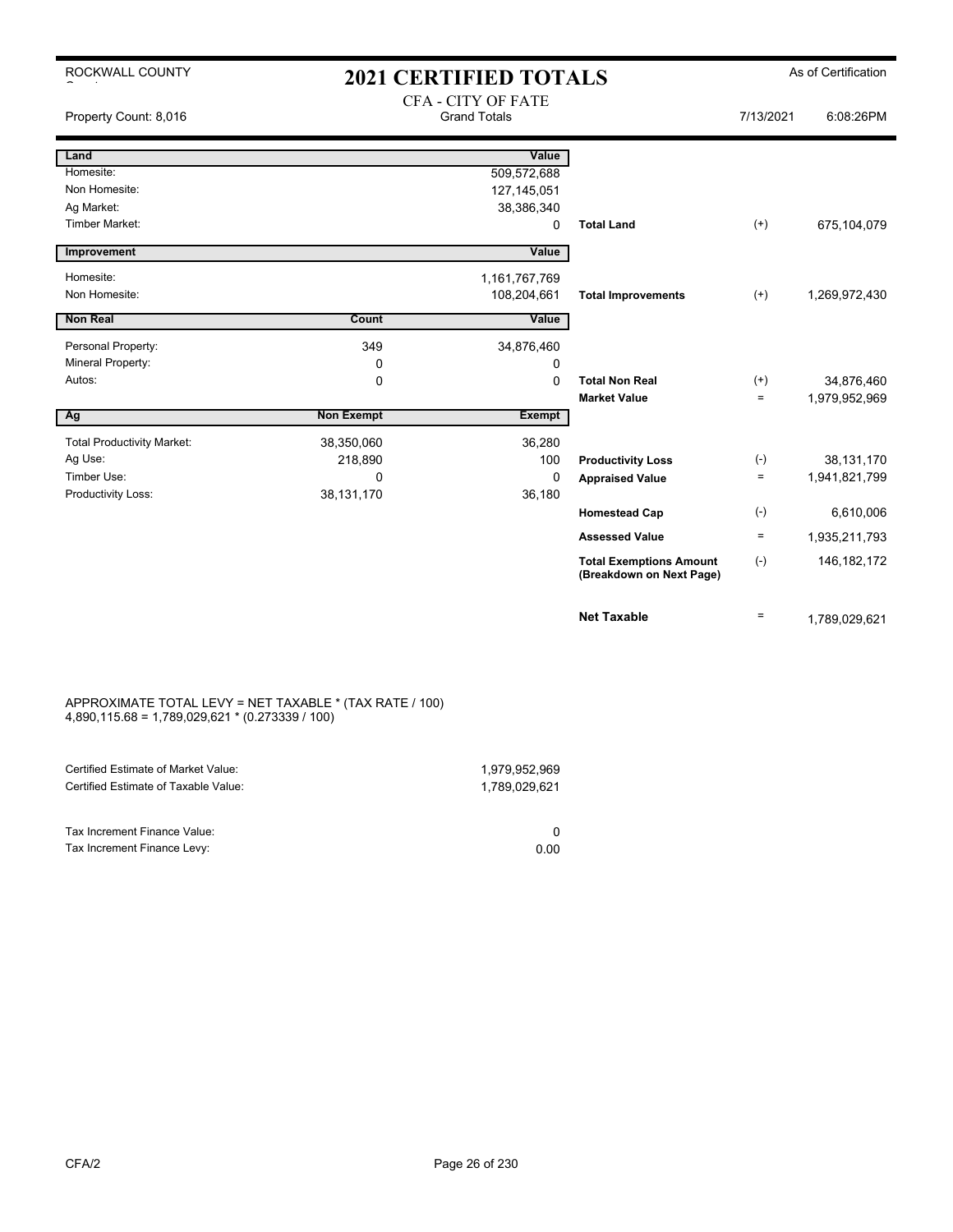ROCKWALL COUNTY

# 2021 CERTIFIED TOTALS

As of Certification

## CFA - CITY OF FATE

Property Count: 8,016 — Grand Totals — 7/13/2021 6:08:26PM

| Land | | Value | | | |
|---|---|---|---|---|---|
| Homesite: | | 509,572,688 | | | |
| Non Homesite: | | 127,145,051 | | | |
| Ag Market: | | 38,386,340 | | | |
| Timber Market: | | 0 | **Total Land** | (+) | 675,104,079 |
| **Improvement** | | **Value** | | | |
| Homesite: | | 1,161,767,769 | | | |
| Non Homesite: | | 108,204,661 | **Total Improvements** | (+) | 1,269,972,430 |
| **Non Real** | **Count** | **Value** | | | |
| Personal Property: | 349 | 34,876,460 | | | |
| Mineral Property: | 0 | 0 | | | |
| Autos: | 0 | 0 | **Total Non Real** | (+) | 34,876,460 |
| | | | **Market Value** | = | 1,979,952,969 |
| **Ag** | **Non Exempt** | **Exempt** | | | |
| Total Productivity Market: | 38,350,060 | 36,280 | | | |
| Ag Use: | 218,890 | 100 | **Productivity Loss** | (-) | 38,131,170 |
| Timber Use: | 0 | 0 | **Appraised Value** | = | 1,941,821,799 |
| Productivity Loss: | 38,131,170 | 36,180 | | | |
| | | | **Homestead Cap** | (-) | 6,610,006 |
| | | | **Assessed Value** | = | 1,935,211,793 |
| | | | **Total Exemptions Amount (Breakdown on Next Page)** | (-) | 146,182,172 |
| | | | **Net Taxable** | = | 1,789,029,621 |

APPROXIMATE TOTAL LEVY = NET TAXABLE * (TAX RATE / 100)
4,890,115.68 = 1,789,029,621 * (0.273339 / 100)

| | |
|---|---|
| Certified Estimate of Market Value: | 1,979,952,969 |
| Certified Estimate of Taxable Value: | 1,789,029,621 |
| | |
| Tax Increment Finance Value: | 0 |
| Tax Increment Finance Levy: | 0.00 |

CFA/2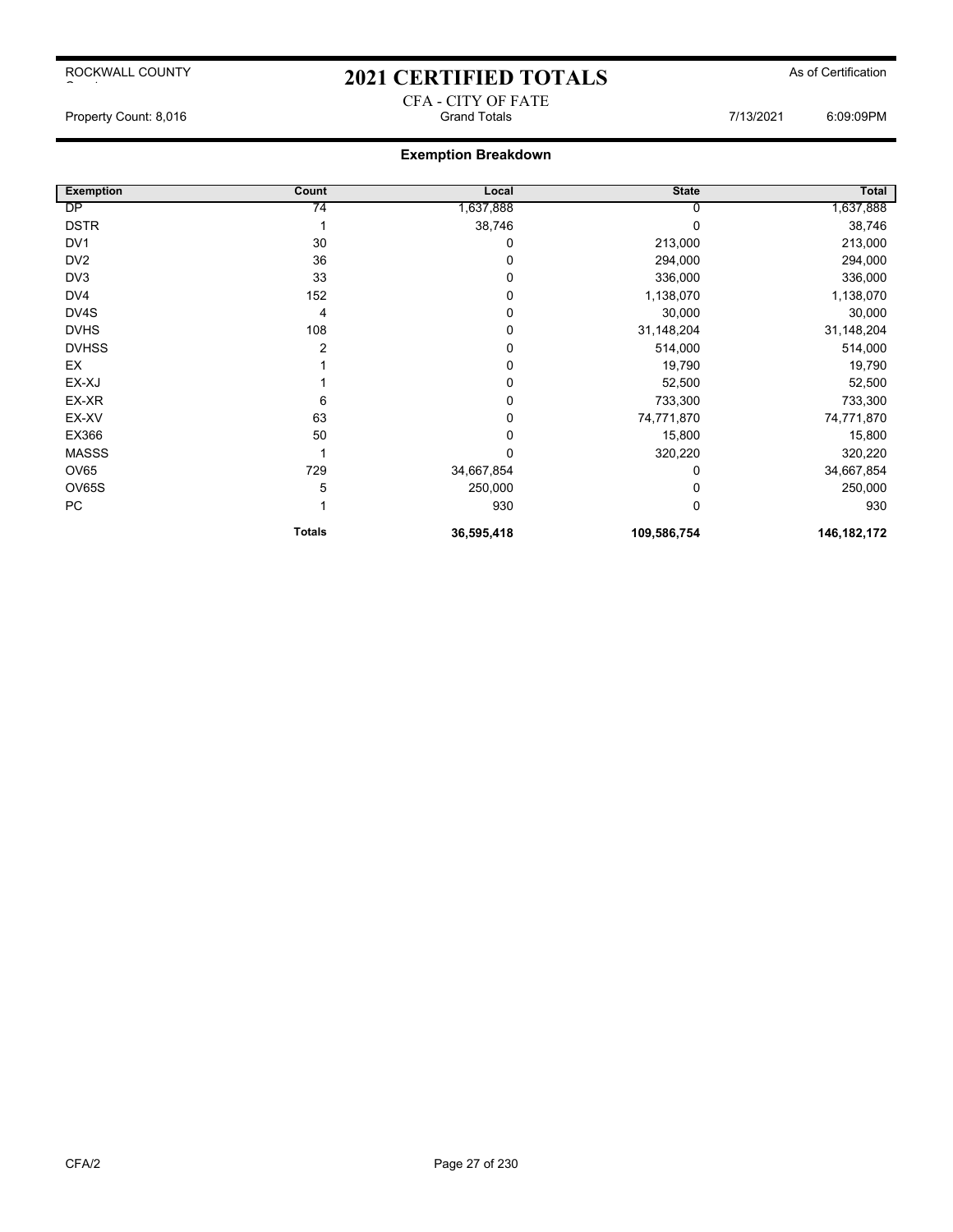ROCKWALL COUNTY

# 2021 CERTIFIED TOTALS

As of Certification

CFA - CITY OF FATE

Property Count: 8,016 | Grand Totals | 7/13/2021 6:09:09PM

## Exemption Breakdown

| Exemption | Count | Local | State | Total |
|---|---|---|---|---|
| DP | 74 | 1,637,888 | 0 | 1,637,888 |
| DSTR | 1 | 38,746 | 0 | 38,746 |
| DV1 | 30 | 0 | 213,000 | 213,000 |
| DV2 | 36 | 0 | 294,000 | 294,000 |
| DV3 | 33 | 0 | 336,000 | 336,000 |
| DV4 | 152 | 0 | 1,138,070 | 1,138,070 |
| DV4S | 4 | 0 | 30,000 | 30,000 |
| DVHS | 108 | 0 | 31,148,204 | 31,148,204 |
| DVHSS | 2 | 0 | 514,000 | 514,000 |
| EX | 1 | 0 | 19,790 | 19,790 |
| EX-XJ | 1 | 0 | 52,500 | 52,500 |
| EX-XR | 6 | 0 | 733,300 | 733,300 |
| EX-XV | 63 | 0 | 74,771,870 | 74,771,870 |
| EX366 | 50 | 0 | 15,800 | 15,800 |
| MASSS | 1 | 0 | 320,220 | 320,220 |
| OV65 | 729 | 34,667,854 | 0 | 34,667,854 |
| OV65S | 5 | 250,000 | 0 | 250,000 |
| PC | 1 | 930 | 0 | 930 |
| | **Totals** | **36,595,418** | **109,586,754** | **146,182,172** |

CFA/2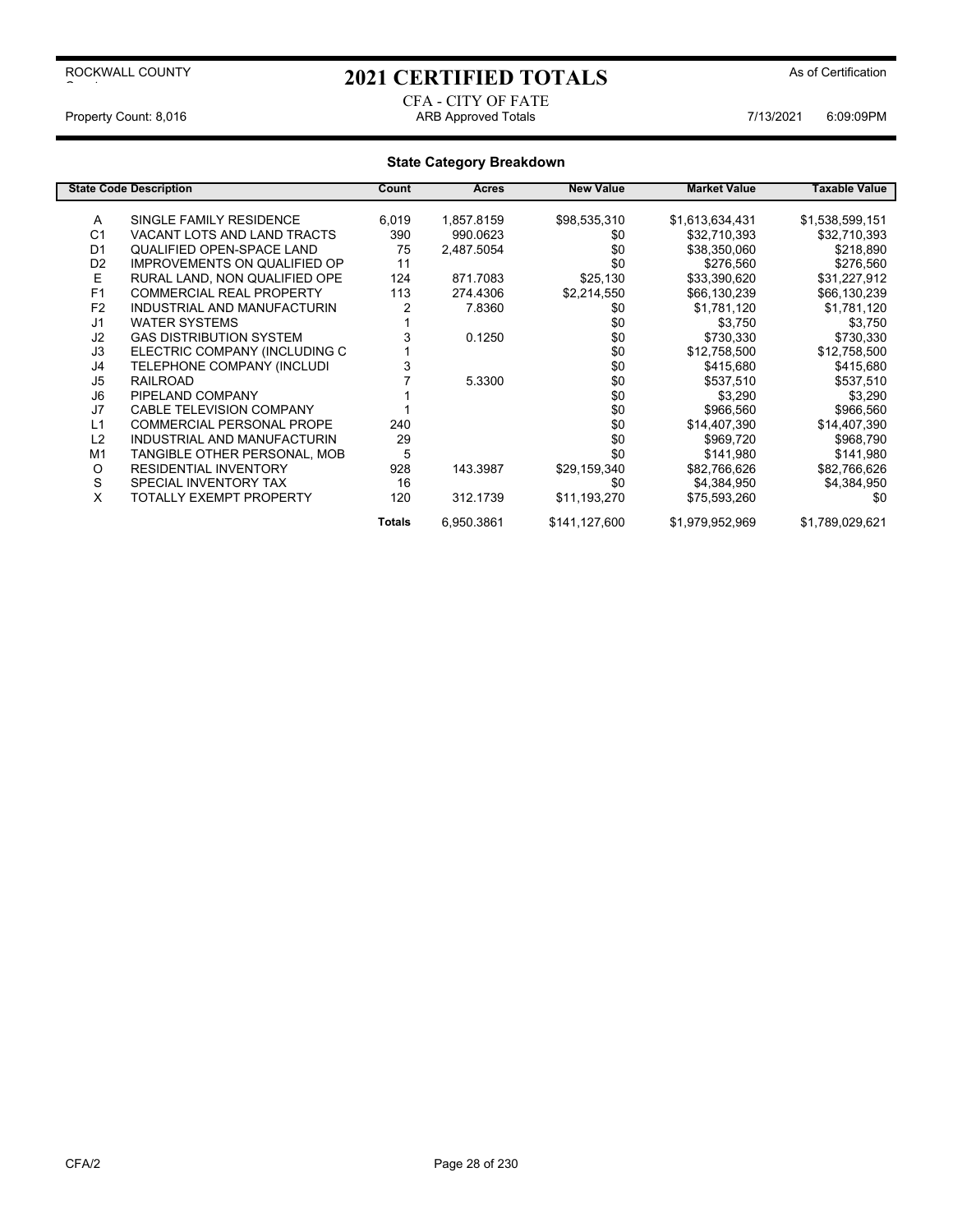ROCKWALL COUNTY

# 2021 CERTIFIED TOTALS

As of Certification

CFA - CITY OF FATE

Property Count: 8,016 — ARB Approved Totals — 7/13/2021 6:09:09PM

## State Category Breakdown

| State Code | Description | Count | Acres | New Value | Market Value | Taxable Value |
|---|---|---|---|---|---|---|
| A | SINGLE FAMILY RESIDENCE | 6,019 | 1,857.8159 | $98,535,310 | $1,613,634,431 | $1,538,599,151 |
| C1 | VACANT LOTS AND LAND TRACTS | 390 | 990.0623 | $0 | $32,710,393 | $32,710,393 |
| D1 | QUALIFIED OPEN-SPACE LAND | 75 | 2,487.5054 | $0 | $38,350,060 | $218,890 |
| D2 | IMPROVEMENTS ON QUALIFIED OP | 11 | | $0 | $276,560 | $276,560 |
| E | RURAL LAND, NON QUALIFIED OPE | 124 | 871.7083 | $25,130 | $33,390,620 | $31,227,912 |
| F1 | COMMERCIAL REAL PROPERTY | 113 | 274.4306 | $2,214,550 | $66,130,239 | $66,130,239 |
| F2 | INDUSTRIAL AND MANUFACTURIN | 2 | 7.8360 | $0 | $1,781,120 | $1,781,120 |
| J1 | WATER SYSTEMS | 1 | | $0 | $3,750 | $3,750 |
| J2 | GAS DISTRIBUTION SYSTEM | 3 | 0.1250 | $0 | $730,330 | $730,330 |
| J3 | ELECTRIC COMPANY (INCLUDING C | 1 | | $0 | $12,758,500 | $12,758,500 |
| J4 | TELEPHONE COMPANY (INCLUDI | 3 | | $0 | $415,680 | $415,680 |
| J5 | RAILROAD | 7 | 5.3300 | $0 | $537,510 | $537,510 |
| J6 | PIPELAND COMPANY | 1 | | $0 | $3,290 | $3,290 |
| J7 | CABLE TELEVISION COMPANY | 1 | | $0 | $966,560 | $966,560 |
| L1 | COMMERCIAL PERSONAL PROPE | 240 | | $0 | $14,407,390 | $14,407,390 |
| L2 | INDUSTRIAL AND MANUFACTURIN | 29 | | $0 | $969,720 | $968,790 |
| M1 | TANGIBLE OTHER PERSONAL, MOB | 5 | | $0 | $141,980 | $141,980 |
| O | RESIDENTIAL INVENTORY | 928 | 143.3987 | $29,159,340 | $82,766,626 | $82,766,626 |
| S | SPECIAL INVENTORY TAX | 16 | | $0 | $4,384,950 | $4,384,950 |
| X | TOTALLY EXEMPT PROPERTY | 120 | 312.1739 | $11,193,270 | $75,593,260 | $0 |
| | | **Totals** | 6,950.3861 | $141,127,600 | $1,979,952,969 | $1,789,029,621 |

CFA/2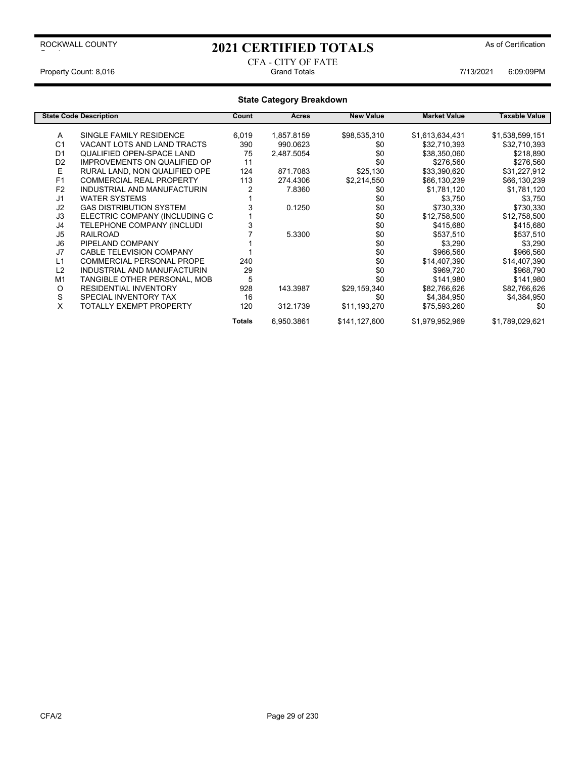ROCKWALL COUNTY

# 2021 CERTIFIED TOTALS

As of Certification

CFA - CITY OF FATE

Property Count: 8,016 — Grand Totals — 7/13/2021 6:09:09PM

## State Category Breakdown

| State Code | Description | Count | Acres | New Value | Market Value | Taxable Value |
|---|---|---|---|---|---|---|
| A | SINGLE FAMILY RESIDENCE | 6,019 | 1,857.8159 | $98,535,310 | $1,613,634,431 | $1,538,599,151 |
| C1 | VACANT LOTS AND LAND TRACTS | 390 | 990.0623 | $0 | $32,710,393 | $32,710,393 |
| D1 | QUALIFIED OPEN-SPACE LAND | 75 | 2,487.5054 | $0 | $38,350,060 | $218,890 |
| D2 | IMPROVEMENTS ON QUALIFIED OP | 11 | | $0 | $276,560 | $276,560 |
| E | RURAL LAND, NON QUALIFIED OPE | 124 | 871.7083 | $25,130 | $33,390,620 | $31,227,912 |
| F1 | COMMERCIAL REAL PROPERTY | 113 | 274.4306 | $2,214,550 | $66,130,239 | $66,130,239 |
| F2 | INDUSTRIAL AND MANUFACTURIN | 2 | 7.8360 | $0 | $1,781,120 | $1,781,120 |
| J1 | WATER SYSTEMS | 1 | | $0 | $3,750 | $3,750 |
| J2 | GAS DISTRIBUTION SYSTEM | 3 | 0.1250 | $0 | $730,330 | $730,330 |
| J3 | ELECTRIC COMPANY (INCLUDING C | 1 | | $0 | $12,758,500 | $12,758,500 |
| J4 | TELEPHONE COMPANY (INCLUDI | 3 | | $0 | $415,680 | $415,680 |
| J5 | RAILROAD | 7 | 5.3300 | $0 | $537,510 | $537,510 |
| J6 | PIPELAND COMPANY | 1 | | $0 | $3,290 | $3,290 |
| J7 | CABLE TELEVISION COMPANY | 1 | | $0 | $966,560 | $966,560 |
| L1 | COMMERCIAL PERSONAL PROPE | 240 | | $0 | $14,407,390 | $14,407,390 |
| L2 | INDUSTRIAL AND MANUFACTURIN | 29 | | $0 | $969,720 | $968,790 |
| M1 | TANGIBLE OTHER PERSONAL, MOB | 5 | | $0 | $141,980 | $141,980 |
| O | RESIDENTIAL INVENTORY | 928 | 143.3987 | $29,159,340 | $82,766,626 | $82,766,626 |
| S | SPECIAL INVENTORY TAX | 16 | | $0 | $4,384,950 | $4,384,950 |
| X | TOTALLY EXEMPT PROPERTY | 120 | 312.1739 | $11,193,270 | $75,593,260 | $0 |
| | | **Totals** | 6,950.3861 | $141,127,600 | $1,979,952,969 | $1,789,029,621 |

CFA/2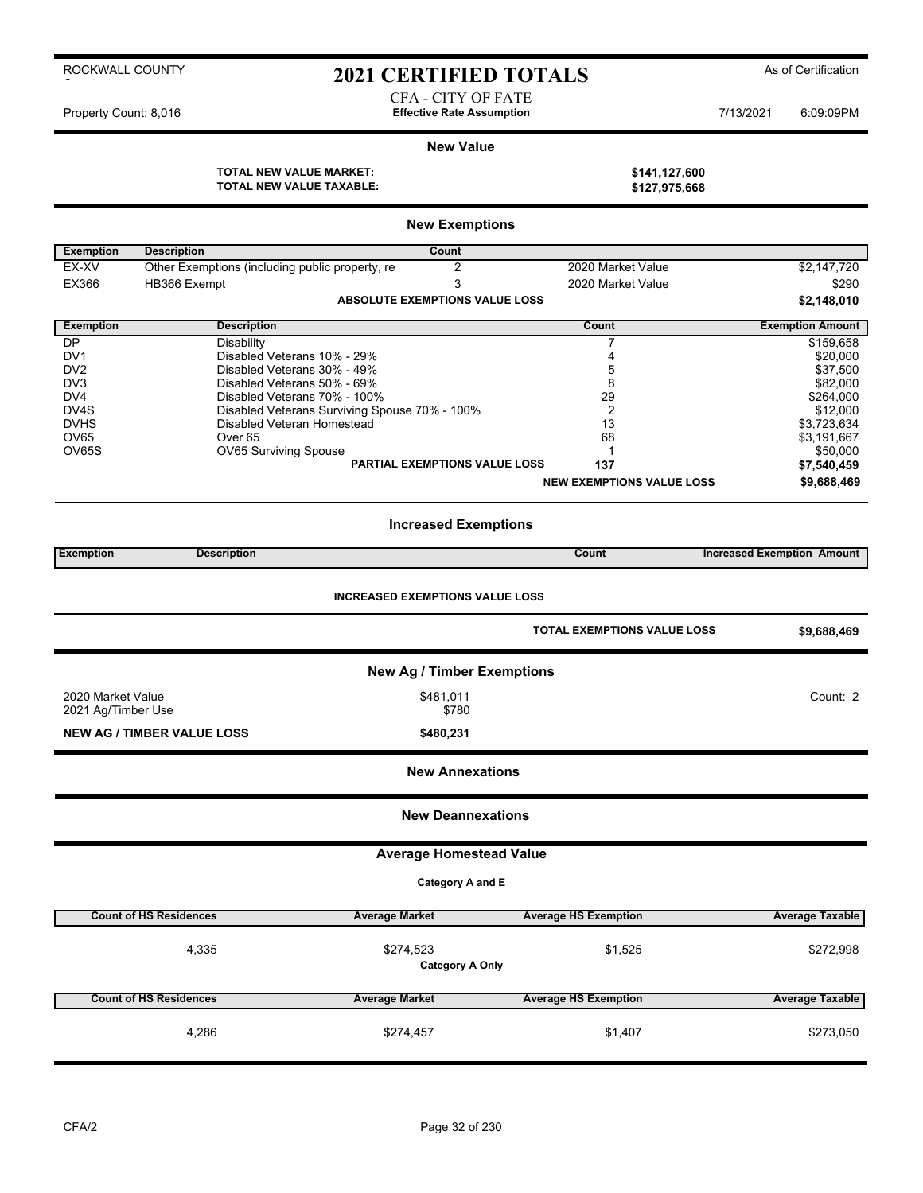ROCKWALL COUNTY

# 2021 CERTIFIED TOTALS

As of Certification

CFA - CITY OF FATE

Property Count: 8,016 — **Effective Rate Assumption** — 7/13/2021 6:09:09PM

## New Value

| | |
|---|---|
| **TOTAL NEW VALUE MARKET:** | **$141,127,600** |
| **TOTAL NEW VALUE TAXABLE:** | **$127,975,668** |

## New Exemptions

| Exemption | Description | Count | | |
|---|---|---|---|---|
| EX-XV | Other Exemptions (including public property, re | 2 | 2020 Market Value | $2,147,720 |
| EX366 | HB366 Exempt | 3 | 2020 Market Value | $290 |
| | **ABSOLUTE EXEMPTIONS VALUE LOSS** | | | **$2,148,010** |

| Exemption | Description | Count | Exemption Amount |
|---|---|---|---|
| DP | Disability | 7 | $159,658 |
| DV1 | Disabled Veterans 10% - 29% | 4 | $20,000 |
| DV2 | Disabled Veterans 30% - 49% | 5 | $37,500 |
| DV3 | Disabled Veterans 50% - 69% | 8 | $82,000 |
| DV4 | Disabled Veterans 70% - 100% | 29 | $264,000 |
| DV4S | Disabled Veterans Surviving Spouse 70% - 100% | 2 | $12,000 |
| DVHS | Disabled Veteran Homestead | 13 | $3,723,634 |
| OV65 | Over 65 | 68 | $3,191,667 |
| OV65S | OV65 Surviving Spouse | 1 | $50,000 |
| | **PARTIAL EXEMPTIONS VALUE LOSS** | **137** | **$7,540,459** |
| | | **NEW EXEMPTIONS VALUE LOSS** | **$9,688,469** |

## Increased Exemptions

| Exemption | Description | Count | Increased Exemption Amount |
|---|---|---|---|
| | **INCREASED EXEMPTIONS VALUE LOSS** | | |
| | | **TOTAL EXEMPTIONS VALUE LOSS** | **$9,688,469** |

## New Ag / Timber Exemptions

| | | |
|---|---|---|
| 2020 Market Value | $481,011 | Count: 2 |
| 2021 Ag/Timber Use | $780 | |
| **NEW AG / TIMBER VALUE LOSS** | **$480,231** | |

## New Annexations

## New Deannexations

## Average Homestead Value

**Category A and E**

| Count of HS Residences | Average Market | Average HS Exemption | Average Taxable |
|---|---|---|---|
| 4,335 | $274,523 | $1,525 | $272,998 |

**Category A Only**

| Count of HS Residences | Average Market | Average HS Exemption | Average Taxable |
|---|---|---|---|
| 4,286 | $274,457 | $1,407 | $273,050 |

CFA/2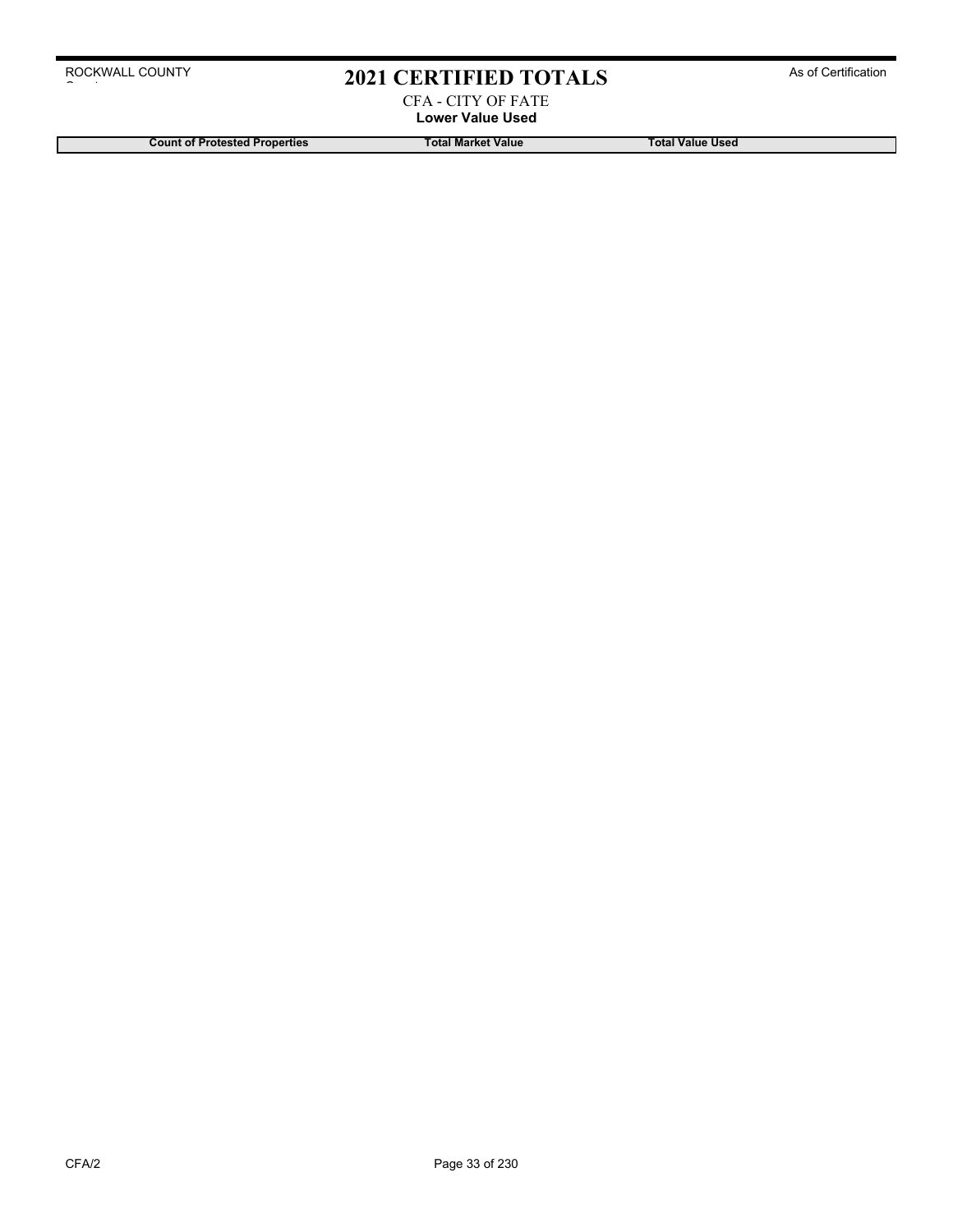# 2021 CERTIFIED TOTALS

CFA - CITY OF FATE

**Lower Value Used**

| Count of Protested Properties | Total Market Value | Total Value Used |
|---|---|---|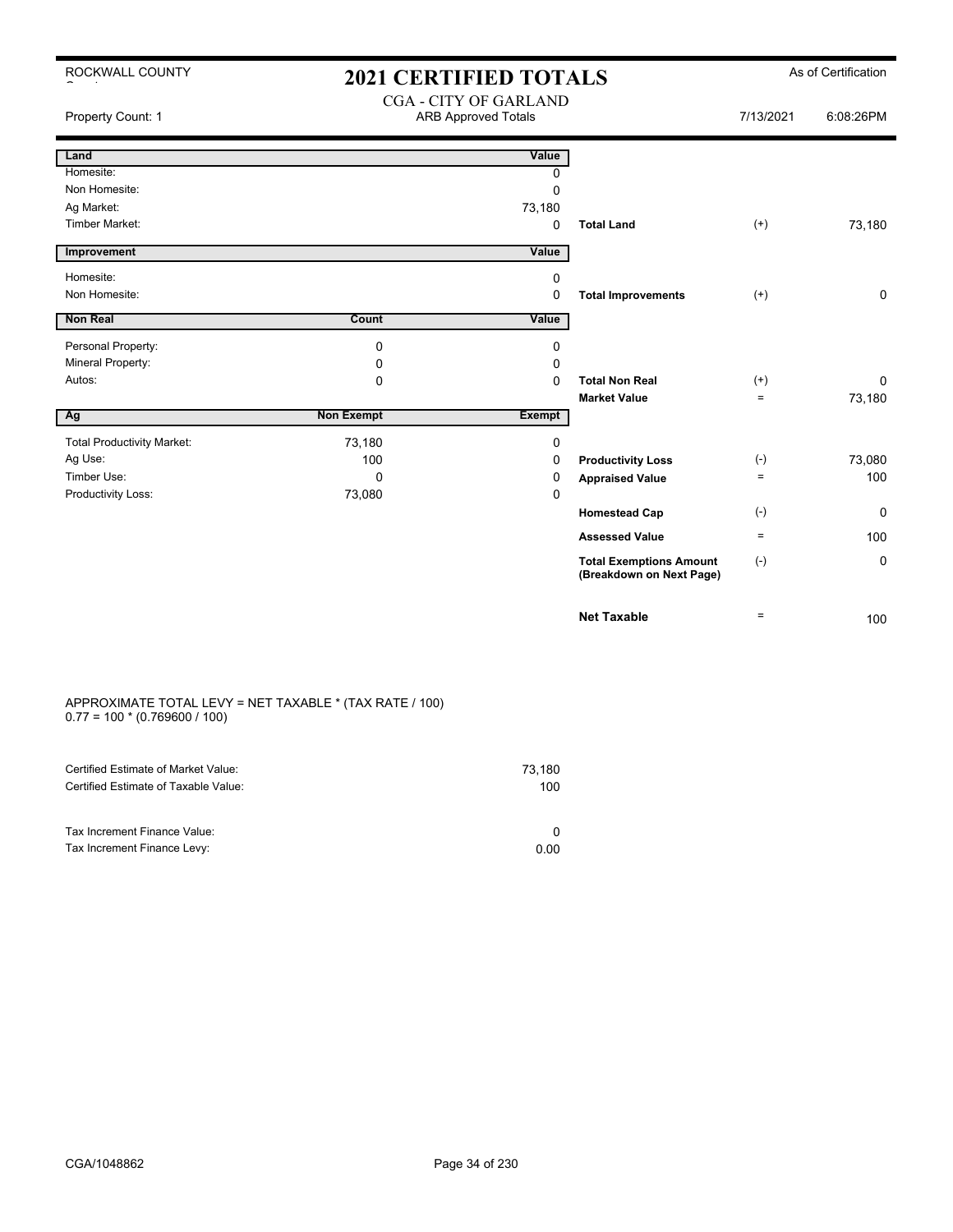ROCKWALL COUNTY

# 2021 CERTIFIED TOTALS

As of Certification

## CGA - CITY OF GARLAND

ARB Approved Totals

Property Count: 1

7/13/2021 6:08:26PM

| Land | | Value | | | |
|---|---|---|---|---|---|
| Homesite: | | 0 | | | |
| Non Homesite: | | 0 | | | |
| Ag Market: | | 73,180 | | | |
| Timber Market: | | 0 | **Total Land** | (+) | 73,180 |

| Improvement | | Value | | | |
|---|---|---|---|---|---|
| Homesite: | | 0 | | | |
| Non Homesite: | | 0 | **Total Improvements** | (+) | 0 |

| Non Real | Count | Value | | | |
|---|---|---|---|---|---|
| Personal Property: | 0 | 0 | | | |
| Mineral Property: | 0 | 0 | | | |
| Autos: | 0 | 0 | **Total Non Real** | (+) | 0 |
| | | | **Market Value** | = | 73,180 |

| Ag | Non Exempt | Exempt | | | |
|---|---|---|---|---|---|
| Total Productivity Market: | 73,180 | 0 | | | |
| Ag Use: | 100 | 0 | **Productivity Loss** | (-) | 73,080 |
| Timber Use: | 0 | 0 | **Appraised Value** | = | 100 |
| Productivity Loss: | 73,080 | 0 | | | |
| | | | **Homestead Cap** | (-) | 0 |
| | | | **Assessed Value** | = | 100 |
| | | | **Total Exemptions Amount (Breakdown on Next Page)** | (-) | 0 |
| | | | **Net Taxable** | = | 100 |

APPROXIMATE TOTAL LEVY = NET TAXABLE * (TAX RATE / 100)
0.77 = 100 * (0.769600 / 100)

| | |
|---|---|
| Certified Estimate of Market Value: | 73,180 |
| Certified Estimate of Taxable Value: | 100 |

| | |
|---|---|
| Tax Increment Finance Value: | 0 |
| Tax Increment Finance Levy: | 0.00 |

CGA/1048862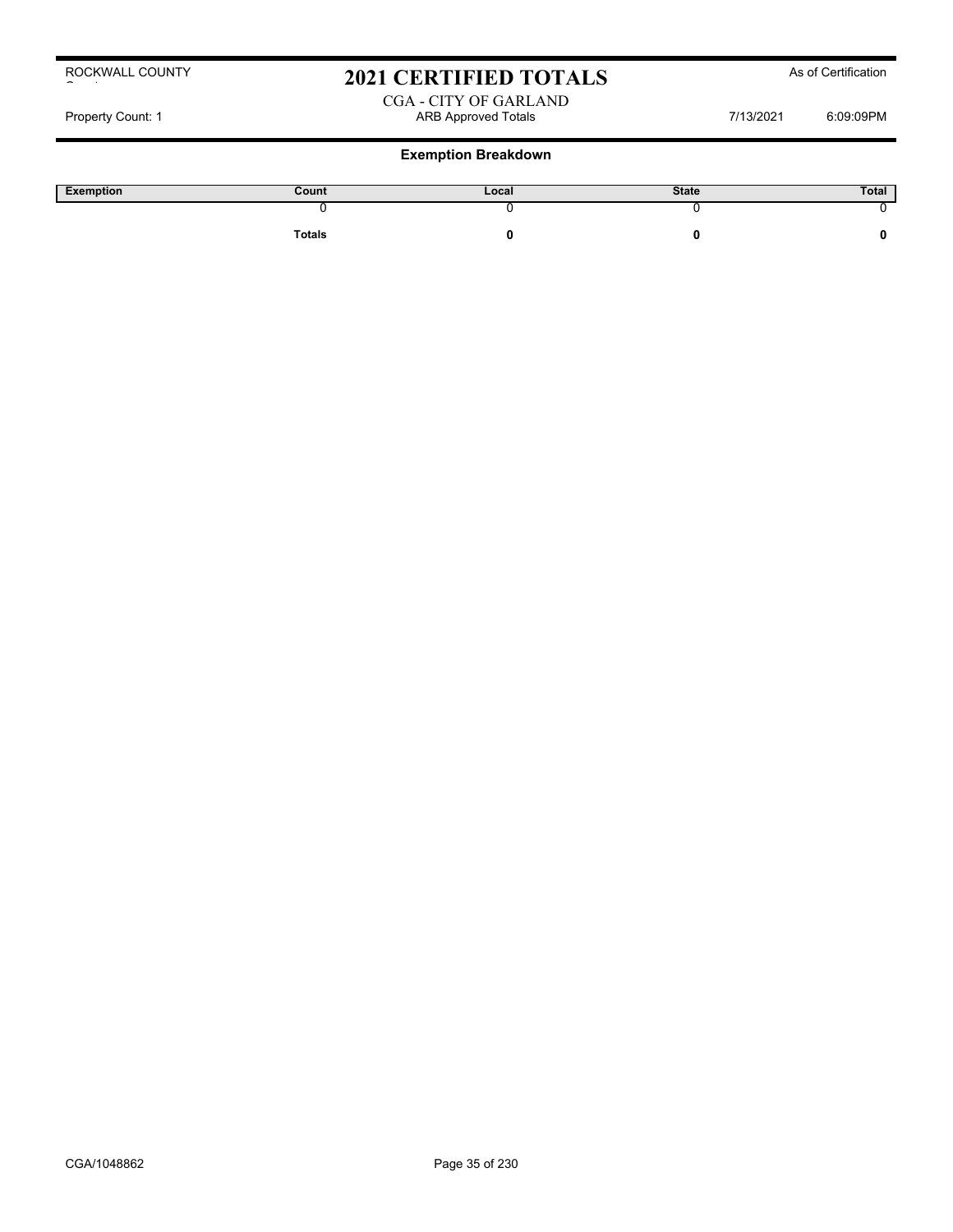ROCKWALL COUNTY

# 2021 CERTIFIED TOTALS

As of Certification

CGA - CITY OF GARLAND

Property Count: 1 | ARB Approved Totals | 7/13/2021 | 6:09:09PM

## Exemption Breakdown

| Exemption | Count | Local | State | Total |
|---|---|---|---|---|
| | 0 | 0 | 0 | 0 |
| | **Totals** | **0** | **0** | **0** |

CGA/1048862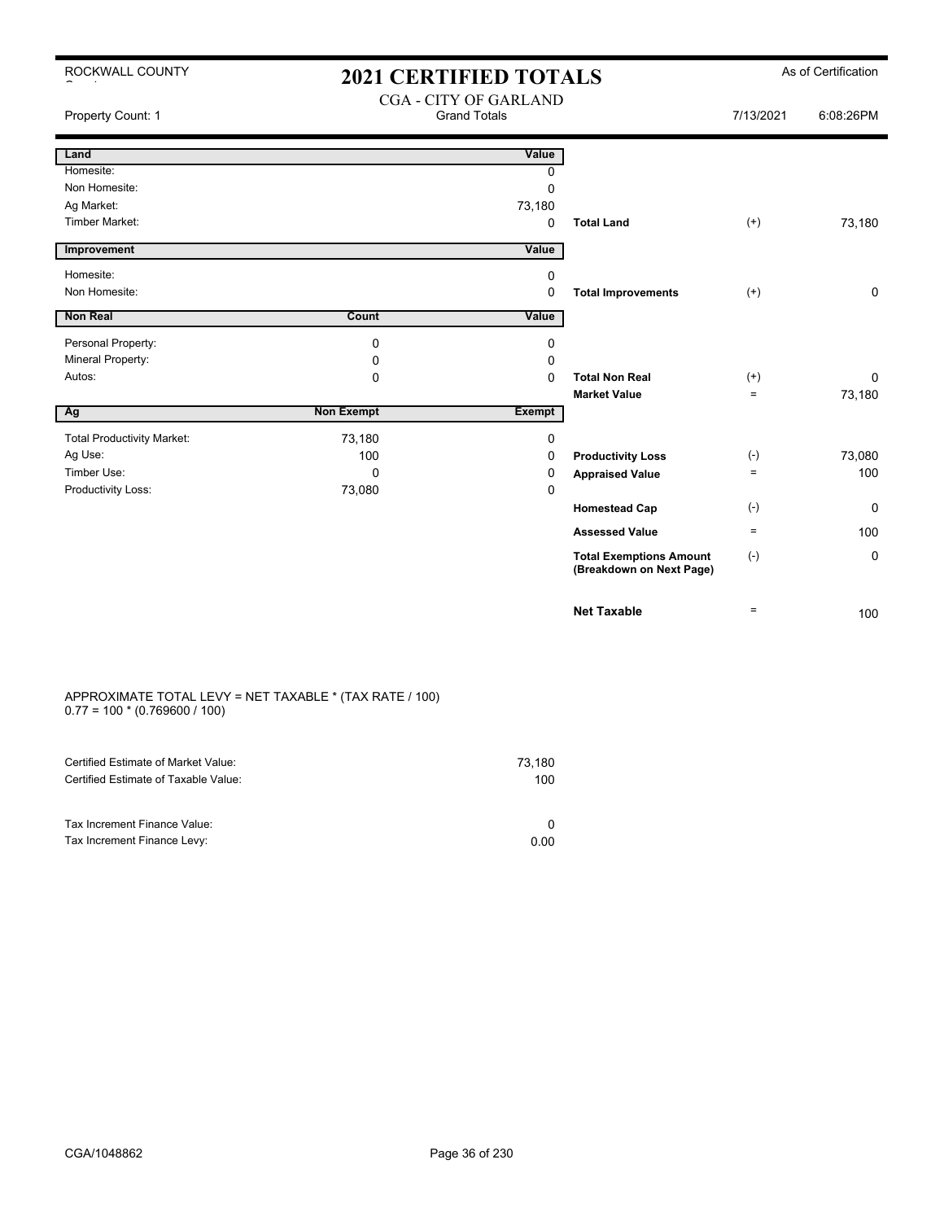ROCKWALL COUNTY

# 2021 CERTIFIED TOTALS

As of Certification

## CGA - CITY OF GARLAND

Grand Totals

Property Count: 1 | 7/13/2021 6:08:26PM

| Land | | Value | | | |
|---|---|---|---|---|---|
| Homesite: | | 0 | | | |
| Non Homesite: | | 0 | | | |
| Ag Market: | | 73,180 | | | |
| Timber Market: | | 0 | **Total Land** | (+) | 73,180 |

| Improvement | | Value | | | |
|---|---|---|---|---|---|
| Homesite: | | 0 | | | |
| Non Homesite: | | 0 | **Total Improvements** | (+) | 0 |

| Non Real | Count | Value | | | |
|---|---|---|---|---|---|
| Personal Property: | 0 | 0 | | | |
| Mineral Property: | 0 | 0 | | | |
| Autos: | 0 | 0 | **Total Non Real** | (+) | 0 |
| | | | **Market Value** | = | 73,180 |

| Ag | Non Exempt | Exempt | | | |
|---|---|---|---|---|---|
| Total Productivity Market: | 73,180 | 0 | | | |
| Ag Use: | 100 | 0 | **Productivity Loss** | (-) | 73,080 |
| Timber Use: | 0 | 0 | **Appraised Value** | = | 100 |
| Productivity Loss: | 73,080 | 0 | | | |
| | | | **Homestead Cap** | (-) | 0 |
| | | | **Assessed Value** | = | 100 |
| | | | **Total Exemptions Amount (Breakdown on Next Page)** | (-) | 0 |
| | | | **Net Taxable** | = | 100 |

APPROXIMATE TOTAL LEVY = NET TAXABLE * (TAX RATE / 100)
0.77 = 100 * (0.769600 / 100)

| | |
|---|---|
| Certified Estimate of Market Value: | 73,180 |
| Certified Estimate of Taxable Value: | 100 |
| Tax Increment Finance Value: | 0 |
| Tax Increment Finance Levy: | 0.00 |

CGA/1048862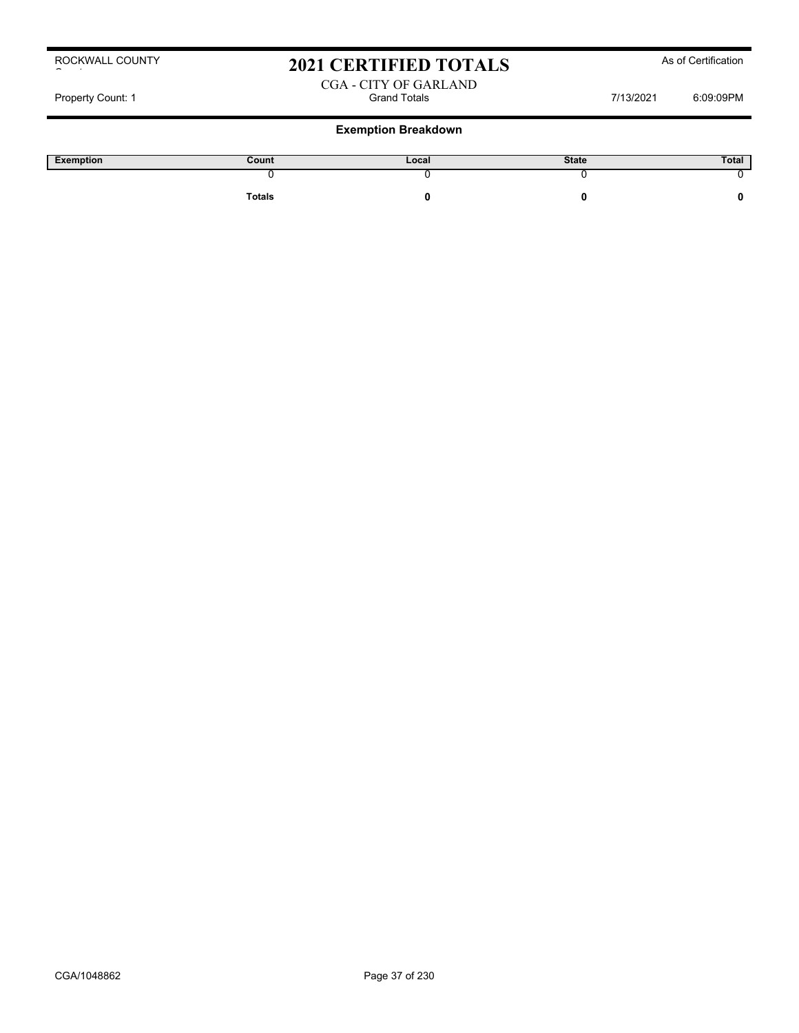ROCKWALL COUNTY

# 2021 CERTIFIED TOTALS

As of Certification

CGA - CITY OF GARLAND

Property Count: 1 | Grand Totals | 7/13/2021 | 6:09:09PM

## Exemption Breakdown

| Exemption | Count | Local | State | Total |
|---|---|---|---|---|
| | 0 | 0 | 0 | 0 |
| | **Totals** | **0** | **0** | **0** |

CGA/1048862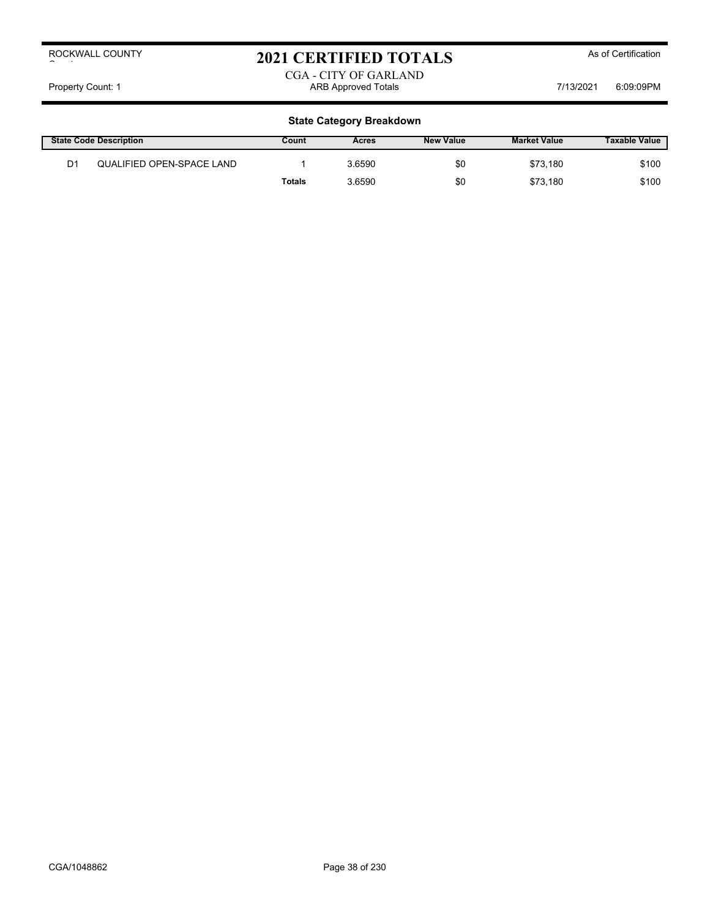# 2021 CERTIFIED TOTALS

ROCKWALL COUNTY — As of Certification

## CGA - CITY OF GARLAND

Property Count: 1 — ARB Approved Totals — 7/13/2021 6:09:09PM

### State Category Breakdown

| State Code | Description | Count | Acres | New Value | Market Value | Taxable Value |
|---|---|---|---|---|---|---|
| D1 | QUALIFIED OPEN-SPACE LAND | 1 | 3.6590 | $0 | $73,180 | $100 |
| | | **Totals** | 3.6590 | $0 | $73,180 | $100 |

CGA/1048862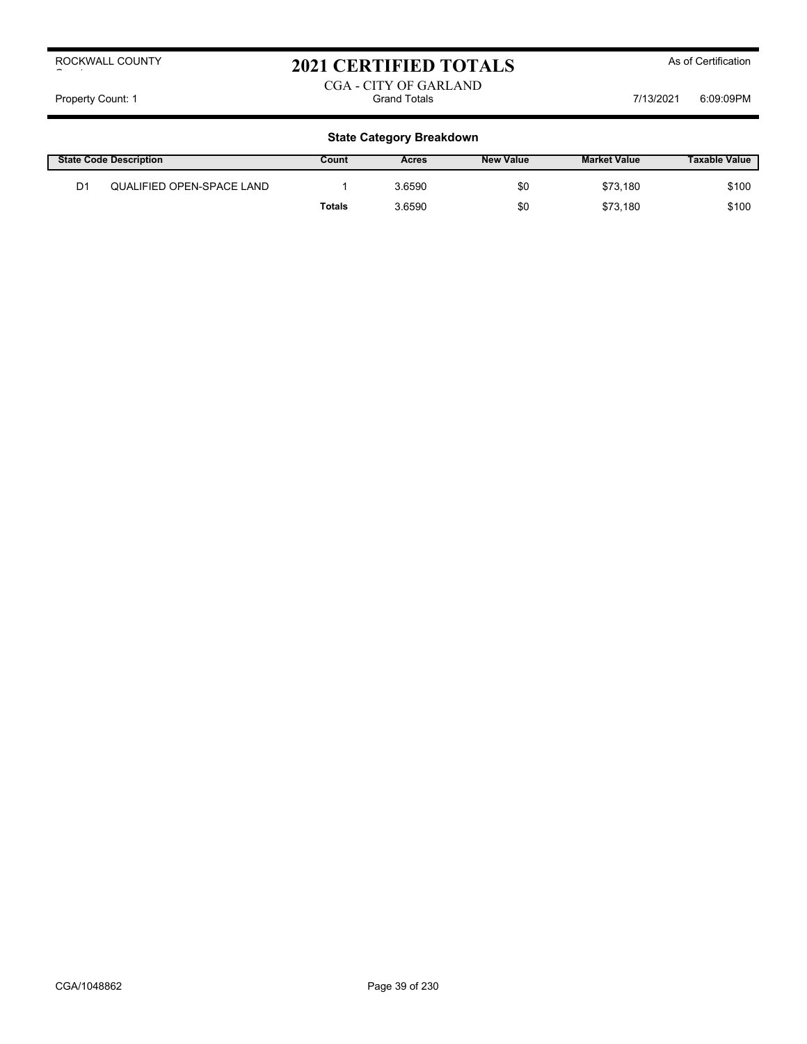# 2021 CERTIFIED TOTALS

ROCKWALL COUNTY

As of Certification

CGA - CITY OF GARLAND

Property Count: 1 | Grand Totals | 7/13/2021 6:09:09PM

## State Category Breakdown

| State Code | Description | Count | Acres | New Value | Market Value | Taxable Value |
|---|---|---|---|---|---|---|
| D1 | QUALIFIED OPEN-SPACE LAND | 1 | 3.6590 | $0 | $73,180 | $100 |
| | | **Totals** | 3.6590 | $0 | $73,180 | $100 |

CGA/1048862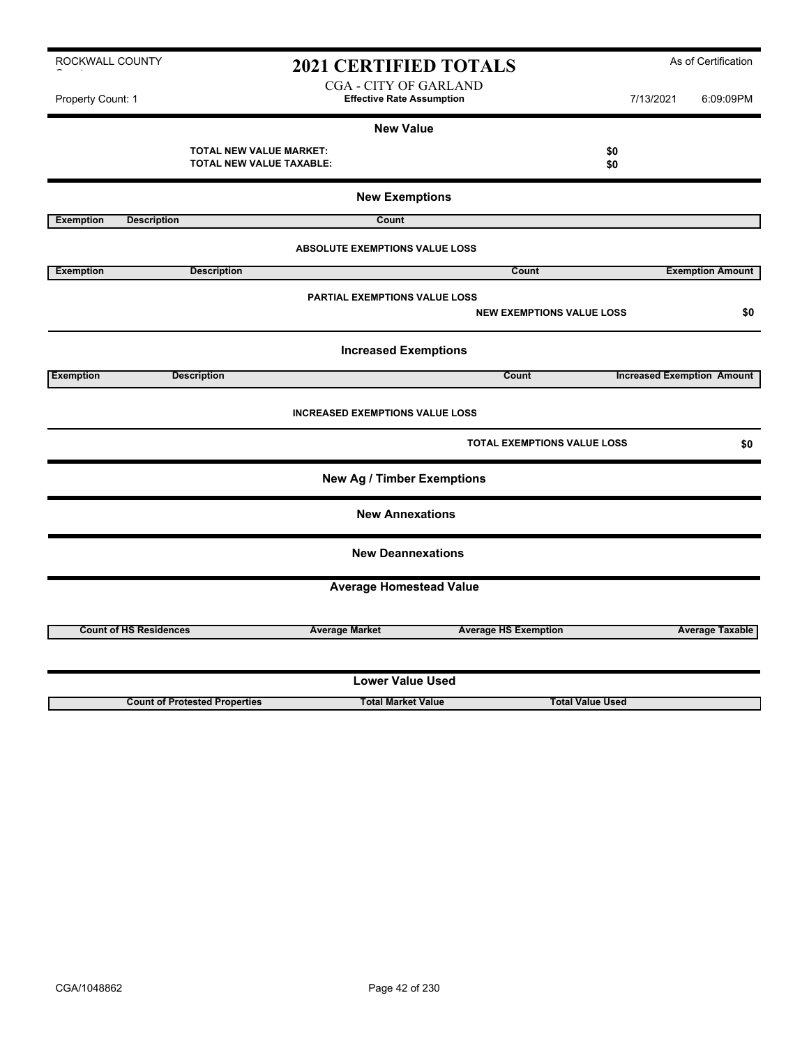ROCKWALL COUNTY

# 2021 CERTIFIED TOTALS

As of Certification

Property Count: 1

CGA - CITY OF GARLAND
**Effective Rate Assumption**

7/13/2021 6:09:09PM

## New Value

**TOTAL NEW VALUE MARKET:** **$0**
**TOTAL NEW VALUE TAXABLE:** **$0**

## New Exemptions

| Exemption | Description | Count |
|---|---|---|

**ABSOLUTE EXEMPTIONS VALUE LOSS**

| Exemption | Description | Count | Exemption Amount |
|---|---|---|---|

**PARTIAL EXEMPTIONS VALUE LOSS**

**NEW EXEMPTIONS VALUE LOSS** **$0**

## Increased Exemptions

| Exemption | Description | Count | Increased Exemption Amount |
|---|---|---|---|

**INCREASED EXEMPTIONS VALUE LOSS**

**TOTAL EXEMPTIONS VALUE LOSS** **$0**

## New Ag / Timber Exemptions

## New Annexations

## New Deannexations

## Average Homestead Value

| Count of HS Residences | Average Market | Average HS Exemption | Average Taxable |
|---|---|---|---|

## Lower Value Used

| Count of Protested Properties | Total Market Value | Total Value Used |
|---|---|---|

CGA/1048862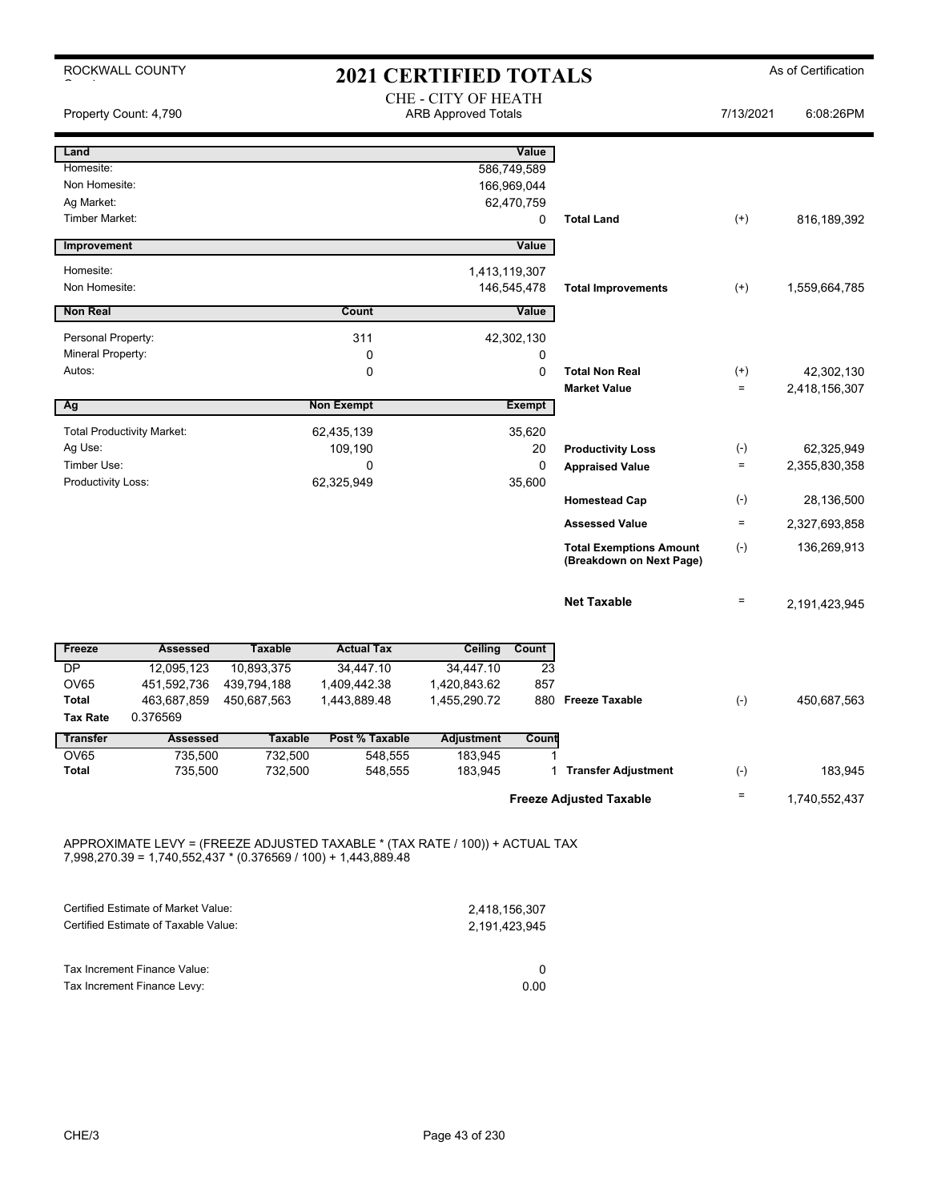ROCKWALL COUNTY

# 2021 CERTIFIED TOTALS

As of Certification

CHE - CITY OF HEATH
ARB Approved Totals

Property Count: 4,790 — 7/13/2021 6:08:26PM

| Land | | Value | | | |
|---|---|---|---|---|---|
| Homesite: | | 586,749,589 | | | |
| Non Homesite: | | 166,969,044 | | | |
| Ag Market: | | 62,470,759 | | | |
| Timber Market: | | 0 | Total Land | (+) | 816,189,392 |

| Improvement | | Value | | | |
|---|---|---|---|---|---|
| Homesite: | | 1,413,119,307 | | | |
| Non Homesite: | | 146,545,478 | Total Improvements | (+) | 1,559,664,785 |

| Non Real | Count | Value | | | |
|---|---|---|---|---|---|
| Personal Property: | 311 | 42,302,130 | | | |
| Mineral Property: | 0 | 0 | | | |
| Autos: | 0 | 0 | Total Non Real | (+) | 42,302,130 |
| | | | Market Value | = | 2,418,156,307 |

| Ag | Non Exempt | Exempt | | | |
|---|---|---|---|---|---|
| Total Productivity Market: | 62,435,139 | 35,620 | | | |
| Ag Use: | 109,190 | 20 | Productivity Loss | (-) | 62,325,949 |
| Timber Use: | 0 | 0 | Appraised Value | = | 2,355,830,358 |
| Productivity Loss: | 62,325,949 | 35,600 | | | |
| | | | Homestead Cap | (-) | 28,136,500 |
| | | | Assessed Value | = | 2,327,693,858 |
| | | | Total Exemptions Amount (Breakdown on Next Page) | (-) | 136,269,913 |
| | | | Net Taxable | = | 2,191,423,945 |

| Freeze | Assessed | Taxable | Actual Tax | Ceiling | Count | | | |
|---|---|---|---|---|---|---|---|---|
| DP | 12,095,123 | 10,893,375 | 34,447.10 | 34,447.10 | 23 | | | |
| OV65 | 451,592,736 | 439,794,188 | 1,409,442.38 | 1,420,843.62 | 857 | | | |
| Total | 463,687,859 | 450,687,563 | 1,443,889.48 | 1,455,290.72 | 880 | Freeze Taxable | (-) | 450,687,563 |
| Tax Rate | 0.376569 | | | | | | | |

| Transfer | Assessed | Taxable | Post % Taxable | Adjustment | Count | | | |
|---|---|---|---|---|---|---|---|---|
| OV65 | 735,500 | 732,500 | 548,555 | 183,945 | 1 | | | |
| Total | 735,500 | 732,500 | 548,555 | 183,945 | 1 | Transfer Adjustment | (-) | 183,945 |
| | | | | | | Freeze Adjusted Taxable | = | 1,740,552,437 |

APPROXIMATE LEVY = (FREEZE ADJUSTED TAXABLE * (TAX RATE / 100)) + ACTUAL TAX
7,998,270.39 = 1,740,552,437 * (0.376569 / 100) + 1,443,889.48

| | |
|---|---|
| Certified Estimate of Market Value: | 2,418,156,307 |
| Certified Estimate of Taxable Value: | 2,191,423,945 |
| Tax Increment Finance Value: | 0 |
| Tax Increment Finance Levy: | 0.00 |

CHE/3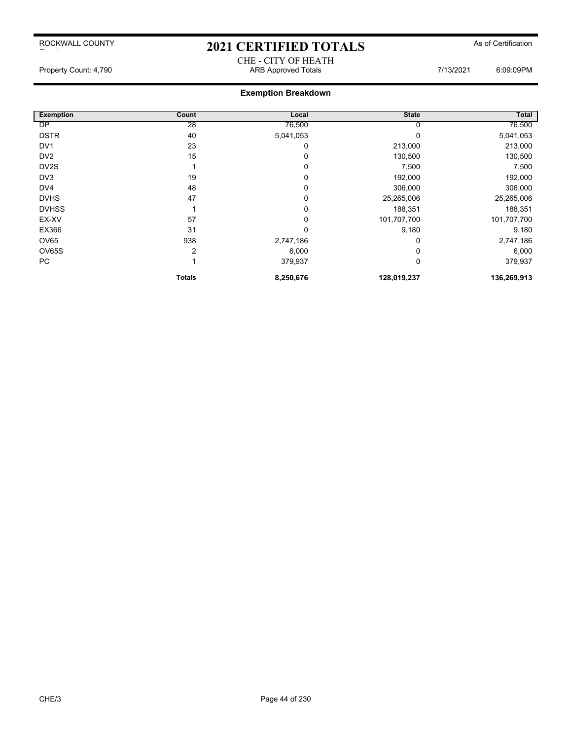# 2021 CERTIFIED TOTALS

ROCKWALL COUNTY

As of Certification

CHE - CITY OF HEATH

Property Count: 4,790 | ARB Approved Totals | 7/13/2021 | 6:09:09PM

## Exemption Breakdown

| Exemption | Count | Local | State | Total |
|---|---|---|---|---|
| DP | 28 | 76,500 | 0 | 76,500 |
| DSTR | 40 | 5,041,053 | 0 | 5,041,053 |
| DV1 | 23 | 0 | 213,000 | 213,000 |
| DV2 | 15 | 0 | 130,500 | 130,500 |
| DV2S | 1 | 0 | 7,500 | 7,500 |
| DV3 | 19 | 0 | 192,000 | 192,000 |
| DV4 | 48 | 0 | 306,000 | 306,000 |
| DVHS | 47 | 0 | 25,265,006 | 25,265,006 |
| DVHSS | 1 | 0 | 188,351 | 188,351 |
| EX-XV | 57 | 0 | 101,707,700 | 101,707,700 |
| EX366 | 31 | 0 | 9,180 | 9,180 |
| OV65 | 938 | 2,747,186 | 0 | 2,747,186 |
| OV65S | 2 | 6,000 | 0 | 6,000 |
| PC | 1 | 379,937 | 0 | 379,937 |
| | **Totals** | **8,250,676** | **128,019,237** | **136,269,913** |

CHE/3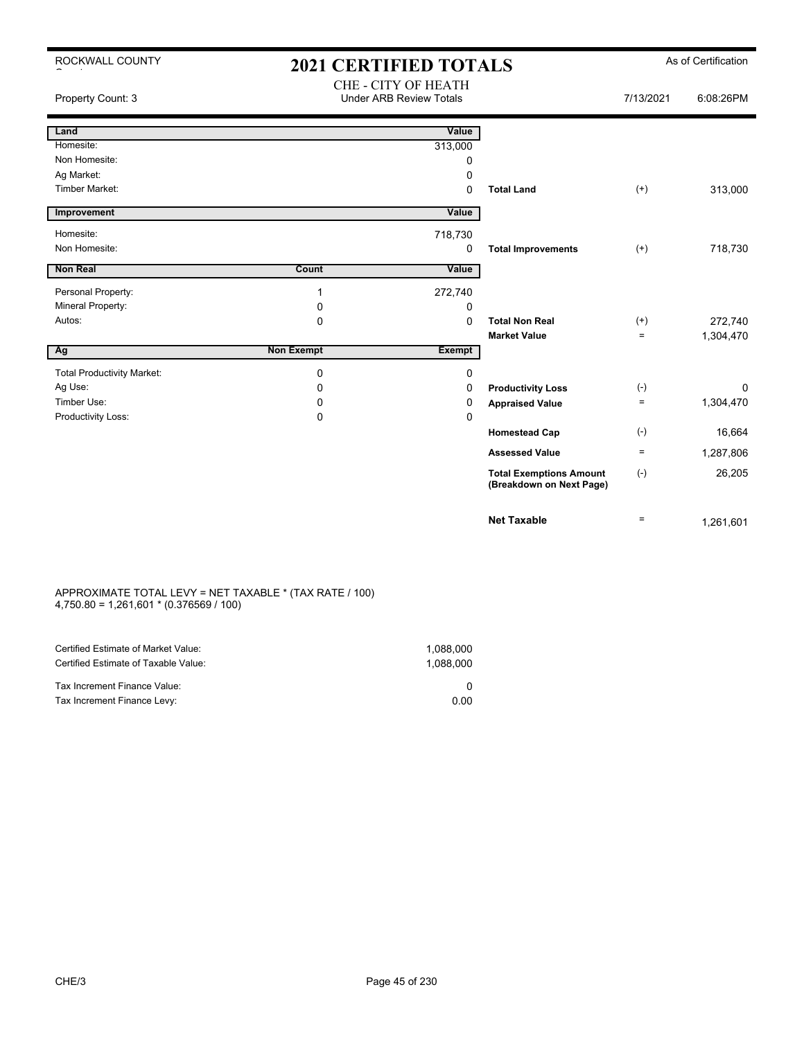ROCKWALL COUNTY

# 2021 CERTIFIED TOTALS

As of Certification

Property Count: 3

CHE - CITY OF HEATH
Under ARB Review Totals

7/13/2021 6:08:26PM

| Land | | Value | | | |
|---|---|---|---|---|---|
| Homesite: | | 313,000 | | | |
| Non Homesite: | | 0 | | | |
| Ag Market: | | 0 | | | |
| Timber Market: | | 0 | **Total Land** | (+) | 313,000 |

| Improvement | | Value | | | |
|---|---|---|---|---|---|
| Homesite: | | 718,730 | | | |
| Non Homesite: | | 0 | **Total Improvements** | (+) | 718,730 |

| Non Real | Count | Value | | | |
|---|---|---|---|---|---|
| Personal Property: | 1 | 272,740 | | | |
| Mineral Property: | 0 | 0 | | | |
| Autos: | 0 | 0 | **Total Non Real** | (+) | 272,740 |
| | | | **Market Value** | = | 1,304,470 |

| Ag | Non Exempt | Exempt | | | |
|---|---|---|---|---|---|
| Total Productivity Market: | 0 | 0 | | | |
| Ag Use: | 0 | 0 | **Productivity Loss** | (-) | 0 |
| Timber Use: | 0 | 0 | **Appraised Value** | = | 1,304,470 |
| Productivity Loss: | 0 | 0 | | | |
| | | | **Homestead Cap** | (-) | 16,664 |
| | | | **Assessed Value** | = | 1,287,806 |
| | | | **Total Exemptions Amount (Breakdown on Next Page)** | (-) | 26,205 |
| | | | **Net Taxable** | = | 1,261,601 |

APPROXIMATE TOTAL LEVY = NET TAXABLE * (TAX RATE / 100)
4,750.80 = 1,261,601 * (0.376569 / 100)

| | |
|---|---|
| Certified Estimate of Market Value: | 1,088,000 |
| Certified Estimate of Taxable Value: | 1,088,000 |
| Tax Increment Finance Value: | 0 |
| Tax Increment Finance Levy: | 0.00 |

CHE/3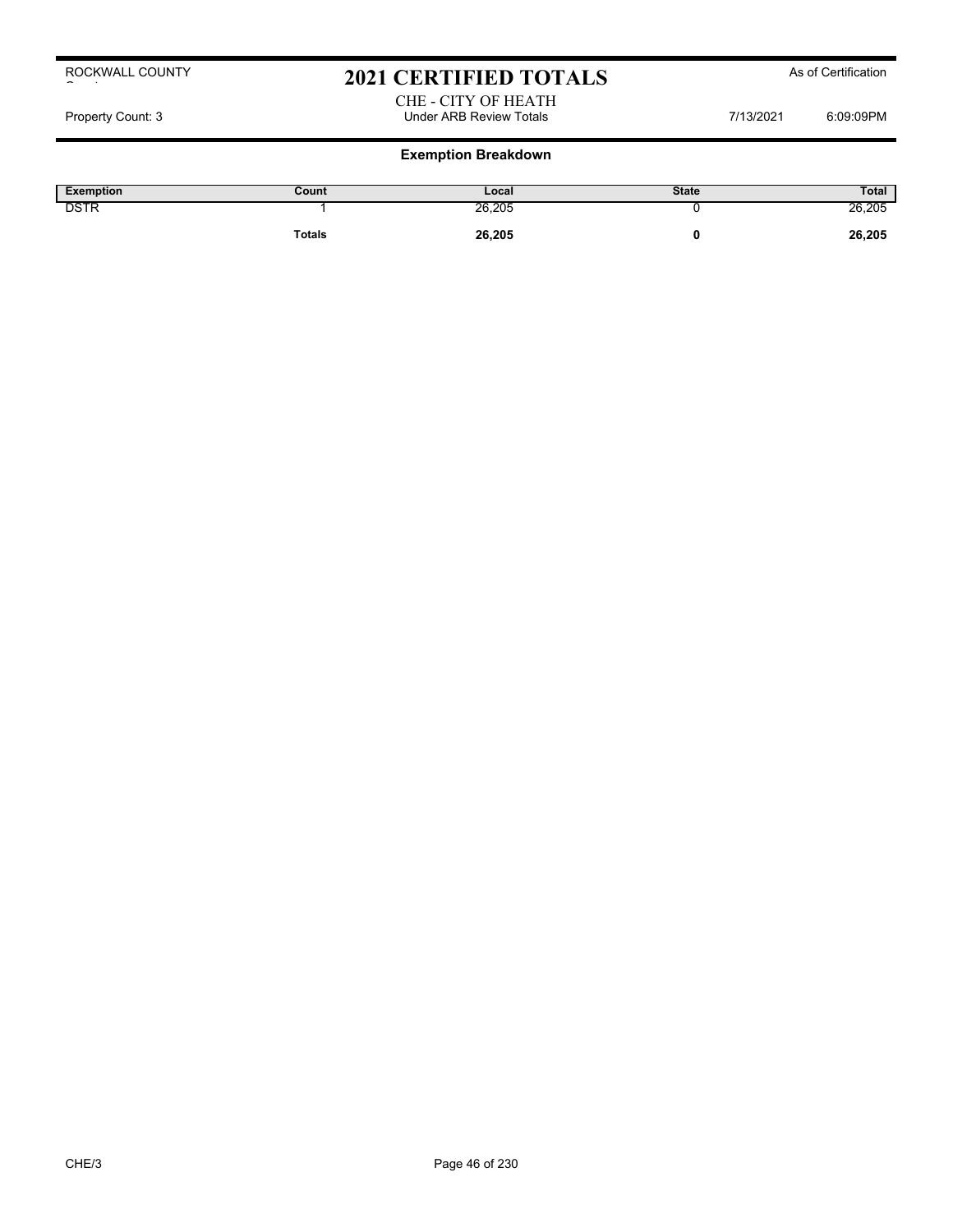ROCKWALL COUNTY

# 2021 CERTIFIED TOTALS

As of Certification

CHE - CITY OF HEATH

Property Count: 3 | Under ARB Review Totals | 7/13/2021 | 6:09:09PM

## Exemption Breakdown

| Exemption | Count | Local | State | Total |
|---|---|---|---|---|
| DSTR | 1 | 26,205 | 0 | 26,205 |
| | **Totals** | **26,205** | **0** | **26,205** |

CHE/3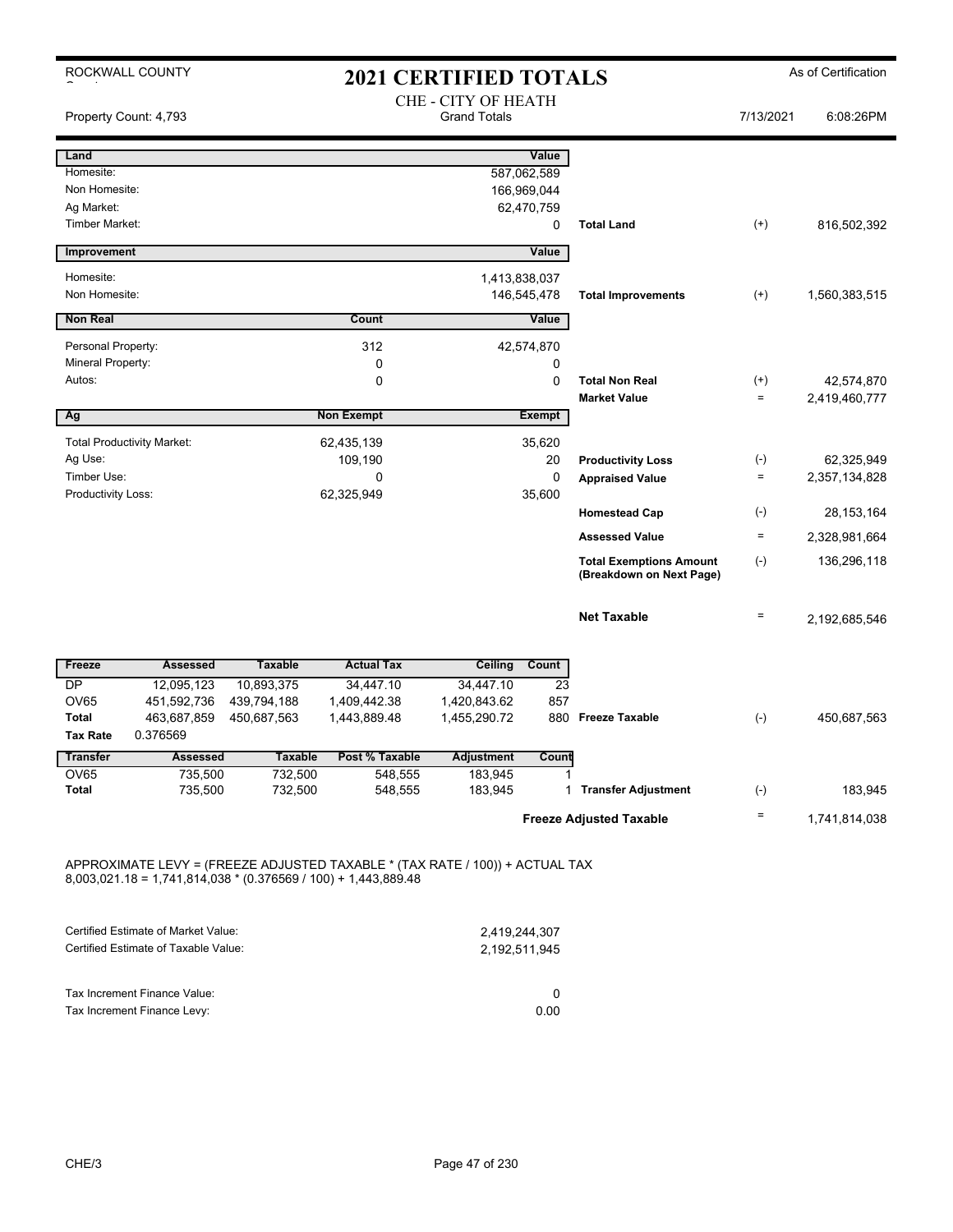ROCKWALL COUNTY

# 2021 CERTIFIED TOTALS

As of Certification

CHE - CITY OF HEATH
Grand Totals

Property Count: 4,793 | 7/13/2021 | 6:08:26PM

| Land | | Value | | | |
|---|---|---|---|---|---|
| Homesite: | | 587,062,589 | | | |
| Non Homesite: | | 166,969,044 | | | |
| Ag Market: | | 62,470,759 | | | |
| Timber Market: | | 0 | Total Land | (+) | 816,502,392 |
| **Improvement** | | **Value** | | | |
| Homesite: | | 1,413,838,037 | | | |
| Non Homesite: | | 146,545,478 | Total Improvements | (+) | 1,560,383,515 |
| **Non Real** | **Count** | **Value** | | | |
| Personal Property: | 312 | 42,574,870 | | | |
| Mineral Property: | 0 | 0 | | | |
| Autos: | 0 | 0 | Total Non Real | (+) | 42,574,870 |
| | | | Market Value | = | 2,419,460,777 |
| **Ag** | **Non Exempt** | **Exempt** | | | |
| Total Productivity Market: | 62,435,139 | 35,620 | | | |
| Ag Use: | 109,190 | 20 | Productivity Loss | (-) | 62,325,949 |
| Timber Use: | 0 | 0 | Appraised Value | = | 2,357,134,828 |
| Productivity Loss: | 62,325,949 | 35,600 | | | |
| | | | Homestead Cap | (-) | 28,153,164 |
| | | | Assessed Value | = | 2,328,981,664 |
| | | | Total Exemptions Amount (Breakdown on Next Page) | (-) | 136,296,118 |
| | | | Net Taxable | = | 2,192,685,546 |

| Freeze | Assessed | Taxable | Actual Tax | Ceiling | Count | | | |
|---|---|---|---|---|---|---|---|---|
| DP | 12,095,123 | 10,893,375 | 34,447.10 | 34,447.10 | 23 | | | |
| OV65 | 451,592,736 | 439,794,188 | 1,409,442.38 | 1,420,843.62 | 857 | | | |
| Total | 463,687,859 | 450,687,563 | 1,443,889.48 | 1,455,290.72 | 880 | Freeze Taxable | (-) | 450,687,563 |
| Tax Rate | 0.376569 | | | | | | | |

| Transfer | Assessed | Taxable | Post % Taxable | Adjustment | Count | | | |
|---|---|---|---|---|---|---|---|---|
| OV65 | 735,500 | 732,500 | 548,555 | 183,945 | 1 | | | |
| Total | 735,500 | 732,500 | 548,555 | 183,945 | 1 | Transfer Adjustment | (-) | 183,945 |
| | | | | | | Freeze Adjusted Taxable | = | 1,741,814,038 |

APPROXIMATE LEVY = (FREEZE ADJUSTED TAXABLE * (TAX RATE / 100)) + ACTUAL TAX
8,003,021.18 = 1,741,814,038 * (0.376569 / 100) + 1,443,889.48

| | |
|---|---|
| Certified Estimate of Market Value: | 2,419,244,307 |
| Certified Estimate of Taxable Value: | 2,192,511,945 |

| | |
|---|---|
| Tax Increment Finance Value: | 0 |
| Tax Increment Finance Levy: | 0.00 |

CHE/3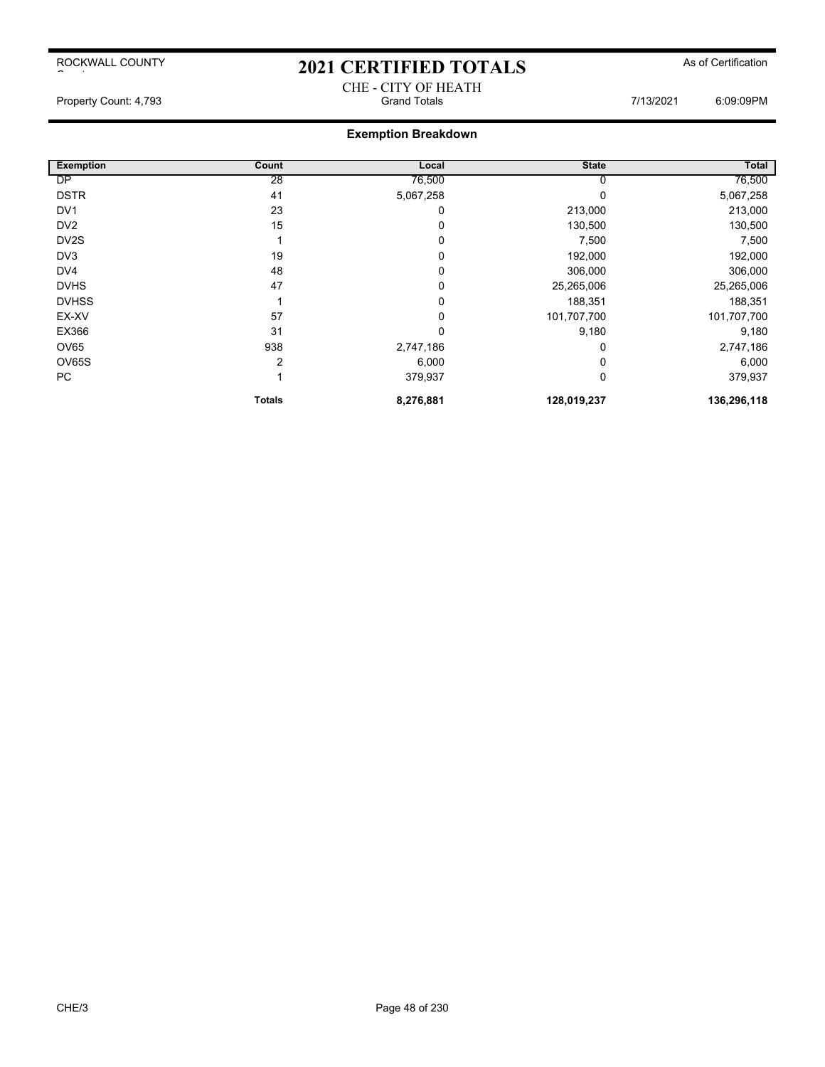# 2021 CERTIFIED TOTALS

ROCKWALL COUNTY

As of Certification

CHE - CITY OF HEATH

Property Count: 4,793 | Grand Totals | 7/13/2021 6:09:09PM

## Exemption Breakdown

| Exemption | Count | Local | State | Total |
|---|---|---|---|---|
| DP | 28 | 76,500 | 0 | 76,500 |
| DSTR | 41 | 5,067,258 | 0 | 5,067,258 |
| DV1 | 23 | 0 | 213,000 | 213,000 |
| DV2 | 15 | 0 | 130,500 | 130,500 |
| DV2S | 1 | 0 | 7,500 | 7,500 |
| DV3 | 19 | 0 | 192,000 | 192,000 |
| DV4 | 48 | 0 | 306,000 | 306,000 |
| DVHS | 47 | 0 | 25,265,006 | 25,265,006 |
| DVHSS | 1 | 0 | 188,351 | 188,351 |
| EX-XV | 57 | 0 | 101,707,700 | 101,707,700 |
| EX366 | 31 | 0 | 9,180 | 9,180 |
| OV65 | 938 | 2,747,186 | 0 | 2,747,186 |
| OV65S | 2 | 6,000 | 0 | 6,000 |
| PC | 1 | 379,937 | 0 | 379,937 |
| | **Totals** | **8,276,881** | **128,019,237** | **136,296,118** |

CHE/3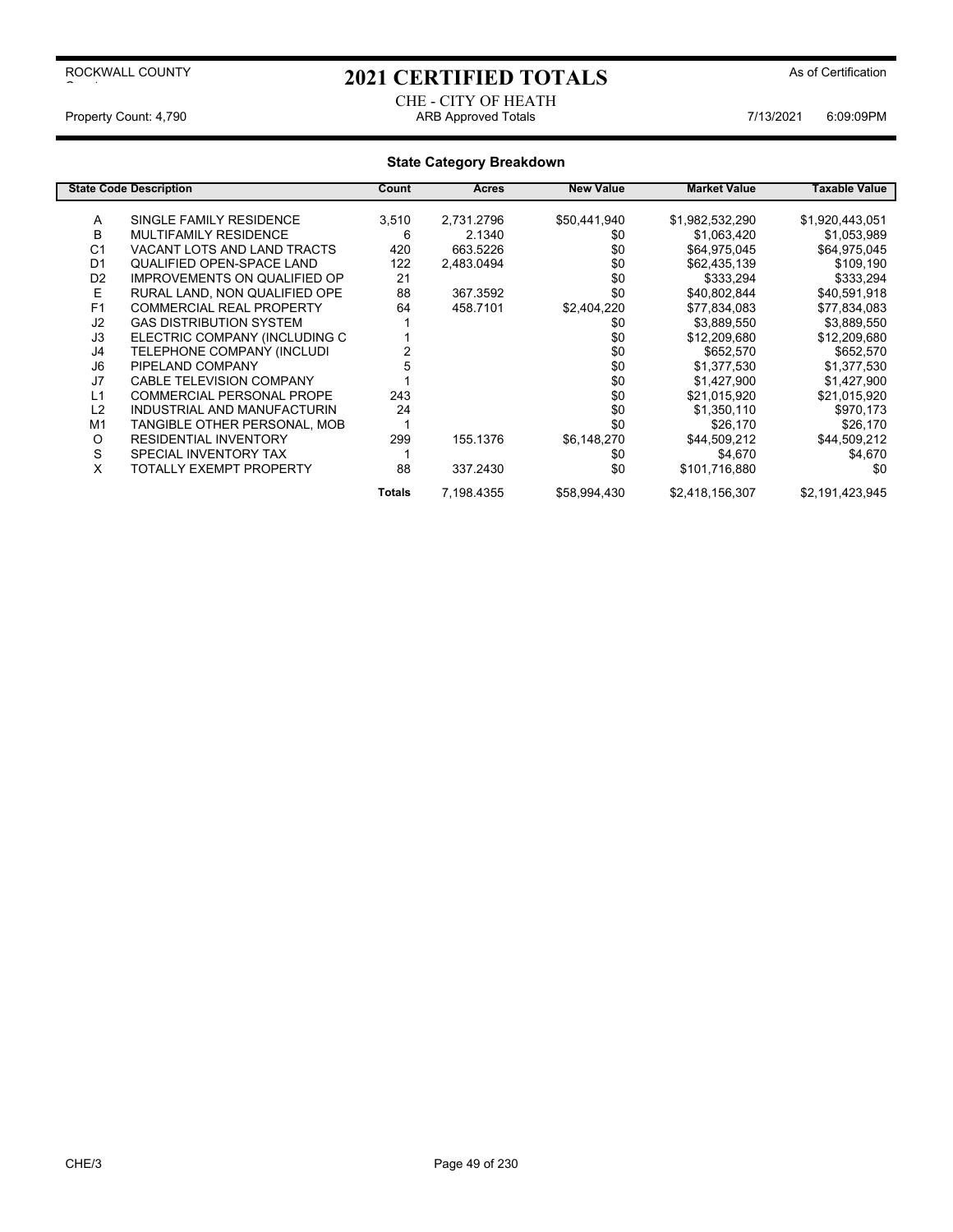ROCKWALL COUNTY

# 2021 CERTIFIED TOTALS

As of Certification

CHE - CITY OF HEATH

Property Count: 4,790 | ARB Approved Totals | 7/13/2021 6:09:09PM

## State Category Breakdown

| State Code | Description | Count | Acres | New Value | Market Value | Taxable Value |
|---|---|---|---|---|---|---|
| A | SINGLE FAMILY RESIDENCE | 3,510 | 2,731.2796 | $50,441,940 | $1,982,532,290 | $1,920,443,051 |
| B | MULTIFAMILY RESIDENCE | 6 | 2.1340 | $0 | $1,063,420 | $1,053,989 |
| C1 | VACANT LOTS AND LAND TRACTS | 420 | 663.5226 | $0 | $64,975,045 | $64,975,045 |
| D1 | QUALIFIED OPEN-SPACE LAND | 122 | 2,483.0494 | $0 | $62,435,139 | $109,190 |
| D2 | IMPROVEMENTS ON QUALIFIED OP | 21 | | $0 | $333,294 | $333,294 |
| E | RURAL LAND, NON QUALIFIED OPE | 88 | 367.3592 | $0 | $40,802,844 | $40,591,918 |
| F1 | COMMERCIAL REAL PROPERTY | 64 | 458.7101 | $2,404,220 | $77,834,083 | $77,834,083 |
| J2 | GAS DISTRIBUTION SYSTEM | 1 | | $0 | $3,889,550 | $3,889,550 |
| J3 | ELECTRIC COMPANY (INCLUDING C | 1 | | $0 | $12,209,680 | $12,209,680 |
| J4 | TELEPHONE COMPANY (INCLUDI | 2 | | $0 | $652,570 | $652,570 |
| J6 | PIPELAND COMPANY | 5 | | $0 | $1,377,530 | $1,377,530 |
| J7 | CABLE TELEVISION COMPANY | 1 | | $0 | $1,427,900 | $1,427,900 |
| L1 | COMMERCIAL PERSONAL PROPE | 243 | | $0 | $21,015,920 | $21,015,920 |
| L2 | INDUSTRIAL AND MANUFACTURIN | 24 | | $0 | $1,350,110 | $970,173 |
| M1 | TANGIBLE OTHER PERSONAL, MOB | 1 | | $0 | $26,170 | $26,170 |
| O | RESIDENTIAL INVENTORY | 299 | 155.1376 | $6,148,270 | $44,509,212 | $44,509,212 |
| S | SPECIAL INVENTORY TAX | 1 | | $0 | $4,670 | $4,670 |
| X | TOTALLY EXEMPT PROPERTY | 88 | 337.2430 | $0 | $101,716,880 | $0 |
| | | **Totals** | 7,198.4355 | $58,994,430 | $2,418,156,307 | $2,191,423,945 |

CHE/3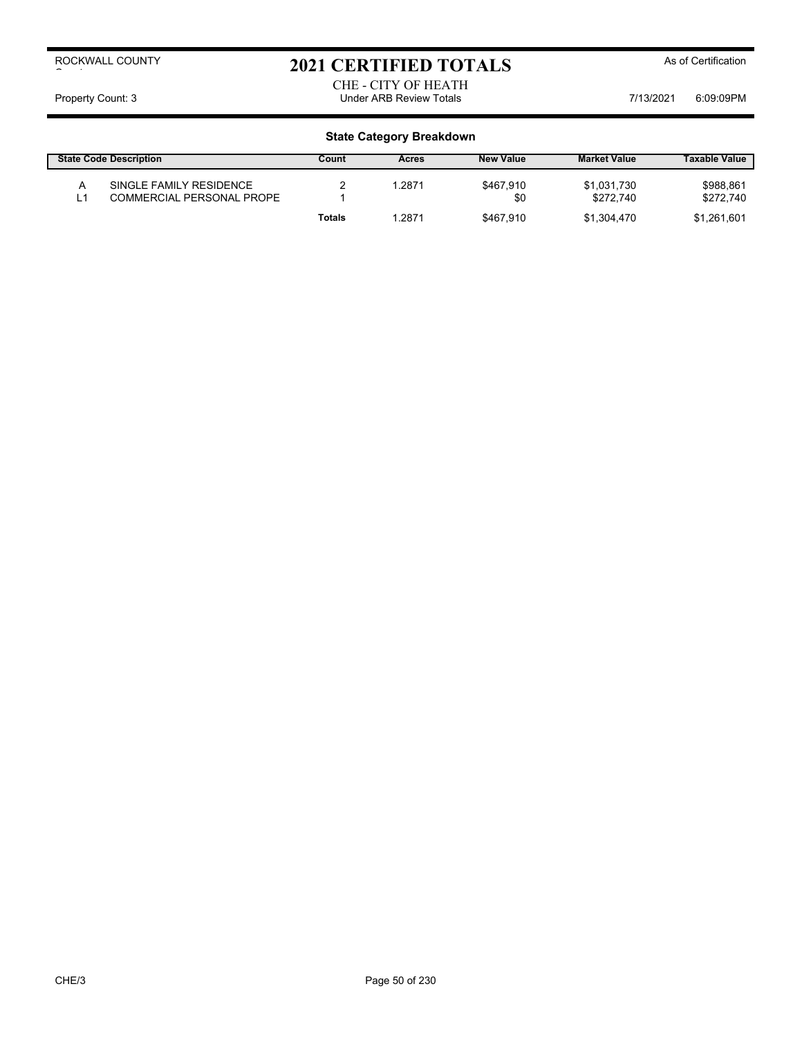# 2021 CERTIFIED TOTALS

ROCKWALL COUNTY

As of Certification

CHE - CITY OF HEATH

Property Count: 3 | Under ARB Review Totals | 7/13/2021 6:09:09PM

## State Category Breakdown

| State Code | Description | Count | Acres | New Value | Market Value | Taxable Value |
|---|---|---|---|---|---|---|
| A | SINGLE FAMILY RESIDENCE | 2 | 1.2871 | $467,910 | $1,031,730 | $988,861 |
| L1 | COMMERCIAL PERSONAL PROPE | 1 | | $0 | $272,740 | $272,740 |
| | | **Totals** | 1.2871 | $467,910 | $1,304,470 | $1,261,601 |

CHE/3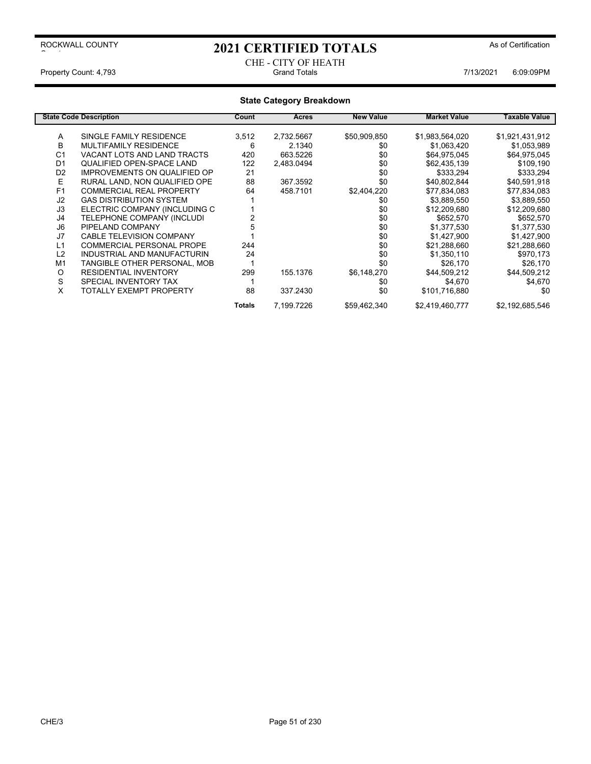ROCKWALL COUNTY

# 2021 CERTIFIED TOTALS

As of Certification

CHE - CITY OF HEATH

Property Count: 4,793 | Grand Totals | 7/13/2021 6:09:09PM

## State Category Breakdown

| State Code | Description | Count | Acres | New Value | Market Value | Taxable Value |
|---|---|---|---|---|---|---|
| A | SINGLE FAMILY RESIDENCE | 3,512 | 2,732.5667 | $50,909,850 | $1,983,564,020 | $1,921,431,912 |
| B | MULTIFAMILY RESIDENCE | 6 | 2.1340 | $0 | $1,063,420 | $1,053,989 |
| C1 | VACANT LOTS AND LAND TRACTS | 420 | 663.5226 | $0 | $64,975,045 | $64,975,045 |
| D1 | QUALIFIED OPEN-SPACE LAND | 122 | 2,483.0494 | $0 | $62,435,139 | $109,190 |
| D2 | IMPROVEMENTS ON QUALIFIED OP | 21 | | $0 | $333,294 | $333,294 |
| E | RURAL LAND, NON QUALIFIED OPE | 88 | 367.3592 | $0 | $40,802,844 | $40,591,918 |
| F1 | COMMERCIAL REAL PROPERTY | 64 | 458.7101 | $2,404,220 | $77,834,083 | $77,834,083 |
| J2 | GAS DISTRIBUTION SYSTEM | 1 | | $0 | $3,889,550 | $3,889,550 |
| J3 | ELECTRIC COMPANY (INCLUDING C | 1 | | $0 | $12,209,680 | $12,209,680 |
| J4 | TELEPHONE COMPANY (INCLUDI | 2 | | $0 | $652,570 | $652,570 |
| J6 | PIPELAND COMPANY | 5 | | $0 | $1,377,530 | $1,377,530 |
| J7 | CABLE TELEVISION COMPANY | 1 | | $0 | $1,427,900 | $1,427,900 |
| L1 | COMMERCIAL PERSONAL PROPE | 244 | | $0 | $21,288,660 | $21,288,660 |
| L2 | INDUSTRIAL AND MANUFACTURIN | 24 | | $0 | $1,350,110 | $970,173 |
| M1 | TANGIBLE OTHER PERSONAL, MOB | 1 | | $0 | $26,170 | $26,170 |
| O | RESIDENTIAL INVENTORY | 299 | 155.1376 | $6,148,270 | $44,509,212 | $44,509,212 |
| S | SPECIAL INVENTORY TAX | 1 | | $0 | $4,670 | $4,670 |
| X | TOTALLY EXEMPT PROPERTY | 88 | 337.2430 | $0 | $101,716,880 | $0 |
| | | **Totals** | 7,199.7226 | $59,462,340 | $2,419,460,777 | $2,192,685,546 |

CHE/3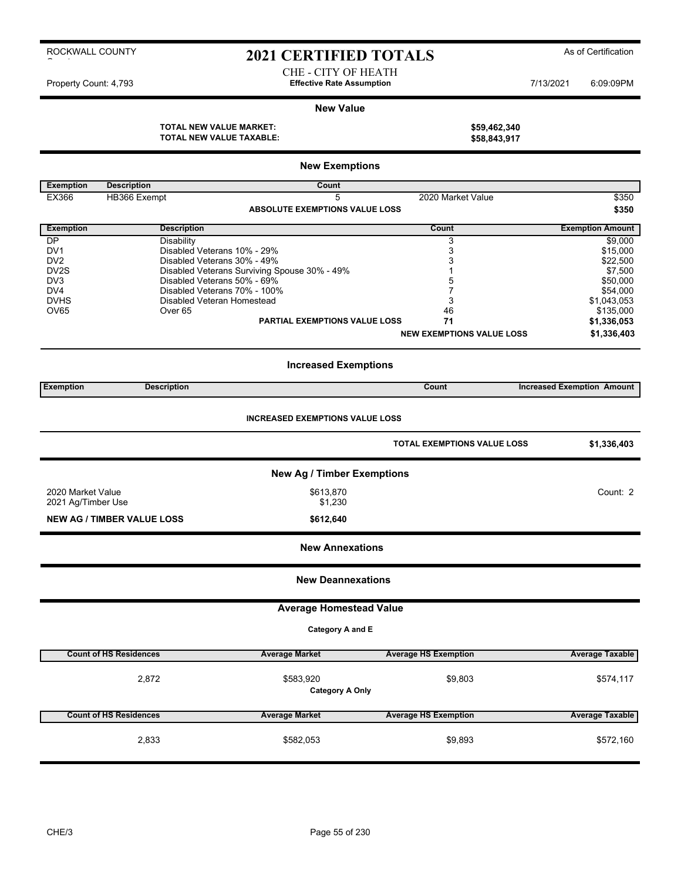ROCKWALL COUNTY

# 2021 CERTIFIED TOTALS

As of Certification

CHE - CITY OF HEATH
**Effective Rate Assumption**

Property Count: 4,793 — 7/13/2021 6:09:09PM

## New Value

**TOTAL NEW VALUE MARKET:** **$59,462,340**
**TOTAL NEW VALUE TAXABLE:** **$58,843,917**

## New Exemptions

| Exemption | Description | Count | | |
|---|---|---|---|---|
| EX366 | HB366 Exempt | 5 | 2020 Market Value | $350 |
| | | **ABSOLUTE EXEMPTIONS VALUE LOSS** | | **$350** |

| Exemption | Description | Count | Exemption Amount |
|---|---|---|---|
| DP | Disability | 3 | $9,000 |
| DV1 | Disabled Veterans 10% - 29% | 3 | $15,000 |
| DV2 | Disabled Veterans 30% - 49% | 3 | $22,500 |
| DV2S | Disabled Veterans Surviving Spouse 30% - 49% | 1 | $7,500 |
| DV3 | Disabled Veterans 50% - 69% | 5 | $50,000 |
| DV4 | Disabled Veterans 70% - 100% | 7 | $54,000 |
| DVHS | Disabled Veteran Homestead | 3 | $1,043,053 |
| OV65 | Over 65 | 46 | $135,000 |
| | **PARTIAL EXEMPTIONS VALUE LOSS** | **71** | **$1,336,053** |
| | | **NEW EXEMPTIONS VALUE LOSS** | **$1,336,403** |

## Increased Exemptions

| Exemption | Description | Count | Increased Exemption Amount |
|---|---|---|---|

**INCREASED EXEMPTIONS VALUE LOSS**

**TOTAL EXEMPTIONS VALUE LOSS** **$1,336,403**

## New Ag / Timber Exemptions

| | | |
|---|---|---|
| 2020 Market Value | $613,870 | Count: 2 |
| 2021 Ag/Timber Use | $1,230 | |
| **NEW AG / TIMBER VALUE LOSS** | **$612,640** | |

## New Annexations

## New Deannexations

## Average Homestead Value

**Category A and E**

| Count of HS Residences | Average Market | Average HS Exemption | Average Taxable |
|---|---|---|---|
| 2,872 | $583,920 | $9,803 | $574,117 |

**Category A Only**

| Count of HS Residences | Average Market | Average HS Exemption | Average Taxable |
|---|---|---|---|
| 2,833 | $582,053 | $9,893 | $572,160 |

CHE/3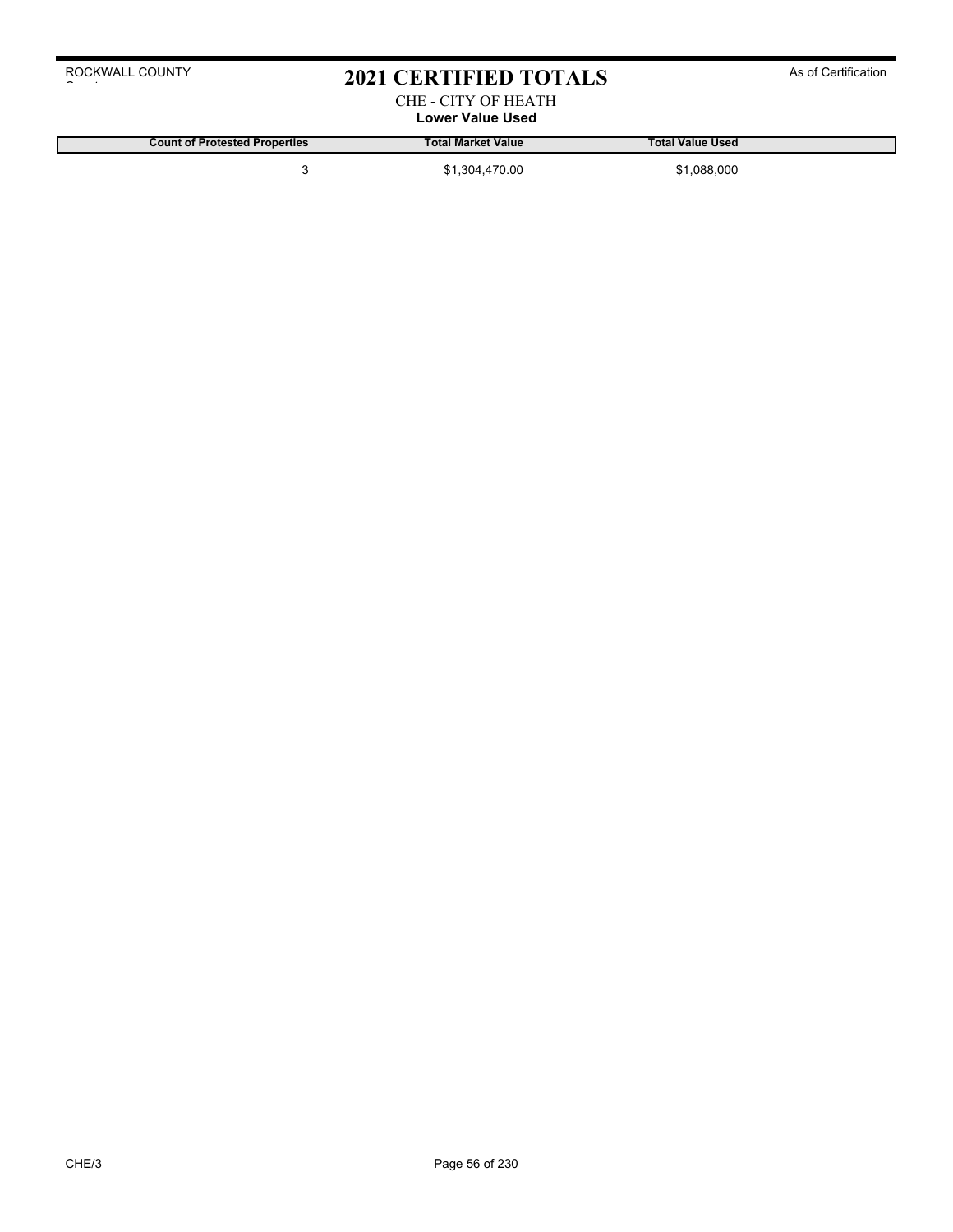# 2021 CERTIFIED TOTALS

CHE - CITY OF HEATH

**Lower Value Used**

| Count of Protested Properties | Total Market Value | Total Value Used |
|---|---|---|
| 3 | $1,304,470.00 | $1,088,000 |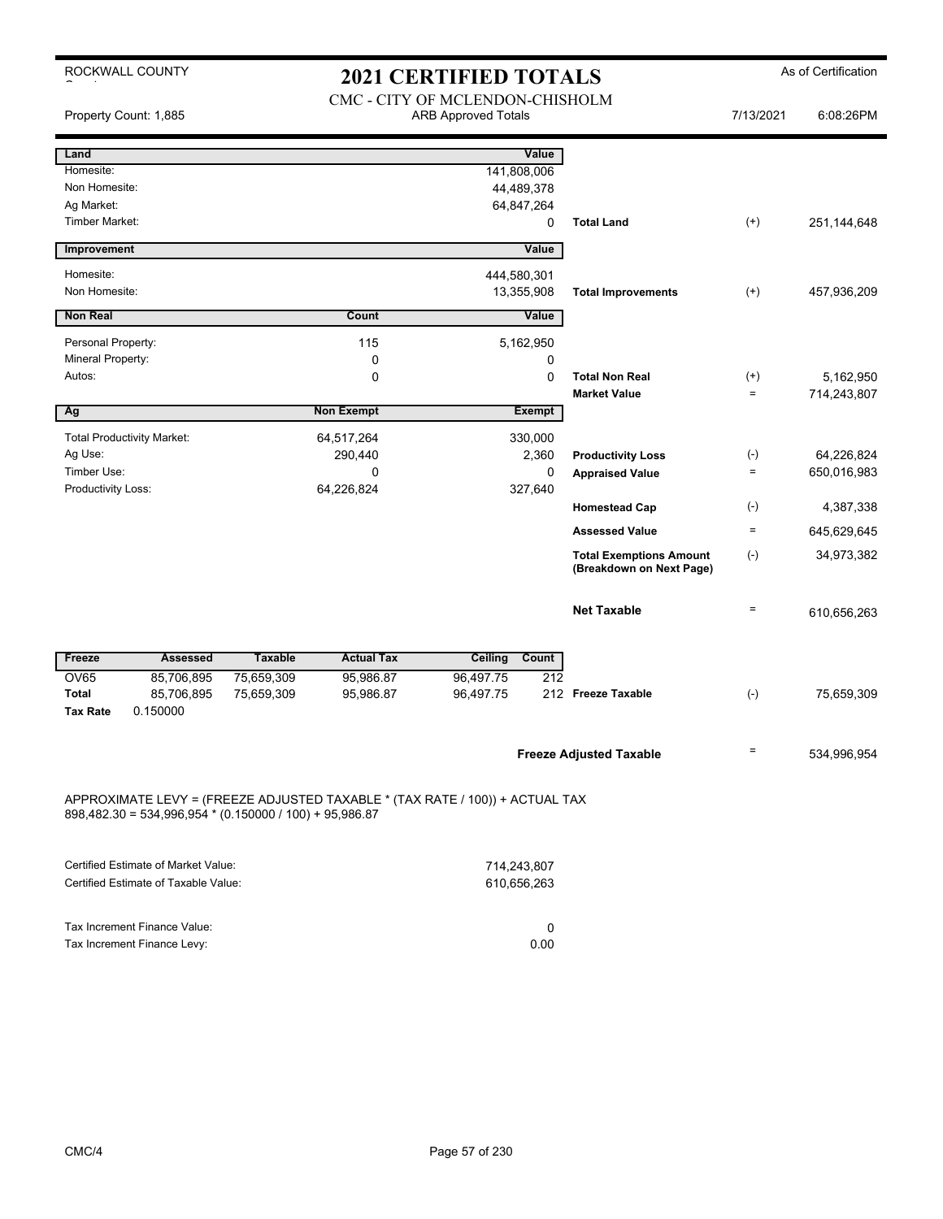ROCKWALL COUNTY

# 2021 CERTIFIED TOTALS

As of Certification

CMC - CITY OF MCLENDON-CHISHOLM

Property Count: 1,885 | ARB Approved Totals | 7/13/2021 | 6:08:26PM

| Land | | Value | | | |
|---|---|---|---|---|---|
| Homesite: | | 141,808,006 | | | |
| Non Homesite: | | 44,489,378 | | | |
| Ag Market: | | 64,847,264 | | | |
| Timber Market: | | 0 | Total Land | (+) | 251,144,648 |
| **Improvement** | | **Value** | | | |
| Homesite: | | 444,580,301 | | | |
| Non Homesite: | | 13,355,908 | Total Improvements | (+) | 457,936,209 |
| **Non Real** | **Count** | **Value** | | | |
| Personal Property: | 115 | 5,162,950 | | | |
| Mineral Property: | 0 | 0 | | | |
| Autos: | 0 | 0 | Total Non Real | (+) | 5,162,950 |
| | | | Market Value | = | 714,243,807 |
| **Ag** | **Non Exempt** | **Exempt** | | | |
| Total Productivity Market: | 64,517,264 | 330,000 | | | |
| Ag Use: | 290,440 | 2,360 | Productivity Loss | (-) | 64,226,824 |
| Timber Use: | 0 | 0 | Appraised Value | = | 650,016,983 |
| Productivity Loss: | 64,226,824 | 327,640 | | | |
| | | | Homestead Cap | (-) | 4,387,338 |
| | | | Assessed Value | = | 645,629,645 |
| | | | Total Exemptions Amount (Breakdown on Next Page) | (-) | 34,973,382 |
| | | | Net Taxable | = | 610,656,263 |

| Freeze | Assessed | Taxable | Actual Tax | Ceiling | Count | | | |
|---|---|---|---|---|---|---|---|---|
| OV65 | 85,706,895 | 75,659,309 | 95,986.87 | 96,497.75 | 212 | | | |
| **Total** | 85,706,895 | 75,659,309 | 95,986.87 | 96,497.75 | 212 | Freeze Taxable | (-) | 75,659,309 |
| **Tax Rate** | 0.150000 | | | | | | | |

**Freeze Adjusted Taxable** = 534,996,954

APPROXIMATE LEVY = (FREEZE ADJUSTED TAXABLE * (TAX RATE / 100)) + ACTUAL TAX
898,482.30 = 534,996,954 * (0.150000 / 100) + 95,986.87

| | |
|---|---|
| Certified Estimate of Market Value: | 714,243,807 |
| Certified Estimate of Taxable Value: | 610,656,263 |
| Tax Increment Finance Value: | 0 |
| Tax Increment Finance Levy: | 0.00 |

CMC/4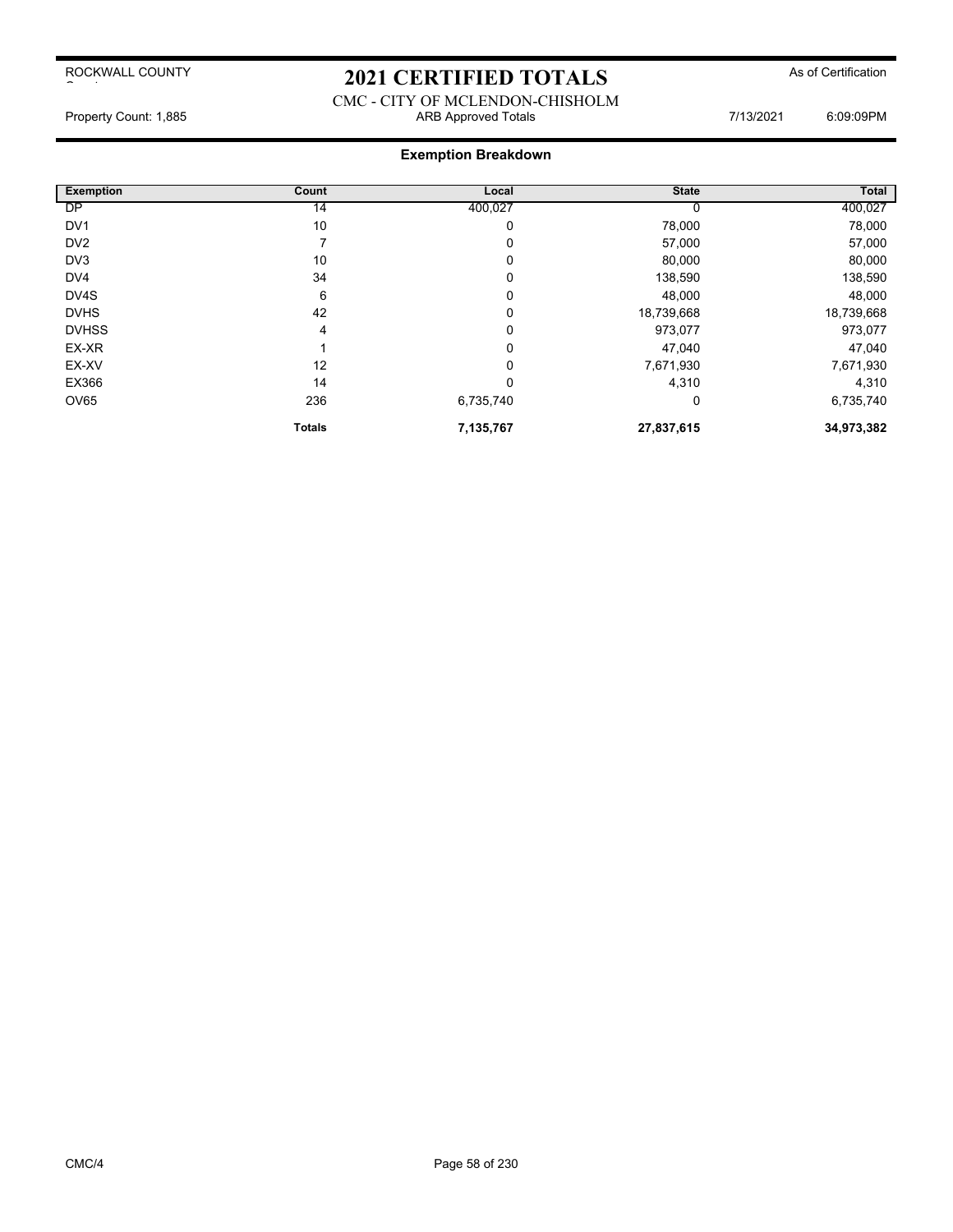# 2021 CERTIFIED TOTALS

ROCKWALL COUNTY — As of Certification

CMC - CITY OF MCLENDON-CHISHOLM

Property Count: 1,885 — ARB Approved Totals — 7/13/2021 6:09:09PM

## Exemption Breakdown

| Exemption | Count | Local | State | Total |
|---|---|---|---|---|
| DP | 14 | 400,027 | 0 | 400,027 |
| DV1 | 10 | 0 | 78,000 | 78,000 |
| DV2 | 7 | 0 | 57,000 | 57,000 |
| DV3 | 10 | 0 | 80,000 | 80,000 |
| DV4 | 34 | 0 | 138,590 | 138,590 |
| DV4S | 6 | 0 | 48,000 | 48,000 |
| DVHS | 42 | 0 | 18,739,668 | 18,739,668 |
| DVHSS | 4 | 0 | 973,077 | 973,077 |
| EX-XR | 1 | 0 | 47,040 | 47,040 |
| EX-XV | 12 | 0 | 7,671,930 | 7,671,930 |
| EX366 | 14 | 0 | 4,310 | 4,310 |
| OV65 | 236 | 6,735,740 | 0 | 6,735,740 |
| | **Totals** | **7,135,767** | **27,837,615** | **34,973,382** |

CMC/4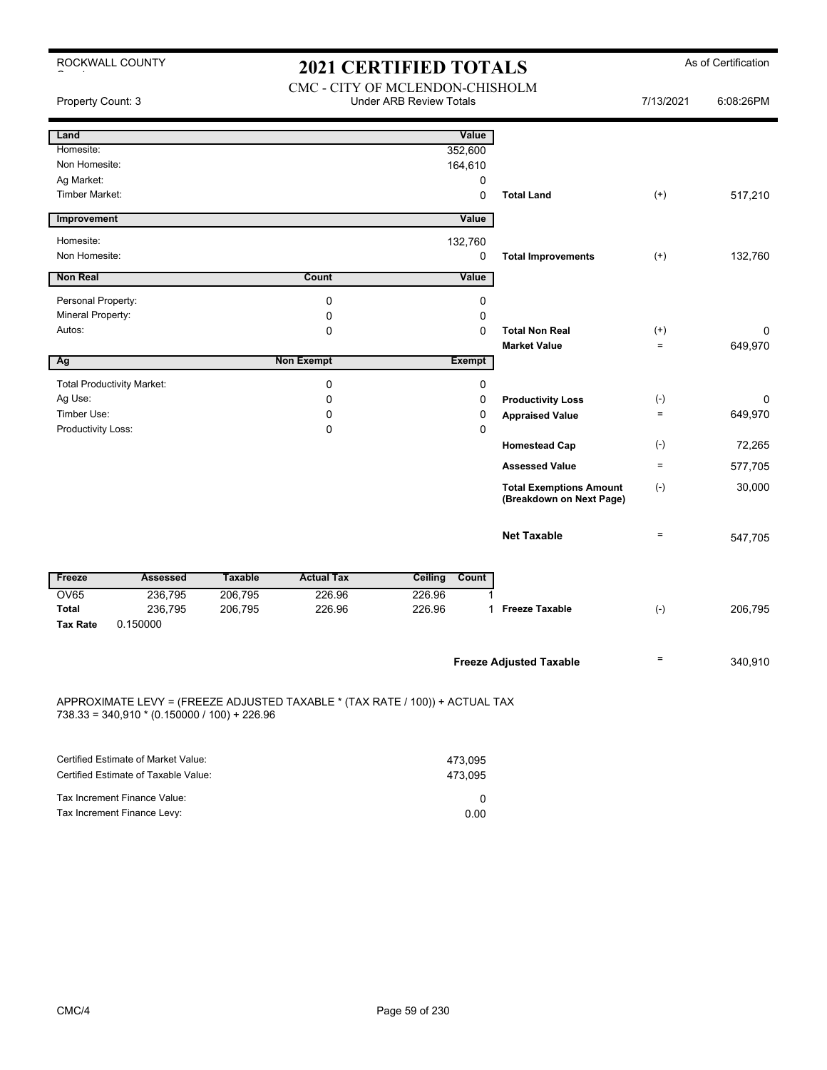ROCKWALL COUNTY

# 2021 CERTIFIED TOTALS

As of Certification

CMC - CITY OF MCLENDON-CHISHOLM

Property Count: 3 | Under ARB Review Totals | 7/13/2021 6:08:26PM

| Land | | Value | | | |
|---|---|---|---|---|---|
| Homesite: | | 352,600 | | | |
| Non Homesite: | | 164,610 | | | |
| Ag Market: | | 0 | | | |
| Timber Market: | | 0 | Total Land | (+) | 517,210 |
| **Improvement** | | **Value** | | | |
| Homesite: | | 132,760 | | | |
| Non Homesite: | | 0 | Total Improvements | (+) | 132,760 |
| **Non Real** | **Count** | **Value** | | | |
| Personal Property: | 0 | 0 | | | |
| Mineral Property: | 0 | 0 | | | |
| Autos: | 0 | 0 | Total Non Real | (+) | 0 |
| | | | Market Value | = | 649,970 |
| **Ag** | **Non Exempt** | **Exempt** | | | |
| Total Productivity Market: | 0 | 0 | | | |
| Ag Use: | 0 | 0 | Productivity Loss | (-) | 0 |
| Timber Use: | 0 | 0 | Appraised Value | = | 649,970 |
| Productivity Loss: | 0 | 0 | | | |
| | | | Homestead Cap | (-) | 72,265 |
| | | | Assessed Value | = | 577,705 |
| | | | Total Exemptions Amount (Breakdown on Next Page) | (-) | 30,000 |
| | | | Net Taxable | = | 547,705 |

| Freeze | Assessed | Taxable | Actual Tax | Ceiling | Count | | | |
|---|---|---|---|---|---|---|---|---|
| OV65 | 236,795 | 206,795 | 226.96 | 226.96 | 1 | | | |
| **Total** | 236,795 | 206,795 | 226.96 | 226.96 | 1 | Freeze Taxable | (-) | 206,795 |
| **Tax Rate** | 0.150000 | | | | | | | |

| | | |
|---|---|---|
| Freeze Adjusted Taxable | = | 340,910 |

APPROXIMATE LEVY = (FREEZE ADJUSTED TAXABLE * (TAX RATE / 100)) + ACTUAL TAX
738.33 = 340,910 * (0.150000 / 100) + 226.96

| | |
|---|---|
| Certified Estimate of Market Value: | 473,095 |
| Certified Estimate of Taxable Value: | 473,095 |
| Tax Increment Finance Value: | 0 |
| Tax Increment Finance Levy: | 0.00 |

CMC/4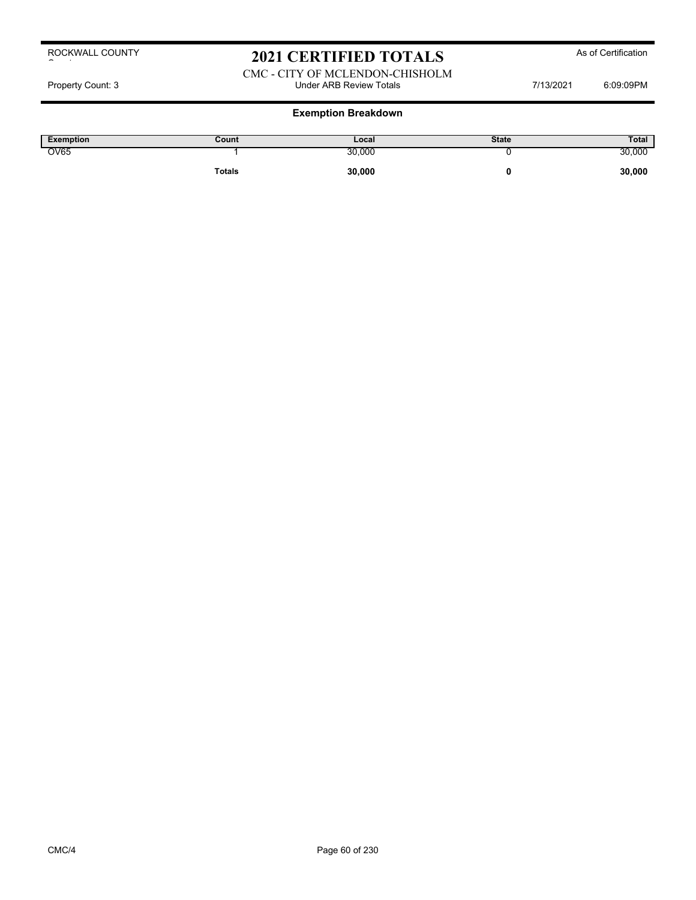ROCKWALL COUNTY

# 2021 CERTIFIED TOTALS

As of Certification

CMC - CITY OF MCLENDON-CHISHOLM

Property Count: 3 | Under ARB Review Totals | 7/13/2021 6:09:09PM

## Exemption Breakdown

| Exemption | Count | Local | State | Total |
|---|---|---|---|---|
| OV65 | 1 | 30,000 | 0 | 30,000 |
| | **Totals** | **30,000** | **0** | **30,000** |

CMC/4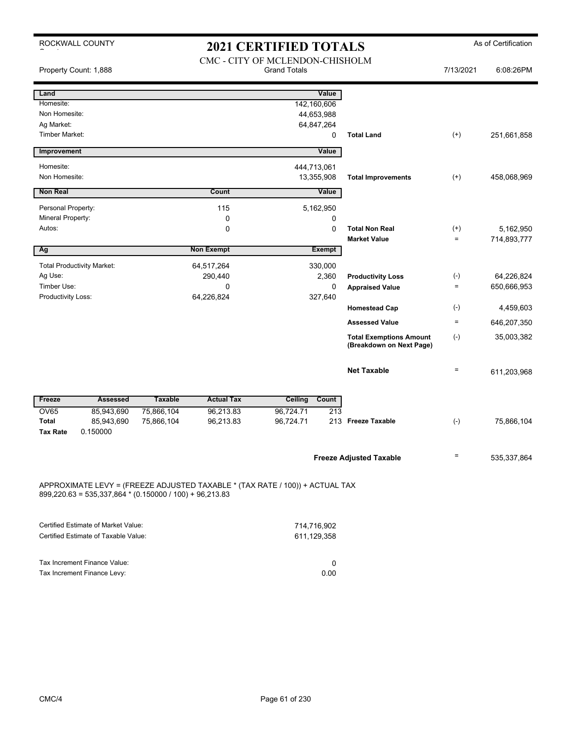ROCKWALL COUNTY

# 2021 CERTIFIED TOTALS

As of Certification

## CMC - CITY OF MCLENDON-CHISHOLM

Property Count: 1,888 — Grand Totals — 7/13/2021 6:08:26PM

| Land | | Value | | | |
|---|---|---|---|---|---|
| Homesite: | | 142,160,606 | | | |
| Non Homesite: | | 44,653,988 | | | |
| Ag Market: | | 64,847,264 | | | |
| Timber Market: | | 0 | **Total Land** | (+) | 251,661,858 |

| Improvement | | Value | | | |
|---|---|---|---|---|---|
| Homesite: | | 444,713,061 | | | |
| Non Homesite: | | 13,355,908 | **Total Improvements** | (+) | 458,068,969 |

| Non Real | Count | Value | | | |
|---|---|---|---|---|---|
| Personal Property: | 115 | 5,162,950 | | | |
| Mineral Property: | 0 | 0 | | | |
| Autos: | 0 | 0 | **Total Non Real** | (+) | 5,162,950 |
| | | | **Market Value** | = | 714,893,777 |

| Ag | Non Exempt | Exempt | | | |
|---|---|---|---|---|---|
| Total Productivity Market: | 64,517,264 | 330,000 | | | |
| Ag Use: | 290,440 | 2,360 | **Productivity Loss** | (-) | 64,226,824 |
| Timber Use: | 0 | 0 | **Appraised Value** | = | 650,666,953 |
| Productivity Loss: | 64,226,824 | 327,640 | | | |
| | | | **Homestead Cap** | (-) | 4,459,603 |
| | | | **Assessed Value** | = | 646,207,350 |
| | | | **Total Exemptions Amount (Breakdown on Next Page)** | (-) | 35,003,382 |
| | | | **Net Taxable** | = | 611,203,968 |

| Freeze | Assessed | Taxable | Actual Tax | Ceiling | Count | | | |
|---|---|---|---|---|---|---|---|---|
| OV65 | 85,943,690 | 75,866,104 | 96,213.83 | 96,724.71 | 213 | | | |
| **Total** | 85,943,690 | 75,866,104 | 96,213.83 | 96,724.71 | 213 | **Freeze Taxable** | (-) | 75,866,104 |
| **Tax Rate** | 0.150000 | | | | | | | |

**Freeze Adjusted Taxable** = 535,337,864

APPROXIMATE LEVY = (FREEZE ADJUSTED TAXABLE * (TAX RATE / 100)) + ACTUAL TAX
899,220.63 = 535,337,864 * (0.150000 / 100) + 96,213.83

| | |
|---|---|
| Certified Estimate of Market Value: | 714,716,902 |
| Certified Estimate of Taxable Value: | 611,129,358 |

| | |
|---|---|
| Tax Increment Finance Value: | 0 |
| Tax Increment Finance Levy: | 0.00 |

CMC/4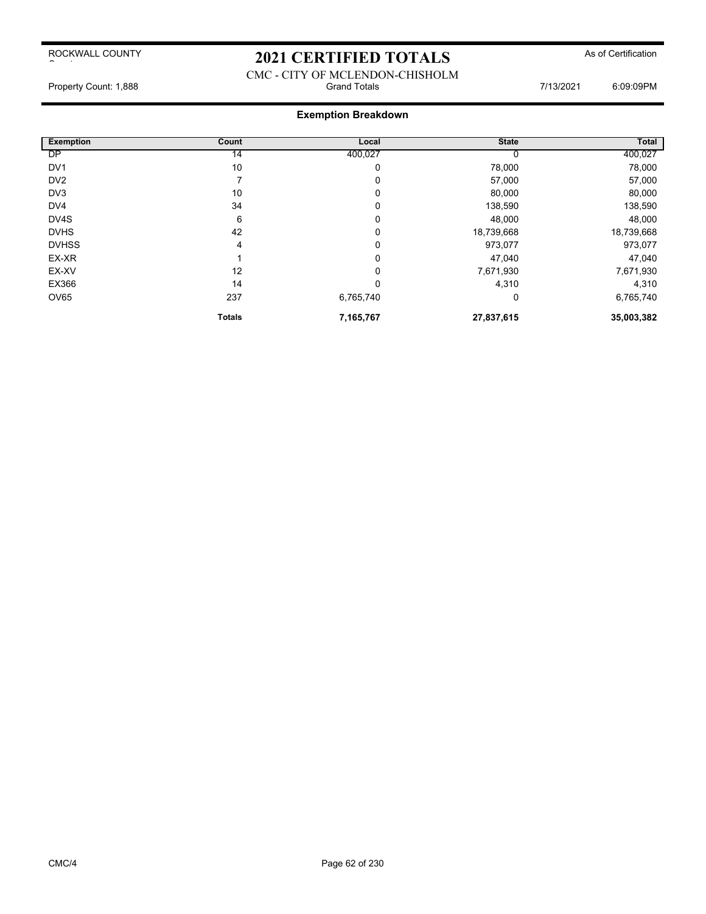ROCKWALL COUNTY

# 2021 CERTIFIED TOTALS

As of Certification

CMC - CITY OF MCLENDON-CHISHOLM

Property Count: 1,888 | Grand Totals | 7/13/2021 6:09:09PM

## Exemption Breakdown

| Exemption | Count | Local | State | Total |
|---|---|---|---|---|
| DP | 14 | 400,027 | 0 | 400,027 |
| DV1 | 10 | 0 | 78,000 | 78,000 |
| DV2 | 7 | 0 | 57,000 | 57,000 |
| DV3 | 10 | 0 | 80,000 | 80,000 |
| DV4 | 34 | 0 | 138,590 | 138,590 |
| DV4S | 6 | 0 | 48,000 | 48,000 |
| DVHS | 42 | 0 | 18,739,668 | 18,739,668 |
| DVHSS | 4 | 0 | 973,077 | 973,077 |
| EX-XR | 1 | 0 | 47,040 | 47,040 |
| EX-XV | 12 | 0 | 7,671,930 | 7,671,930 |
| EX366 | 14 | 0 | 4,310 | 4,310 |
| OV65 | 237 | 6,765,740 | 0 | 6,765,740 |
| | **Totals** | **7,165,767** | **27,837,615** | **35,003,382** |

CMC/4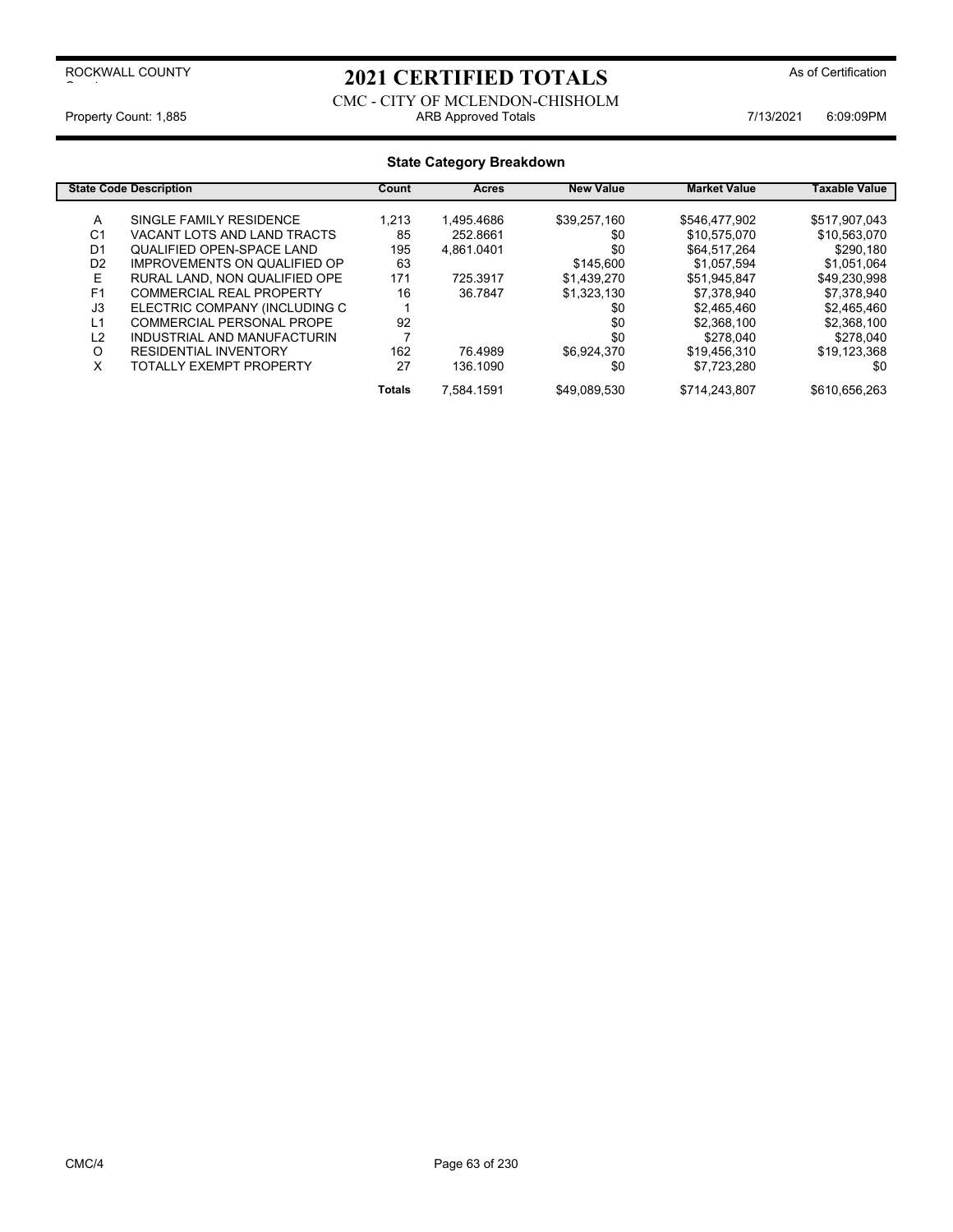ROCKWALL COUNTY

# 2021 CERTIFIED TOTALS

As of Certification

CMC - CITY OF MCLENDON-CHISHOLM

Property Count: 1,885 — ARB Approved Totals — 7/13/2021 6:09:09PM

## State Category Breakdown

| State Code | Description | Count | Acres | New Value | Market Value | Taxable Value |
|---|---|---|---|---|---|---|
| A | SINGLE FAMILY RESIDENCE | 1,213 | 1,495.4686 | $39,257,160 | $546,477,902 | $517,907,043 |
| C1 | VACANT LOTS AND LAND TRACTS | 85 | 252.8661 | $0 | $10,575,070 | $10,563,070 |
| D1 | QUALIFIED OPEN-SPACE LAND | 195 | 4,861.0401 | $0 | $64,517,264 | $290,180 |
| D2 | IMPROVEMENTS ON QUALIFIED OP | 63 | | $145,600 | $1,057,594 | $1,051,064 |
| E | RURAL LAND, NON QUALIFIED OPE | 171 | 725.3917 | $1,439,270 | $51,945,847 | $49,230,998 |
| F1 | COMMERCIAL REAL PROPERTY | 16 | 36.7847 | $1,323,130 | $7,378,940 | $7,378,940 |
| J3 | ELECTRIC COMPANY (INCLUDING C | 1 | | $0 | $2,465,460 | $2,465,460 |
| L1 | COMMERCIAL PERSONAL PROPE | 92 | | $0 | $2,368,100 | $2,368,100 |
| L2 | INDUSTRIAL AND MANUFACTURIN | 7 | | $0 | $278,040 | $278,040 |
| O | RESIDENTIAL INVENTORY | 162 | 76.4989 | $6,924,370 | $19,456,310 | $19,123,368 |
| X | TOTALLY EXEMPT PROPERTY | 27 | 136.1090 | $0 | $7,723,280 | $0 |
| | | **Totals** | 7,584.1591 | $49,089,530 | $714,243,807 | $610,656,263 |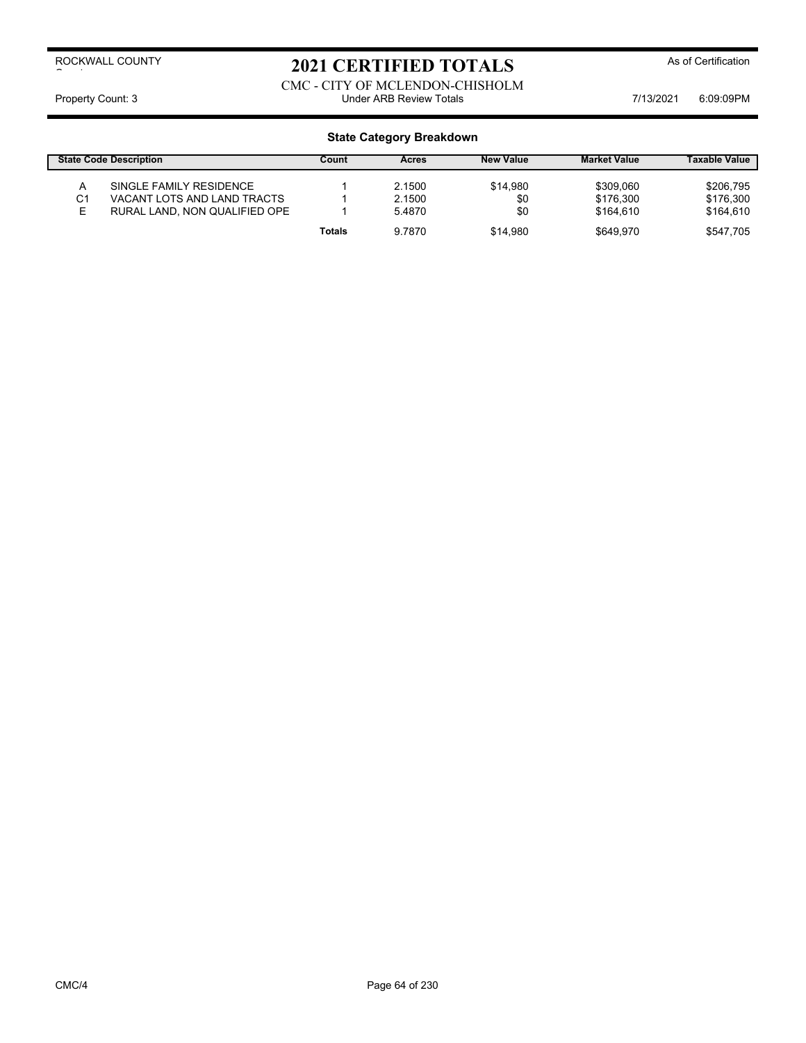ROCKWALL COUNTY

# 2021 CERTIFIED TOTALS

As of Certification

CMC - CITY OF MCLENDON-CHISHOLM

Property Count: 3 | Under ARB Review Totals | 7/13/2021 6:09:09PM

## State Category Breakdown

| State Code | Description | Count | Acres | New Value | Market Value | Taxable Value |
|---|---|---|---|---|---|---|
| A | SINGLE FAMILY RESIDENCE | 1 | 2.1500 | $14,980 | $309,060 | $206,795 |
| C1 | VACANT LOTS AND LAND TRACTS | 1 | 2.1500 | $0 | $176,300 | $176,300 |
| E | RURAL LAND, NON QUALIFIED OPE | 1 | 5.4870 | $0 | $164,610 | $164,610 |
| | | Totals | 9.7870 | $14,980 | $649,970 | $547,705 |

CMC/4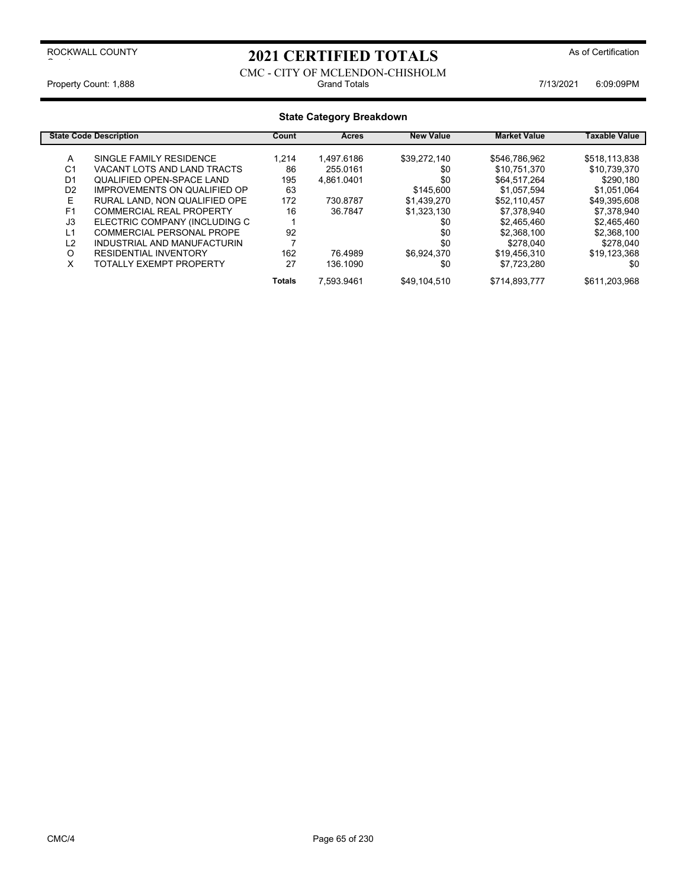ROCKWALL COUNTY

# 2021 CERTIFIED TOTALS

As of Certification

CMC - CITY OF MCLENDON-CHISHOLM

Property Count: 1,888 | Grand Totals | 7/13/2021 6:09:09PM

## State Category Breakdown

| State Code | Description | Count | Acres | New Value | Market Value | Taxable Value |
|---|---|---|---|---|---|---|
| A | SINGLE FAMILY RESIDENCE | 1,214 | 1,497.6186 | $39,272,140 | $546,786,962 | $518,113,838 |
| C1 | VACANT LOTS AND LAND TRACTS | 86 | 255.0161 | $0 | $10,751,370 | $10,739,370 |
| D1 | QUALIFIED OPEN-SPACE LAND | 195 | 4,861.0401 | $0 | $64,517,264 | $290,180 |
| D2 | IMPROVEMENTS ON QUALIFIED OP | 63 | | $145,600 | $1,057,594 | $1,051,064 |
| E | RURAL LAND, NON QUALIFIED OPE | 172 | 730.8787 | $1,439,270 | $52,110,457 | $49,395,608 |
| F1 | COMMERCIAL REAL PROPERTY | 16 | 36.7847 | $1,323,130 | $7,378,940 | $7,378,940 |
| J3 | ELECTRIC COMPANY (INCLUDING C | 1 | | $0 | $2,465,460 | $2,465,460 |
| L1 | COMMERCIAL PERSONAL PROPE | 92 | | $0 | $2,368,100 | $2,368,100 |
| L2 | INDUSTRIAL AND MANUFACTURIN | 7 | | $0 | $278,040 | $278,040 |
| O | RESIDENTIAL INVENTORY | 162 | 76.4989 | $6,924,370 | $19,456,310 | $19,123,368 |
| X | TOTALLY EXEMPT PROPERTY | 27 | 136.1090 | $0 | $7,723,280 | $0 |
| | | **Totals** | 7,593.9461 | $49,104,510 | $714,893,777 | $611,203,968 |

CMC/4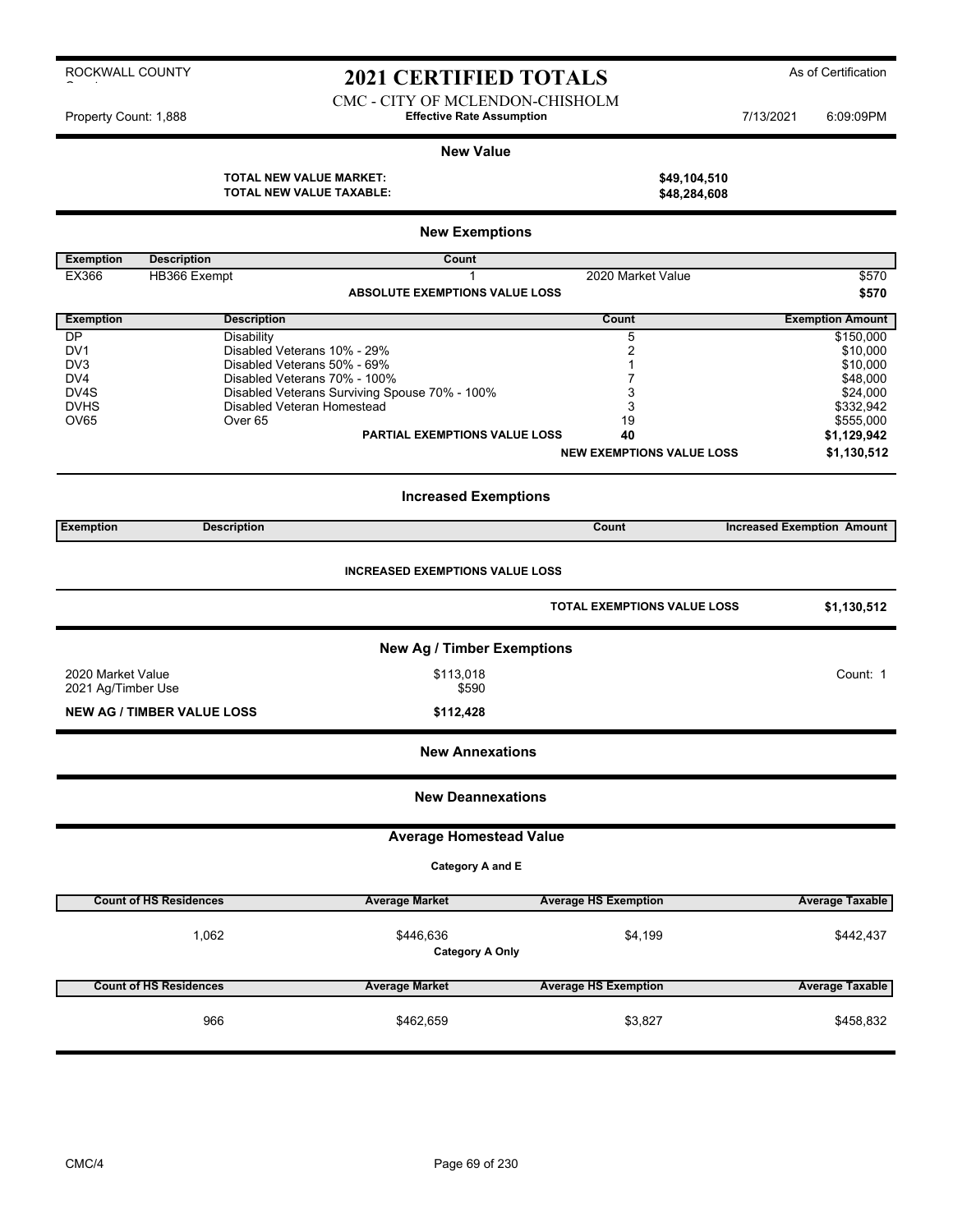ROCKWALL COUNTY

# 2021 CERTIFIED TOTALS

As of Certification

CMC - CITY OF MCLENDON-CHISHOLM

Property Count: 1,888 | **Effective Rate Assumption** | 7/13/2021 6:09:09PM

## New Value

| | |
|---|---|
| **TOTAL NEW VALUE MARKET:** | **$49,104,510** |
| **TOTAL NEW VALUE TAXABLE:** | **$48,284,608** |

## New Exemptions

| Exemption | Description | Count | | |
|---|---|---|---|---|
| EX366 | HB366 Exempt | 1 | 2020 Market Value | $570 |
| | | **ABSOLUTE EXEMPTIONS VALUE LOSS** | | **$570** |

| Exemption | Description | Count | Exemption Amount |
|---|---|---|---|
| DP | Disability | 5 | $150,000 |
| DV1 | Disabled Veterans 10% - 29% | 2 | $10,000 |
| DV3 | Disabled Veterans 50% - 69% | 1 | $10,000 |
| DV4 | Disabled Veterans 70% - 100% | 7 | $48,000 |
| DV4S | Disabled Veterans Surviving Spouse 70% - 100% | 3 | $24,000 |
| DVHS | Disabled Veteran Homestead | 3 | $332,942 |
| OV65 | Over 65 | 19 | $555,000 |
| | **PARTIAL EXEMPTIONS VALUE LOSS** | **40** | **$1,129,942** |
| | | **NEW EXEMPTIONS VALUE LOSS** | **$1,130,512** |

## Increased Exemptions

| Exemption | Description | Count | Increased Exemption Amount |
|---|---|---|---|

**INCREASED EXEMPTIONS VALUE LOSS**

| | |
|---|---|
| **TOTAL EXEMPTIONS VALUE LOSS** | **$1,130,512** |

## New Ag / Timber Exemptions

| | | |
|---|---|---|
| 2020 Market Value | $113,018 | Count: 1 |
| 2021 Ag/Timber Use | $590 | |
| **NEW AG / TIMBER VALUE LOSS** | **$112,428** | |

## New Annexations

## New Deannexations

## Average Homestead Value

**Category A and E**

| Count of HS Residences | Average Market | Average HS Exemption | Average Taxable |
|---|---|---|---|
| 1,062 | $446,636 | $4,199 | $442,437 |

**Category A Only**

| Count of HS Residences | Average Market | Average HS Exemption | Average Taxable |
|---|---|---|---|
| 966 | $462,659 | $3,827 | $458,832 |

CMC/4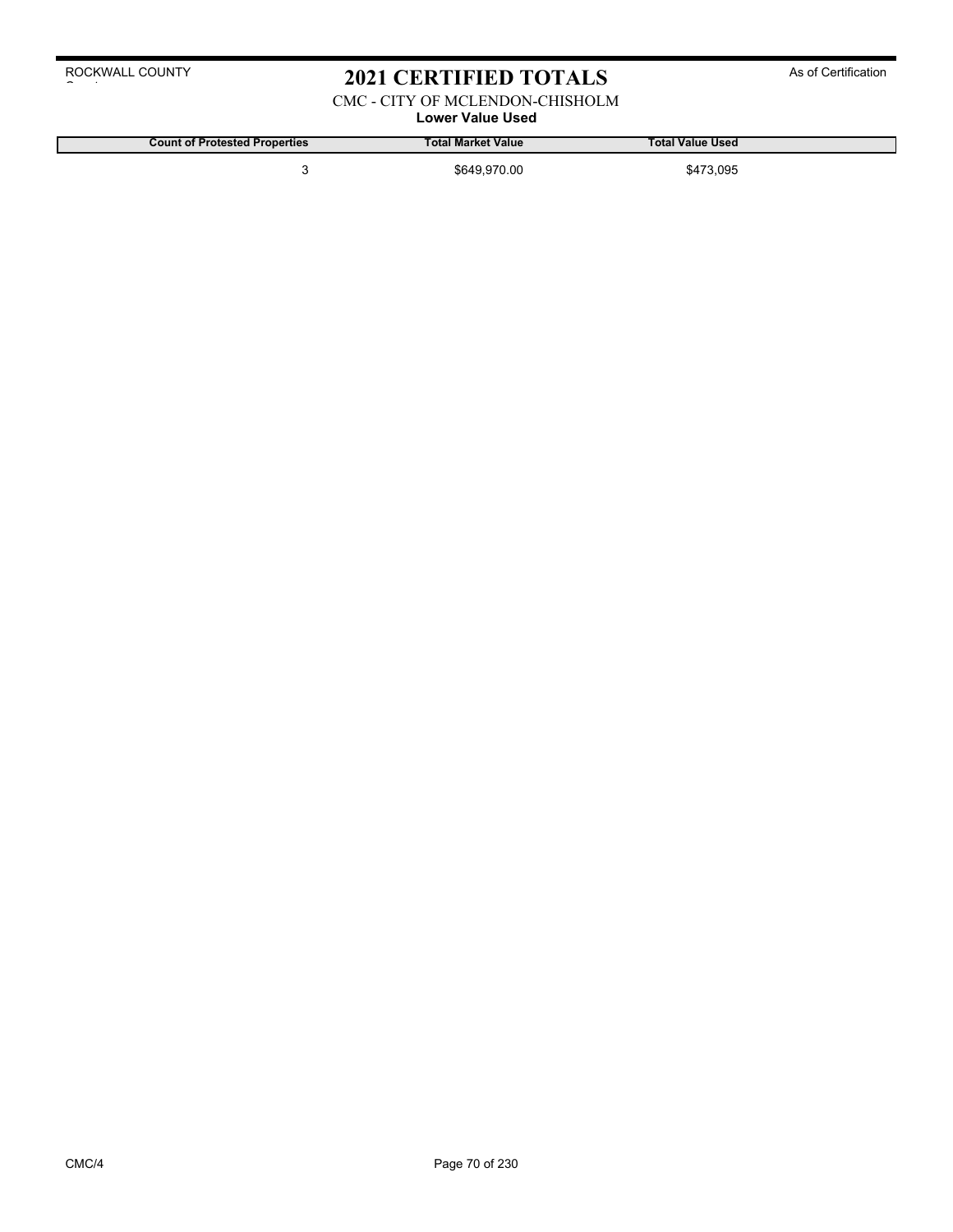# 2021 CERTIFIED TOTALS

CMC - CITY OF MCLENDON-CHISHOLM

**Lower Value Used**

| Count of Protested Properties | Total Market Value | Total Value Used |
|---|---|---|
| 3 | $649,970.00 | $473,095 |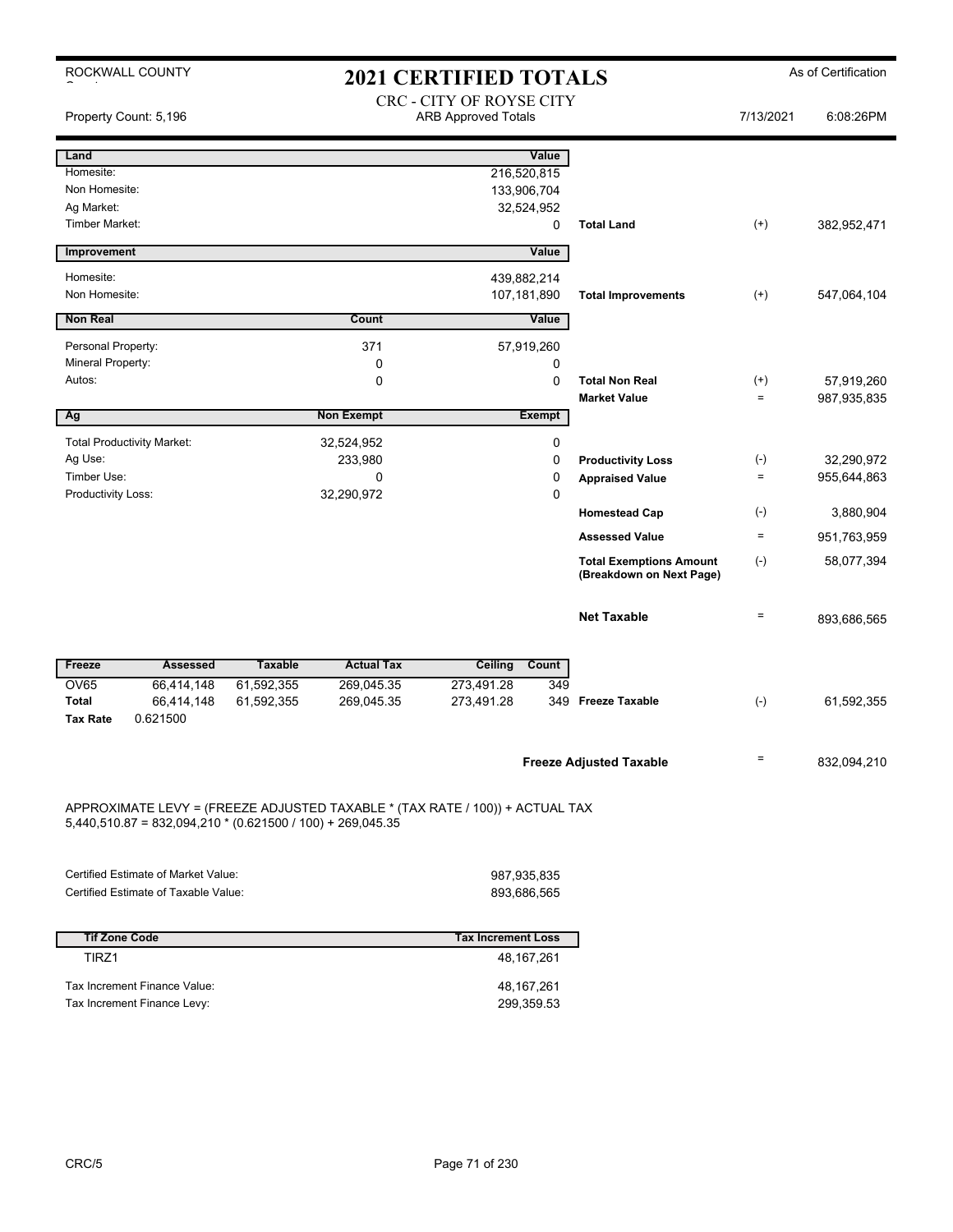ROCKWALL COUNTY

# 2021 CERTIFIED TOTALS

As of Certification

## CRC - CITY OF ROYSE CITY

Property Count: 5,196 | ARB Approved Totals | 7/13/2021 6:08:26PM

| Land | | Value | | | |
|---|---|---|---|---|---|
| Homesite: | | 216,520,815 | | | |
| Non Homesite: | | 133,906,704 | | | |
| Ag Market: | | 32,524,952 | | | |
| Timber Market: | | 0 | **Total Land** | (+) | 382,952,471 |

| Improvement | | Value | | | |
|---|---|---|---|---|---|
| Homesite: | | 439,882,214 | | | |
| Non Homesite: | | 107,181,890 | **Total Improvements** | (+) | 547,064,104 |

| Non Real | Count | Value | | | |
|---|---|---|---|---|---|
| Personal Property: | 371 | 57,919,260 | | | |
| Mineral Property: | 0 | 0 | | | |
| Autos: | 0 | 0 | **Total Non Real** | (+) | 57,919,260 |
| | | | **Market Value** | = | 987,935,835 |

| Ag | Non Exempt | Exempt | | | |
|---|---|---|---|---|---|
| Total Productivity Market: | 32,524,952 | 0 | | | |
| Ag Use: | 233,980 | 0 | **Productivity Loss** | (-) | 32,290,972 |
| Timber Use: | 0 | 0 | **Appraised Value** | = | 955,644,863 |
| Productivity Loss: | 32,290,972 | 0 | | | |
| | | | **Homestead Cap** | (-) | 3,880,904 |
| | | | **Assessed Value** | = | 951,763,959 |
| | | | **Total Exemptions Amount (Breakdown on Next Page)** | (-) | 58,077,394 |
| | | | **Net Taxable** | = | 893,686,565 |

| Freeze | Assessed | Taxable | Actual Tax | Ceiling | Count | | | |
|---|---|---|---|---|---|---|---|---|
| OV65 | 66,414,148 | 61,592,355 | 269,045.35 | 273,491.28 | 349 | | | |
| **Total** | 66,414,148 | 61,592,355 | 269,045.35 | 273,491.28 | 349 | **Freeze Taxable** | (-) | 61,592,355 |
| **Tax Rate** | 0.621500 | | | | | | | |

**Freeze Adjusted Taxable** = 832,094,210

APPROXIMATE LEVY = (FREEZE ADJUSTED TAXABLE * (TAX RATE / 100)) + ACTUAL TAX
5,440,510.87 = 832,094,210 * (0.621500 / 100) + 269,045.35

| | |
|---|---|
| Certified Estimate of Market Value: | 987,935,835 |
| Certified Estimate of Taxable Value: | 893,686,565 |

| Tif Zone Code | Tax Increment Loss |
|---|---|
| TIRZ1 | 48,167,261 |
| Tax Increment Finance Value: | 48,167,261 |
| Tax Increment Finance Levy: | 299,359.53 |

CRC/5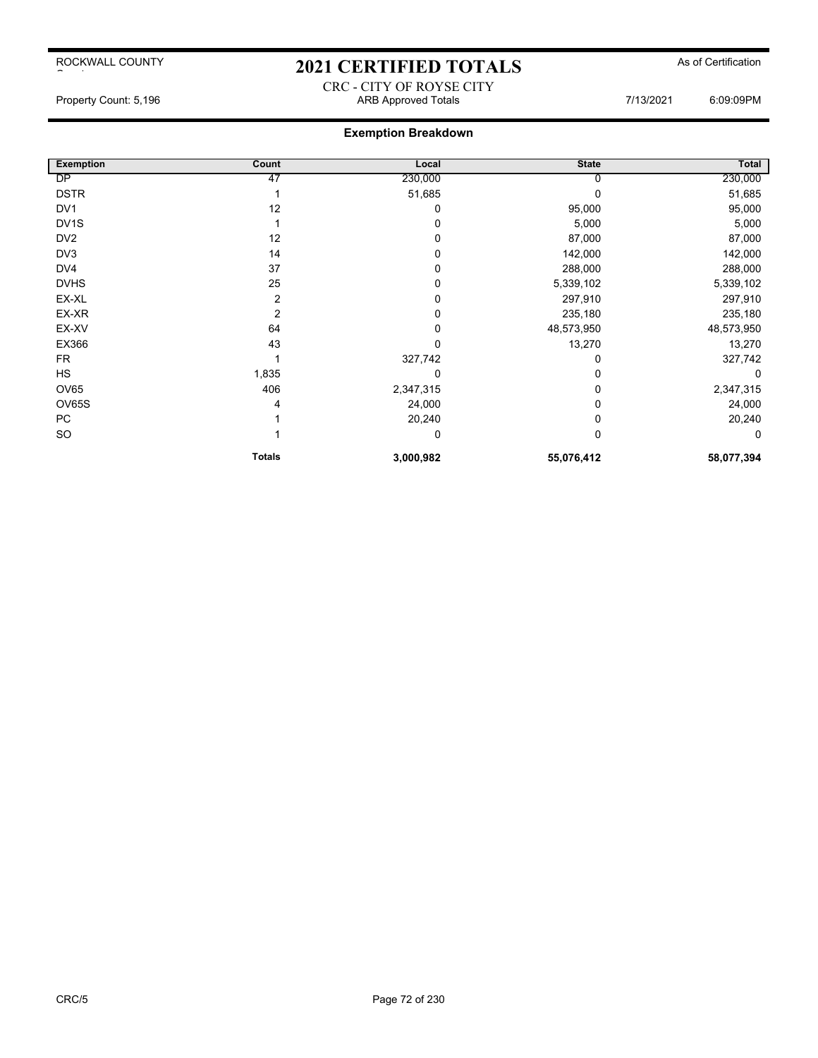ROCKWALL COUNTY

# 2021 CERTIFIED TOTALS

As of Certification

CRC - CITY OF ROYSE CITY

Property Count: 5,196 | ARB Approved Totals | 7/13/2021 6:09:09PM

## Exemption Breakdown

| Exemption | Count | Local | State | Total |
|---|---|---|---|---|
| DP | 47 | 230,000 | 0 | 230,000 |
| DSTR | 1 | 51,685 | 0 | 51,685 |
| DV1 | 12 | 0 | 95,000 | 95,000 |
| DV1S | 1 | 0 | 5,000 | 5,000 |
| DV2 | 12 | 0 | 87,000 | 87,000 |
| DV3 | 14 | 0 | 142,000 | 142,000 |
| DV4 | 37 | 0 | 288,000 | 288,000 |
| DVHS | 25 | 0 | 5,339,102 | 5,339,102 |
| EX-XL | 2 | 0 | 297,910 | 297,910 |
| EX-XR | 2 | 0 | 235,180 | 235,180 |
| EX-XV | 64 | 0 | 48,573,950 | 48,573,950 |
| EX366 | 43 | 0 | 13,270 | 13,270 |
| FR | 1 | 327,742 | 0 | 327,742 |
| HS | 1,835 | 0 | 0 | 0 |
| OV65 | 406 | 2,347,315 | 0 | 2,347,315 |
| OV65S | 4 | 24,000 | 0 | 24,000 |
| PC | 1 | 20,240 | 0 | 20,240 |
| SO | 1 | 0 | 0 | 0 |
| | **Totals** | **3,000,982** | **55,076,412** | **58,077,394** |

CRC/5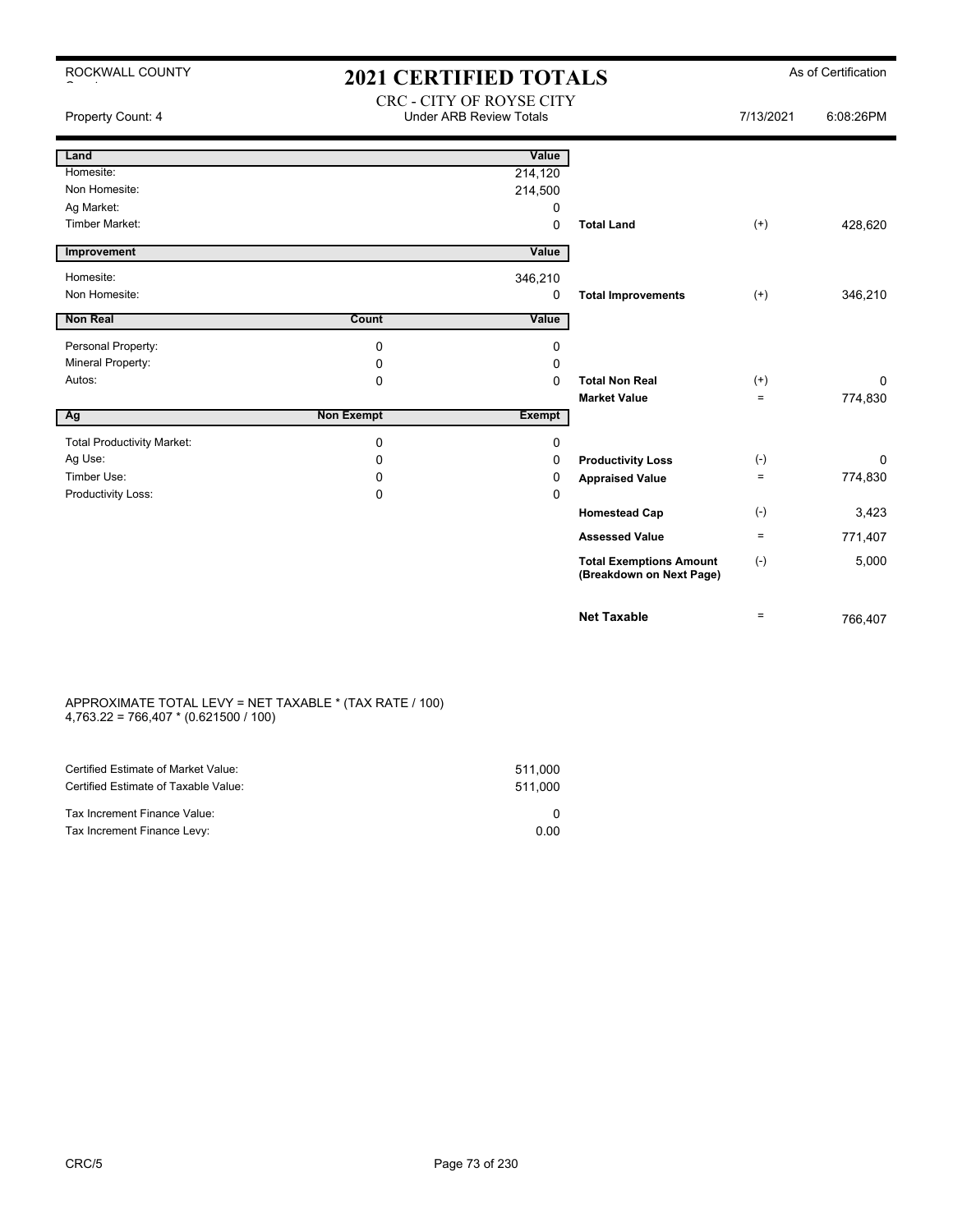ROCKWALL COUNTY

# 2021 CERTIFIED TOTALS

As of Certification

Property Count: 4

CRC - CITY OF ROYSE CITY
Under ARB Review Totals

7/13/2021 6:08:26PM

| Land | | Value | | | |
|---|---|---|---|---|---|
| Homesite: | | 214,120 | | | |
| Non Homesite: | | 214,500 | | | |
| Ag Market: | | 0 | | | |
| Timber Market: | | 0 | **Total Land** | (+) | 428,620 |

| Improvement | | Value | | | |
|---|---|---|---|---|---|
| Homesite: | | 346,210 | | | |
| Non Homesite: | | 0 | **Total Improvements** | (+) | 346,210 |

| Non Real | Count | Value | | | |
|---|---|---|---|---|---|
| Personal Property: | 0 | 0 | | | |
| Mineral Property: | 0 | 0 | | | |
| Autos: | 0 | 0 | **Total Non Real** | (+) | 0 |
| | | | **Market Value** | = | 774,830 |

| Ag | Non Exempt | Exempt | | | |
|---|---|---|---|---|---|
| Total Productivity Market: | 0 | 0 | | | |
| Ag Use: | 0 | 0 | **Productivity Loss** | (-) | 0 |
| Timber Use: | 0 | 0 | **Appraised Value** | = | 774,830 |
| Productivity Loss: | 0 | 0 | | | |
| | | | **Homestead Cap** | (-) | 3,423 |
| | | | **Assessed Value** | = | 771,407 |
| | | | **Total Exemptions Amount (Breakdown on Next Page)** | (-) | 5,000 |
| | | | **Net Taxable** | = | 766,407 |

APPROXIMATE TOTAL LEVY = NET TAXABLE * (TAX RATE / 100)
4,763.22 = 766,407 * (0.621500 / 100)

| | |
|---|---|
| Certified Estimate of Market Value: | 511,000 |
| Certified Estimate of Taxable Value: | 511,000 |
| Tax Increment Finance Value: | 0 |
| Tax Increment Finance Levy: | 0.00 |

CRC/5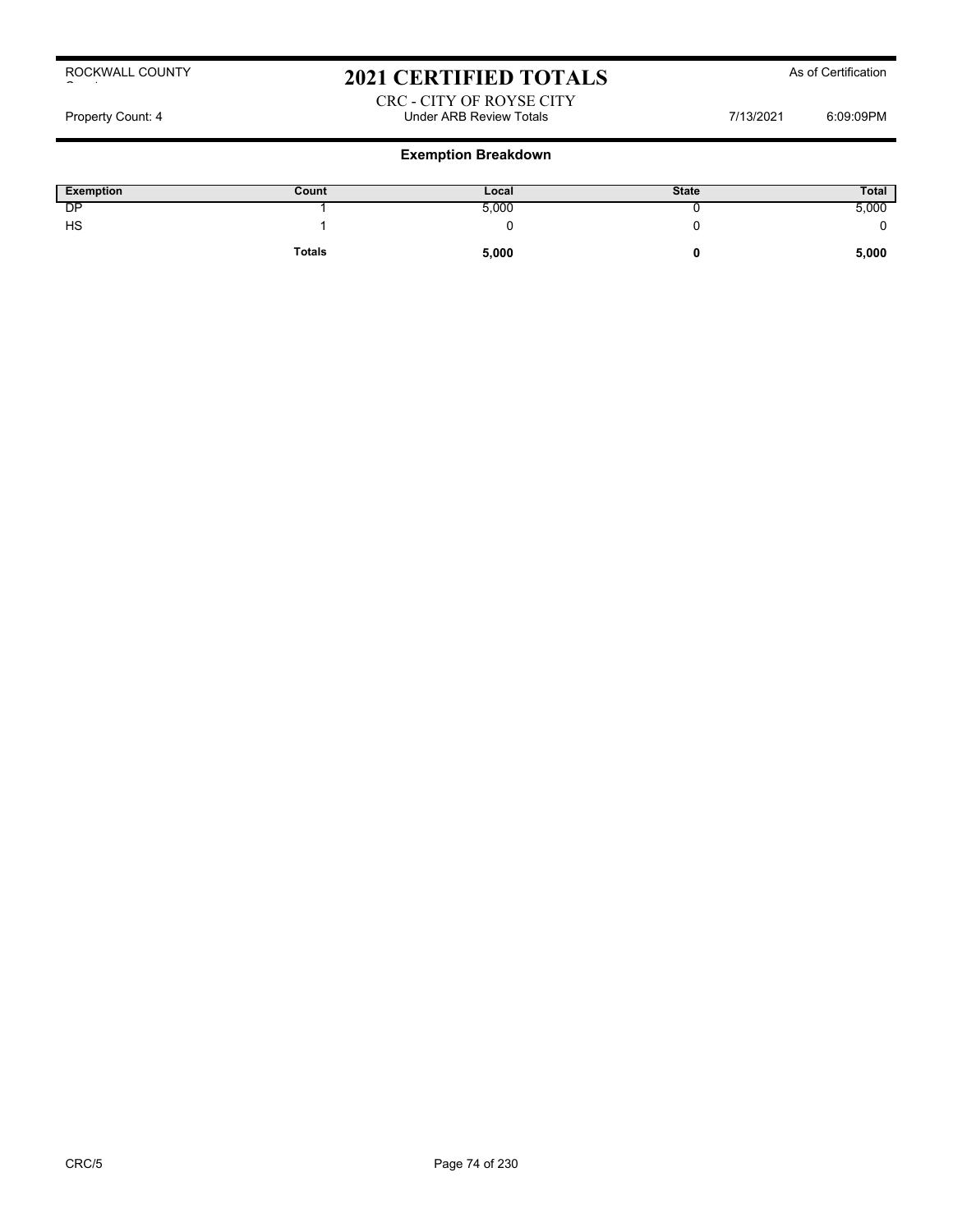# 2021 CERTIFIED TOTALS

ROCKWALL COUNTY

As of Certification

CRC - CITY OF ROYSE CITY

Property Count: 4 — Under ARB Review Totals — 7/13/2021 6:09:09PM

## Exemption Breakdown

| Exemption | Count | Local | State | Total |
|---|---|---|---|---|
| DP | 1 | 5,000 | 0 | 5,000 |
| HS | 1 | 0 | 0 | 0 |
| | **Totals** | **5,000** | **0** | **5,000** |

CRC/5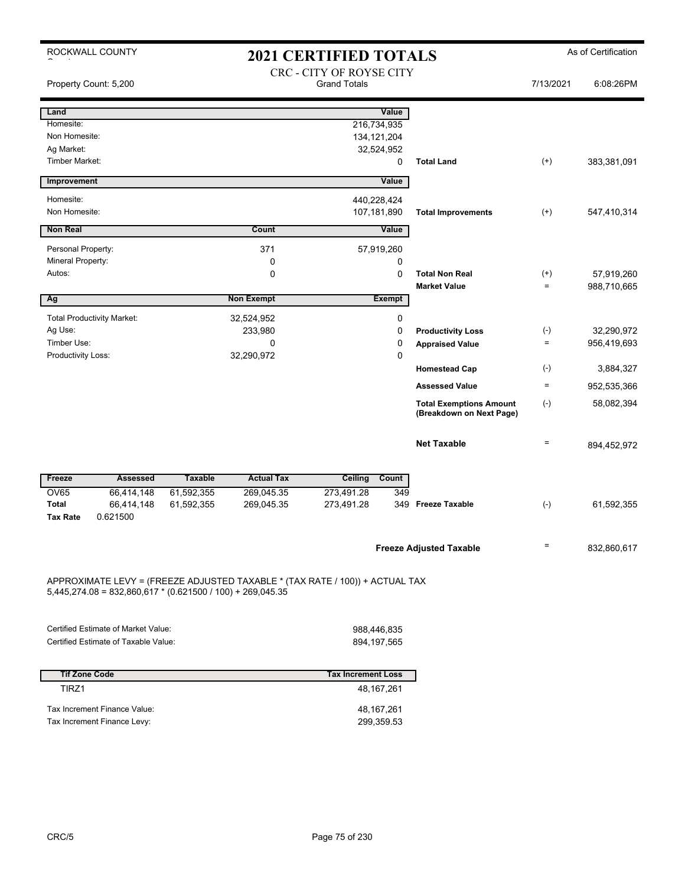ROCKWALL COUNTY

# 2021 CERTIFIED TOTALS

As of Certification

CRC - CITY OF ROYSE CITY
Grand Totals

Property Count: 5,200 | 7/13/2021 6:08:26PM

| Land | | Value | | | |
|---|---|---|---|---|---|
| Homesite: | | 216,734,935 | | | |
| Non Homesite: | | 134,121,204 | | | |
| Ag Market: | | 32,524,952 | | | |
| Timber Market: | | 0 | Total Land | (+) | 383,381,091 |

| Improvement | | Value | | | |
|---|---|---|---|---|---|
| Homesite: | | 440,228,424 | | | |
| Non Homesite: | | 107,181,890 | Total Improvements | (+) | 547,410,314 |

| Non Real | Count | Value | | | |
|---|---|---|---|---|---|
| Personal Property: | 371 | 57,919,260 | | | |
| Mineral Property: | 0 | 0 | | | |
| Autos: | 0 | 0 | Total Non Real | (+) | 57,919,260 |
| | | | Market Value | = | 988,710,665 |

| Ag | Non Exempt | Exempt | | | |
|---|---|---|---|---|---|
| Total Productivity Market: | 32,524,952 | 0 | | | |
| Ag Use: | 233,980 | 0 | Productivity Loss | (-) | 32,290,972 |
| Timber Use: | 0 | 0 | Appraised Value | = | 956,419,693 |
| Productivity Loss: | 32,290,972 | 0 | | | |
| | | | Homestead Cap | (-) | 3,884,327 |
| | | | Assessed Value | = | 952,535,366 |
| | | | Total Exemptions Amount (Breakdown on Next Page) | (-) | 58,082,394 |
| | | | Net Taxable | = | 894,452,972 |

| Freeze | Assessed | Taxable | Actual Tax | Ceiling | Count | | | |
|---|---|---|---|---|---|---|---|---|
| OV65 | 66,414,148 | 61,592,355 | 269,045.35 | 273,491.28 | 349 | | | |
| Total | 66,414,148 | 61,592,355 | 269,045.35 | 273,491.28 | 349 | Freeze Taxable | (-) | 61,592,355 |
| Tax Rate | 0.621500 | | | | | | | |

| | | |
|---|---|---|
| Freeze Adjusted Taxable | = | 832,860,617 |

APPROXIMATE LEVY = (FREEZE ADJUSTED TAXABLE * (TAX RATE / 100)) + ACTUAL TAX
5,445,274.08 = 832,860,617 * (0.621500 / 100) + 269,045.35

| | |
|---|---|
| Certified Estimate of Market Value: | 988,446,835 |
| Certified Estimate of Taxable Value: | 894,197,565 |

| Tif Zone Code | Tax Increment Loss |
|---|---|
| TIRZ1 | 48,167,261 |
| Tax Increment Finance Value: | 48,167,261 |
| Tax Increment Finance Levy: | 299,359.53 |

CRC/5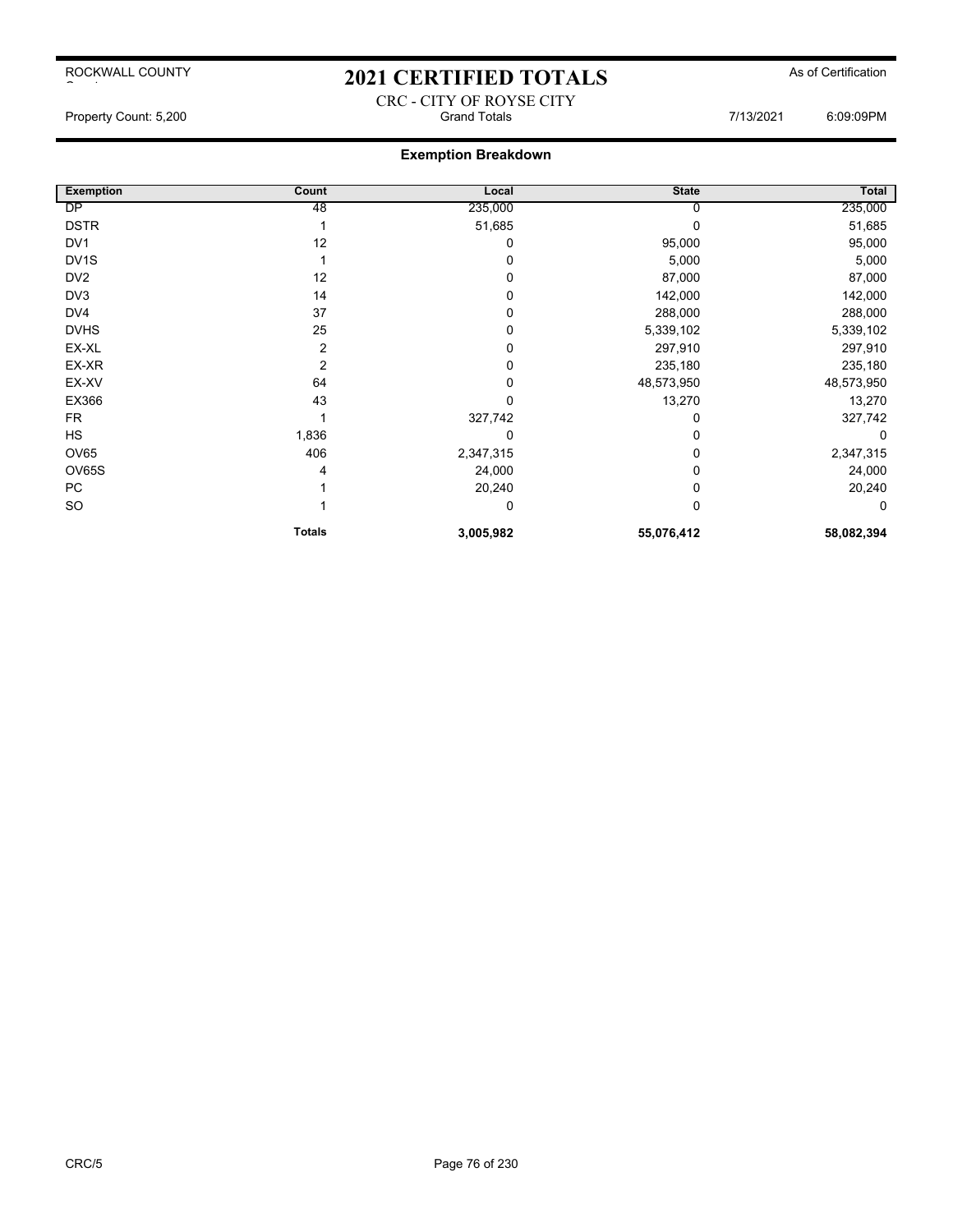ROCKWALL COUNTY

# 2021 CERTIFIED TOTALS

As of Certification

CRC - CITY OF ROYSE CITY

Property Count: 5,200 — Grand Totals — 7/13/2021 6:09:09PM

## Exemption Breakdown

| Exemption | Count | Local | State | Total |
|---|---|---|---|---|
| DP | 48 | 235,000 | 0 | 235,000 |
| DSTR | 1 | 51,685 | 0 | 51,685 |
| DV1 | 12 | 0 | 95,000 | 95,000 |
| DV1S | 1 | 0 | 5,000 | 5,000 |
| DV2 | 12 | 0 | 87,000 | 87,000 |
| DV3 | 14 | 0 | 142,000 | 142,000 |
| DV4 | 37 | 0 | 288,000 | 288,000 |
| DVHS | 25 | 0 | 5,339,102 | 5,339,102 |
| EX-XL | 2 | 0 | 297,910 | 297,910 |
| EX-XR | 2 | 0 | 235,180 | 235,180 |
| EX-XV | 64 | 0 | 48,573,950 | 48,573,950 |
| EX366 | 43 | 0 | 13,270 | 13,270 |
| FR | 1 | 327,742 | 0 | 327,742 |
| HS | 1,836 | 0 | 0 | 0 |
| OV65 | 406 | 2,347,315 | 0 | 2,347,315 |
| OV65S | 4 | 24,000 | 0 | 24,000 |
| PC | 1 | 20,240 | 0 | 20,240 |
| SO | 1 | 0 | 0 | 0 |
| | **Totals** | **3,005,982** | **55,076,412** | **58,082,394** |

CRC/5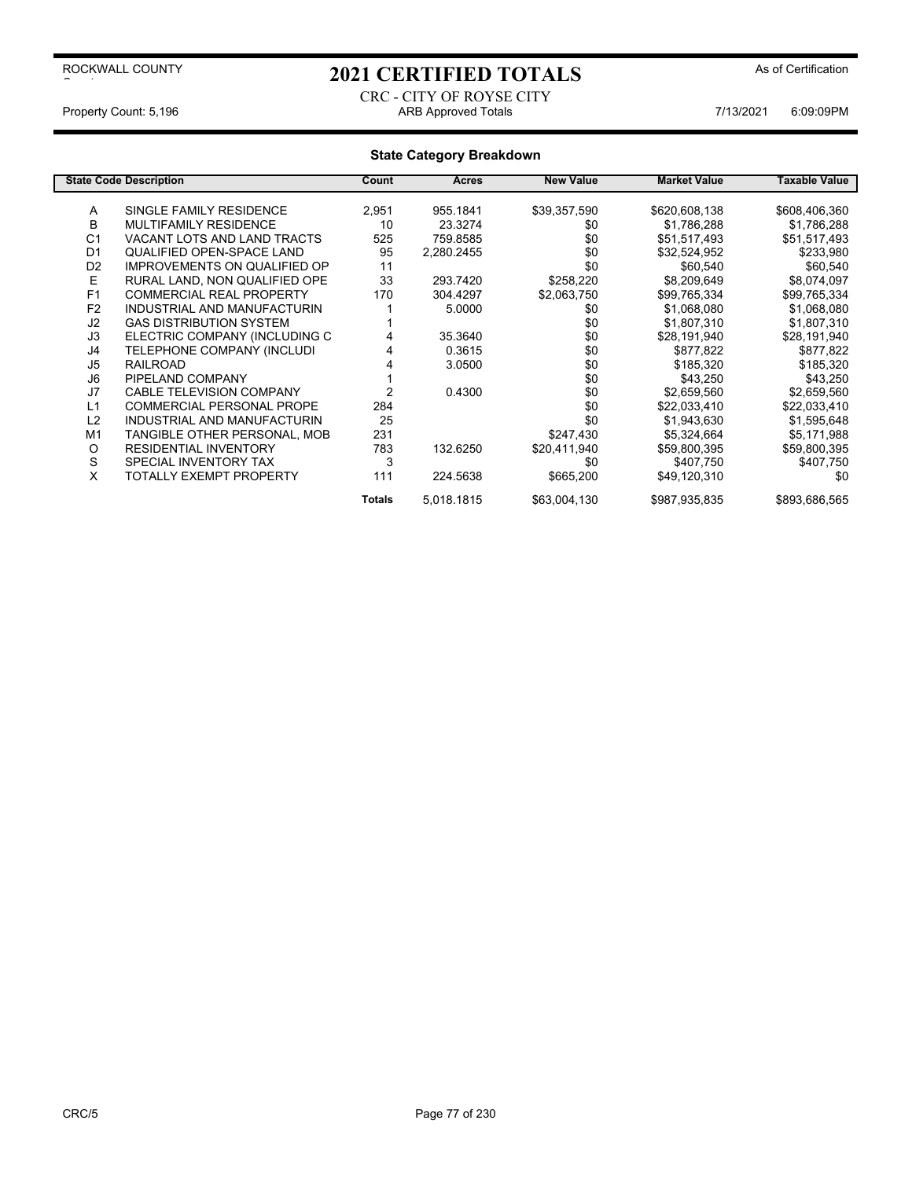ROCKWALL COUNTY

# 2021 CERTIFIED TOTALS

As of Certification

CRC - CITY OF ROYSE CITY

Property Count: 5,196 | ARB Approved Totals | 7/13/2021 6:09:09PM

## State Category Breakdown

| State Code | Description | Count | Acres | New Value | Market Value | Taxable Value |
|---|---|---|---|---|---|---|
| A | SINGLE FAMILY RESIDENCE | 2,951 | 955.1841 | $39,357,590 | $620,608,138 | $608,406,360 |
| B | MULTIFAMILY RESIDENCE | 10 | 23.3274 | $0 | $1,786,288 | $1,786,288 |
| C1 | VACANT LOTS AND LAND TRACTS | 525 | 759.8585 | $0 | $51,517,493 | $51,517,493 |
| D1 | QUALIFIED OPEN-SPACE LAND | 95 | 2,280.2455 | $0 | $32,524,952 | $233,980 |
| D2 | IMPROVEMENTS ON QUALIFIED OP | 11 | | $0 | $60,540 | $60,540 |
| E | RURAL LAND, NON QUALIFIED OPE | 33 | 293.7420 | $258,220 | $8,209,649 | $8,074,097 |
| F1 | COMMERCIAL REAL PROPERTY | 170 | 304.4297 | $2,063,750 | $99,765,334 | $99,765,334 |
| F2 | INDUSTRIAL AND MANUFACTURIN | 1 | 5.0000 | $0 | $1,068,080 | $1,068,080 |
| J2 | GAS DISTRIBUTION SYSTEM | 1 | | $0 | $1,807,310 | $1,807,310 |
| J3 | ELECTRIC COMPANY (INCLUDING C | 4 | 35.3640 | $0 | $28,191,940 | $28,191,940 |
| J4 | TELEPHONE COMPANY (INCLUDI | 4 | 0.3615 | $0 | $877,822 | $877,822 |
| J5 | RAILROAD | 4 | 3.0500 | $0 | $185,320 | $185,320 |
| J6 | PIPELAND COMPANY | 1 | | $0 | $43,250 | $43,250 |
| J7 | CABLE TELEVISION COMPANY | 2 | 0.4300 | $0 | $2,659,560 | $2,659,560 |
| L1 | COMMERCIAL PERSONAL PROPE | 284 | | $0 | $22,033,410 | $22,033,410 |
| L2 | INDUSTRIAL AND MANUFACTURIN | 25 | | $0 | $1,943,630 | $1,595,648 |
| M1 | TANGIBLE OTHER PERSONAL, MOB | 231 | | $247,430 | $5,324,664 | $5,171,988 |
| O | RESIDENTIAL INVENTORY | 783 | 132.6250 | $20,411,940 | $59,800,395 | $59,800,395 |
| S | SPECIAL INVENTORY TAX | 3 | | $0 | $407,750 | $407,750 |
| X | TOTALLY EXEMPT PROPERTY | 111 | 224.5638 | $665,200 | $49,120,310 | $0 |
| | | **Totals** | 5,018.1815 | $63,004,130 | $987,935,835 | $893,686,565 |

CRC/5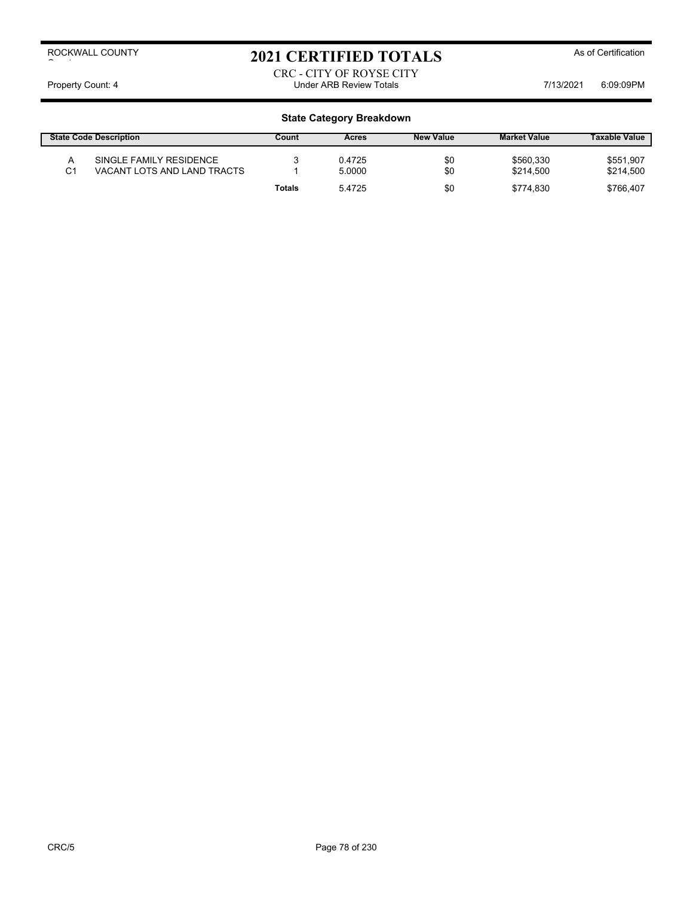ROCKWALL COUNTY

# 2021 CERTIFIED TOTALS

As of Certification

CRC - CITY OF ROYSE CITY

Property Count: 4 | Under ARB Review Totals | 7/13/2021 6:09:09PM

## State Category Breakdown

| State Code | Description | Count | Acres | New Value | Market Value | Taxable Value |
|---|---|---|---|---|---|---|
| A | SINGLE FAMILY RESIDENCE | 3 | 0.4725 | $0 | $560,330 | $551,907 |
| C1 | VACANT LOTS AND LAND TRACTS | 1 | 5.0000 | $0 | $214,500 | $214,500 |
| | | **Totals** | 5.4725 | $0 | $774,830 | $766,407 |

CRC/5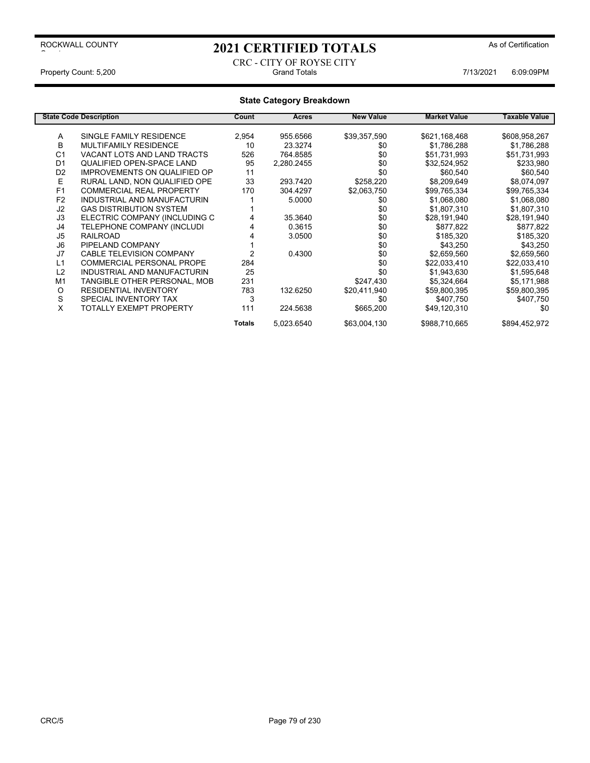ROCKWALL COUNTY

# 2021 CERTIFIED TOTALS

As of Certification

CRC - CITY OF ROYSE CITY

Property Count: 5,200 | Grand Totals | 7/13/2021 6:09:09PM

## State Category Breakdown

| State Code | Description | Count | Acres | New Value | Market Value | Taxable Value |
|---|---|---|---|---|---|---|
| A | SINGLE FAMILY RESIDENCE | 2,954 | 955.6566 | $39,357,590 | $621,168,468 | $608,958,267 |
| B | MULTIFAMILY RESIDENCE | 10 | 23.3274 | $0 | $1,786,288 | $1,786,288 |
| C1 | VACANT LOTS AND LAND TRACTS | 526 | 764.8585 | $0 | $51,731,993 | $51,731,993 |
| D1 | QUALIFIED OPEN-SPACE LAND | 95 | 2,280.2455 | $0 | $32,524,952 | $233,980 |
| D2 | IMPROVEMENTS ON QUALIFIED OP | 11 | | $0 | $60,540 | $60,540 |
| E | RURAL LAND, NON QUALIFIED OPE | 33 | 293.7420 | $258,220 | $8,209,649 | $8,074,097 |
| F1 | COMMERCIAL REAL PROPERTY | 170 | 304.4297 | $2,063,750 | $99,765,334 | $99,765,334 |
| F2 | INDUSTRIAL AND MANUFACTURIN | 1 | 5.0000 | $0 | $1,068,080 | $1,068,080 |
| J2 | GAS DISTRIBUTION SYSTEM | 1 | | $0 | $1,807,310 | $1,807,310 |
| J3 | ELECTRIC COMPANY (INCLUDING C | 4 | 35.3640 | $0 | $28,191,940 | $28,191,940 |
| J4 | TELEPHONE COMPANY (INCLUDI | 4 | 0.3615 | $0 | $877,822 | $877,822 |
| J5 | RAILROAD | 4 | 3.0500 | $0 | $185,320 | $185,320 |
| J6 | PIPELAND COMPANY | 1 | | $0 | $43,250 | $43,250 |
| J7 | CABLE TELEVISION COMPANY | 2 | 0.4300 | $0 | $2,659,560 | $2,659,560 |
| L1 | COMMERCIAL PERSONAL PROPE | 284 | | $0 | $22,033,410 | $22,033,410 |
| L2 | INDUSTRIAL AND MANUFACTURIN | 25 | | $0 | $1,943,630 | $1,595,648 |
| M1 | TANGIBLE OTHER PERSONAL, MOB | 231 | | $247,430 | $5,324,664 | $5,171,988 |
| O | RESIDENTIAL INVENTORY | 783 | 132.6250 | $20,411,940 | $59,800,395 | $59,800,395 |
| S | SPECIAL INVENTORY TAX | 3 | | $0 | $407,750 | $407,750 |
| X | TOTALLY EXEMPT PROPERTY | 111 | 224.5638 | $665,200 | $49,120,310 | $0 |
| | | **Totals** | 5,023.6540 | $63,004,130 | $988,710,665 | $894,452,972 |

CRC/5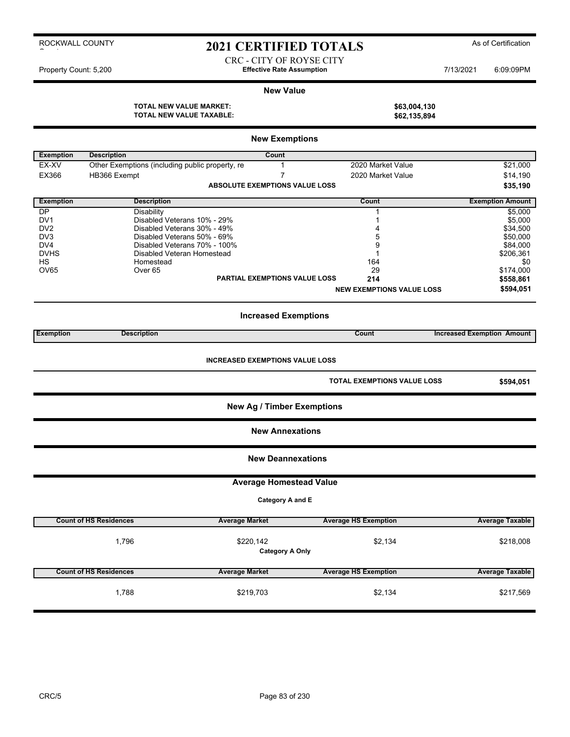ROCKWALL COUNTY

# 2021 CERTIFIED TOTALS

As of Certification

CRC - CITY OF ROYSE CITY
**Effective Rate Assumption**

Property Count: 5,200 — 7/13/2021 6:09:09PM

## New Value

**TOTAL NEW VALUE MARKET:** **$63,004,130**
**TOTAL NEW VALUE TAXABLE:** **$62,135,894**

## New Exemptions

| Exemption | Description | Count | | |
|---|---|---|---|---|
| EX-XV | Other Exemptions (including public property, re | 1 | 2020 Market Value | $21,000 |
| EX366 | HB366 Exempt | 7 | 2020 Market Value | $14,190 |
| | | **ABSOLUTE EXEMPTIONS VALUE LOSS** | | **$35,190** |

| Exemption | Description | Count | Exemption Amount |
|---|---|---|---|
| DP | Disability | 1 | $5,000 |
| DV1 | Disabled Veterans 10% - 29% | 1 | $5,000 |
| DV2 | Disabled Veterans 30% - 49% | 4 | $34,500 |
| DV3 | Disabled Veterans 50% - 69% | 5 | $50,000 |
| DV4 | Disabled Veterans 70% - 100% | 9 | $84,000 |
| DVHS | Disabled Veteran Homestead | 1 | $206,361 |
| HS | Homestead | 164 | $0 |
| OV65 | Over 65 | 29 | $174,000 |
| | **PARTIAL EXEMPTIONS VALUE LOSS** | **214** | **$558,861** |
| | | **NEW EXEMPTIONS VALUE LOSS** | **$594,051** |

## Increased Exemptions

| Exemption | Description | Count | Increased Exemption Amount |
|---|---|---|---|

**INCREASED EXEMPTIONS VALUE LOSS**

**TOTAL EXEMPTIONS VALUE LOSS** **$594,051**

## New Ag / Timber Exemptions

## New Annexations

## New Deannexations

## Average Homestead Value

**Category A and E**

| Count of HS Residences | Average Market | Average HS Exemption | Average Taxable |
|---|---|---|---|
| 1,796 | $220,142 | $2,134 | $218,008 |

**Category A Only**

| Count of HS Residences | Average Market | Average HS Exemption | Average Taxable |
|---|---|---|---|
| 1,788 | $219,703 | $2,134 | $217,569 |

CRC/5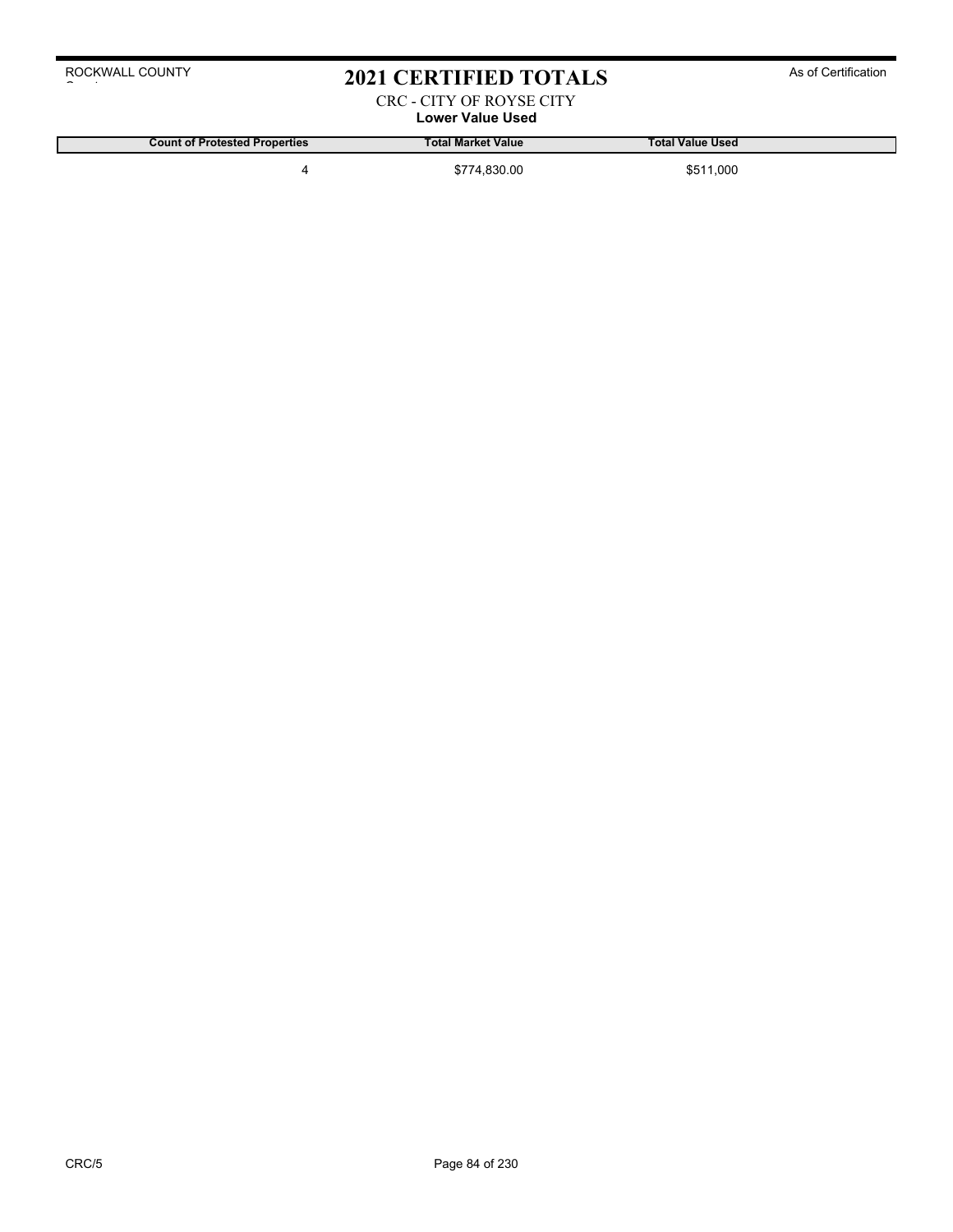# 2021 CERTIFIED TOTALS

ROCKWALL COUNTY

As of Certification

CRC - CITY OF ROYSE CITY

**Lower Value Used**

| Count of Protested Properties | Total Market Value | Total Value Used |
|---|---|---|
| 4 | $774,830.00 | $511,000 |

CRC/5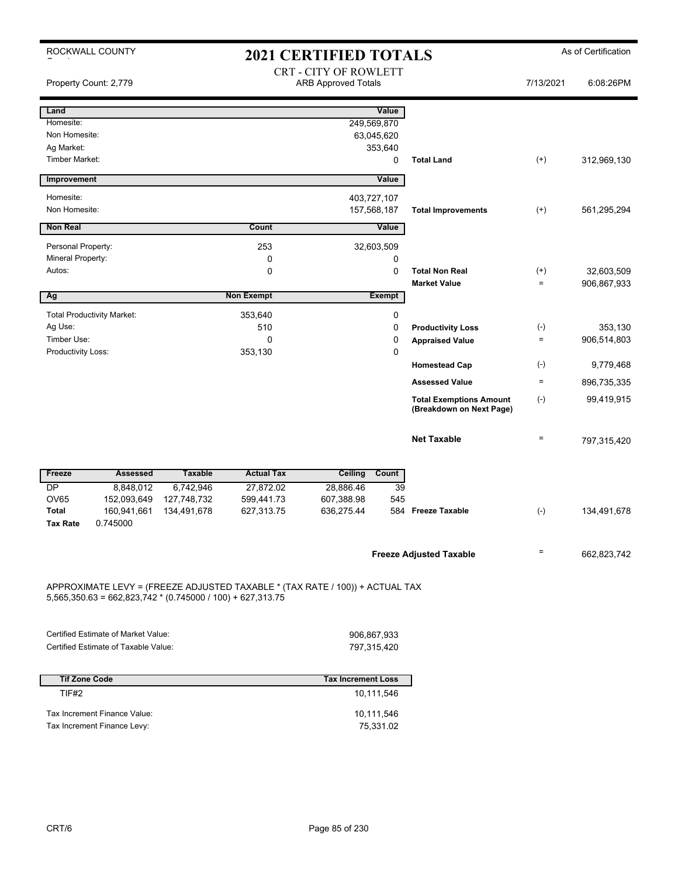ROCKWALL COUNTY

# 2021 CERTIFIED TOTALS

As of Certification

CRT - CITY OF ROWLETT
ARB Approved Totals

Property Count: 2,779 | 7/13/2021 | 6:08:26PM

| Land | | Value | | | |
|---|---|---|---|---|---|
| Homesite: | | 249,569,870 | | | |
| Non Homesite: | | 63,045,620 | | | |
| Ag Market: | | 353,640 | | | |
| Timber Market: | | 0 | Total Land | (+) | 312,969,130 |

| Improvement | | Value | | | |
|---|---|---|---|---|---|
| Homesite: | | 403,727,107 | | | |
| Non Homesite: | | 157,568,187 | Total Improvements | (+) | 561,295,294 |

| Non Real | Count | Value | | | |
|---|---|---|---|---|---|
| Personal Property: | 253 | 32,603,509 | | | |
| Mineral Property: | 0 | 0 | | | |
| Autos: | 0 | 0 | Total Non Real | (+) | 32,603,509 |
| | | | Market Value | = | 906,867,933 |

| Ag | Non Exempt | Exempt | | | |
|---|---|---|---|---|---|
| Total Productivity Market: | 353,640 | 0 | | | |
| Ag Use: | 510 | 0 | Productivity Loss | (-) | 353,130 |
| Timber Use: | 0 | 0 | Appraised Value | = | 906,514,803 |
| Productivity Loss: | 353,130 | 0 | | | |
| | | | Homestead Cap | (-) | 9,779,468 |
| | | | Assessed Value | = | 896,735,335 |
| | | | Total Exemptions Amount (Breakdown on Next Page) | (-) | 99,419,915 |
| | | | Net Taxable | = | 797,315,420 |

| Freeze | Assessed | Taxable | Actual Tax | Ceiling | Count | | | |
|---|---|---|---|---|---|---|---|---|
| DP | 8,848,012 | 6,742,946 | 27,872.02 | 28,886.46 | 39 | | | |
| OV65 | 152,093,649 | 127,748,732 | 599,441.73 | 607,388.98 | 545 | | | |
| Total | 160,941,661 | 134,491,678 | 627,313.75 | 636,275.44 | 584 | Freeze Taxable | (-) | 134,491,678 |
| Tax Rate | 0.745000 | | | | | | | |

**Freeze Adjusted Taxable** = 662,823,742

APPROXIMATE LEVY = (FREEZE ADJUSTED TAXABLE * (TAX RATE / 100)) + ACTUAL TAX
5,565,350.63 = 662,823,742 * (0.745000 / 100) + 627,313.75

| | |
|---|---|
| Certified Estimate of Market Value: | 906,867,933 |
| Certified Estimate of Taxable Value: | 797,315,420 |

| Tif Zone Code | Tax Increment Loss |
|---|---|
| TIF#2 | 10,111,546 |

| | |
|---|---|
| Tax Increment Finance Value: | 10,111,546 |
| Tax Increment Finance Levy: | 75,331.02 |

CRT/6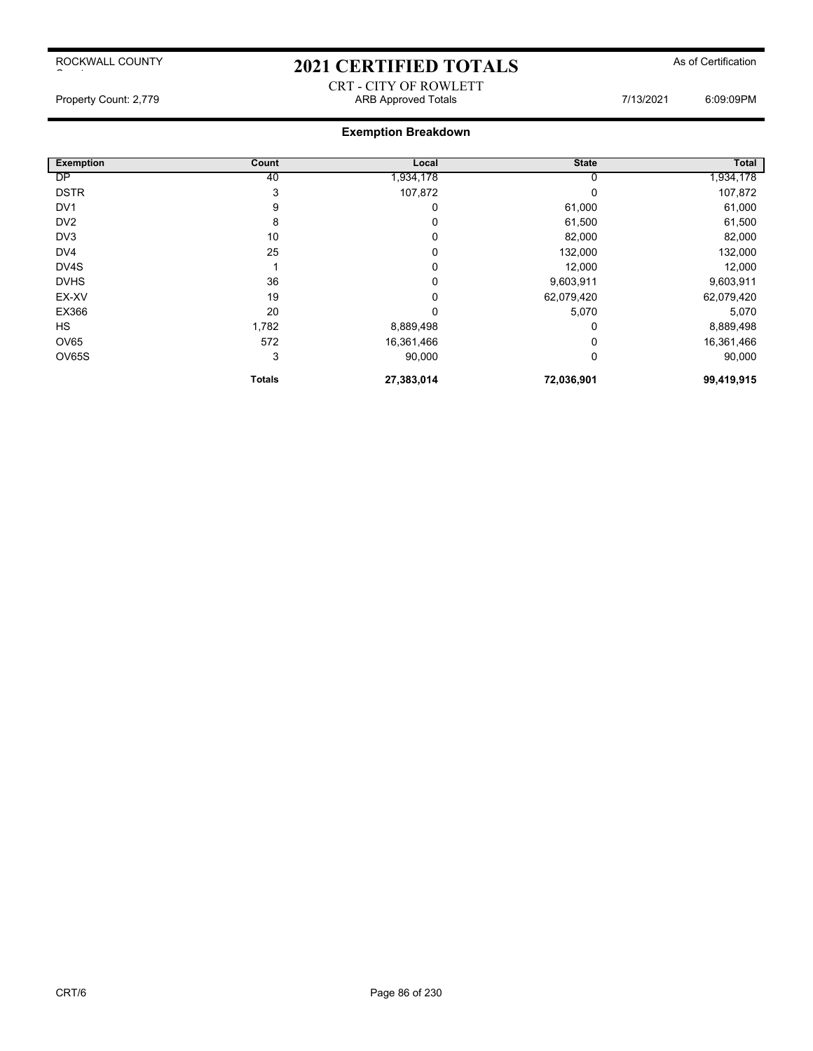ROCKWALL COUNTY

# 2021 CERTIFIED TOTALS

As of Certification

CRT - CITY OF ROWLETT

Property Count: 2,779 — ARB Approved Totals — 7/13/2021 6:09:09PM

## Exemption Breakdown

| Exemption | Count | Local | State | Total |
|---|---|---|---|---|
| DP | 40 | 1,934,178 | 0 | 1,934,178 |
| DSTR | 3 | 107,872 | 0 | 107,872 |
| DV1 | 9 | 0 | 61,000 | 61,000 |
| DV2 | 8 | 0 | 61,500 | 61,500 |
| DV3 | 10 | 0 | 82,000 | 82,000 |
| DV4 | 25 | 0 | 132,000 | 132,000 |
| DV4S | 1 | 0 | 12,000 | 12,000 |
| DVHS | 36 | 0 | 9,603,911 | 9,603,911 |
| EX-XV | 19 | 0 | 62,079,420 | 62,079,420 |
| EX366 | 20 | 0 | 5,070 | 5,070 |
| HS | 1,782 | 8,889,498 | 0 | 8,889,498 |
| OV65 | 572 | 16,361,466 | 0 | 16,361,466 |
| OV65S | 3 | 90,000 | 0 | 90,000 |
| | **Totals** | **27,383,014** | **72,036,901** | **99,419,915** |

CRT/6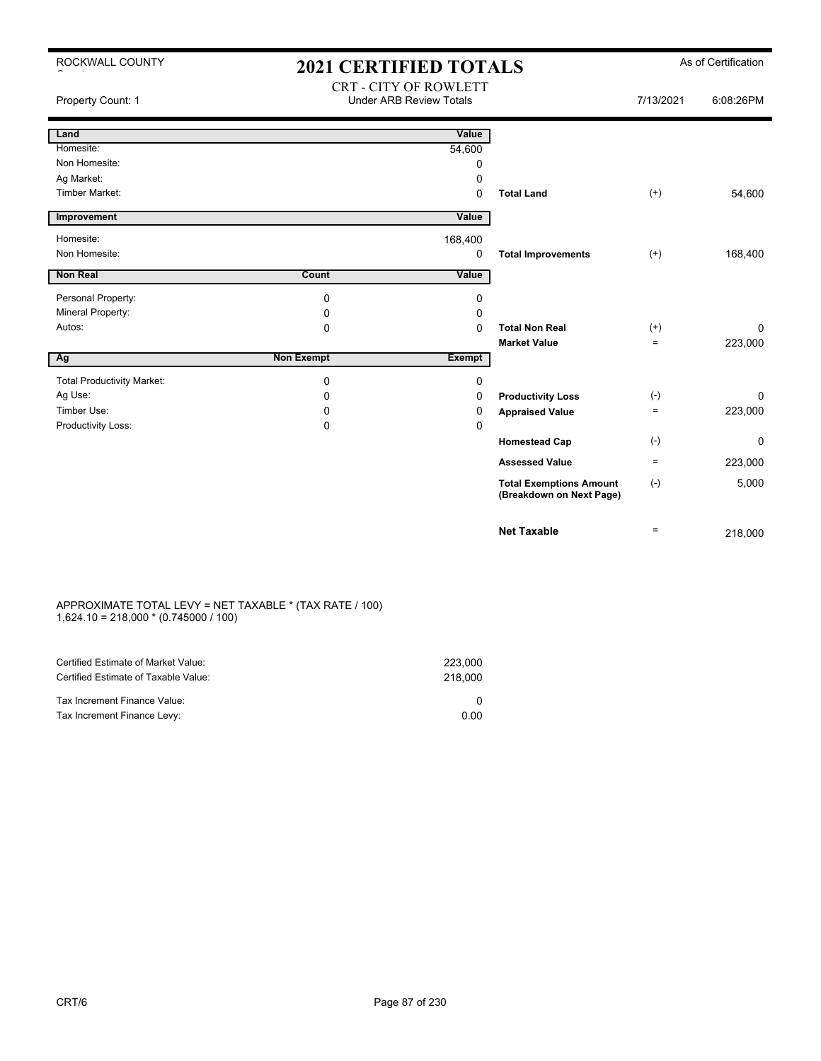ROCKWALL COUNTY

# 2021 CERTIFIED TOTALS

As of Certification

CRT - CITY OF ROWLETT
Under ARB Review Totals

Property Count: 1 | 7/13/2021 | 6:08:26PM

| Land | | Value | | | |
|---|---|---|---|---|---|
| Homesite: | | 54,600 | | | |
| Non Homesite: | | 0 | | | |
| Ag Market: | | 0 | | | |
| Timber Market: | | 0 | **Total Land** | (+) | 54,600 |

| Improvement | | Value | | | |
|---|---|---|---|---|---|
| Homesite: | | 168,400 | | | |
| Non Homesite: | | 0 | **Total Improvements** | (+) | 168,400 |

| Non Real | Count | Value | | | |
|---|---|---|---|---|---|
| Personal Property: | 0 | 0 | | | |
| Mineral Property: | 0 | 0 | | | |
| Autos: | 0 | 0 | **Total Non Real** | (+) | 0 |
| | | | **Market Value** | = | 223,000 |

| Ag | Non Exempt | Exempt | | | |
|---|---|---|---|---|---|
| Total Productivity Market: | 0 | 0 | | | |
| Ag Use: | 0 | 0 | **Productivity Loss** | (-) | 0 |
| Timber Use: | 0 | 0 | **Appraised Value** | = | 223,000 |
| Productivity Loss: | 0 | 0 | | | |
| | | | **Homestead Cap** | (-) | 0 |
| | | | **Assessed Value** | = | 223,000 |
| | | | **Total Exemptions Amount (Breakdown on Next Page)** | (-) | 5,000 |
| | | | **Net Taxable** | = | 218,000 |

APPROXIMATE TOTAL LEVY = NET TAXABLE * (TAX RATE / 100)
1,624.10 = 218,000 * (0.745000 / 100)

| | |
|---|---|
| Certified Estimate of Market Value: | 223,000 |
| Certified Estimate of Taxable Value: | 218,000 |
| Tax Increment Finance Value: | 0 |
| Tax Increment Finance Levy: | 0.00 |

CRT/6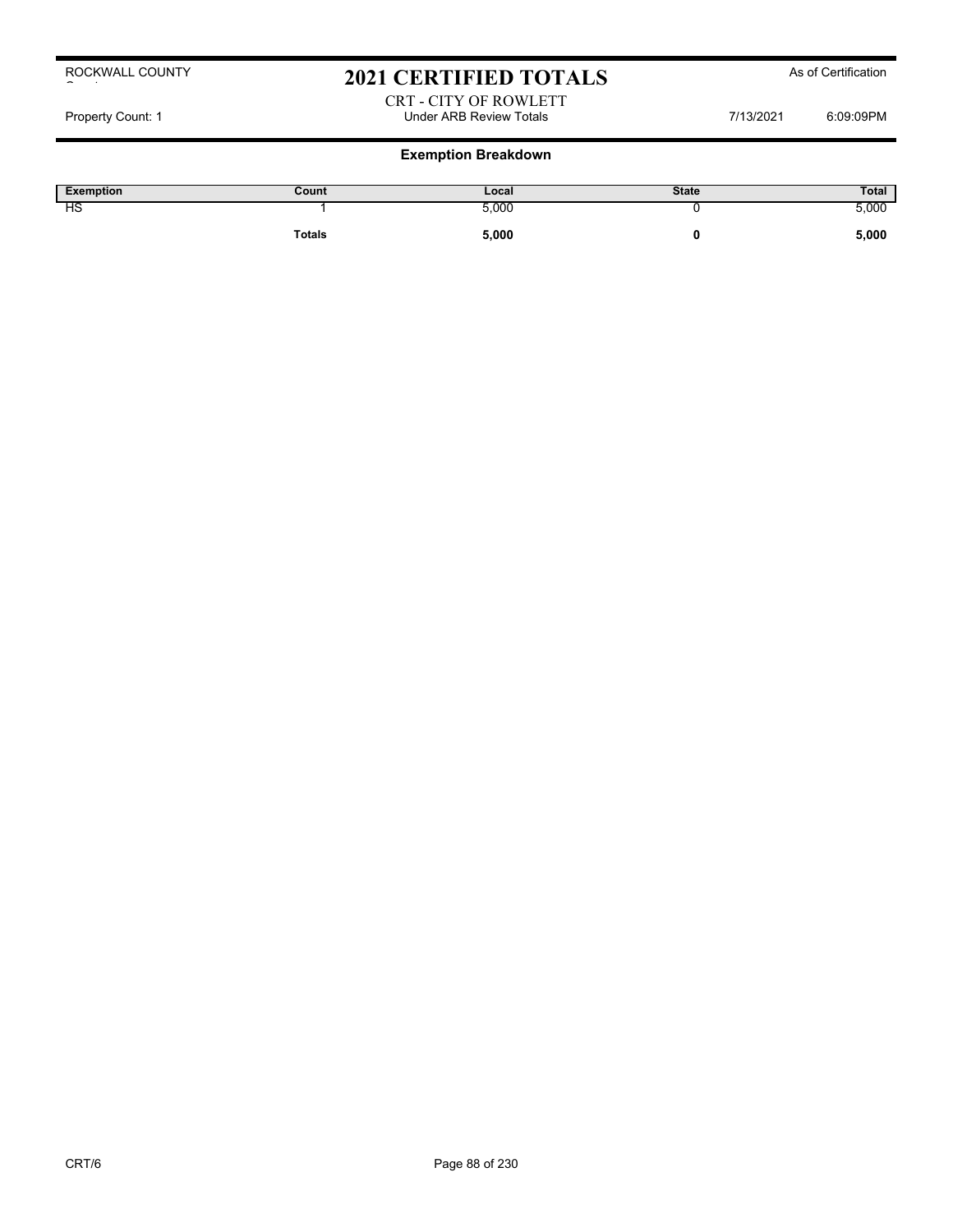# 2021 CERTIFIED TOTALS

ROCKWALL COUNTY

As of Certification

CRT - CITY OF ROWLETT

Property Count: 1 | Under ARB Review Totals | 7/13/2021 6:09:09PM

## Exemption Breakdown

| Exemption | Count | Local | State | Total |
|---|---|---|---|---|
| HS | 1 | 5,000 | 0 | 5,000 |
| | **Totals** | **5,000** | **0** | **5,000** |

CRT/6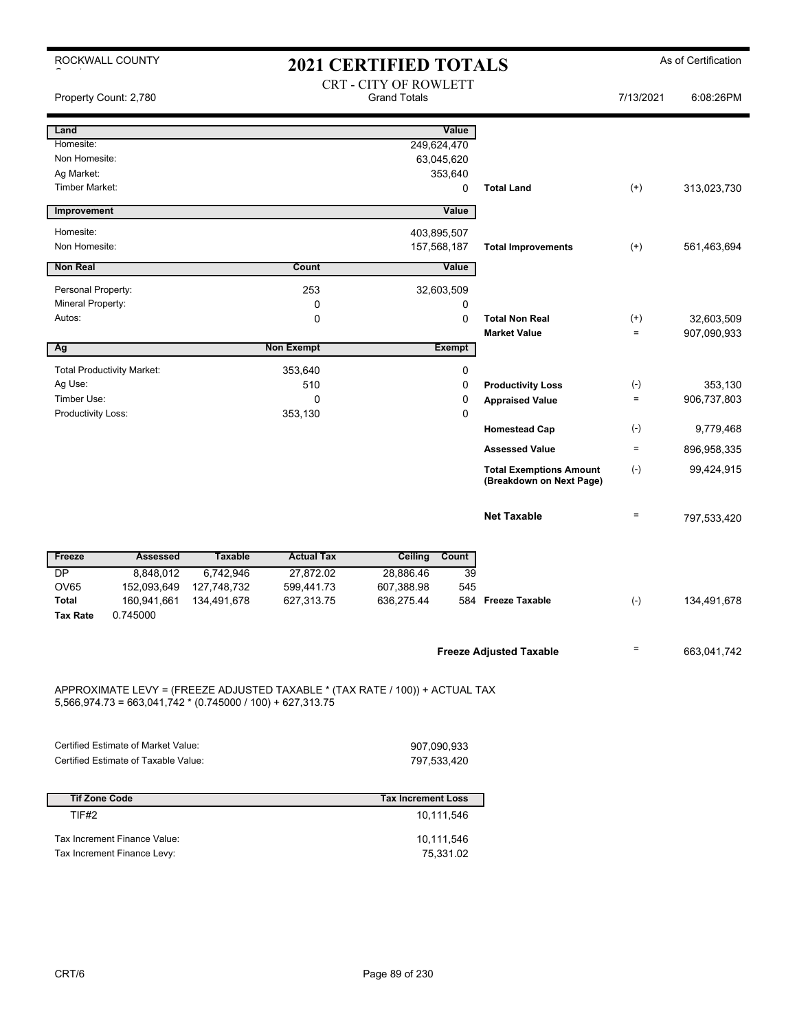ROCKWALL COUNTY

# 2021 CERTIFIED TOTALS

As of Certification

Property Count: 2,780

## CRT - CITY OF ROWLETT
Grand Totals

7/13/2021 6:08:26PM

| Land | | Value | | | |
|---|---|---|---|---|---|
| Homesite: | | 249,624,470 | | | |
| Non Homesite: | | 63,045,620 | | | |
| Ag Market: | | 353,640 | | | |
| Timber Market: | | 0 | **Total Land** | (+) | 313,023,730 |

| Improvement | | Value | | | |
|---|---|---|---|---|---|
| Homesite: | | 403,895,507 | | | |
| Non Homesite: | | 157,568,187 | **Total Improvements** | (+) | 561,463,694 |

| Non Real | Count | Value | | | |
|---|---|---|---|---|---|
| Personal Property: | 253 | 32,603,509 | | | |
| Mineral Property: | 0 | 0 | | | |
| Autos: | 0 | 0 | **Total Non Real** | (+) | 32,603,509 |
| | | | **Market Value** | = | 907,090,933 |

| Ag | Non Exempt | Exempt | | | |
|---|---|---|---|---|---|
| Total Productivity Market: | 353,640 | 0 | | | |
| Ag Use: | 510 | 0 | **Productivity Loss** | (-) | 353,130 |
| Timber Use: | 0 | 0 | **Appraised Value** | = | 906,737,803 |
| Productivity Loss: | 353,130 | 0 | | | |
| | | | **Homestead Cap** | (-) | 9,779,468 |
| | | | **Assessed Value** | = | 896,958,335 |
| | | | **Total Exemptions Amount (Breakdown on Next Page)** | (-) | 99,424,915 |
| | | | **Net Taxable** | = | 797,533,420 |

| Freeze | Assessed | Taxable | Actual Tax | Ceiling | Count | | | |
|---|---|---|---|---|---|---|---|---|
| DP | 8,848,012 | 6,742,946 | 27,872.02 | 28,886.46 | 39 | | | |
| OV65 | 152,093,649 | 127,748,732 | 599,441.73 | 607,388.98 | 545 | | | |
| **Total** | 160,941,661 | 134,491,678 | 627,313.75 | 636,275.44 | 584 | **Freeze Taxable** | (-) | 134,491,678 |
| **Tax Rate** | 0.745000 | | | | | | | |

**Freeze Adjusted Taxable** = 663,041,742

APPROXIMATE LEVY = (FREEZE ADJUSTED TAXABLE * (TAX RATE / 100)) + ACTUAL TAX
5,566,974.73 = 663,041,742 * (0.745000 / 100) + 627,313.75

| | |
|---|---|
| Certified Estimate of Market Value: | 907,090,933 |
| Certified Estimate of Taxable Value: | 797,533,420 |

| Tif Zone Code | Tax Increment Loss |
|---|---|
| TIF#2 | 10,111,546 |

| | |
|---|---|
| Tax Increment Finance Value: | 10,111,546 |
| Tax Increment Finance Levy: | 75,331.02 |

CRT/6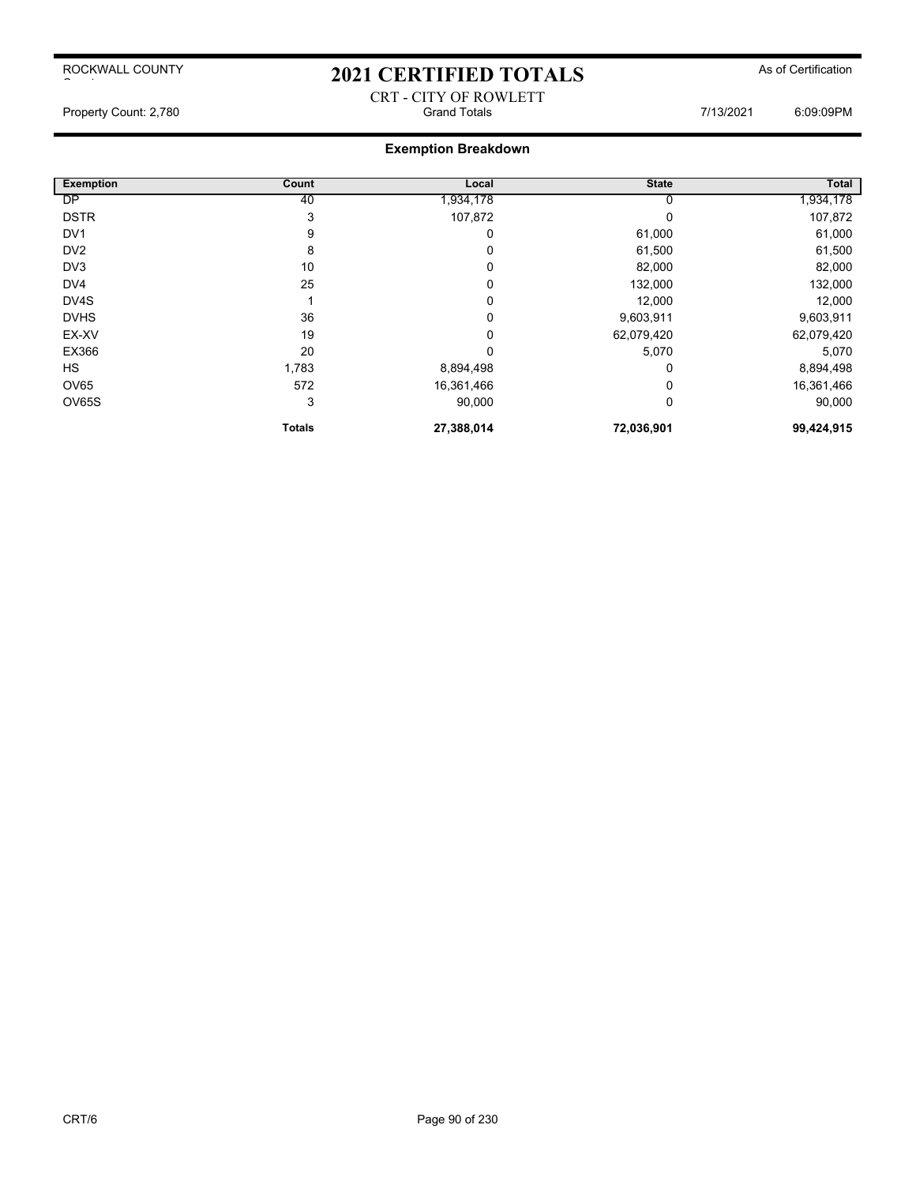ROCKWALL COUNTY

# 2021 CERTIFIED TOTALS

As of Certification

CRT - CITY OF ROWLETT
Grand Totals

Property Count: 2,780 7/13/2021 6:09:09PM

## Exemption Breakdown

| Exemption | Count | Local | State | Total |
|---|---|---|---|---|
| DP | 40 | 1,934,178 | 0 | 1,934,178 |
| DSTR | 3 | 107,872 | 0 | 107,872 |
| DV1 | 9 | 0 | 61,000 | 61,000 |
| DV2 | 8 | 0 | 61,500 | 61,500 |
| DV3 | 10 | 0 | 82,000 | 82,000 |
| DV4 | 25 | 0 | 132,000 | 132,000 |
| DV4S | 1 | 0 | 12,000 | 12,000 |
| DVHS | 36 | 0 | 9,603,911 | 9,603,911 |
| EX-XV | 19 | 0 | 62,079,420 | 62,079,420 |
| EX366 | 20 | 0 | 5,070 | 5,070 |
| HS | 1,783 | 8,894,498 | 0 | 8,894,498 |
| OV65 | 572 | 16,361,466 | 0 | 16,361,466 |
| OV65S | 3 | 90,000 | 0 | 90,000 |
| | **Totals** | **27,388,014** | **72,036,901** | **99,424,915** |

CRT/6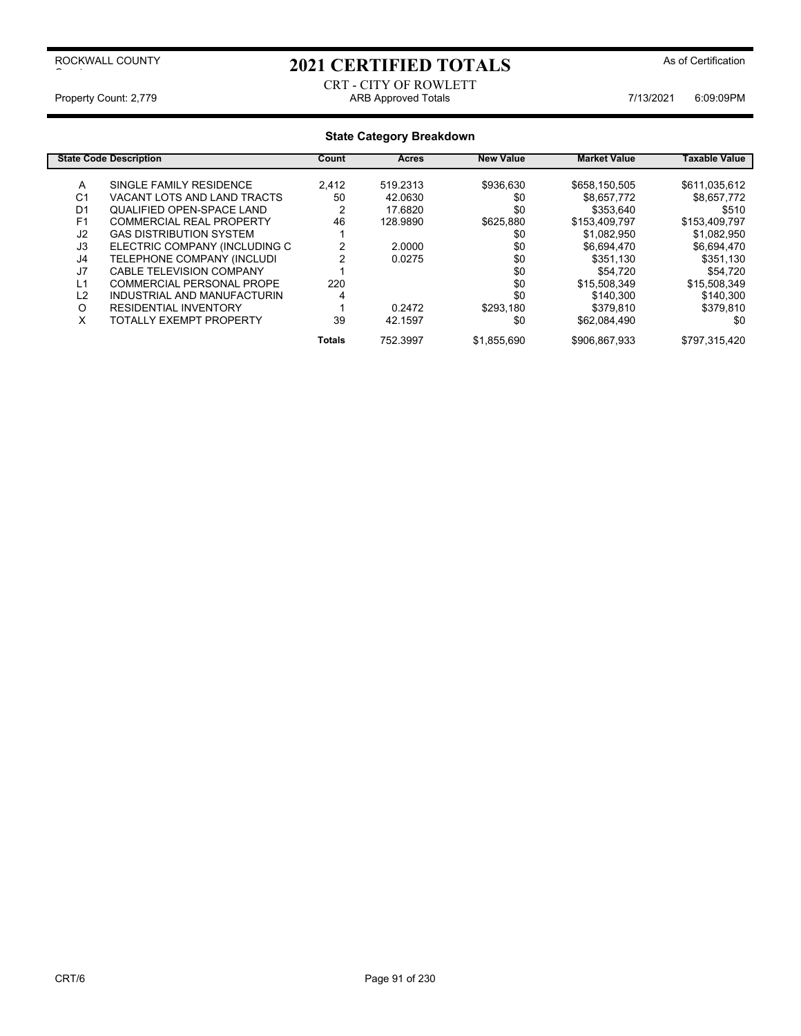ROCKWALL COUNTY

# 2021 CERTIFIED TOTALS

As of Certification

CRT - CITY OF ROWLETT

Property Count: 2,779 | ARB Approved Totals | 7/13/2021 6:09:09PM

## State Category Breakdown

| State Code | Description | Count | Acres | New Value | Market Value | Taxable Value |
|---|---|---|---|---|---|---|
| A | SINGLE FAMILY RESIDENCE | 2,412 | 519.2313 | $936,630 | $658,150,505 | $611,035,612 |
| C1 | VACANT LOTS AND LAND TRACTS | 50 | 42.0630 | $0 | $8,657,772 | $8,657,772 |
| D1 | QUALIFIED OPEN-SPACE LAND | 2 | 17.6820 | $0 | $353,640 | $510 |
| F1 | COMMERCIAL REAL PROPERTY | 46 | 128.9890 | $625,880 | $153,409,797 | $153,409,797 |
| J2 | GAS DISTRIBUTION SYSTEM | 1 | | $0 | $1,082,950 | $1,082,950 |
| J3 | ELECTRIC COMPANY (INCLUDING C | 2 | 2.0000 | $0 | $6,694,470 | $6,694,470 |
| J4 | TELEPHONE COMPANY (INCLUDI | 2 | 0.0275 | $0 | $351,130 | $351,130 |
| J7 | CABLE TELEVISION COMPANY | 1 | | $0 | $54,720 | $54,720 |
| L1 | COMMERCIAL PERSONAL PROPE | 220 | | $0 | $15,508,349 | $15,508,349 |
| L2 | INDUSTRIAL AND MANUFACTURIN | 4 | | $0 | $140,300 | $140,300 |
| O | RESIDENTIAL INVENTORY | 1 | 0.2472 | $293,180 | $379,810 | $379,810 |
| X | TOTALLY EXEMPT PROPERTY | 39 | 42.1597 | $0 | $62,084,490 | $0 |
| | | **Totals** | 752.3997 | $1,855,690 | $906,867,933 | $797,315,420 |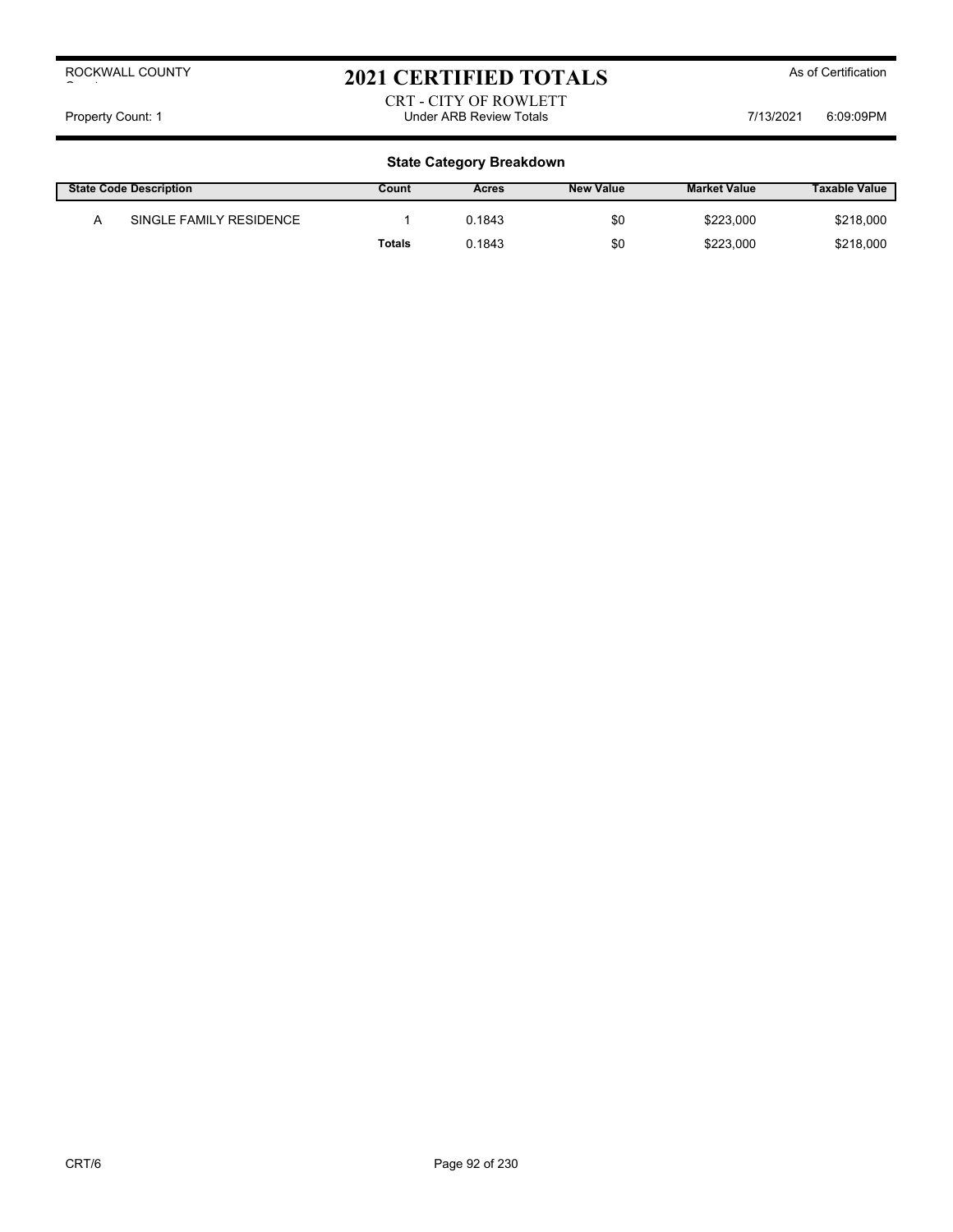# 2021 CERTIFIED TOTALS

ROCKWALL COUNTY

As of Certification

CRT - CITY OF ROWLETT

Property Count: 1

Under ARB Review Totals

7/13/2021 6:09:09PM

## State Category Breakdown

| State Code | Description | Count | Acres | New Value | Market Value | Taxable Value |
|---|---|---|---|---|---|---|
| A | SINGLE FAMILY RESIDENCE | 1 | 0.1843 | $0 | $223,000 | $218,000 |
| | | **Totals** | 0.1843 | $0 | $223,000 | $218,000 |

CRT/6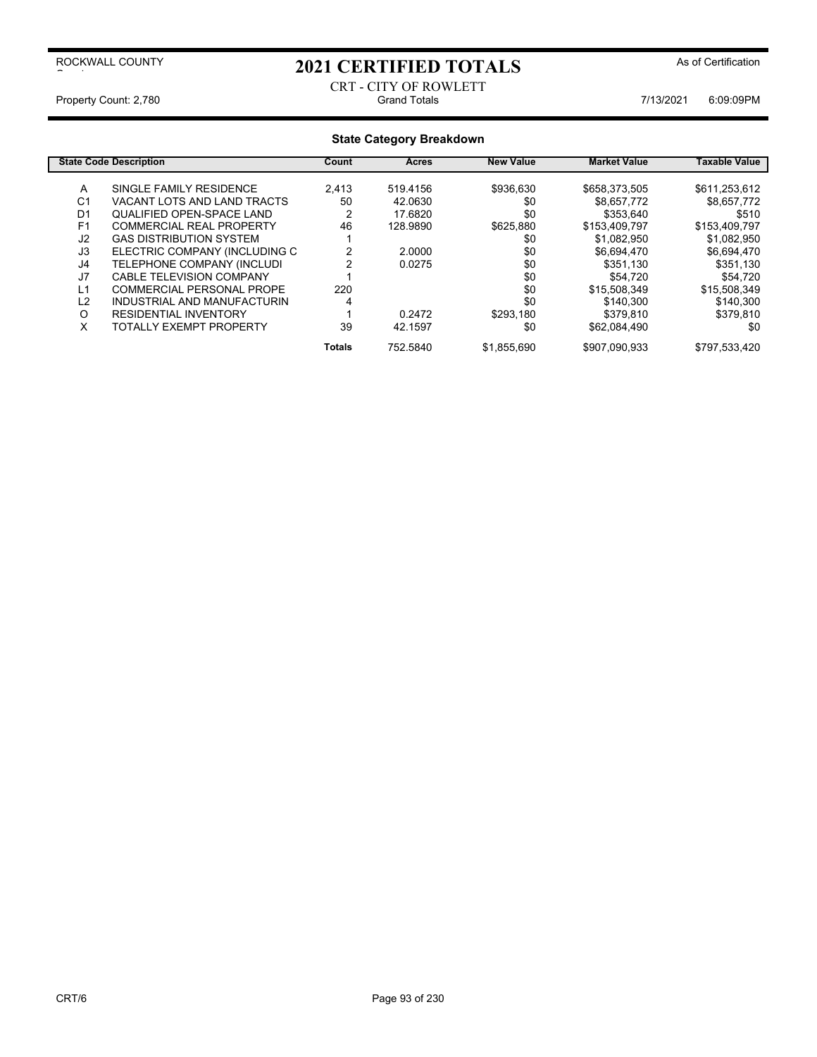ROCKWALL COUNTY

# 2021 CERTIFIED TOTALS

As of Certification

CRT - CITY OF ROWLETT

Property Count: 2,780 | Grand Totals | 7/13/2021 6:09:09PM

## State Category Breakdown

| State Code | Description | Count | Acres | New Value | Market Value | Taxable Value |
|---|---|---|---|---|---|---|
| A | SINGLE FAMILY RESIDENCE | 2,413 | 519.4156 | $936,630 | $658,373,505 | $611,253,612 |
| C1 | VACANT LOTS AND LAND TRACTS | 50 | 42.0630 | $0 | $8,657,772 | $8,657,772 |
| D1 | QUALIFIED OPEN-SPACE LAND | 2 | 17.6820 | $0 | $353,640 | $510 |
| F1 | COMMERCIAL REAL PROPERTY | 46 | 128.9890 | $625,880 | $153,409,797 | $153,409,797 |
| J2 | GAS DISTRIBUTION SYSTEM | 1 | | $0 | $1,082,950 | $1,082,950 |
| J3 | ELECTRIC COMPANY (INCLUDING C | 2 | 2.0000 | $0 | $6,694,470 | $6,694,470 |
| J4 | TELEPHONE COMPANY (INCLUDI | 2 | 0.0275 | $0 | $351,130 | $351,130 |
| J7 | CABLE TELEVISION COMPANY | 1 | | $0 | $54,720 | $54,720 |
| L1 | COMMERCIAL PERSONAL PROPE | 220 | | $0 | $15,508,349 | $15,508,349 |
| L2 | INDUSTRIAL AND MANUFACTURIN | 4 | | $0 | $140,300 | $140,300 |
| O | RESIDENTIAL INVENTORY | 1 | 0.2472 | $293,180 | $379,810 | $379,810 |
| X | TOTALLY EXEMPT PROPERTY | 39 | 42.1597 | $0 | $62,084,490 | $0 |
| | | **Totals** | 752.5840 | $1,855,690 | $907,090,933 | $797,533,420 |

CRT/6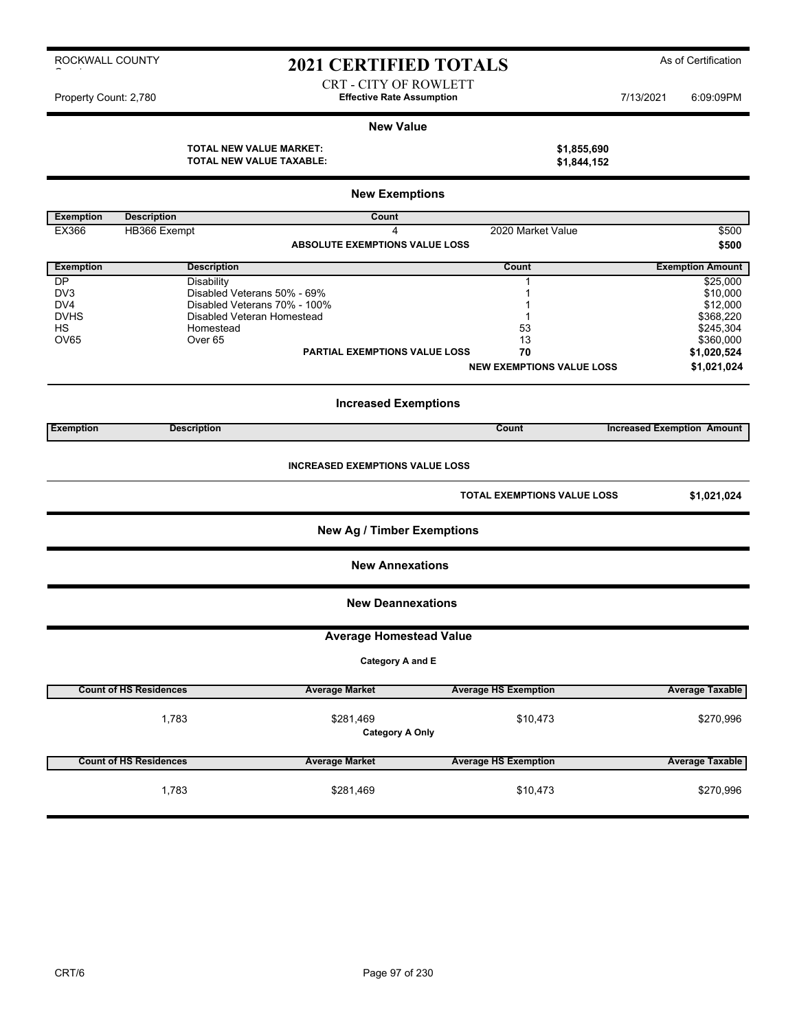ROCKWALL COUNTY

# 2021 CERTIFIED TOTALS

As of Certification

CRT - CITY OF ROWLETT
**Effective Rate Assumption**

Property Count: 2,780 — 7/13/2021 6:09:09PM

## New Value

**TOTAL NEW VALUE MARKET:** **$1,855,690**
**TOTAL NEW VALUE TAXABLE:** **$1,844,152**

## New Exemptions

| Exemption | Description | Count | | |
|---|---|---|---|---|
| EX366 | HB366 Exempt | 4 | 2020 Market Value | $500 |
| | | **ABSOLUTE EXEMPTIONS VALUE LOSS** | | **$500** |

| Exemption | Description | Count | Exemption Amount |
|---|---|---|---|
| DP | Disability | 1 | $25,000 |
| DV3 | Disabled Veterans 50% - 69% | 1 | $10,000 |
| DV4 | Disabled Veterans 70% - 100% | 1 | $12,000 |
| DVHS | Disabled Veteran Homestead | 1 | $368,220 |
| HS | Homestead | 53 | $245,304 |
| OV65 | Over 65 | 13 | $360,000 |
| | **PARTIAL EXEMPTIONS VALUE LOSS** | **70** | **$1,020,524** |
| | | **NEW EXEMPTIONS VALUE LOSS** | **$1,021,024** |

## Increased Exemptions

| Exemption | Description | Count | Increased Exemption Amount |
|---|---|---|---|

**INCREASED EXEMPTIONS VALUE LOSS**

**TOTAL EXEMPTIONS VALUE LOSS** **$1,021,024**

## New Ag / Timber Exemptions

## New Annexations

## New Deannexations

## Average Homestead Value

**Category A and E**

| Count of HS Residences | Average Market | Average HS Exemption | Average Taxable |
|---|---|---|---|
| 1,783 | $281,469 | $10,473 | $270,996 |

**Category A Only**

| Count of HS Residences | Average Market | Average HS Exemption | Average Taxable |
|---|---|---|---|
| 1,783 | $281,469 | $10,473 | $270,996 |

CRT/6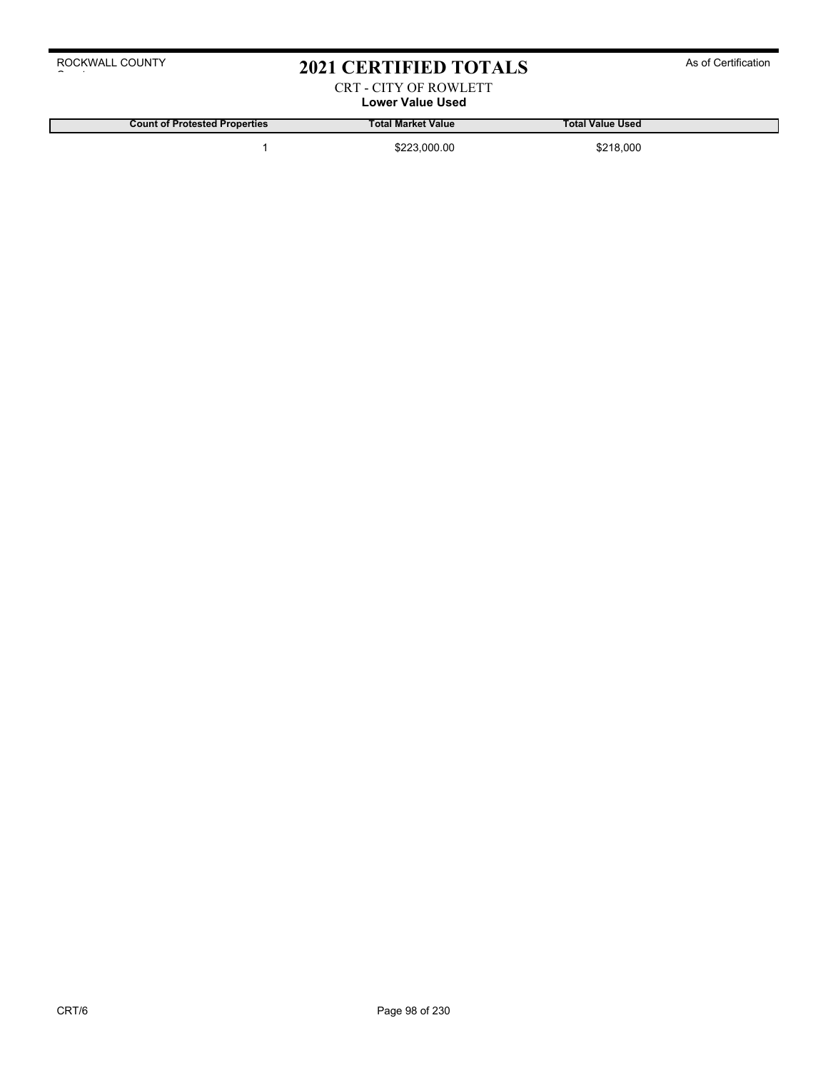# 2021 CERTIFIED TOTALS

ROCKWALL COUNTY

As of Certification

CRT - CITY OF ROWLETT

**Lower Value Used**

| Count of Protested Properties | Total Market Value | Total Value Used |
|---|---|---|
| 1 | $223,000.00 | $218,000 |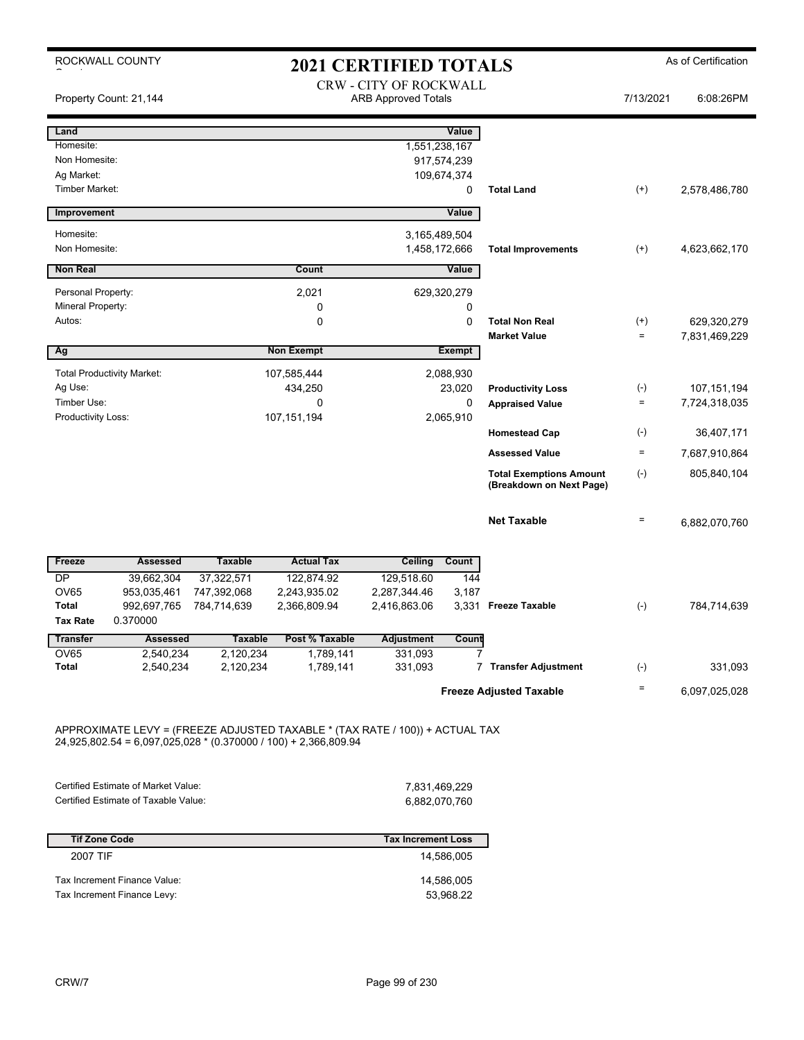ROCKWALL COUNTY

# 2021 CERTIFIED TOTALS

As of Certification

## CRW - CITY OF ROCKWALL

Property Count: 21,144 — ARB Approved Totals — 7/13/2021 6:08:26PM

| Land | | Value | | | |
|---|---|---|---|---|---|
| Homesite: | | 1,551,238,167 | | | |
| Non Homesite: | | 917,574,239 | | | |
| Ag Market: | | 109,674,374 | | | |
| Timber Market: | | 0 | Total Land | (+) | 2,578,486,780 |

| Improvement | Value | | | |
|---|---|---|---|---|
| Homesite: | 3,165,489,504 | | | |
| Non Homesite: | 1,458,172,666 | Total Improvements | (+) | 4,623,662,170 |

| Non Real | Count | Value | | | |
|---|---|---|---|---|---|
| Personal Property: | 2,021 | 629,320,279 | | | |
| Mineral Property: | 0 | 0 | | | |
| Autos: | 0 | 0 | Total Non Real | (+) | 629,320,279 |
| | | | Market Value | = | 7,831,469,229 |

| Ag | Non Exempt | Exempt | | | |
|---|---|---|---|---|---|
| Total Productivity Market: | 107,585,444 | 2,088,930 | | | |
| Ag Use: | 434,250 | 23,020 | Productivity Loss | (-) | 107,151,194 |
| Timber Use: | 0 | 0 | Appraised Value | = | 7,724,318,035 |
| Productivity Loss: | 107,151,194 | 2,065,910 | | | |
| | | | Homestead Cap | (-) | 36,407,171 |
| | | | Assessed Value | = | 7,687,910,864 |
| | | | Total Exemptions Amount (Breakdown on Next Page) | (-) | 805,840,104 |
| | | | Net Taxable | = | 6,882,070,760 |

| Freeze | Assessed | Taxable | Actual Tax | Ceiling | Count | | | |
|---|---|---|---|---|---|---|---|---|
| DP | 39,662,304 | 37,322,571 | 122,874.92 | 129,518.60 | 144 | | | |
| OV65 | 953,035,461 | 747,392,068 | 2,243,935.02 | 2,287,344.46 | 3,187 | | | |
| Total | 992,697,765 | 784,714,639 | 2,366,809.94 | 2,416,863.06 | 3,331 | Freeze Taxable | (-) | 784,714,639 |
| Tax Rate | 0.370000 | | | | | | | |

| Transfer | Assessed | Taxable | Post % Taxable | Adjustment | Count | | | |
|---|---|---|---|---|---|---|---|---|
| OV65 | 2,540,234 | 2,120,234 | 1,789,141 | 331,093 | 7 | | | |
| Total | 2,540,234 | 2,120,234 | 1,789,141 | 331,093 | 7 | Transfer Adjustment | (-) | 331,093 |
| | | | | | | Freeze Adjusted Taxable | = | 6,097,025,028 |

APPROXIMATE LEVY = (FREEZE ADJUSTED TAXABLE * (TAX RATE / 100)) + ACTUAL TAX
24,925,802.54 = 6,097,025,028 * (0.370000 / 100) + 2,366,809.94

| | |
|---|---|
| Certified Estimate of Market Value: | 7,831,469,229 |
| Certified Estimate of Taxable Value: | 6,882,070,760 |

| Tif Zone Code | Tax Increment Loss |
|---|---|
| 2007 TIF | 14,586,005 |
| Tax Increment Finance Value: | 14,586,005 |
| Tax Increment Finance Levy: | 53,968.22 |

CRW/7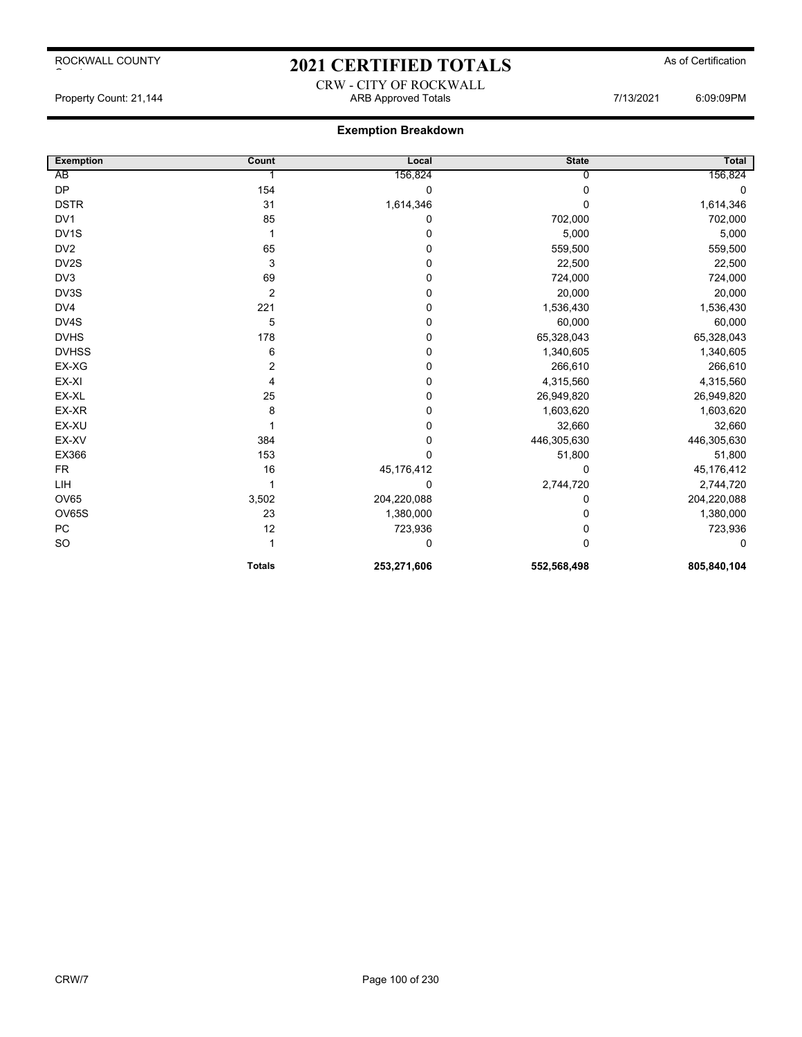ROCKWALL COUNTY

# 2021 CERTIFIED TOTALS

As of Certification

CRW - CITY OF ROCKWALL

Property Count: 21,144 | ARB Approved Totals | 7/13/2021 | 6:09:09PM

## Exemption Breakdown

| Exemption | Count | Local | State | Total |
|---|---|---|---|---|
| AB | 1 | 156,824 | 0 | 156,824 |
| DP | 154 | 0 | 0 | 0 |
| DSTR | 31 | 1,614,346 | 0 | 1,614,346 |
| DV1 | 85 | 0 | 702,000 | 702,000 |
| DV1S | 1 | 0 | 5,000 | 5,000 |
| DV2 | 65 | 0 | 559,500 | 559,500 |
| DV2S | 3 | 0 | 22,500 | 22,500 |
| DV3 | 69 | 0 | 724,000 | 724,000 |
| DV3S | 2 | 0 | 20,000 | 20,000 |
| DV4 | 221 | 0 | 1,536,430 | 1,536,430 |
| DV4S | 5 | 0 | 60,000 | 60,000 |
| DVHS | 178 | 0 | 65,328,043 | 65,328,043 |
| DVHSS | 6 | 0 | 1,340,605 | 1,340,605 |
| EX-XG | 2 | 0 | 266,610 | 266,610 |
| EX-XI | 4 | 0 | 4,315,560 | 4,315,560 |
| EX-XL | 25 | 0 | 26,949,820 | 26,949,820 |
| EX-XR | 8 | 0 | 1,603,620 | 1,603,620 |
| EX-XU | 1 | 0 | 32,660 | 32,660 |
| EX-XV | 384 | 0 | 446,305,630 | 446,305,630 |
| EX366 | 153 | 0 | 51,800 | 51,800 |
| FR | 16 | 45,176,412 | 0 | 45,176,412 |
| LIH | 1 | 0 | 2,744,720 | 2,744,720 |
| OV65 | 3,502 | 204,220,088 | 0 | 204,220,088 |
| OV65S | 23 | 1,380,000 | 0 | 1,380,000 |
| PC | 12 | 723,936 | 0 | 723,936 |
| SO | 1 | 0 | 0 | 0 |
| | **Totals** | **253,271,606** | **552,568,498** | **805,840,104** |

CRW/7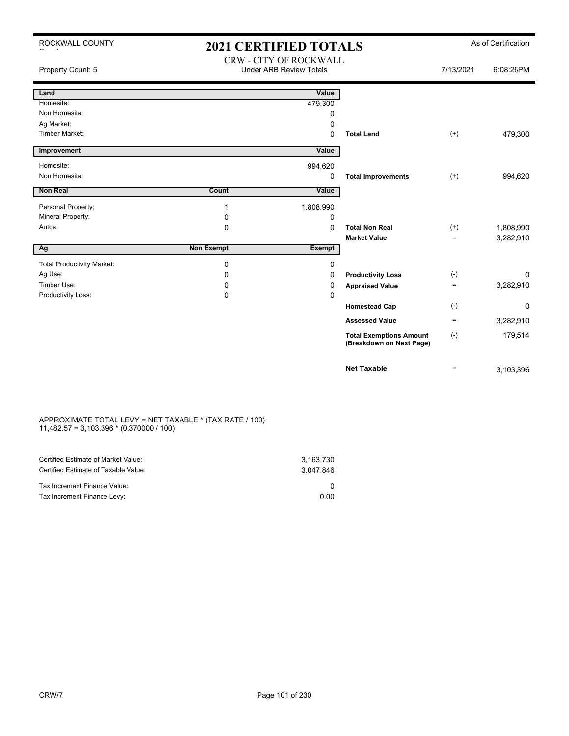ROCKWALL COUNTY

# 2021 CERTIFIED TOTALS

As of Certification

CRW - CITY OF ROCKWALL
Under ARB Review Totals

Property Count: 5 | 7/13/2021 6:08:26PM

| Land | | Value | | | |
|---|---|---|---|---|---|
| Homesite: | | 479,300 | | | |
| Non Homesite: | | 0 | | | |
| Ag Market: | | 0 | | | |
| Timber Market: | | 0 | **Total Land** | (+) | 479,300 |
| **Improvement** | | **Value** | | | |
| Homesite: | | 994,620 | | | |
| Non Homesite: | | 0 | **Total Improvements** | (+) | 994,620 |
| **Non Real** | **Count** | **Value** | | | |
| Personal Property: | 1 | 1,808,990 | | | |
| Mineral Property: | 0 | 0 | | | |
| Autos: | 0 | 0 | **Total Non Real** | (+) | 1,808,990 |
| | | | **Market Value** | = | 3,282,910 |
| **Ag** | **Non Exempt** | **Exempt** | | | |
| Total Productivity Market: | 0 | 0 | | | |
| Ag Use: | 0 | 0 | **Productivity Loss** | (-) | 0 |
| Timber Use: | 0 | 0 | **Appraised Value** | = | 3,282,910 |
| Productivity Loss: | 0 | 0 | | | |
| | | | **Homestead Cap** | (-) | 0 |
| | | | **Assessed Value** | = | 3,282,910 |
| | | | **Total Exemptions Amount (Breakdown on Next Page)** | (-) | 179,514 |
| | | | **Net Taxable** | = | 3,103,396 |

APPROXIMATE TOTAL LEVY = NET TAXABLE * (TAX RATE / 100)
11,482.57 = 3,103,396 * (0.370000 / 100)

| | |
|---|---|
| Certified Estimate of Market Value: | 3,163,730 |
| Certified Estimate of Taxable Value: | 3,047,846 |
| Tax Increment Finance Value: | 0 |
| Tax Increment Finance Levy: | 0.00 |

CRW/7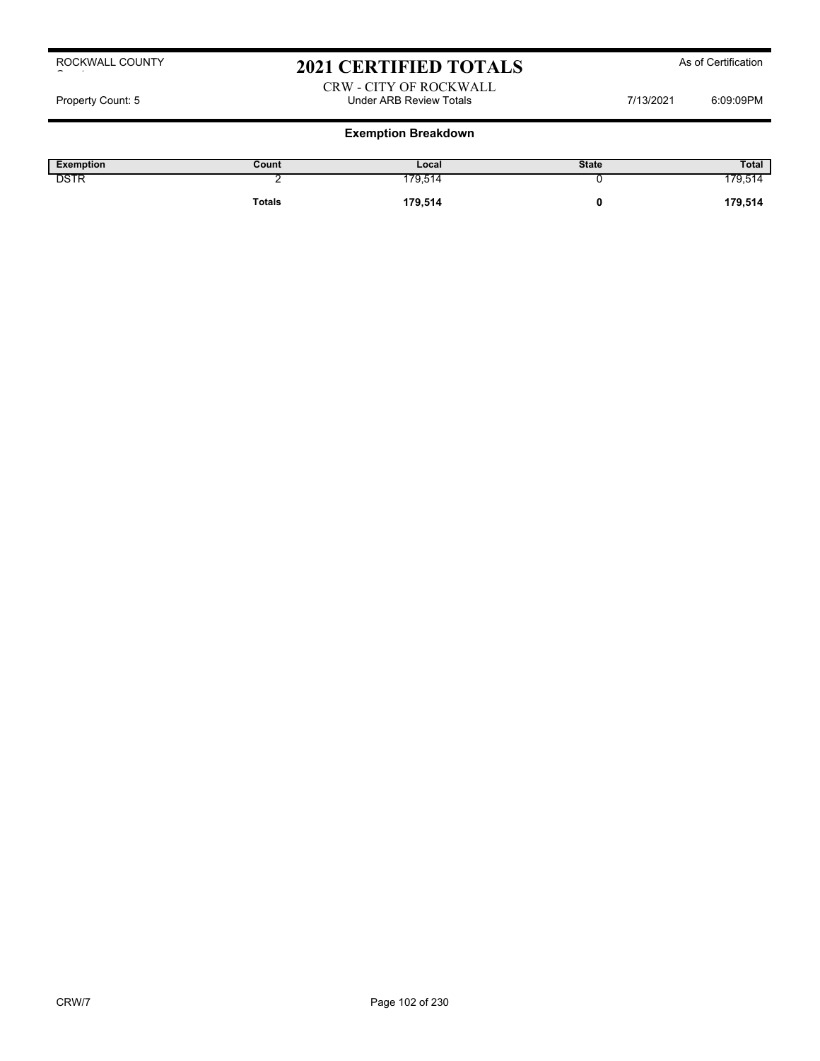ROCKWALL COUNTY

# 2021 CERTIFIED TOTALS

As of Certification

CRW - CITY OF ROCKWALL

Property Count: 5 | Under ARB Review Totals | 7/13/2021 6:09:09PM

## Exemption Breakdown

| Exemption | Count | Local | State | Total |
|---|---|---|---|---|
| DSTR | 2 | 179,514 | 0 | 179,514 |
| | **Totals** | **179,514** | **0** | **179,514** |

CRW/7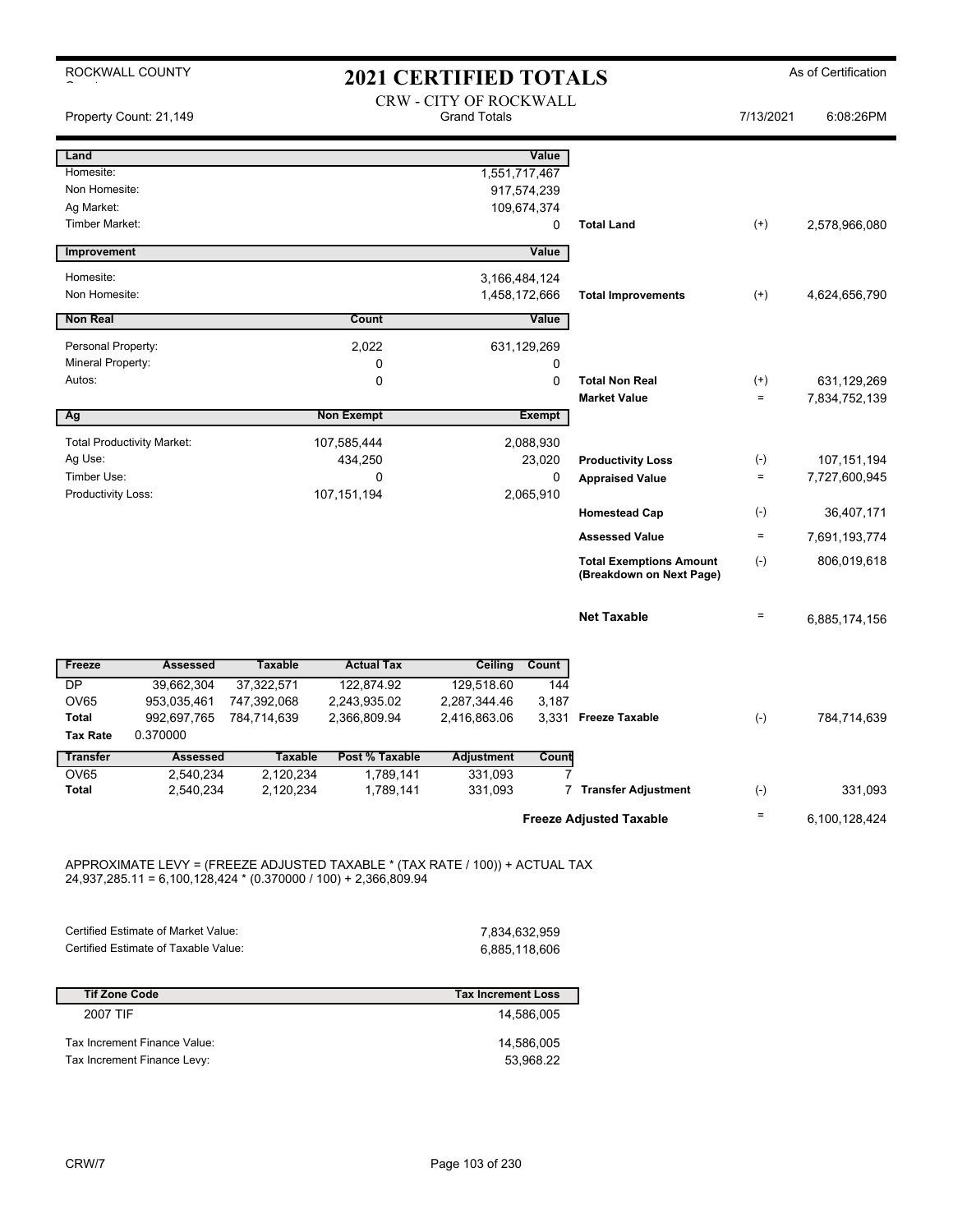# 2021 CERTIFIED TOTALS

ROCKWALL COUNTY

As of Certification

CRW - CITY OF ROCKWALL
Grand Totals

Property Count: 21,149

7/13/2021 6:08:26PM

| Land | | Value | | | |
|---|---|---|---|---|---|
| Homesite: | | 1,551,717,467 | | | |
| Non Homesite: | | 917,574,239 | | | |
| Ag Market: | | 109,674,374 | | | |
| Timber Market: | | 0 | Total Land | (+) | 2,578,966,080 |

| Improvement | | Value | | | |
|---|---|---|---|---|---|
| Homesite: | | 3,166,484,124 | | | |
| Non Homesite: | | 1,458,172,666 | Total Improvements | (+) | 4,624,656,790 |

| Non Real | Count | Value | | | |
|---|---|---|---|---|---|
| Personal Property: | 2,022 | 631,129,269 | | | |
| Mineral Property: | 0 | 0 | | | |
| Autos: | 0 | 0 | Total Non Real | (+) | 631,129,269 |
| | | | Market Value | = | 7,834,752,139 |

| Ag | Non Exempt | Exempt | | | |
|---|---|---|---|---|---|
| Total Productivity Market: | 107,585,444 | 2,088,930 | | | |
| Ag Use: | 434,250 | 23,020 | Productivity Loss | (-) | 107,151,194 |
| Timber Use: | 0 | 0 | Appraised Value | = | 7,727,600,945 |
| Productivity Loss: | 107,151,194 | 2,065,910 | | | |
| | | | Homestead Cap | (-) | 36,407,171 |
| | | | Assessed Value | = | 7,691,193,774 |
| | | | Total Exemptions Amount (Breakdown on Next Page) | (-) | 806,019,618 |
| | | | Net Taxable | = | 6,885,174,156 |

| Freeze | Assessed | Taxable | Actual Tax | Ceiling | Count | | | |
|---|---|---|---|---|---|---|---|---|
| DP | 39,662,304 | 37,322,571 | 122,874.92 | 129,518.60 | 144 | | | |
| OV65 | 953,035,461 | 747,392,068 | 2,243,935.02 | 2,287,344.46 | 3,187 | | | |
| Total | 992,697,765 | 784,714,639 | 2,366,809.94 | 2,416,863.06 | 3,331 | Freeze Taxable | (-) | 784,714,639 |
| Tax Rate | 0.370000 | | | | | | | |

| Transfer | Assessed | Taxable | Post % Taxable | Adjustment | Count | | | |
|---|---|---|---|---|---|---|---|---|
| OV65 | 2,540,234 | 2,120,234 | 1,789,141 | 331,093 | 7 | | | |
| Total | 2,540,234 | 2,120,234 | 1,789,141 | 331,093 | 7 | Transfer Adjustment | (-) | 331,093 |
| | | | | | | Freeze Adjusted Taxable | = | 6,100,128,424 |

APPROXIMATE LEVY = (FREEZE ADJUSTED TAXABLE * (TAX RATE / 100)) + ACTUAL TAX
24,937,285.11 = 6,100,128,424 * (0.370000 / 100) + 2,366,809.94

| | |
|---|---|
| Certified Estimate of Market Value: | 7,834,632,959 |
| Certified Estimate of Taxable Value: | 6,885,118,606 |

| Tif Zone Code | Tax Increment Loss |
|---|---|
| 2007 TIF | 14,586,005 |
| Tax Increment Finance Value: | 14,586,005 |
| Tax Increment Finance Levy: | 53,968.22 |

CRW/7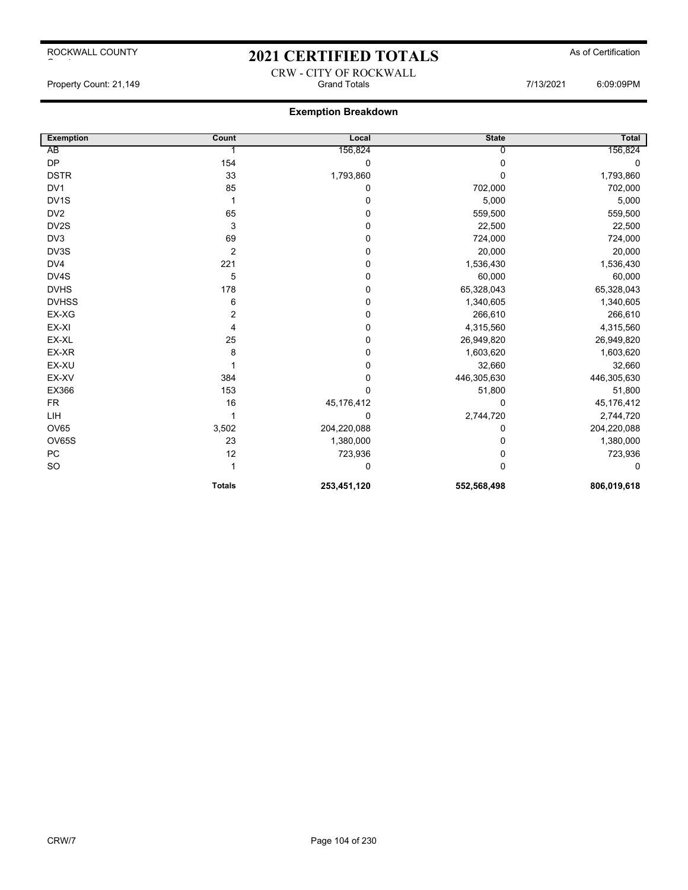# 2021 CERTIFIED TOTALS

ROCKWALL COUNTY

As of Certification

CRW - CITY OF ROCKWALL

Property Count: 21,149 | Grand Totals | 7/13/2021 6:09:09PM

## Exemption Breakdown

| Exemption | Count | Local | State | Total |
|---|---|---|---|---|
| AB | 1 | 156,824 | 0 | 156,824 |
| DP | 154 | 0 | 0 | 0 |
| DSTR | 33 | 1,793,860 | 0 | 1,793,860 |
| DV1 | 85 | 0 | 702,000 | 702,000 |
| DV1S | 1 | 0 | 5,000 | 5,000 |
| DV2 | 65 | 0 | 559,500 | 559,500 |
| DV2S | 3 | 0 | 22,500 | 22,500 |
| DV3 | 69 | 0 | 724,000 | 724,000 |
| DV3S | 2 | 0 | 20,000 | 20,000 |
| DV4 | 221 | 0 | 1,536,430 | 1,536,430 |
| DV4S | 5 | 0 | 60,000 | 60,000 |
| DVHS | 178 | 0 | 65,328,043 | 65,328,043 |
| DVHSS | 6 | 0 | 1,340,605 | 1,340,605 |
| EX-XG | 2 | 0 | 266,610 | 266,610 |
| EX-XI | 4 | 0 | 4,315,560 | 4,315,560 |
| EX-XL | 25 | 0 | 26,949,820 | 26,949,820 |
| EX-XR | 8 | 0 | 1,603,620 | 1,603,620 |
| EX-XU | 1 | 0 | 32,660 | 32,660 |
| EX-XV | 384 | 0 | 446,305,630 | 446,305,630 |
| EX366 | 153 | 0 | 51,800 | 51,800 |
| FR | 16 | 45,176,412 | 0 | 45,176,412 |
| LIH | 1 | 0 | 2,744,720 | 2,744,720 |
| OV65 | 3,502 | 204,220,088 | 0 | 204,220,088 |
| OV65S | 23 | 1,380,000 | 0 | 1,380,000 |
| PC | 12 | 723,936 | 0 | 723,936 |
| SO | 1 | 0 | 0 | 0 |
| | **Totals** | **253,451,120** | **552,568,498** | **806,019,618** |

CRW/7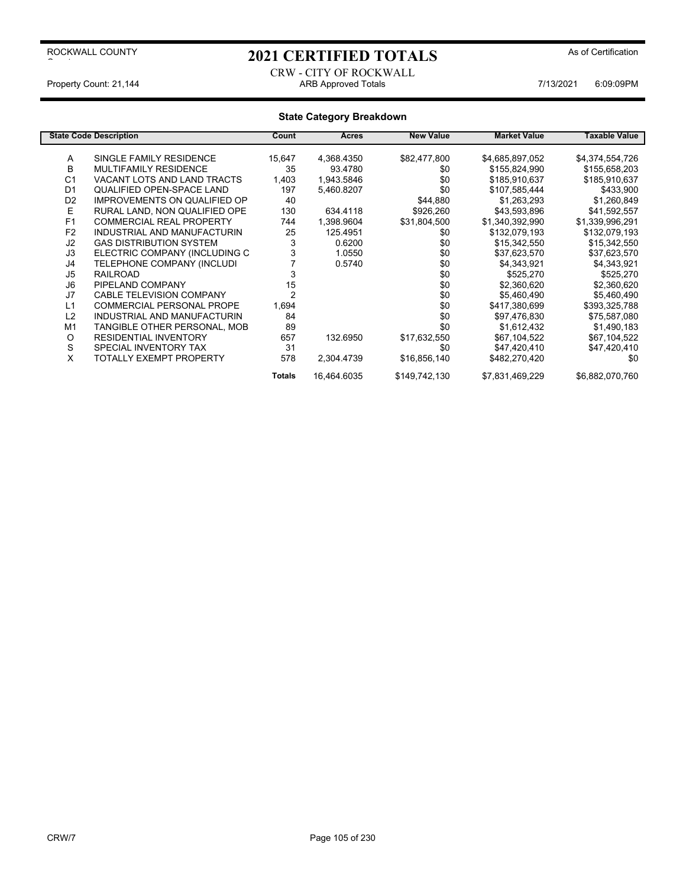ROCKWALL COUNTY

# 2021 CERTIFIED TOTALS

As of Certification

CRW - CITY OF ROCKWALL

Property Count: 21,144 — ARB Approved Totals — 7/13/2021 6:09:09PM

## State Category Breakdown

| State Code | Description | Count | Acres | New Value | Market Value | Taxable Value |
|---|---|---|---|---|---|---|
| A | SINGLE FAMILY RESIDENCE | 15,647 | 4,368.4350 | $82,477,800 | $4,685,897,052 | $4,374,554,726 |
| B | MULTIFAMILY RESIDENCE | 35 | 93.4780 | $0 | $155,824,990 | $155,658,203 |
| C1 | VACANT LOTS AND LAND TRACTS | 1,403 | 1,943.5846 | $0 | $185,910,637 | $185,910,637 |
| D1 | QUALIFIED OPEN-SPACE LAND | 197 | 5,460.8207 | $0 | $107,585,444 | $433,900 |
| D2 | IMPROVEMENTS ON QUALIFIED OP | 40 | | $44,880 | $1,263,293 | $1,260,849 |
| E | RURAL LAND, NON QUALIFIED OPE | 130 | 634.4118 | $926,260 | $43,593,896 | $41,592,557 |
| F1 | COMMERCIAL REAL PROPERTY | 744 | 1,398.9604 | $31,804,500 | $1,340,392,990 | $1,339,996,291 |
| F2 | INDUSTRIAL AND MANUFACTURIN | 25 | 125.4951 | $0 | $132,079,193 | $132,079,193 |
| J2 | GAS DISTRIBUTION SYSTEM | 3 | 0.6200 | $0 | $15,342,550 | $15,342,550 |
| J3 | ELECTRIC COMPANY (INCLUDING C | 3 | 1.0550 | $0 | $37,623,570 | $37,623,570 |
| J4 | TELEPHONE COMPANY (INCLUDI | 7 | 0.5740 | $0 | $4,343,921 | $4,343,921 |
| J5 | RAILROAD | 3 | | $0 | $525,270 | $525,270 |
| J6 | PIPELAND COMPANY | 15 | | $0 | $2,360,620 | $2,360,620 |
| J7 | CABLE TELEVISION COMPANY | 2 | | $0 | $5,460,490 | $5,460,490 |
| L1 | COMMERCIAL PERSONAL PROPE | 1,694 | | $0 | $417,380,699 | $393,325,788 |
| L2 | INDUSTRIAL AND MANUFACTURIN | 84 | | $0 | $97,476,830 | $75,587,080 |
| M1 | TANGIBLE OTHER PERSONAL, MOB | 89 | | $0 | $1,612,432 | $1,490,183 |
| O | RESIDENTIAL INVENTORY | 657 | 132.6950 | $17,632,550 | $67,104,522 | $67,104,522 |
| S | SPECIAL INVENTORY TAX | 31 | | $0 | $47,420,410 | $47,420,410 |
| X | TOTALLY EXEMPT PROPERTY | 578 | 2,304.4739 | $16,856,140 | $482,270,420 | $0 |
| | | **Totals** | 16,464.6035 | $149,742,130 | $7,831,469,229 | $6,882,070,760 |

CRW/7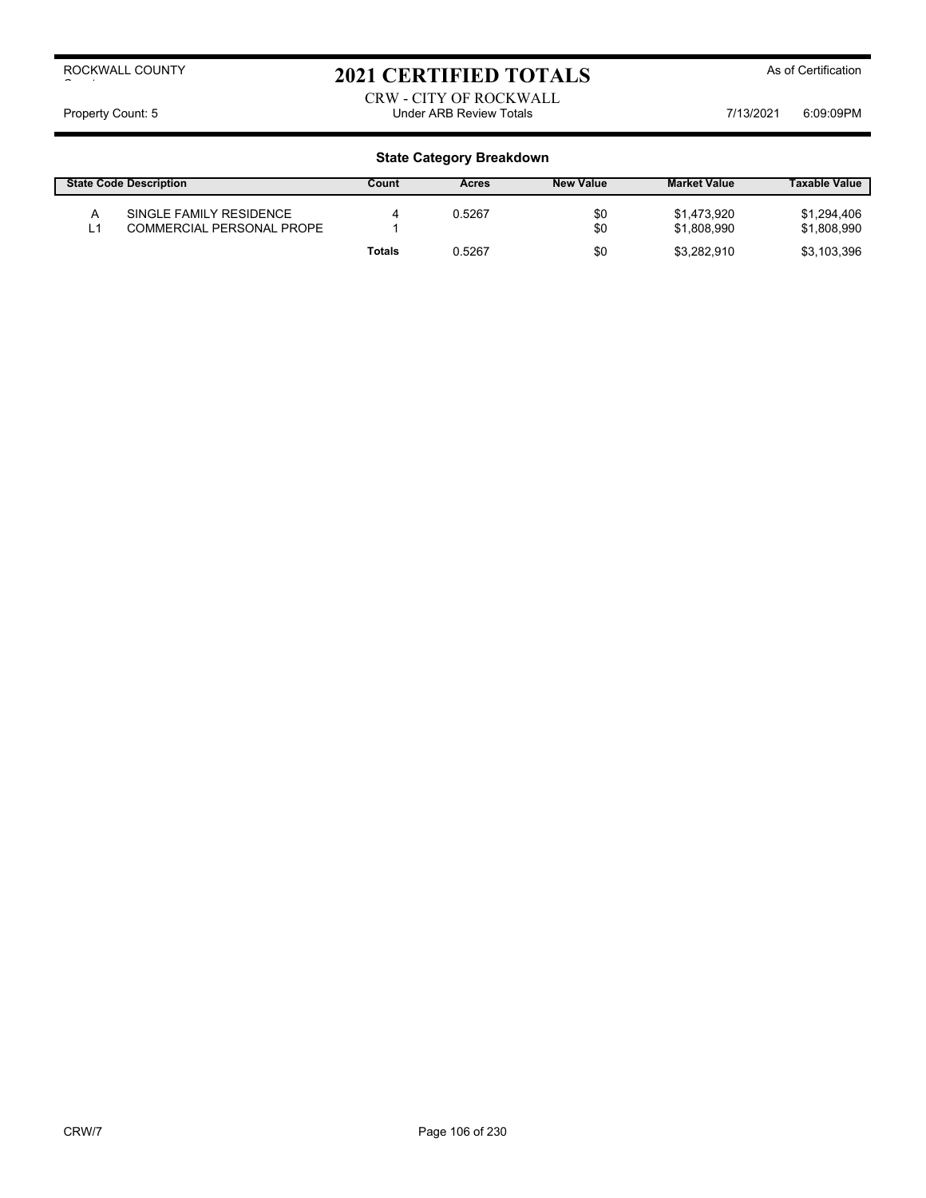ROCKWALL COUNTY

# 2021 CERTIFIED TOTALS

As of Certification

CRW - CITY OF ROCKWALL

Property Count: 5 — Under ARB Review Totals — 7/13/2021 6:09:09PM

## State Category Breakdown

| State Code | Description | Count | Acres | New Value | Market Value | Taxable Value |
|---|---|---|---|---|---|---|
| A | SINGLE FAMILY RESIDENCE | 4 | 0.5267 | $0 | $1,473,920 | $1,294,406 |
| L1 | COMMERCIAL PERSONAL PROPE | 1 | | $0 | $1,808,990 | $1,808,990 |
| | | **Totals** | 0.5267 | $0 | $3,282,910 | $3,103,396 |

CRW/7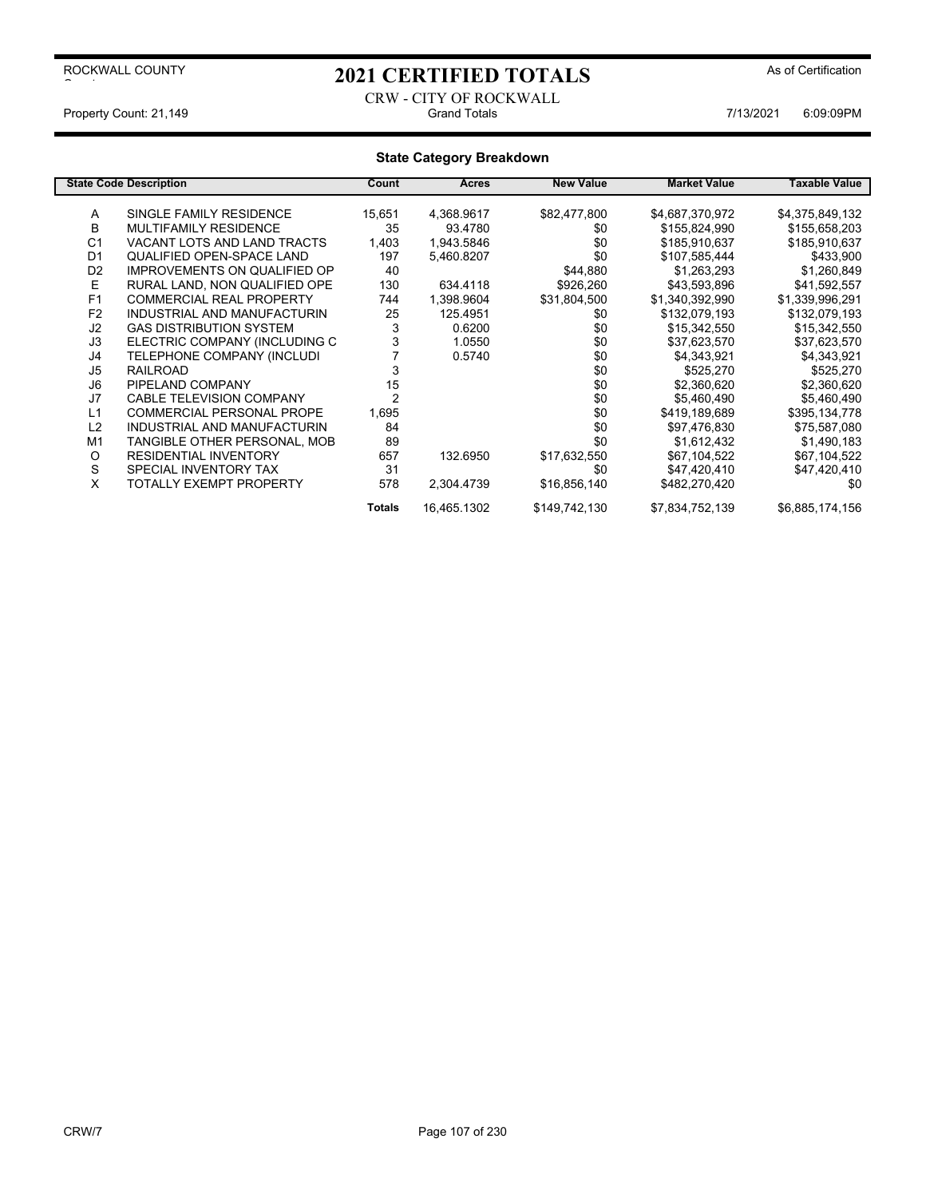ROCKWALL COUNTY

# 2021 CERTIFIED TOTALS

As of Certification

CRW - CITY OF ROCKWALL

Property Count: 21,149 | Grand Totals | 7/13/2021 6:09:09PM

## State Category Breakdown

| State Code | Description | Count | Acres | New Value | Market Value | Taxable Value |
|---|---|---|---|---|---|---|
| A | SINGLE FAMILY RESIDENCE | 15,651 | 4,368.9617 | $82,477,800 | $4,687,370,972 | $4,375,849,132 |
| B | MULTIFAMILY RESIDENCE | 35 | 93.4780 | $0 | $155,824,990 | $155,658,203 |
| C1 | VACANT LOTS AND LAND TRACTS | 1,403 | 1,943.5846 | $0 | $185,910,637 | $185,910,637 |
| D1 | QUALIFIED OPEN-SPACE LAND | 197 | 5,460.8207 | $0 | $107,585,444 | $433,900 |
| D2 | IMPROVEMENTS ON QUALIFIED OP | 40 | | $44,880 | $1,263,293 | $1,260,849 |
| E | RURAL LAND, NON QUALIFIED OPE | 130 | 634.4118 | $926,260 | $43,593,896 | $41,592,557 |
| F1 | COMMERCIAL REAL PROPERTY | 744 | 1,398.9604 | $31,804,500 | $1,340,392,990 | $1,339,996,291 |
| F2 | INDUSTRIAL AND MANUFACTURIN | 25 | 125.4951 | $0 | $132,079,193 | $132,079,193 |
| J2 | GAS DISTRIBUTION SYSTEM | 3 | 0.6200 | $0 | $15,342,550 | $15,342,550 |
| J3 | ELECTRIC COMPANY (INCLUDING C | 3 | 1.0550 | $0 | $37,623,570 | $37,623,570 |
| J4 | TELEPHONE COMPANY (INCLUDI | 7 | 0.5740 | $0 | $4,343,921 | $4,343,921 |
| J5 | RAILROAD | 3 | | $0 | $525,270 | $525,270 |
| J6 | PIPELAND COMPANY | 15 | | $0 | $2,360,620 | $2,360,620 |
| J7 | CABLE TELEVISION COMPANY | 2 | | $0 | $5,460,490 | $5,460,490 |
| L1 | COMMERCIAL PERSONAL PROPE | 1,695 | | $0 | $419,189,689 | $395,134,778 |
| L2 | INDUSTRIAL AND MANUFACTURIN | 84 | | $0 | $97,476,830 | $75,587,080 |
| M1 | TANGIBLE OTHER PERSONAL, MOB | 89 | | $0 | $1,612,432 | $1,490,183 |
| O | RESIDENTIAL INVENTORY | 657 | 132.6950 | $17,632,550 | $67,104,522 | $67,104,522 |
| S | SPECIAL INVENTORY TAX | 31 | | $0 | $47,420,410 | $47,420,410 |
| X | TOTALLY EXEMPT PROPERTY | 578 | 2,304.4739 | $16,856,140 | $482,270,420 | $0 |
| | | **Totals** | 16,465.1302 | $149,742,130 | $7,834,752,139 | $6,885,174,156 |

CRW/7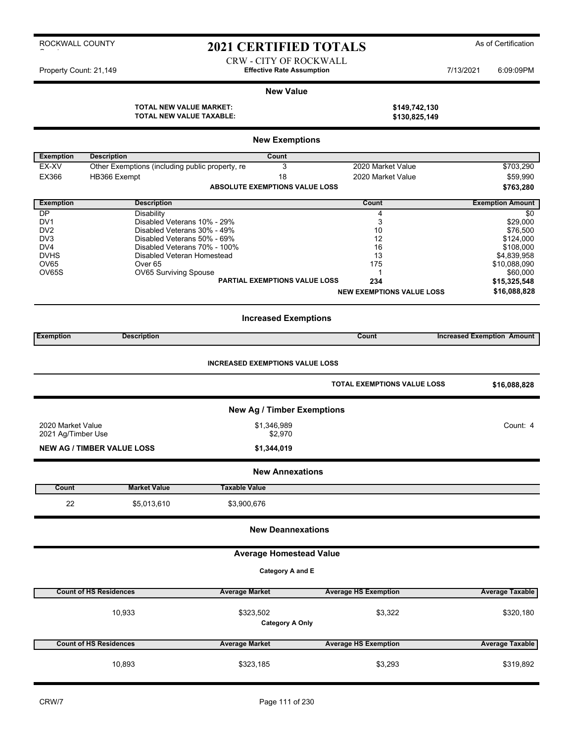ROCKWALL COUNTY

# 2021 CERTIFIED TOTALS

As of Certification

CRW - CITY OF ROCKWALL
**Effective Rate Assumption**

Property Count: 21,149 7/13/2021 6:09:09PM

## New Value

| | |
|---|---|
| **TOTAL NEW VALUE MARKET:** | **$149,742,130** |
| **TOTAL NEW VALUE TAXABLE:** | **$130,825,149** |

## New Exemptions

| Exemption | Description | Count | | |
|---|---|---|---|---|
| EX-XV | Other Exemptions (including public property, re | 3 | 2020 Market Value | $703,290 |
| EX366 | HB366 Exempt | 18 | 2020 Market Value | $59,990 |
| | | **ABSOLUTE EXEMPTIONS VALUE LOSS** | | **$763,280** |

| Exemption | Description | Count | Exemption Amount |
|---|---|---|---|
| DP | Disability | 4 | $0 |
| DV1 | Disabled Veterans 10% - 29% | 3 | $29,000 |
| DV2 | Disabled Veterans 30% - 49% | 10 | $76,500 |
| DV3 | Disabled Veterans 50% - 69% | 12 | $124,000 |
| DV4 | Disabled Veterans 70% - 100% | 16 | $108,000 |
| DVHS | Disabled Veteran Homestead | 13 | $4,839,958 |
| OV65 | Over 65 | 175 | $10,088,090 |
| OV65S | OV65 Surviving Spouse | 1 | $60,000 |
| | **PARTIAL EXEMPTIONS VALUE LOSS** | **234** | **$15,325,548** |
| | | **NEW EXEMPTIONS VALUE LOSS** | **$16,088,828** |

## Increased Exemptions

| Exemption | Description | Count | Increased Exemption Amount |
|---|---|---|---|

**INCREASED EXEMPTIONS VALUE LOSS**

**TOTAL EXEMPTIONS VALUE LOSS** **$16,088,828**

## New Ag / Timber Exemptions

| | | |
|---|---|---|
| 2020 Market Value | $1,346,989 | Count: 4 |
| 2021 Ag/Timber Use | $2,970 | |
| **NEW AG / TIMBER VALUE LOSS** | **$1,344,019** | |

## New Annexations

| Count | Market Value | Taxable Value |
|---|---|---|
| 22 | $5,013,610 | $3,900,676 |

## New Deannexations

## Average Homestead Value

**Category A and E**

| Count of HS Residences | Average Market | Average HS Exemption | Average Taxable |
|---|---|---|---|
| 10,933 | $323,502 | $3,322 | $320,180 |

**Category A Only**

| Count of HS Residences | Average Market | Average HS Exemption | Average Taxable |
|---|---|---|---|
| 10,893 | $323,185 | $3,293 | $319,892 |

CRW/7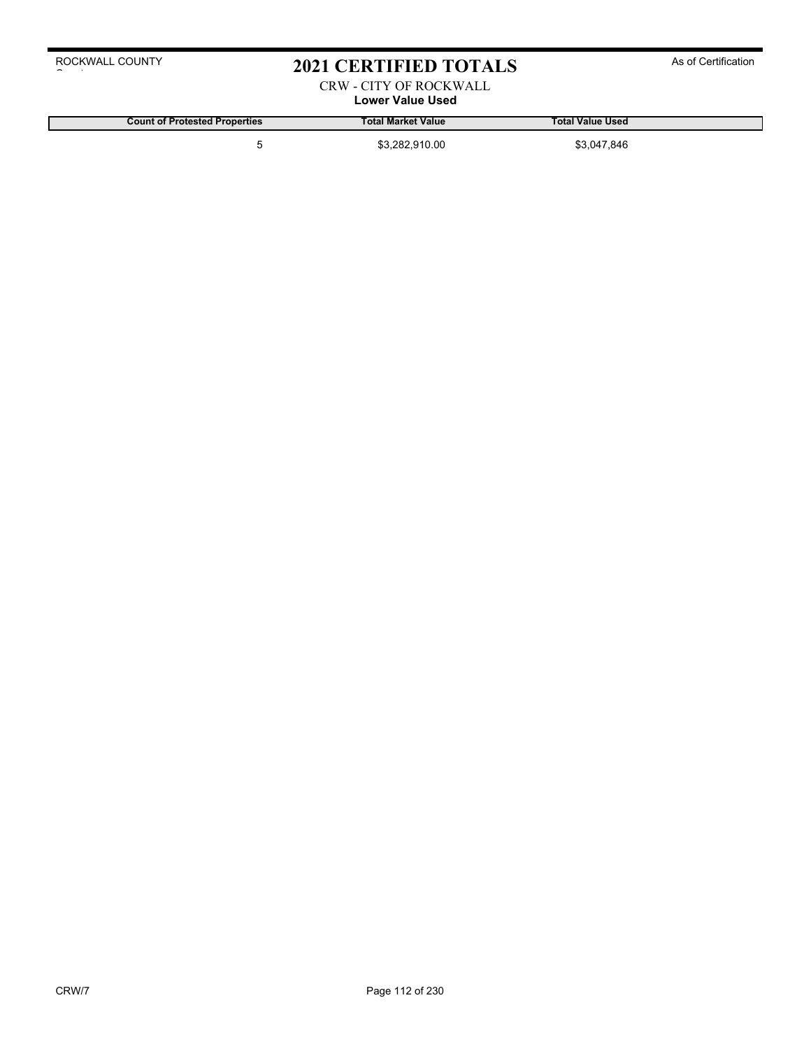# 2021 CERTIFIED TOTALS

CRW - CITY OF ROCKWALL

**Lower Value Used**

| Count of Protested Properties | Total Market Value | Total Value Used |
|---|---|---|
| 5 | $3,282,910.00 | $3,047,846 |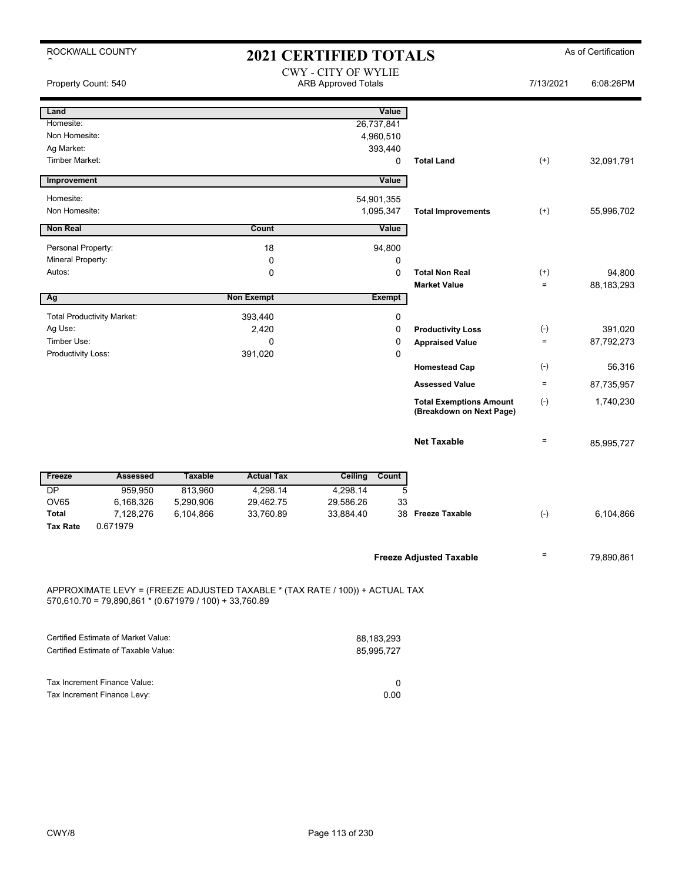ROCKWALL COUNTY

# 2021 CERTIFIED TOTALS

As of Certification

Property Count: 540

CWY - CITY OF WYLIE
ARB Approved Totals

7/13/2021 6:08:26PM

| Land | | Value | | | |
|---|---|---|---|---|---|
| Homesite: | | 26,737,841 | | | |
| Non Homesite: | | 4,960,510 | | | |
| Ag Market: | | 393,440 | | | |
| Timber Market: | | 0 | Total Land | (+) | 32,091,791 |

| Improvement | | Value | | | |
|---|---|---|---|---|---|
| Homesite: | | 54,901,355 | | | |
| Non Homesite: | | 1,095,347 | Total Improvements | (+) | 55,996,702 |

| Non Real | Count | Value | | | |
|---|---|---|---|---|---|
| Personal Property: | 18 | 94,800 | | | |
| Mineral Property: | 0 | 0 | | | |
| Autos: | 0 | 0 | Total Non Real | (+) | 94,800 |
| | | | Market Value | = | 88,183,293 |

| Ag | Non Exempt | Exempt | | | |
|---|---|---|---|---|---|
| Total Productivity Market: | 393,440 | 0 | | | |
| Ag Use: | 2,420 | 0 | Productivity Loss | (-) | 391,020 |
| Timber Use: | 0 | 0 | Appraised Value | = | 87,792,273 |
| Productivity Loss: | 391,020 | 0 | | | |
| | | | Homestead Cap | (-) | 56,316 |
| | | | Assessed Value | = | 87,735,957 |
| | | | Total Exemptions Amount (Breakdown on Next Page) | (-) | 1,740,230 |
| | | | Net Taxable | = | 85,995,727 |

| Freeze | Assessed | Taxable | Actual Tax | Ceiling | Count | | | |
|---|---|---|---|---|---|---|---|---|
| DP | 959,950 | 813,960 | 4,298.14 | 4,298.14 | 5 | | | |
| OV65 | 6,168,326 | 5,290,906 | 29,462.75 | 29,586.26 | 33 | | | |
| Total | 7,128,276 | 6,104,866 | 33,760.89 | 33,884.40 | 38 | Freeze Taxable | (-) | 6,104,866 |
| Tax Rate | 0.671979 | | | | | | | |

**Freeze Adjusted Taxable** = 79,890,861

APPROXIMATE LEVY = (FREEZE ADJUSTED TAXABLE * (TAX RATE / 100)) + ACTUAL TAX
570,610.70 = 79,890,861 * (0.671979 / 100) + 33,760.89

| | |
|---|---|
| Certified Estimate of Market Value: | 88,183,293 |
| Certified Estimate of Taxable Value: | 85,995,727 |

| | |
|---|---|
| Tax Increment Finance Value: | 0 |
| Tax Increment Finance Levy: | 0.00 |

CWY/8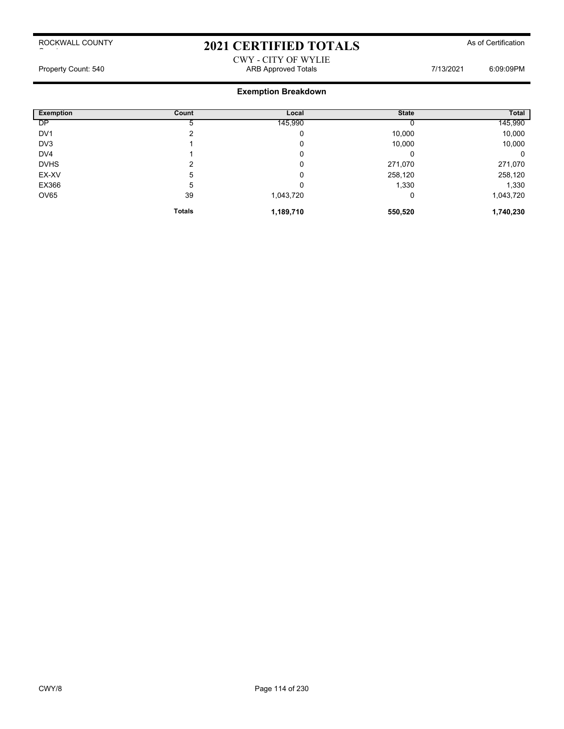# 2021 CERTIFIED TOTALS

ROCKWALL COUNTY

As of Certification

CWY - CITY OF WYLIE

Property Count: 540 — ARB Approved Totals — 7/13/2021 6:09:09PM

## Exemption Breakdown

| Exemption | Count | Local | State | Total |
|---|---|---|---|---|
| DP | 5 | 145,990 | 0 | 145,990 |
| DV1 | 2 | 0 | 10,000 | 10,000 |
| DV3 | 1 | 0 | 10,000 | 10,000 |
| DV4 | 1 | 0 | 0 | 0 |
| DVHS | 2 | 0 | 271,070 | 271,070 |
| EX-XV | 5 | 0 | 258,120 | 258,120 |
| EX366 | 5 | 0 | 1,330 | 1,330 |
| OV65 | 39 | 1,043,720 | 0 | 1,043,720 |
| | **Totals** | **1,189,710** | **550,520** | **1,740,230** |

CWY/8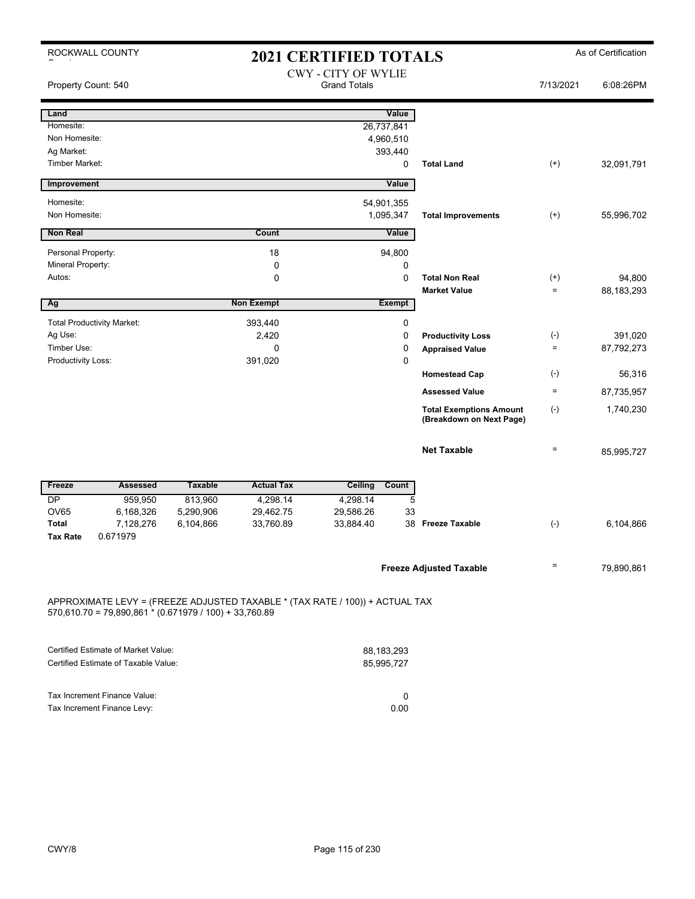ROCKWALL COUNTY

# 2021 CERTIFIED TOTALS

As of Certification

CWY - CITY OF WYLIE
Grand Totals

Property Count: 540 | 7/13/2021 | 6:08:26PM

| Land | | Value | | | |
|---|---|---|---|---|---|
| Homesite: | | 26,737,841 | | | |
| Non Homesite: | | 4,960,510 | | | |
| Ag Market: | | 393,440 | | | |
| Timber Market: | | 0 | **Total Land** | (+) | 32,091,791 |
| **Improvement** | | **Value** | | | |
| Homesite: | | 54,901,355 | | | |
| Non Homesite: | | 1,095,347 | **Total Improvements** | (+) | 55,996,702 |
| **Non Real** | **Count** | **Value** | | | |
| Personal Property: | 18 | 94,800 | | | |
| Mineral Property: | 0 | 0 | | | |
| Autos: | 0 | 0 | **Total Non Real** | (+) | 94,800 |
| | | | **Market Value** | = | 88,183,293 |
| **Ag** | **Non Exempt** | **Exempt** | | | |
| Total Productivity Market: | 393,440 | 0 | | | |
| Ag Use: | 2,420 | 0 | **Productivity Loss** | (-) | 391,020 |
| Timber Use: | 0 | 0 | **Appraised Value** | = | 87,792,273 |
| Productivity Loss: | 391,020 | 0 | | | |
| | | | **Homestead Cap** | (-) | 56,316 |
| | | | **Assessed Value** | = | 87,735,957 |
| | | | **Total Exemptions Amount (Breakdown on Next Page)** | (-) | 1,740,230 |
| | | | **Net Taxable** | = | 85,995,727 |

| Freeze | Assessed | Taxable | Actual Tax | Ceiling | Count | | | |
|---|---|---|---|---|---|---|---|---|
| DP | 959,950 | 813,960 | 4,298.14 | 4,298.14 | 5 | | | |
| OV65 | 6,168,326 | 5,290,906 | 29,462.75 | 29,586.26 | 33 | | | |
| **Total** | 7,128,276 | 6,104,866 | 33,760.89 | 33,884.40 | 38 | **Freeze Taxable** | (-) | 6,104,866 |
| **Tax Rate** | 0.671979 | | | | | | | |

**Freeze Adjusted Taxable** = 79,890,861

APPROXIMATE LEVY = (FREEZE ADJUSTED TAXABLE * (TAX RATE / 100)) + ACTUAL TAX
570,610.70 = 79,890,861 * (0.671979 / 100) + 33,760.89

| | |
|---|---|
| Certified Estimate of Market Value: | 88,183,293 |
| Certified Estimate of Taxable Value: | 85,995,727 |
| Tax Increment Finance Value: | 0 |
| Tax Increment Finance Levy: | 0.00 |

CWY/8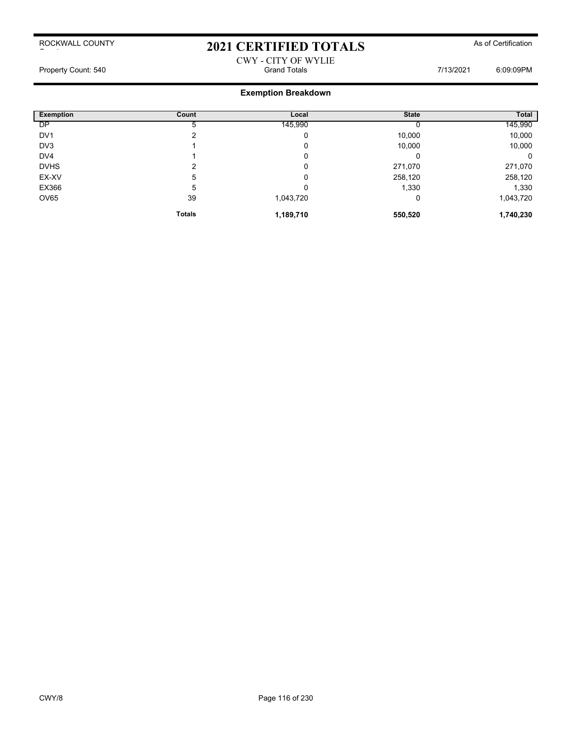ROCKWALL COUNTY

# 2021 CERTIFIED TOTALS

As of Certification

CWY - CITY OF WYLIE

Property Count: 540 | Grand Totals | 7/13/2021 6:09:09PM

## Exemption Breakdown

| Exemption | Count | Local | State | Total |
|---|---|---|---|---|
| DP | 5 | 145,990 | 0 | 145,990 |
| DV1 | 2 | 0 | 10,000 | 10,000 |
| DV3 | 1 | 0 | 10,000 | 10,000 |
| DV4 | 1 | 0 | 0 | 0 |
| DVHS | 2 | 0 | 271,070 | 271,070 |
| EX-XV | 5 | 0 | 258,120 | 258,120 |
| EX366 | 5 | 0 | 1,330 | 1,330 |
| OV65 | 39 | 1,043,720 | 0 | 1,043,720 |
| | **Totals** | **1,189,710** | **550,520** | **1,740,230** |

CWY/8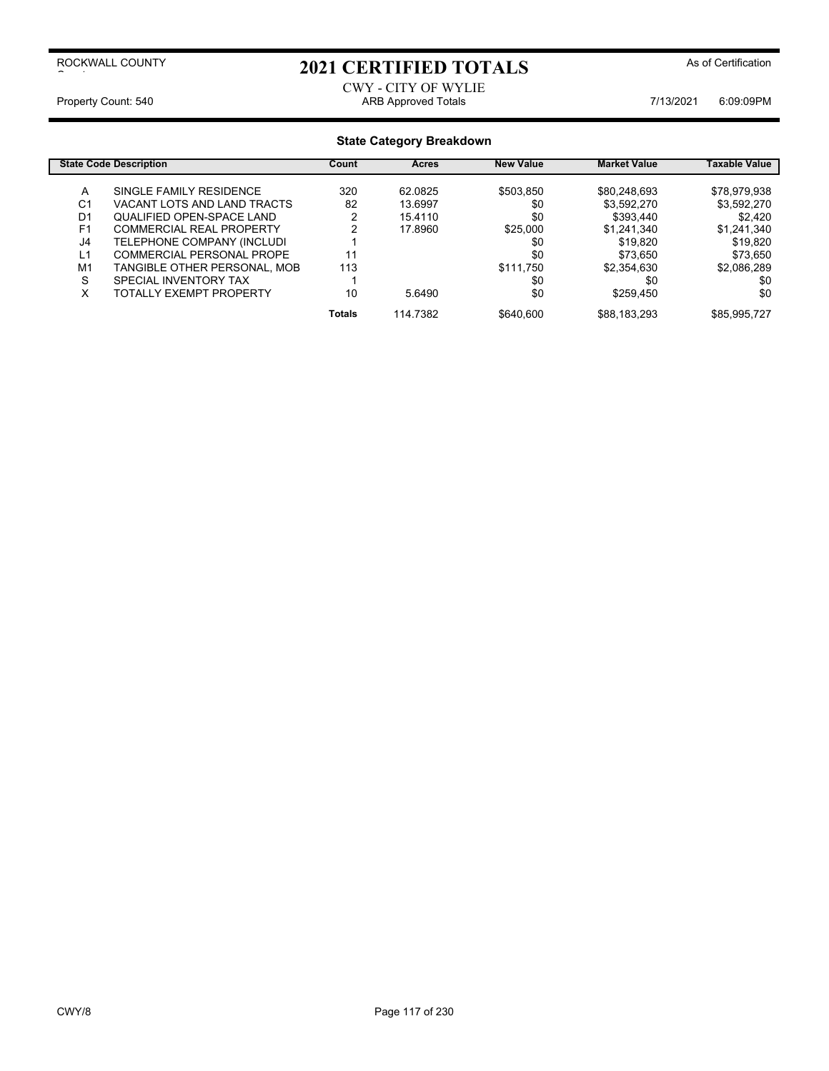ROCKWALL COUNTY

# 2021 CERTIFIED TOTALS

As of Certification

CWY - CITY OF WYLIE

Property Count: 540 | ARB Approved Totals | 7/13/2021 6:09:09PM

## State Category Breakdown

| State Code | Description | Count | Acres | New Value | Market Value | Taxable Value |
|---|---|---|---|---|---|---|
| A | SINGLE FAMILY RESIDENCE | 320 | 62.0825 | $503,850 | $80,248,693 | $78,979,938 |
| C1 | VACANT LOTS AND LAND TRACTS | 82 | 13.6997 | $0 | $3,592,270 | $3,592,270 |
| D1 | QUALIFIED OPEN-SPACE LAND | 2 | 15.4110 | $0 | $393,440 | $2,420 |
| F1 | COMMERCIAL REAL PROPERTY | 2 | 17.8960 | $25,000 | $1,241,340 | $1,241,340 |
| J4 | TELEPHONE COMPANY (INCLUDI | 1 | | $0 | $19,820 | $19,820 |
| L1 | COMMERCIAL PERSONAL PROPE | 11 | | $0 | $73,650 | $73,650 |
| M1 | TANGIBLE OTHER PERSONAL, MOB | 113 | | $111,750 | $2,354,630 | $2,086,289 |
| S | SPECIAL INVENTORY TAX | 1 | | $0 | $0 | $0 |
| X | TOTALLY EXEMPT PROPERTY | 10 | 5.6490 | $0 | $259,450 | $0 |
| | | **Totals** | 114.7382 | $640,600 | $88,183,293 | $85,995,727 |

CWY/8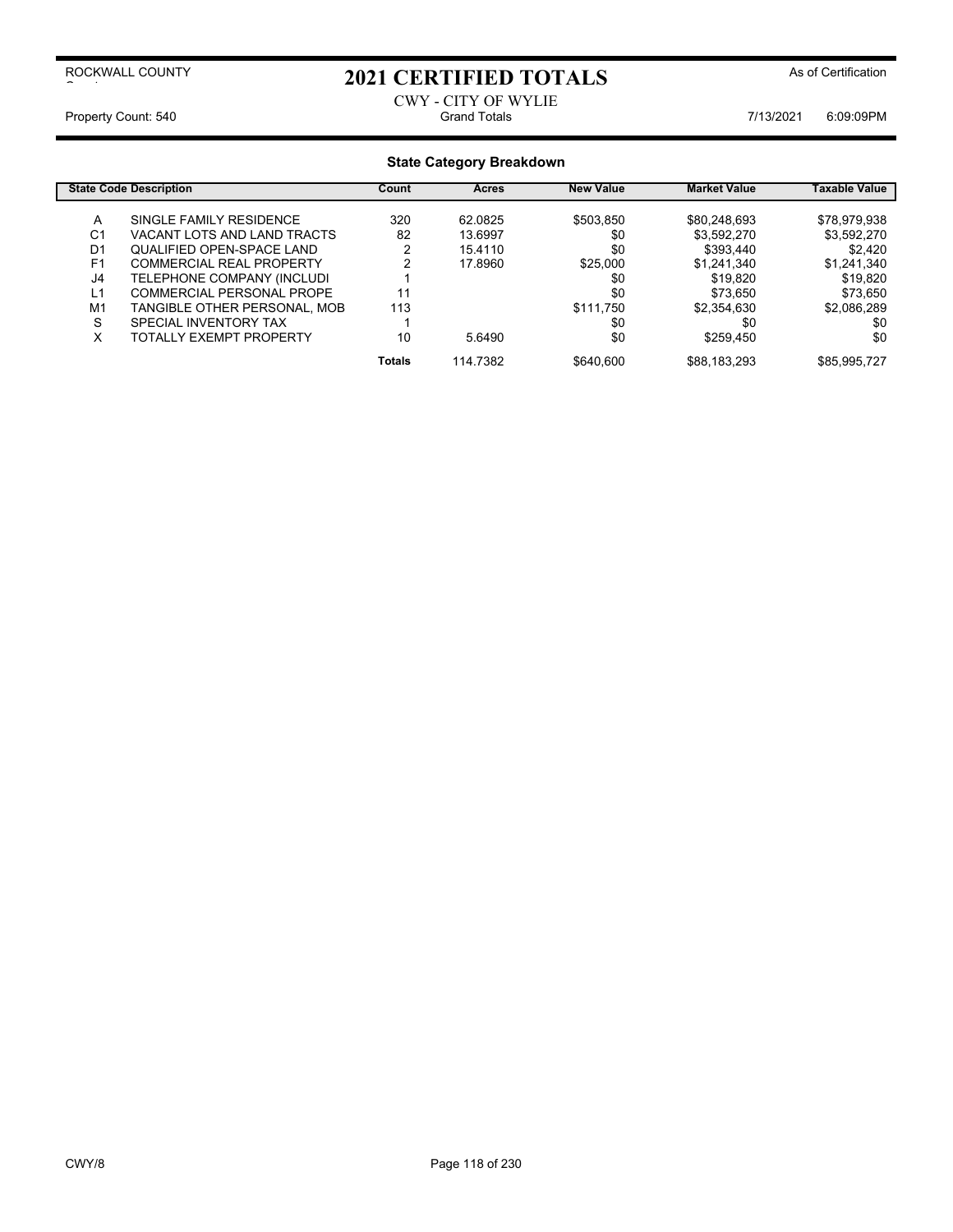ROCKWALL COUNTY

# 2021 CERTIFIED TOTALS

As of Certification

CWY - CITY OF WYLIE

Property Count: 540 | Grand Totals | 7/13/2021 6:09:09PM

## State Category Breakdown

| State Code | Description | Count | Acres | New Value | Market Value | Taxable Value |
|---|---|---|---|---|---|---|
| A | SINGLE FAMILY RESIDENCE | 320 | 62.0825 | $503,850 | $80,248,693 | $78,979,938 |
| C1 | VACANT LOTS AND LAND TRACTS | 82 | 13.6997 | $0 | $3,592,270 | $3,592,270 |
| D1 | QUALIFIED OPEN-SPACE LAND | 2 | 15.4110 | $0 | $393,440 | $2,420 |
| F1 | COMMERCIAL REAL PROPERTY | 2 | 17.8960 | $25,000 | $1,241,340 | $1,241,340 |
| J4 | TELEPHONE COMPANY (INCLUDI | 1 | | $0 | $19,820 | $19,820 |
| L1 | COMMERCIAL PERSONAL PROPE | 11 | | $0 | $73,650 | $73,650 |
| M1 | TANGIBLE OTHER PERSONAL, MOB | 113 | | $111,750 | $2,354,630 | $2,086,289 |
| S | SPECIAL INVENTORY TAX | 1 | | $0 | $0 | $0 |
| X | TOTALLY EXEMPT PROPERTY | 10 | 5.6490 | $0 | $259,450 | $0 |
| | | **Totals** | 114.7382 | $640,600 | $88,183,293 | $85,995,727 |

CWY/8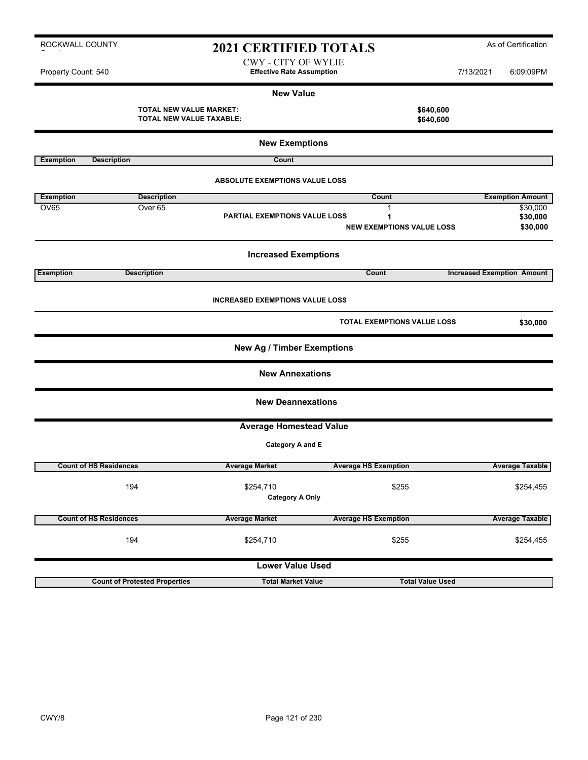ROCKWALL COUNTY

# 2021 CERTIFIED TOTALS

As of Certification

CWY - CITY OF WYLIE
**Effective Rate Assumption**

Property Count: 540 | 7/13/2021 6:09:09PM

## New Value

**TOTAL NEW VALUE MARKET:** **$640,600**
**TOTAL NEW VALUE TAXABLE:** **$640,600**

## New Exemptions

| Exemption | Description | Count |
|---|---|---|

**ABSOLUTE EXEMPTIONS VALUE LOSS**

| Exemption | Description | Count | Exemption Amount |
|---|---|---|---|
| OV65 | Over 65 | 1 | $30,000 |
| | **PARTIAL EXEMPTIONS VALUE LOSS** | **1** | **$30,000** |
| | | **NEW EXEMPTIONS VALUE LOSS** | **$30,000** |

## Increased Exemptions

| Exemption | Description | Count | Increased Exemption Amount |
|---|---|---|---|

**INCREASED EXEMPTIONS VALUE LOSS**

**TOTAL EXEMPTIONS VALUE LOSS** **$30,000**

## New Ag / Timber Exemptions

## New Annexations

## New Deannexations

## Average Homestead Value

**Category A and E**

| Count of HS Residences | Average Market | Average HS Exemption | Average Taxable |
|---|---|---|---|
| 194 | $254,710 | $255 | $254,455 |

**Category A Only**

| Count of HS Residences | Average Market | Average HS Exemption | Average Taxable |
|---|---|---|---|
| 194 | $254,710 | $255 | $254,455 |

## Lower Value Used

| Count of Protested Properties | Total Market Value | Total Value Used |
|---|---|---|

CWY/8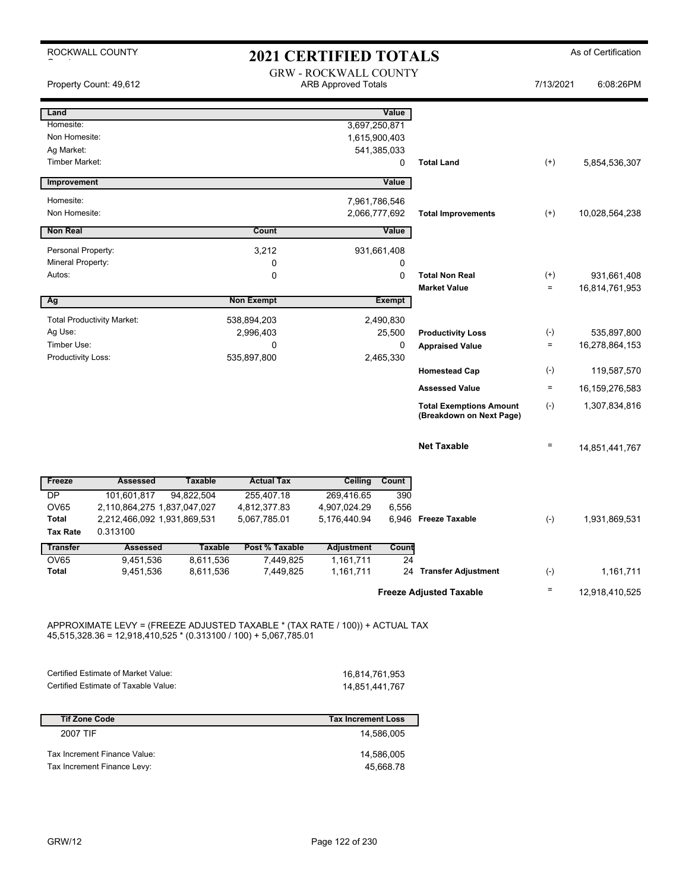ROCKWALL COUNTY

# 2021 CERTIFIED TOTALS

As of Certification

Property Count: 49,612

GRW - ROCKWALL COUNTY
ARB Approved Totals

7/13/2021 6:08:26PM

| Land | Value | | | |
|---|---|---|---|---|
| Homesite: | 3,697,250,871 | | | |
| Non Homesite: | 1,615,900,403 | | | |
| Ag Market: | 541,385,033 | | | |
| Timber Market: | 0 | Total Land | (+) | 5,854,536,307 |

| Improvement | Value | | | |
|---|---|---|---|---|
| Homesite: | 7,961,786,546 | | | |
| Non Homesite: | 2,066,777,692 | Total Improvements | (+) | 10,028,564,238 |

| Non Real | Count | Value | | | |
|---|---|---|---|---|---|
| Personal Property: | 3,212 | 931,661,408 | | | |
| Mineral Property: | 0 | 0 | | | |
| Autos: | 0 | 0 | Total Non Real | (+) | 931,661,408 |
| | | | Market Value | = | 16,814,761,953 |

| Ag | Non Exempt | Exempt | | | |
|---|---|---|---|---|---|
| Total Productivity Market: | 538,894,203 | 2,490,830 | | | |
| Ag Use: | 2,996,403 | 25,500 | Productivity Loss | (-) | 535,897,800 |
| Timber Use: | 0 | 0 | Appraised Value | = | 16,278,864,153 |
| Productivity Loss: | 535,897,800 | 2,465,330 | | | |
| | | | Homestead Cap | (-) | 119,587,570 |
| | | | Assessed Value | = | 16,159,276,583 |
| | | | Total Exemptions Amount (Breakdown on Next Page) | (-) | 1,307,834,816 |
| | | | Net Taxable | = | 14,851,441,767 |

| Freeze | Assessed | Taxable | Actual Tax | Ceiling | Count | | | |
|---|---|---|---|---|---|---|---|---|
| DP | 101,601,817 | 94,822,504 | 255,407.18 | 269,416.65 | 390 | | | |
| OV65 | 2,110,864,275 | 1,837,047,027 | 4,812,377.83 | 4,907,024.29 | 6,556 | | | |
| Total | 2,212,466,092 | 1,931,869,531 | 5,067,785.01 | 5,176,440.94 | 6,946 | Freeze Taxable | (-) | 1,931,869,531 |
| Tax Rate | 0.313100 | | | | | | | |

| Transfer | Assessed | Taxable | Post % Taxable | Adjustment | Count | | | |
|---|---|---|---|---|---|---|---|---|
| OV65 | 9,451,536 | 8,611,536 | 7,449,825 | 1,161,711 | 24 | | | |
| Total | 9,451,536 | 8,611,536 | 7,449,825 | 1,161,711 | 24 | Transfer Adjustment | (-) | 1,161,711 |
| | | | | | | Freeze Adjusted Taxable | = | 12,918,410,525 |

APPROXIMATE LEVY = (FREEZE ADJUSTED TAXABLE * (TAX RATE / 100)) + ACTUAL TAX
45,515,328.36 = 12,918,410,525 * (0.313100 / 100) + 5,067,785.01

| | |
|---|---|
| Certified Estimate of Market Value: | 16,814,761,953 |
| Certified Estimate of Taxable Value: | 14,851,441,767 |

| Tif Zone Code | Tax Increment Loss |
|---|---|
| 2007 TIF | 14,586,005 |
| Tax Increment Finance Value: | 14,586,005 |
| Tax Increment Finance Levy: | 45,668.78 |

GRW/12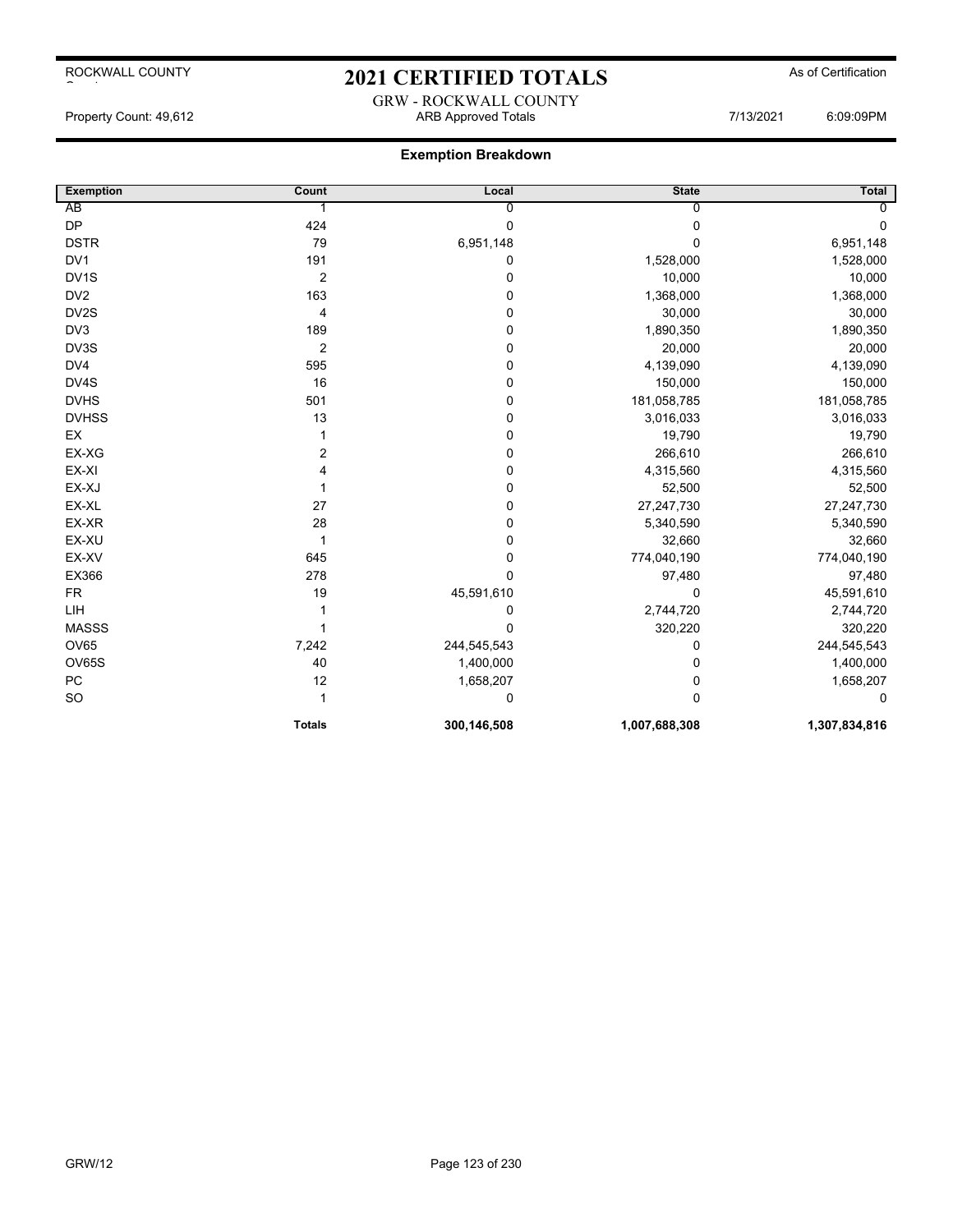# 2021 CERTIFIED TOTALS

ROCKWALL COUNTY

As of Certification

GRW - ROCKWALL COUNTY

Property Count: 49,612 | ARB Approved Totals | 7/13/2021 6:09:09PM

## Exemption Breakdown

| Exemption | Count | Local | State | Total |
|---|---|---|---|---|
| AB | 1 | 0 | 0 | 0 |
| DP | 424 | 0 | 0 | 0 |
| DSTR | 79 | 6,951,148 | 0 | 6,951,148 |
| DV1 | 191 | 0 | 1,528,000 | 1,528,000 |
| DV1S | 2 | 0 | 10,000 | 10,000 |
| DV2 | 163 | 0 | 1,368,000 | 1,368,000 |
| DV2S | 4 | 0 | 30,000 | 30,000 |
| DV3 | 189 | 0 | 1,890,350 | 1,890,350 |
| DV3S | 2 | 0 | 20,000 | 20,000 |
| DV4 | 595 | 0 | 4,139,090 | 4,139,090 |
| DV4S | 16 | 0 | 150,000 | 150,000 |
| DVHS | 501 | 0 | 181,058,785 | 181,058,785 |
| DVHSS | 13 | 0 | 3,016,033 | 3,016,033 |
| EX | 1 | 0 | 19,790 | 19,790 |
| EX-XG | 2 | 0 | 266,610 | 266,610 |
| EX-XI | 4 | 0 | 4,315,560 | 4,315,560 |
| EX-XJ | 1 | 0 | 52,500 | 52,500 |
| EX-XL | 27 | 0 | 27,247,730 | 27,247,730 |
| EX-XR | 28 | 0 | 5,340,590 | 5,340,590 |
| EX-XU | 1 | 0 | 32,660 | 32,660 |
| EX-XV | 645 | 0 | 774,040,190 | 774,040,190 |
| EX366 | 278 | 0 | 97,480 | 97,480 |
| FR | 19 | 45,591,610 | 0 | 45,591,610 |
| LIH | 1 | 0 | 2,744,720 | 2,744,720 |
| MASSS | 1 | 0 | 320,220 | 320,220 |
| OV65 | 7,242 | 244,545,543 | 0 | 244,545,543 |
| OV65S | 40 | 1,400,000 | 0 | 1,400,000 |
| PC | 12 | 1,658,207 | 0 | 1,658,207 |
| SO | 1 | 0 | 0 | 0 |
| | **Totals** | **300,146,508** | **1,007,688,308** | **1,307,834,816** |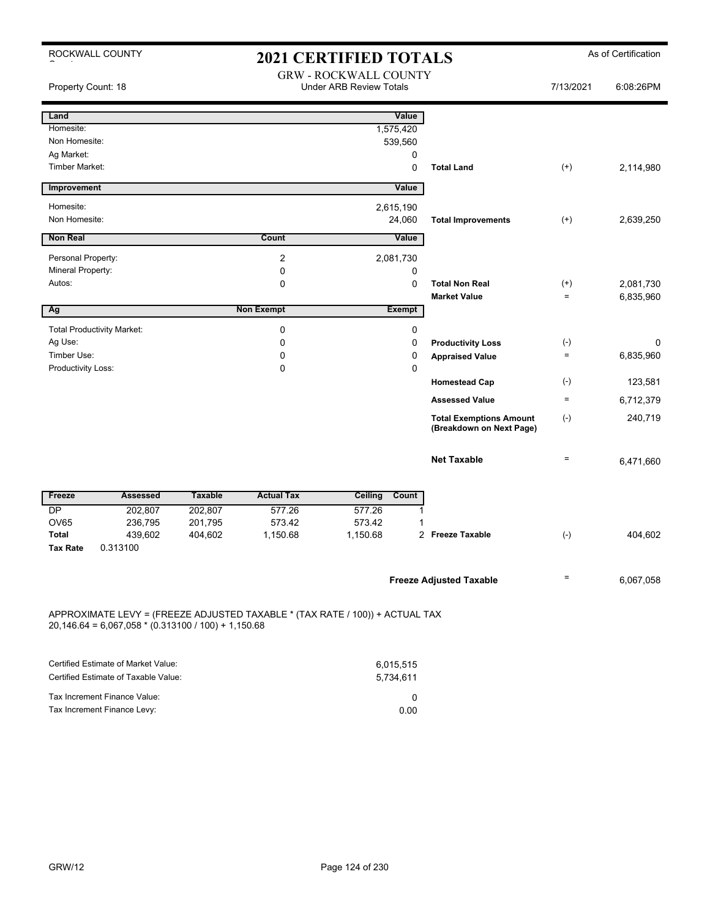ROCKWALL COUNTY

# 2021 CERTIFIED TOTALS

As of Certification

Property Count: 18

GRW - ROCKWALL COUNTY
Under ARB Review Totals

7/13/2021 6:08:26PM

| Land | | Value | | | |
|---|---|---|---|---|---|
| Homesite: | | 1,575,420 | | | |
| Non Homesite: | | 539,560 | | | |
| Ag Market: | | 0 | | | |
| Timber Market: | | 0 | Total Land | (+) | 2,114,980 |

| Improvement | | Value | | | |
|---|---|---|---|---|---|
| Homesite: | | 2,615,190 | | | |
| Non Homesite: | | 24,060 | Total Improvements | (+) | 2,639,250 |

| Non Real | Count | Value | | | |
|---|---|---|---|---|---|
| Personal Property: | 2 | 2,081,730 | | | |
| Mineral Property: | 0 | 0 | | | |
| Autos: | 0 | 0 | Total Non Real | (+) | 2,081,730 |
| | | | Market Value | = | 6,835,960 |

| Ag | Non Exempt | Exempt | | | |
|---|---|---|---|---|---|
| Total Productivity Market: | 0 | 0 | | | |
| Ag Use: | 0 | 0 | Productivity Loss | (-) | 0 |
| Timber Use: | 0 | 0 | Appraised Value | = | 6,835,960 |
| Productivity Loss: | 0 | 0 | | | |
| | | | Homestead Cap | (-) | 123,581 |
| | | | Assessed Value | = | 6,712,379 |
| | | | Total Exemptions Amount (Breakdown on Next Page) | (-) | 240,719 |
| | | | Net Taxable | = | 6,471,660 |

| Freeze | Assessed | Taxable | Actual Tax | Ceiling | Count | | | |
|---|---|---|---|---|---|---|---|---|
| DP | 202,807 | 202,807 | 577.26 | 577.26 | 1 | | | |
| OV65 | 236,795 | 201,795 | 573.42 | 573.42 | 1 | | | |
| Total | 439,602 | 404,602 | 1,150.68 | 1,150.68 | 2 | Freeze Taxable | (-) | 404,602 |
| Tax Rate | 0.313100 | | | | | | | |

| | | |
|---|---|---|
| Freeze Adjusted Taxable | = | 6,067,058 |

APPROXIMATE LEVY = (FREEZE ADJUSTED TAXABLE * (TAX RATE / 100)) + ACTUAL TAX
20,146.64 = 6,067,058 * (0.313100 / 100) + 1,150.68

| | |
|---|---|
| Certified Estimate of Market Value: | 6,015,515 |
| Certified Estimate of Taxable Value: | 5,734,611 |
| Tax Increment Finance Value: | 0 |
| Tax Increment Finance Levy: | 0.00 |

GRW/12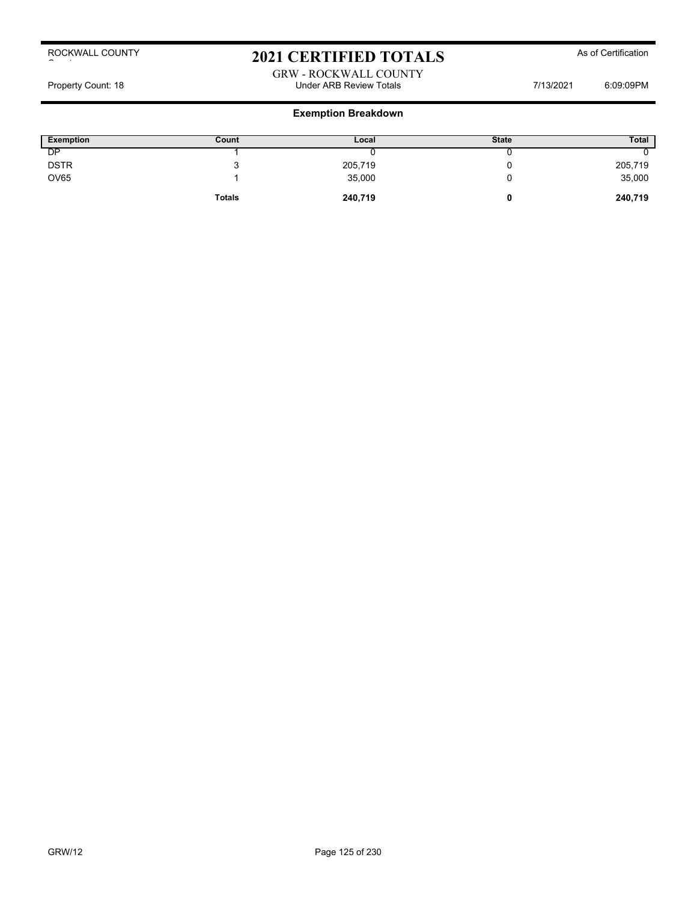ROCKWALL COUNTY

# 2021 CERTIFIED TOTALS

As of Certification

GRW - ROCKWALL COUNTY

Property Count: 18 | Under ARB Review Totals | 7/13/2021 6:09:09PM

## Exemption Breakdown

| Exemption | Count | Local | State | Total |
|---|---|---|---|---|
| DP | 1 | 0 | 0 | 0 |
| DSTR | 3 | 205,719 | 0 | 205,719 |
| OV65 | 1 | 35,000 | 0 | 35,000 |
| | **Totals** | **240,719** | **0** | **240,719** |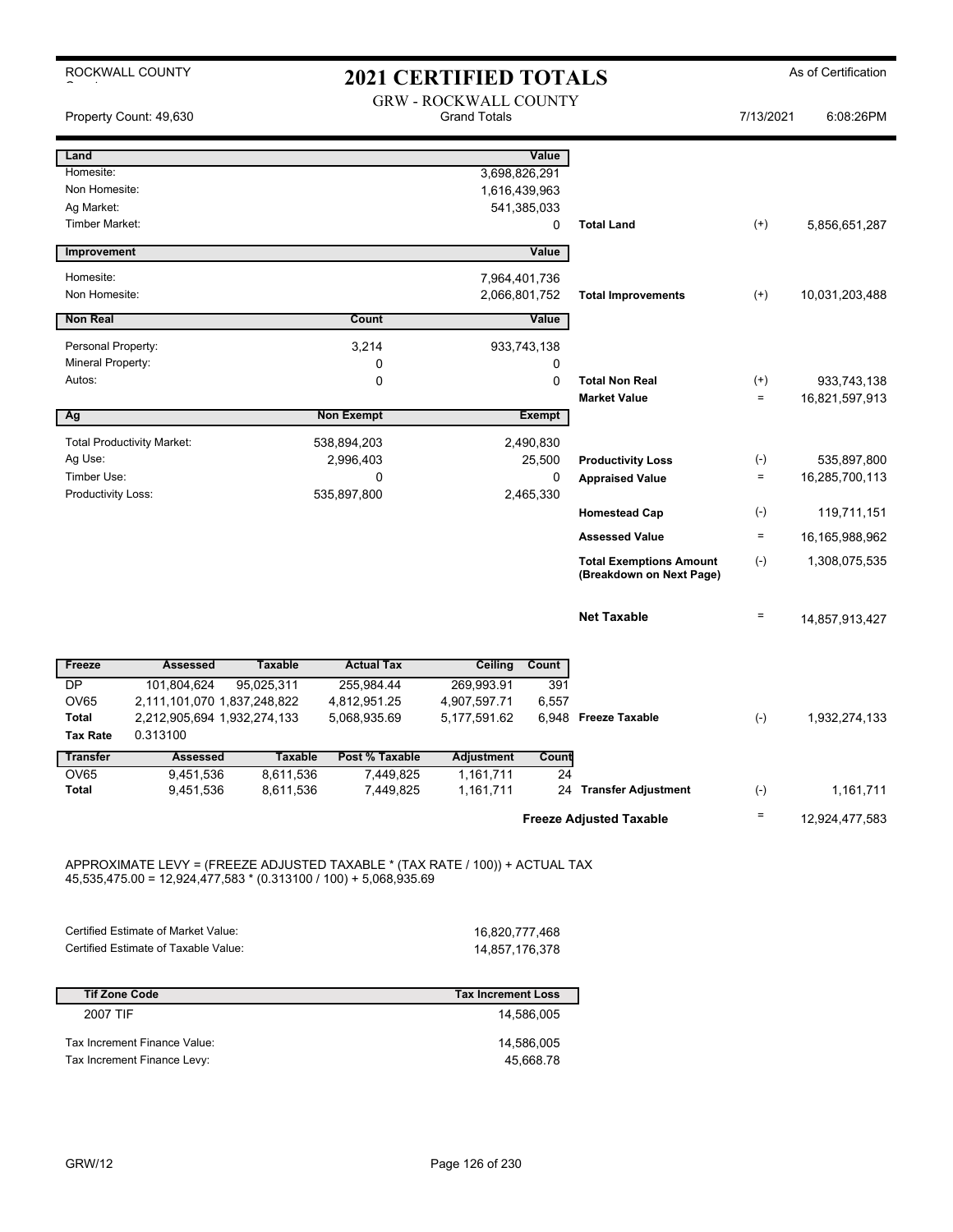ROCKWALL COUNTY

# 2021 CERTIFIED TOTALS

As of Certification

GRW - ROCKWALL COUNTY
Grand Totals

Property Count: 49,630 | 7/13/2021 6:08:26PM

| Land | | Value | | | |
|---|---|---|---|---|---|
| Homesite: | | 3,698,826,291 | | | |
| Non Homesite: | | 1,616,439,963 | | | |
| Ag Market: | | 541,385,033 | | | |
| Timber Market: | | 0 | Total Land | (+) | 5,856,651,287 |

| Improvement | | Value | | | |
|---|---|---|---|---|---|
| Homesite: | | 7,964,401,736 | | | |
| Non Homesite: | | 2,066,801,752 | Total Improvements | (+) | 10,031,203,488 |

| Non Real | Count | Value | | | |
|---|---|---|---|---|---|
| Personal Property: | 3,214 | 933,743,138 | | | |
| Mineral Property: | 0 | 0 | | | |
| Autos: | 0 | 0 | Total Non Real | (+) | 933,743,138 |
| | | | Market Value | = | 16,821,597,913 |

| Ag | Non Exempt | Exempt | | | |
|---|---|---|---|---|---|
| Total Productivity Market: | 538,894,203 | 2,490,830 | | | |
| Ag Use: | 2,996,403 | 25,500 | Productivity Loss | (-) | 535,897,800 |
| Timber Use: | 0 | 0 | Appraised Value | = | 16,285,700,113 |
| Productivity Loss: | 535,897,800 | 2,465,330 | | | |
| | | | Homestead Cap | (-) | 119,711,151 |
| | | | Assessed Value | = | 16,165,988,962 |
| | | | Total Exemptions Amount (Breakdown on Next Page) | (-) | 1,308,075,535 |
| | | | Net Taxable | = | 14,857,913,427 |

| Freeze | Assessed | Taxable | Actual Tax | Ceiling | Count | | | |
|---|---|---|---|---|---|---|---|---|
| DP | 101,804,624 | 95,025,311 | 255,984.44 | 269,993.91 | 391 | | | |
| OV65 | 2,111,101,070 | 1,837,248,822 | 4,812,951.25 | 4,907,597.71 | 6,557 | | | |
| Total | 2,212,905,694 | 1,932,274,133 | 5,068,935.69 | 5,177,591.62 | 6,948 | Freeze Taxable | (-) | 1,932,274,133 |
| Tax Rate | 0.313100 | | | | | | | |

| Transfer | Assessed | Taxable | Post % Taxable | Adjustment | Count | | | |
|---|---|---|---|---|---|---|---|---|
| OV65 | 9,451,536 | 8,611,536 | 7,449,825 | 1,161,711 | 24 | | | |
| Total | 9,451,536 | 8,611,536 | 7,449,825 | 1,161,711 | 24 | Transfer Adjustment | (-) | 1,161,711 |

**Freeze Adjusted Taxable** = 12,924,477,583

APPROXIMATE LEVY = (FREEZE ADJUSTED TAXABLE * (TAX RATE / 100)) + ACTUAL TAX
45,535,475.00 = 12,924,477,583 * (0.313100 / 100) + 5,068,935.69

| | |
|---|---|
| Certified Estimate of Market Value: | 16,820,777,468 |
| Certified Estimate of Taxable Value: | 14,857,176,378 |

| Tif Zone Code | Tax Increment Loss |
|---|---|
| 2007 TIF | 14,586,005 |
| Tax Increment Finance Value: | 14,586,005 |
| Tax Increment Finance Levy: | 45,668.78 |

GRW/12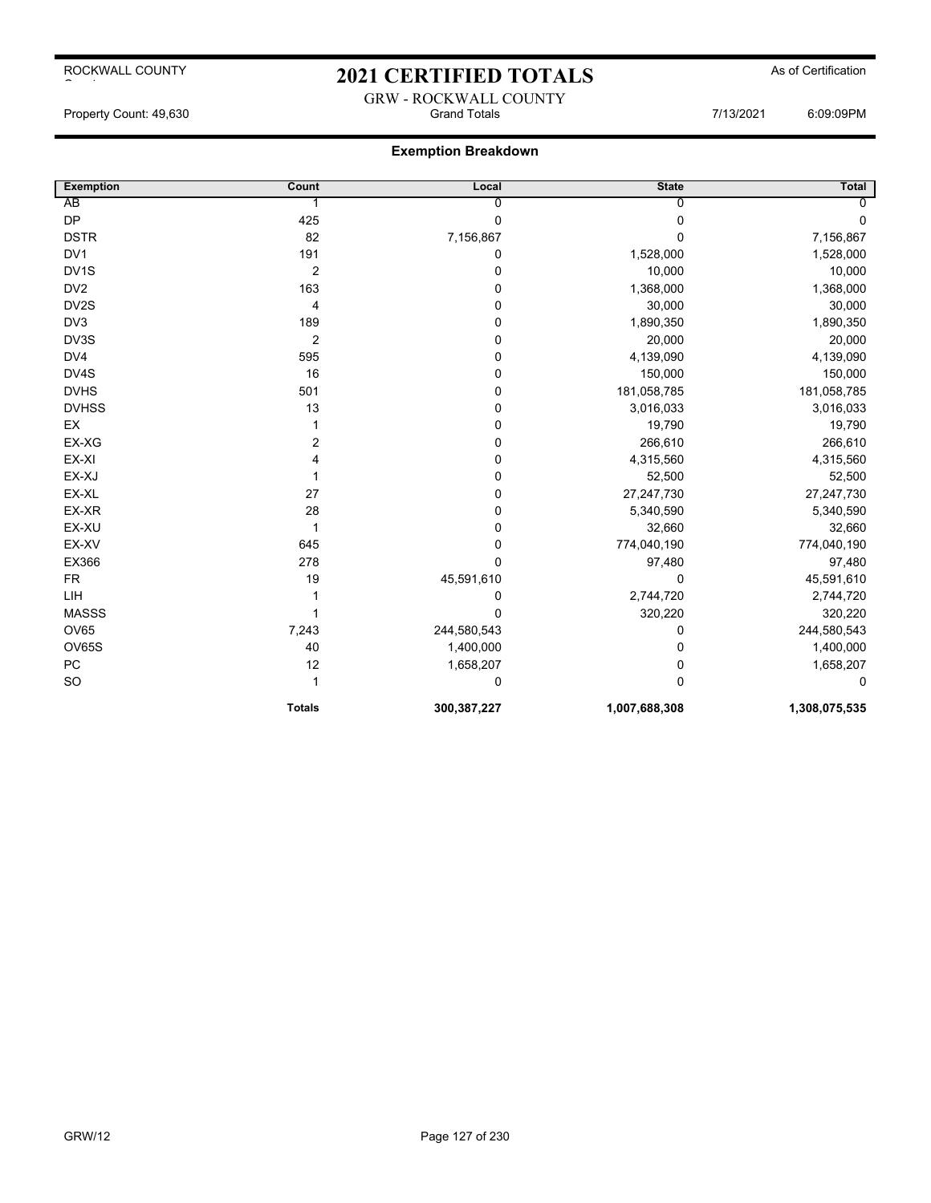# 2021 CERTIFIED TOTALS

ROCKWALL COUNTY

As of Certification

GRW - ROCKWALL COUNTY
Grand Totals

Property Count: 49,630

7/13/2021 6:09:09PM

## Exemption Breakdown

| Exemption | Count | Local | State | Total |
|---|---|---|---|---|
| AB | 1 | 0 | 0 | 0 |
| DP | 425 | 0 | 0 | 0 |
| DSTR | 82 | 7,156,867 | 0 | 7,156,867 |
| DV1 | 191 | 0 | 1,528,000 | 1,528,000 |
| DV1S | 2 | 0 | 10,000 | 10,000 |
| DV2 | 163 | 0 | 1,368,000 | 1,368,000 |
| DV2S | 4 | 0 | 30,000 | 30,000 |
| DV3 | 189 | 0 | 1,890,350 | 1,890,350 |
| DV3S | 2 | 0 | 20,000 | 20,000 |
| DV4 | 595 | 0 | 4,139,090 | 4,139,090 |
| DV4S | 16 | 0 | 150,000 | 150,000 |
| DVHS | 501 | 0 | 181,058,785 | 181,058,785 |
| DVHSS | 13 | 0 | 3,016,033 | 3,016,033 |
| EX | 1 | 0 | 19,790 | 19,790 |
| EX-XG | 2 | 0 | 266,610 | 266,610 |
| EX-XI | 4 | 0 | 4,315,560 | 4,315,560 |
| EX-XJ | 1 | 0 | 52,500 | 52,500 |
| EX-XL | 27 | 0 | 27,247,730 | 27,247,730 |
| EX-XR | 28 | 0 | 5,340,590 | 5,340,590 |
| EX-XU | 1 | 0 | 32,660 | 32,660 |
| EX-XV | 645 | 0 | 774,040,190 | 774,040,190 |
| EX366 | 278 | 0 | 97,480 | 97,480 |
| FR | 19 | 45,591,610 | 0 | 45,591,610 |
| LIH | 1 | 0 | 2,744,720 | 2,744,720 |
| MASSS | 1 | 0 | 320,220 | 320,220 |
| OV65 | 7,243 | 244,580,543 | 0 | 244,580,543 |
| OV65S | 40 | 1,400,000 | 0 | 1,400,000 |
| PC | 12 | 1,658,207 | 0 | 1,658,207 |
| SO | 1 | 0 | 0 | 0 |
| | **Totals** | **300,387,227** | **1,007,688,308** | **1,308,075,535** |

GRW/12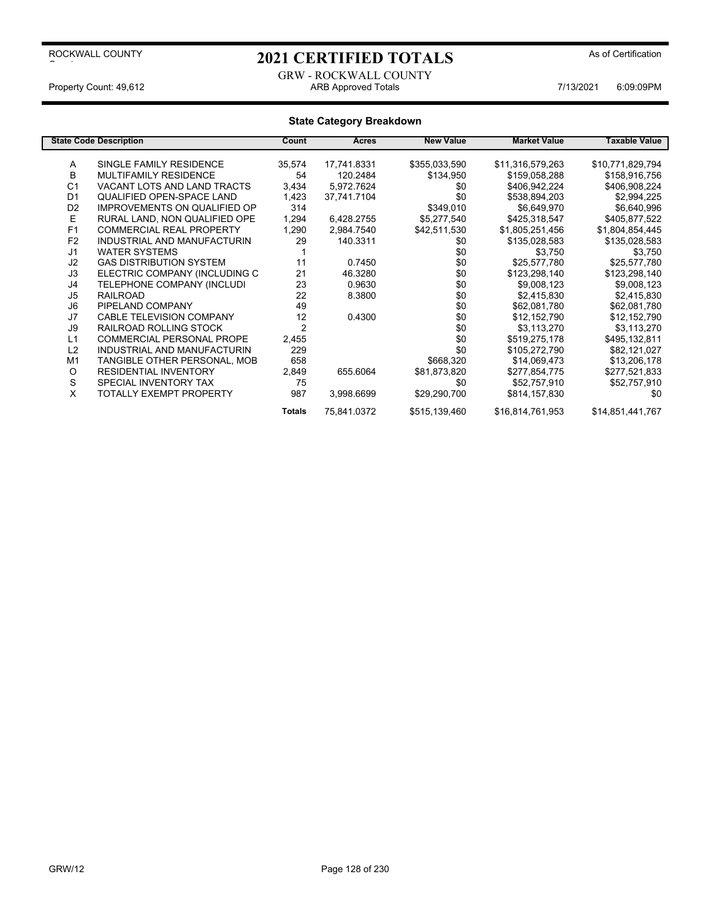# 2021 CERTIFIED TOTALS

ROCKWALL COUNTY

As of Certification

GRW - ROCKWALL COUNTY

Property Count: 49,612 — ARB Approved Totals — 7/13/2021 6:09:09PM

## State Category Breakdown

| State Code | Description | Count | Acres | New Value | Market Value | Taxable Value |
|---|---|---|---|---|---|---|
| A | SINGLE FAMILY RESIDENCE | 35,574 | 17,741.8331 | $355,033,590 | $11,316,579,263 | $10,771,829,794 |
| B | MULTIFAMILY RESIDENCE | 54 | 120.2484 | $134,950 | $159,058,288 | $158,916,756 |
| C1 | VACANT LOTS AND LAND TRACTS | 3,434 | 5,972.7624 | $0 | $406,942,224 | $406,908,224 |
| D1 | QUALIFIED OPEN-SPACE LAND | 1,423 | 37,741.7104 | $0 | $538,894,203 | $2,994,225 |
| D2 | IMPROVEMENTS ON QUALIFIED OP | 314 | | $349,010 | $6,649,970 | $6,640,996 |
| E | RURAL LAND, NON QUALIFIED OPE | 1,294 | 6,428.2755 | $5,277,540 | $425,318,547 | $405,877,522 |
| F1 | COMMERCIAL REAL PROPERTY | 1,290 | 2,984.7540 | $42,511,530 | $1,805,251,456 | $1,804,854,445 |
| F2 | INDUSTRIAL AND MANUFACTURIN | 29 | 140.3311 | $0 | $135,028,583 | $135,028,583 |
| J1 | WATER SYSTEMS | 1 | | $0 | $3,750 | $3,750 |
| J2 | GAS DISTRIBUTION SYSTEM | 11 | 0.7450 | $0 | $25,577,780 | $25,577,780 |
| J3 | ELECTRIC COMPANY (INCLUDING C | 21 | 46.3280 | $0 | $123,298,140 | $123,298,140 |
| J4 | TELEPHONE COMPANY (INCLUDI | 23 | 0.9630 | $0 | $9,008,123 | $9,008,123 |
| J5 | RAILROAD | 22 | 8.3800 | $0 | $2,415,830 | $2,415,830 |
| J6 | PIPELAND COMPANY | 49 | | $0 | $62,081,780 | $62,081,780 |
| J7 | CABLE TELEVISION COMPANY | 12 | 0.4300 | $0 | $12,152,790 | $12,152,790 |
| J9 | RAILROAD ROLLING STOCK | 2 | | $0 | $3,113,270 | $3,113,270 |
| L1 | COMMERCIAL PERSONAL PROPE | 2,455 | | $0 | $519,275,178 | $495,132,811 |
| L2 | INDUSTRIAL AND MANUFACTURIN | 229 | | $0 | $105,272,790 | $82,121,027 |
| M1 | TANGIBLE OTHER PERSONAL, MOB | 658 | | $668,320 | $14,069,473 | $13,206,178 |
| O | RESIDENTIAL INVENTORY | 2,849 | 655.6064 | $81,873,820 | $277,854,775 | $277,521,833 |
| S | SPECIAL INVENTORY TAX | 75 | | $0 | $52,757,910 | $52,757,910 |
| X | TOTALLY EXEMPT PROPERTY | 987 | 3,998.6699 | $29,290,700 | $814,157,830 | $0 |
| | | **Totals** | 75,841.0372 | $515,139,460 | $16,814,761,953 | $14,851,441,767 |

GRW/12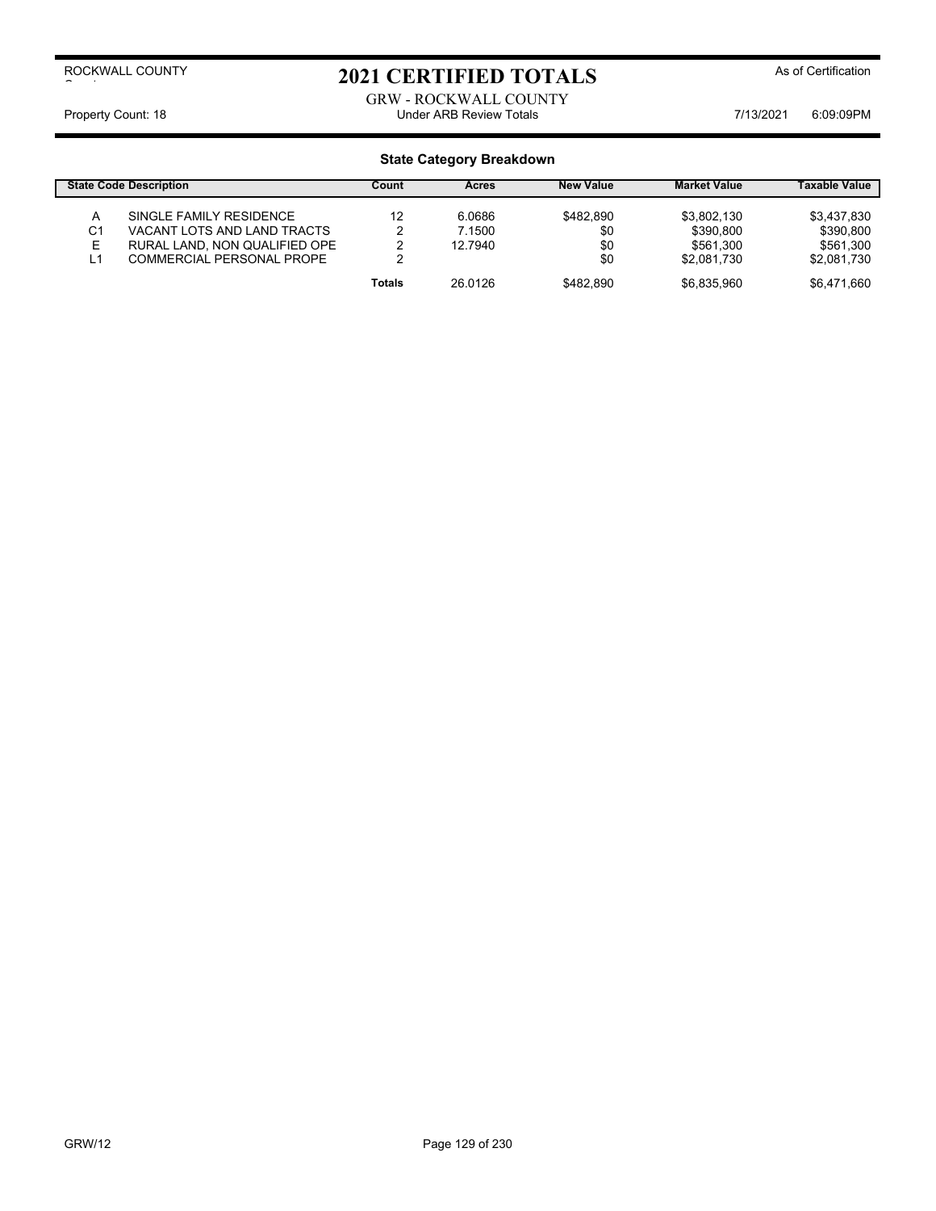ROCKWALL COUNTY

# 2021 CERTIFIED TOTALS

As of Certification

GRW - ROCKWALL COUNTY

Property Count: 18 | Under ARB Review Totals | 7/13/2021 6:09:09PM

## State Category Breakdown

| State Code | Description | Count | Acres | New Value | Market Value | Taxable Value |
|---|---|---|---|---|---|---|
| A | SINGLE FAMILY RESIDENCE | 12 | 6.0686 | $482,890 | $3,802,130 | $3,437,830 |
| C1 | VACANT LOTS AND LAND TRACTS | 2 | 7.1500 | $0 | $390,800 | $390,800 |
| E | RURAL LAND, NON QUALIFIED OPE | 2 | 12.7940 | $0 | $561,300 | $561,300 |
| L1 | COMMERCIAL PERSONAL PROPE | 2 | | $0 | $2,081,730 | $2,081,730 |
| | | **Totals** | 26.0126 | $482,890 | $6,835,960 | $6,471,660 |

GRW/12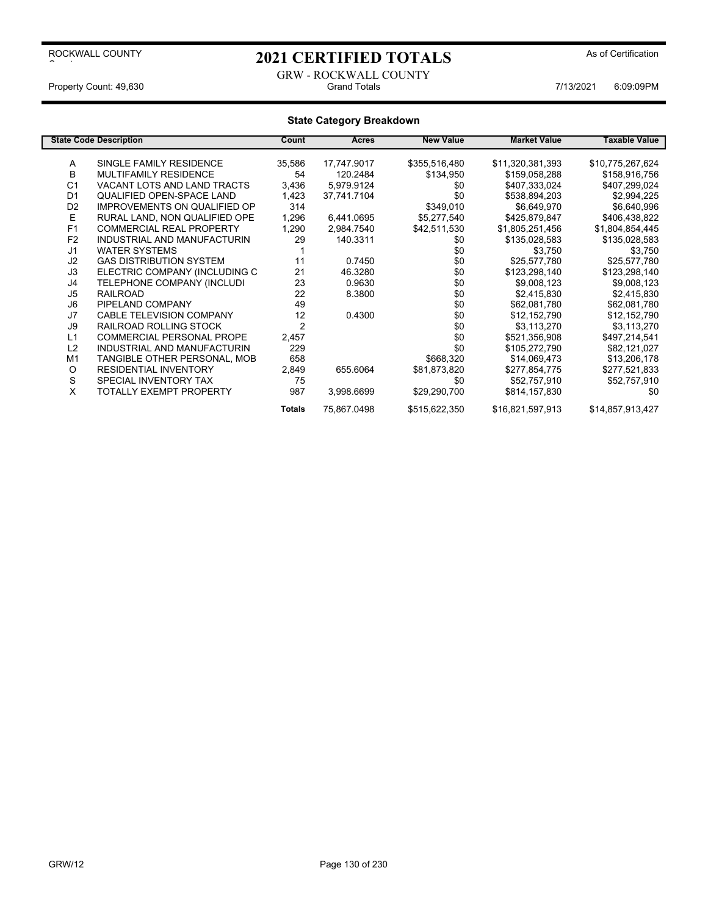ROCKWALL COUNTY

# 2021 CERTIFIED TOTALS

As of Certification

GRW - ROCKWALL COUNTY
Grand Totals

Property Count: 49,630

7/13/2021 6:09:09PM

## State Category Breakdown

| State Code | Description | Count | Acres | New Value | Market Value | Taxable Value |
|---|---|---|---|---|---|---|
| A | SINGLE FAMILY RESIDENCE | 35,586 | 17,747.9017 | $355,516,480 | $11,320,381,393 | $10,775,267,624 |
| B | MULTIFAMILY RESIDENCE | 54 | 120.2484 | $134,950 | $159,058,288 | $158,916,756 |
| C1 | VACANT LOTS AND LAND TRACTS | 3,436 | 5,979.9124 | $0 | $407,333,024 | $407,299,024 |
| D1 | QUALIFIED OPEN-SPACE LAND | 1,423 | 37,741.7104 | $0 | $538,894,203 | $2,994,225 |
| D2 | IMPROVEMENTS ON QUALIFIED OP | 314 | | $349,010 | $6,649,970 | $6,640,996 |
| E | RURAL LAND, NON QUALIFIED OPE | 1,296 | 6,441.0695 | $5,277,540 | $425,879,847 | $406,438,822 |
| F1 | COMMERCIAL REAL PROPERTY | 1,290 | 2,984.7540 | $42,511,530 | $1,805,251,456 | $1,804,854,445 |
| F2 | INDUSTRIAL AND MANUFACTURIN | 29 | 140.3311 | $0 | $135,028,583 | $135,028,583 |
| J1 | WATER SYSTEMS | 1 | | $0 | $3,750 | $3,750 |
| J2 | GAS DISTRIBUTION SYSTEM | 11 | 0.7450 | $0 | $25,577,780 | $25,577,780 |
| J3 | ELECTRIC COMPANY (INCLUDING C | 21 | 46.3280 | $0 | $123,298,140 | $123,298,140 |
| J4 | TELEPHONE COMPANY (INCLUDI | 23 | 0.9630 | $0 | $9,008,123 | $9,008,123 |
| J5 | RAILROAD | 22 | 8.3800 | $0 | $2,415,830 | $2,415,830 |
| J6 | PIPELAND COMPANY | 49 | | $0 | $62,081,780 | $62,081,780 |
| J7 | CABLE TELEVISION COMPANY | 12 | 0.4300 | $0 | $12,152,790 | $12,152,790 |
| J9 | RAILROAD ROLLING STOCK | 2 | | $0 | $3,113,270 | $3,113,270 |
| L1 | COMMERCIAL PERSONAL PROPE | 2,457 | | $0 | $521,356,908 | $497,214,541 |
| L2 | INDUSTRIAL AND MANUFACTURIN | 229 | | $0 | $105,272,790 | $82,121,027 |
| M1 | TANGIBLE OTHER PERSONAL, MOB | 658 | | $668,320 | $14,069,473 | $13,206,178 |
| O | RESIDENTIAL INVENTORY | 2,849 | 655.6064 | $81,873,820 | $277,854,775 | $277,521,833 |
| S | SPECIAL INVENTORY TAX | 75 | | $0 | $52,757,910 | $52,757,910 |
| X | TOTALLY EXEMPT PROPERTY | 987 | 3,998.6699 | $29,290,700 | $814,157,830 | $0 |
| | | **Totals** | 75,867.0498 | $515,622,350 | $16,821,597,913 | $14,857,913,427 |

GRW/12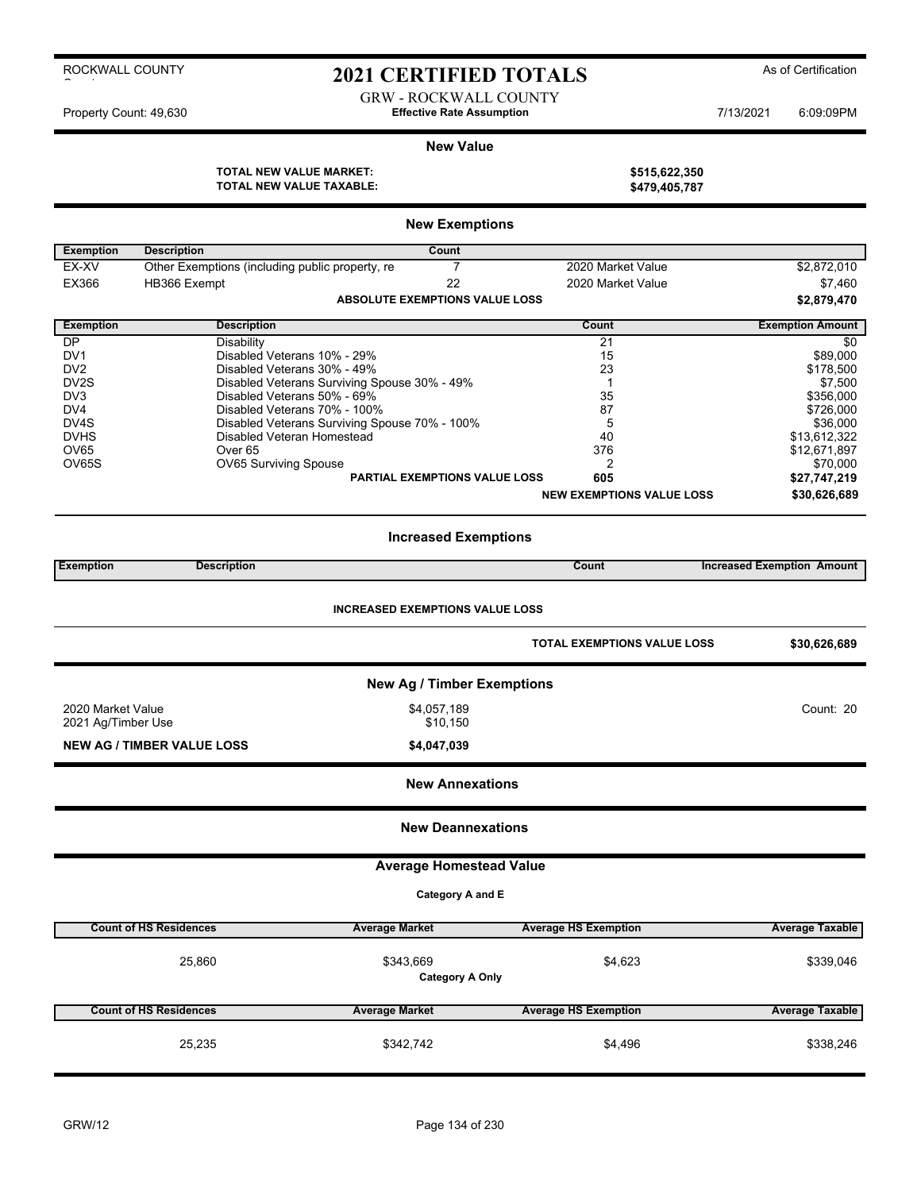# 2021 CERTIFIED TOTALS

ROCKWALL COUNTY

As of Certification

GRW - ROCKWALL COUNTY

Property Count: 49,630 | **Effective Rate Assumption** | 7/13/2021 6:09:09PM

## New Value

**TOTAL NEW VALUE MARKET:** **$515,622,350**

**TOTAL NEW VALUE TAXABLE:** **$479,405,787**

## New Exemptions

| Exemption | Description | Count | | |
|---|---|---|---|---|
| EX-XV | Other Exemptions (including public property, re | 7 | 2020 Market Value | $2,872,010 |
| EX366 | HB366 Exempt | 22 | 2020 Market Value | $7,460 |
| | | **ABSOLUTE EXEMPTIONS VALUE LOSS** | | **$2,879,470** |

| Exemption | Description | Count | Exemption Amount |
|---|---|---|---|
| DP | Disability | 21 | $0 |
| DV1 | Disabled Veterans 10% - 29% | 15 | $89,000 |
| DV2 | Disabled Veterans 30% - 49% | 23 | $178,500 |
| DV2S | Disabled Veterans Surviving Spouse 30% - 49% | 1 | $7,500 |
| DV3 | Disabled Veterans 50% - 69% | 35 | $356,000 |
| DV4 | Disabled Veterans 70% - 100% | 87 | $726,000 |
| DV4S | Disabled Veterans Surviving Spouse 70% - 100% | 5 | $36,000 |
| DVHS | Disabled Veteran Homestead | 40 | $13,612,322 |
| OV65 | Over 65 | 376 | $12,671,897 |
| OV65S | OV65 Surviving Spouse | 2 | $70,000 |
| | **PARTIAL EXEMPTIONS VALUE LOSS** | **605** | **$27,747,219** |
| | | **NEW EXEMPTIONS VALUE LOSS** | **$30,626,689** |

## Increased Exemptions

| Exemption | Description | Count | Increased Exemption Amount |
|---|---|---|---|

**INCREASED EXEMPTIONS VALUE LOSS**

**TOTAL EXEMPTIONS VALUE LOSS** **$30,626,689**

## New Ag / Timber Exemptions

| | | |
|---|---|---|
| 2020 Market Value | $4,057,189 | Count: 20 |
| 2021 Ag/Timber Use | $10,150 | |
| **NEW AG / TIMBER VALUE LOSS** | **$4,047,039** | |

## New Annexations

## New Deannexations

## Average Homestead Value

**Category A and E**

| Count of HS Residences | Average Market | Average HS Exemption | Average Taxable |
|---|---|---|---|
| 25,860 | $343,669 | $4,623 | $339,046 |

**Category A Only**

| Count of HS Residences | Average Market | Average HS Exemption | Average Taxable |
|---|---|---|---|
| 25,235 | $342,742 | $4,496 | $338,246 |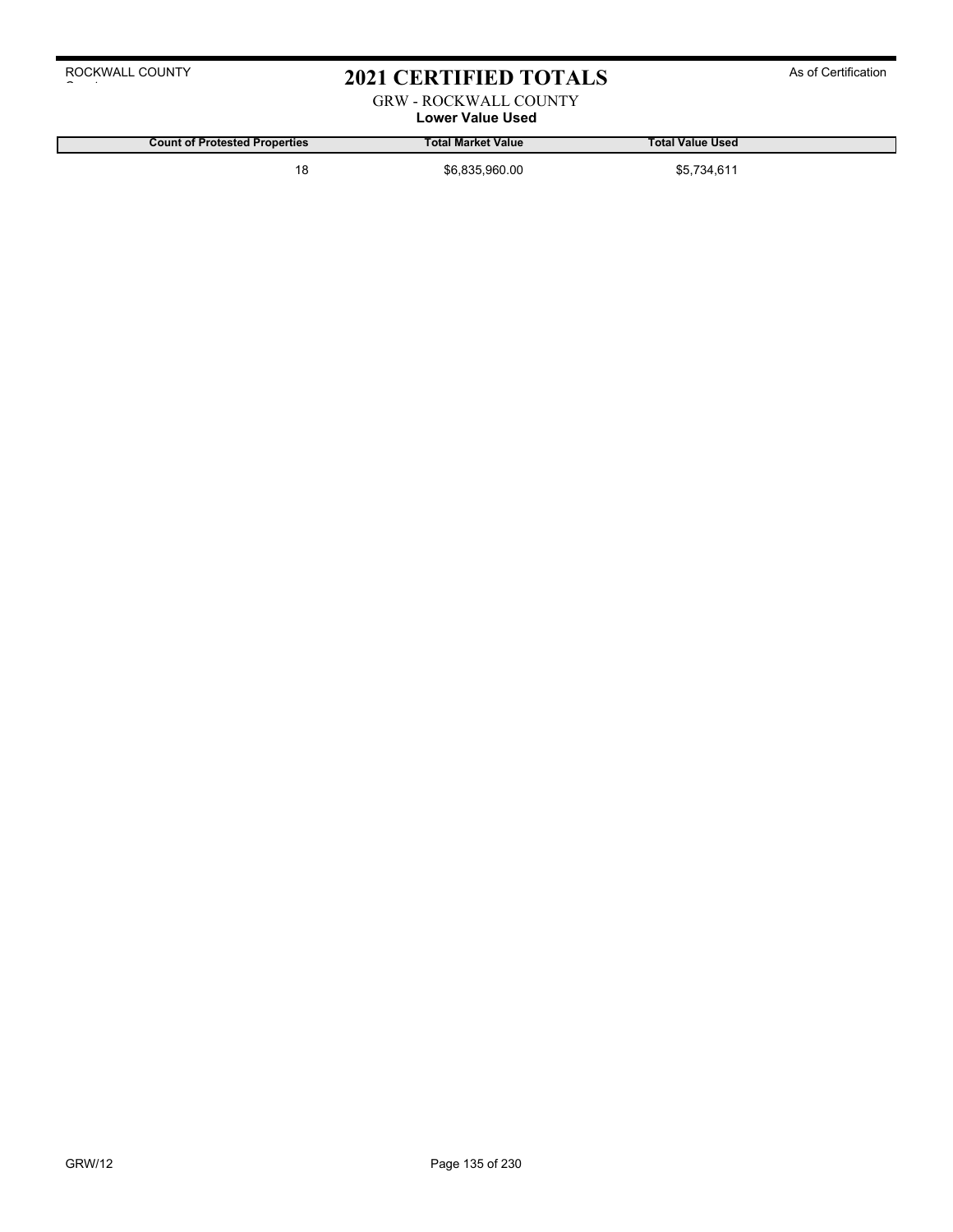# 2021 CERTIFIED TOTALS

GRW - ROCKWALL COUNTY

**Lower Value Used**

| Count of Protested Properties | Total Market Value | Total Value Used |
|---|---|---|
| 18 | $6,835,960.00 | $5,734,611 |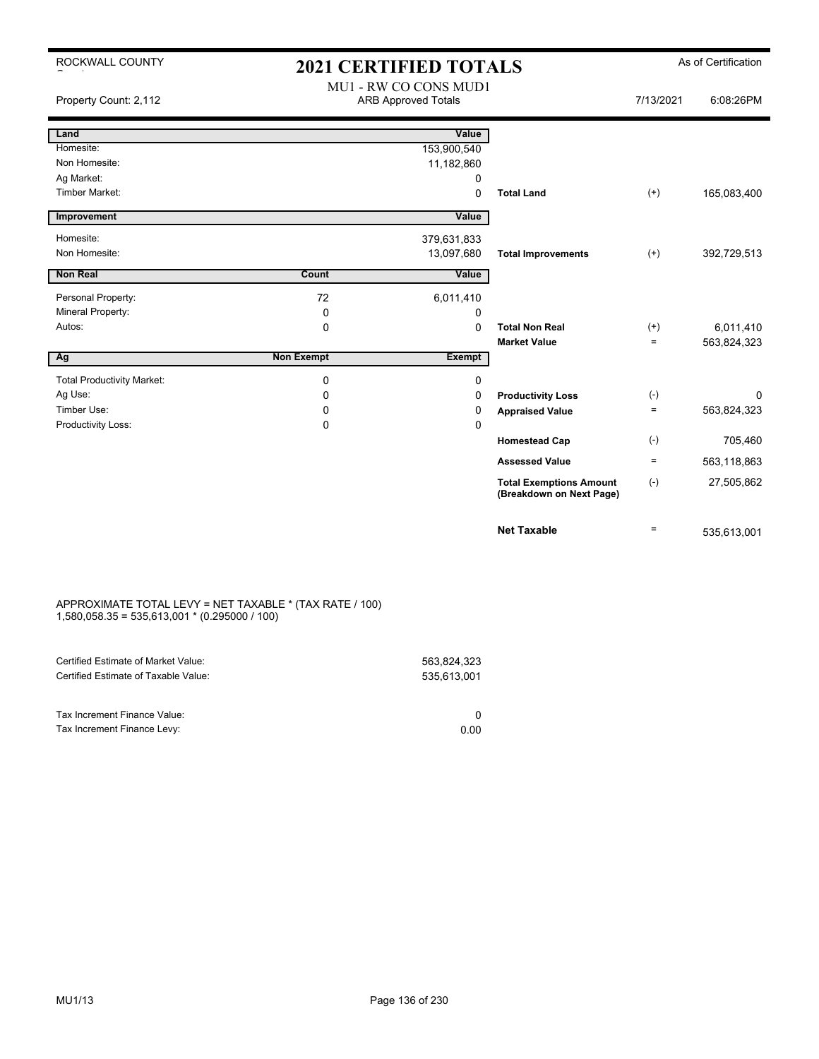ROCKWALL COUNTY

# 2021 CERTIFIED TOTALS

As of Certification

MU1 - RW CO CONS MUD1
ARB Approved Totals

Property Count: 2,112 — 7/13/2021 6:08:26PM

| Land | | Value | | | |
|---|---|---|---|---|---|
| Homesite: | | 153,900,540 | | | |
| Non Homesite: | | 11,182,860 | | | |
| Ag Market: | | 0 | | | |
| Timber Market: | | 0 | **Total Land** | (+) | 165,083,400 |
| **Improvement** | | **Value** | | | |
| Homesite: | | 379,631,833 | | | |
| Non Homesite: | | 13,097,680 | **Total Improvements** | (+) | 392,729,513 |
| **Non Real** | **Count** | **Value** | | | |
| Personal Property: | 72 | 6,011,410 | | | |
| Mineral Property: | 0 | 0 | | | |
| Autos: | 0 | 0 | **Total Non Real** | (+) | 6,011,410 |
| | | | **Market Value** | = | 563,824,323 |
| **Ag** | **Non Exempt** | **Exempt** | | | |
| Total Productivity Market: | 0 | 0 | | | |
| Ag Use: | 0 | 0 | **Productivity Loss** | (-) | 0 |
| Timber Use: | 0 | 0 | **Appraised Value** | = | 563,824,323 |
| Productivity Loss: | 0 | 0 | | | |
| | | | **Homestead Cap** | (-) | 705,460 |
| | | | **Assessed Value** | = | 563,118,863 |
| | | | **Total Exemptions Amount (Breakdown on Next Page)** | (-) | 27,505,862 |
| | | | **Net Taxable** | = | 535,613,001 |

APPROXIMATE TOTAL LEVY = NET TAXABLE * (TAX RATE / 100)
1,580,058.35 = 535,613,001 * (0.295000 / 100)

| | |
|---|---|
| Certified Estimate of Market Value: | 563,824,323 |
| Certified Estimate of Taxable Value: | 535,613,001 |
| | |
| Tax Increment Finance Value: | 0 |
| Tax Increment Finance Levy: | 0.00 |

MU1/13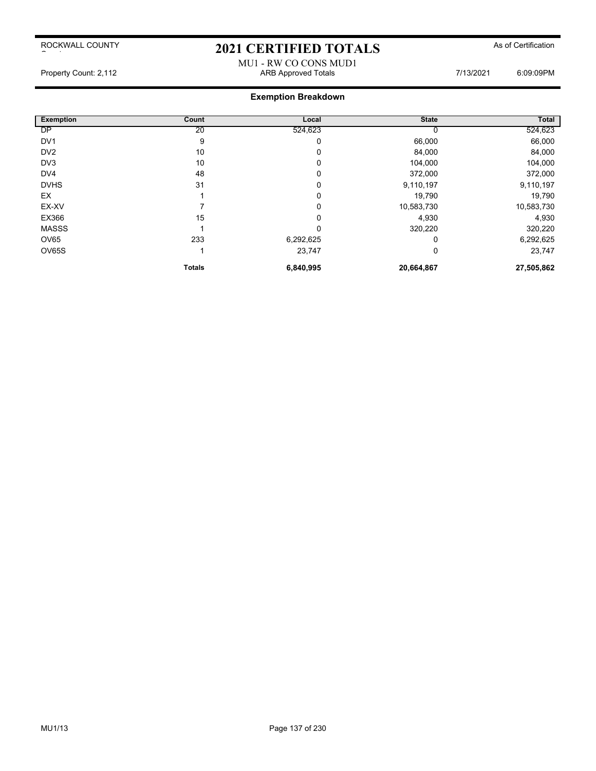ROCKWALL COUNTY

# 2021 CERTIFIED TOTALS

As of Certification

MU1 - RW CO CONS MUD1

Property Count: 2,112 ARB Approved Totals 7/13/2021 6:09:09PM

## Exemption Breakdown

| Exemption | Count | Local | State | Total |
|---|---|---|---|---|
| DP | 20 | 524,623 | 0 | 524,623 |
| DV1 | 9 | 0 | 66,000 | 66,000 |
| DV2 | 10 | 0 | 84,000 | 84,000 |
| DV3 | 10 | 0 | 104,000 | 104,000 |
| DV4 | 48 | 0 | 372,000 | 372,000 |
| DVHS | 31 | 0 | 9,110,197 | 9,110,197 |
| EX | 1 | 0 | 19,790 | 19,790 |
| EX-XV | 7 | 0 | 10,583,730 | 10,583,730 |
| EX366 | 15 | 0 | 4,930 | 4,930 |
| MASSS | 1 | 0 | 320,220 | 320,220 |
| OV65 | 233 | 6,292,625 | 0 | 6,292,625 |
| OV65S | 1 | 23,747 | 0 | 23,747 |
| | **Totals** | **6,840,995** | **20,664,867** | **27,505,862** |

MU1/13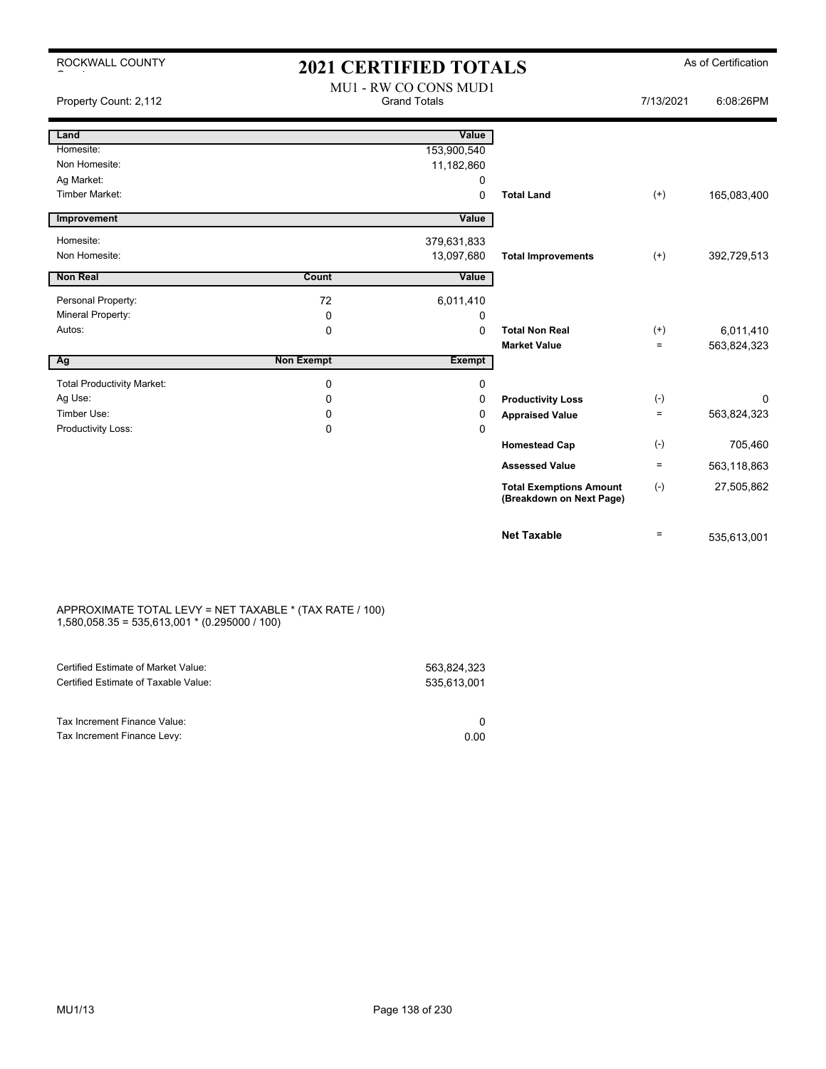ROCKWALL COUNTY

# 2021 CERTIFIED TOTALS

As of Certification

MU1 - RW CO CONS MUD1

Property Count: 2,112 — Grand Totals — 7/13/2021 6:08:26PM

| Land | | Value | | | |
|---|---|---|---|---|---|
| Homesite: | | 153,900,540 | | | |
| Non Homesite: | | 11,182,860 | | | |
| Ag Market: | | 0 | | | |
| Timber Market: | | 0 | **Total Land** | (+) | 165,083,400 |
| **Improvement** | | **Value** | | | |
| Homesite: | | 379,631,833 | | | |
| Non Homesite: | | 13,097,680 | **Total Improvements** | (+) | 392,729,513 |
| **Non Real** | **Count** | **Value** | | | |
| Personal Property: | 72 | 6,011,410 | | | |
| Mineral Property: | 0 | 0 | | | |
| Autos: | 0 | 0 | **Total Non Real** | (+) | 6,011,410 |
| | | | **Market Value** | = | 563,824,323 |
| **Ag** | **Non Exempt** | **Exempt** | | | |
| Total Productivity Market: | 0 | 0 | | | |
| Ag Use: | 0 | 0 | **Productivity Loss** | (-) | 0 |
| Timber Use: | 0 | 0 | **Appraised Value** | = | 563,824,323 |
| Productivity Loss: | 0 | 0 | | | |
| | | | **Homestead Cap** | (-) | 705,460 |
| | | | **Assessed Value** | = | 563,118,863 |
| | | | **Total Exemptions Amount (Breakdown on Next Page)** | (-) | 27,505,862 |
| | | | **Net Taxable** | = | 535,613,001 |

APPROXIMATE TOTAL LEVY = NET TAXABLE * (TAX RATE / 100)
1,580,058.35 = 535,613,001 * (0.295000 / 100)

| | |
|---|---|
| Certified Estimate of Market Value: | 563,824,323 |
| Certified Estimate of Taxable Value: | 535,613,001 |
| | |
| Tax Increment Finance Value: | 0 |
| Tax Increment Finance Levy: | 0.00 |

MU1/13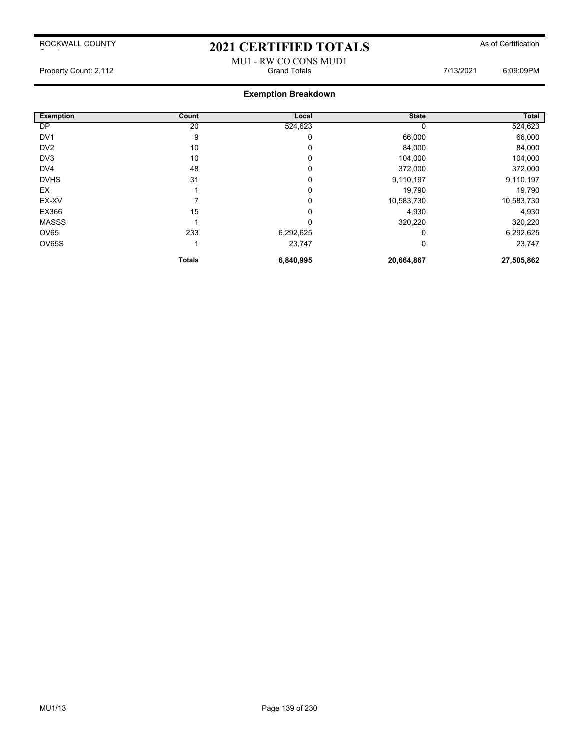ROCKWALL COUNTY

# 2021 CERTIFIED TOTALS

As of Certification

MU1 - RW CO CONS MUD1

Property Count: 2,112 | Grand Totals | 7/13/2021 6:09:09PM

## Exemption Breakdown

| Exemption | Count | Local | State | Total |
|---|---|---|---|---|
| DP | 20 | 524,623 | 0 | 524,623 |
| DV1 | 9 | 0 | 66,000 | 66,000 |
| DV2 | 10 | 0 | 84,000 | 84,000 |
| DV3 | 10 | 0 | 104,000 | 104,000 |
| DV4 | 48 | 0 | 372,000 | 372,000 |
| DVHS | 31 | 0 | 9,110,197 | 9,110,197 |
| EX | 1 | 0 | 19,790 | 19,790 |
| EX-XV | 7 | 0 | 10,583,730 | 10,583,730 |
| EX366 | 15 | 0 | 4,930 | 4,930 |
| MASSS | 1 | 0 | 320,220 | 320,220 |
| OV65 | 233 | 6,292,625 | 0 | 6,292,625 |
| OV65S | 1 | 23,747 | 0 | 23,747 |
| | **Totals** | **6,840,995** | **20,664,867** | **27,505,862** |

MU1/13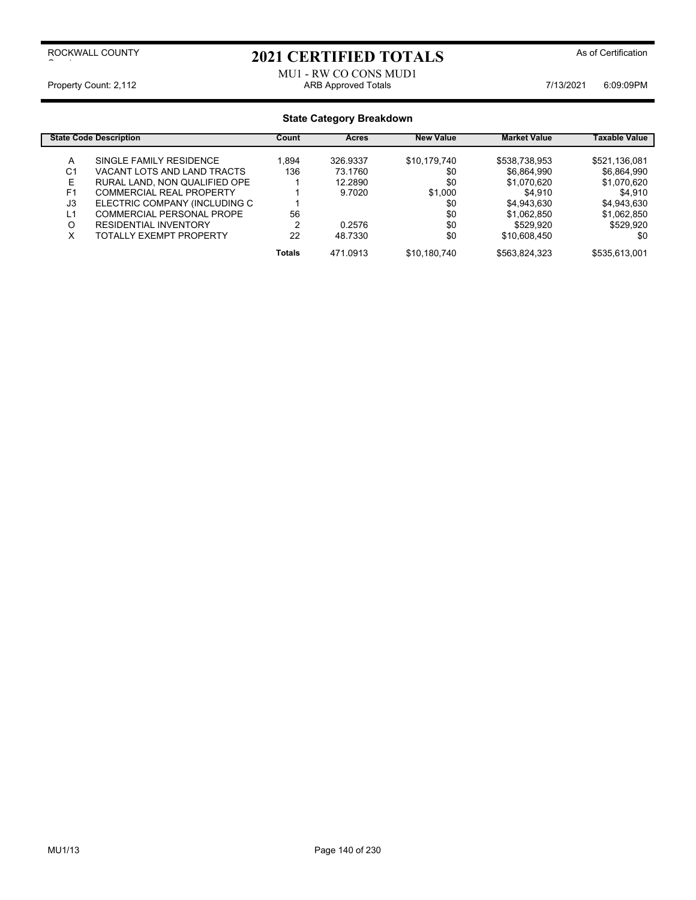ROCKWALL COUNTY

# 2021 CERTIFIED TOTALS

As of Certification

MU1 - RW CO CONS MUD1

Property Count: 2,112 | ARB Approved Totals | 7/13/2021 6:09:09PM

## State Category Breakdown

| State Code | Description | Count | Acres | New Value | Market Value | Taxable Value |
|---|---|---|---|---|---|---|
| A | SINGLE FAMILY RESIDENCE | 1,894 | 326.9337 | $10,179,740 | $538,738,953 | $521,136,081 |
| C1 | VACANT LOTS AND LAND TRACTS | 136 | 73.1760 | $0 | $6,864,990 | $6,864,990 |
| E | RURAL LAND, NON QUALIFIED OPE | 1 | 12.2890 | $0 | $1,070,620 | $1,070,620 |
| F1 | COMMERCIAL REAL PROPERTY | 1 | 9.7020 | $1,000 | $4,910 | $4,910 |
| J3 | ELECTRIC COMPANY (INCLUDING C | 1 | | $0 | $4,943,630 | $4,943,630 |
| L1 | COMMERCIAL PERSONAL PROPE | 56 | | $0 | $1,062,850 | $1,062,850 |
| O | RESIDENTIAL INVENTORY | 2 | 0.2576 | $0 | $529,920 | $529,920 |
| X | TOTALLY EXEMPT PROPERTY | 22 | 48.7330 | $0 | $10,608,450 | $0 |
| | **Totals** | | 471.0913 | $10,180,740 | $563,824,323 | $535,613,001 |

MU1/13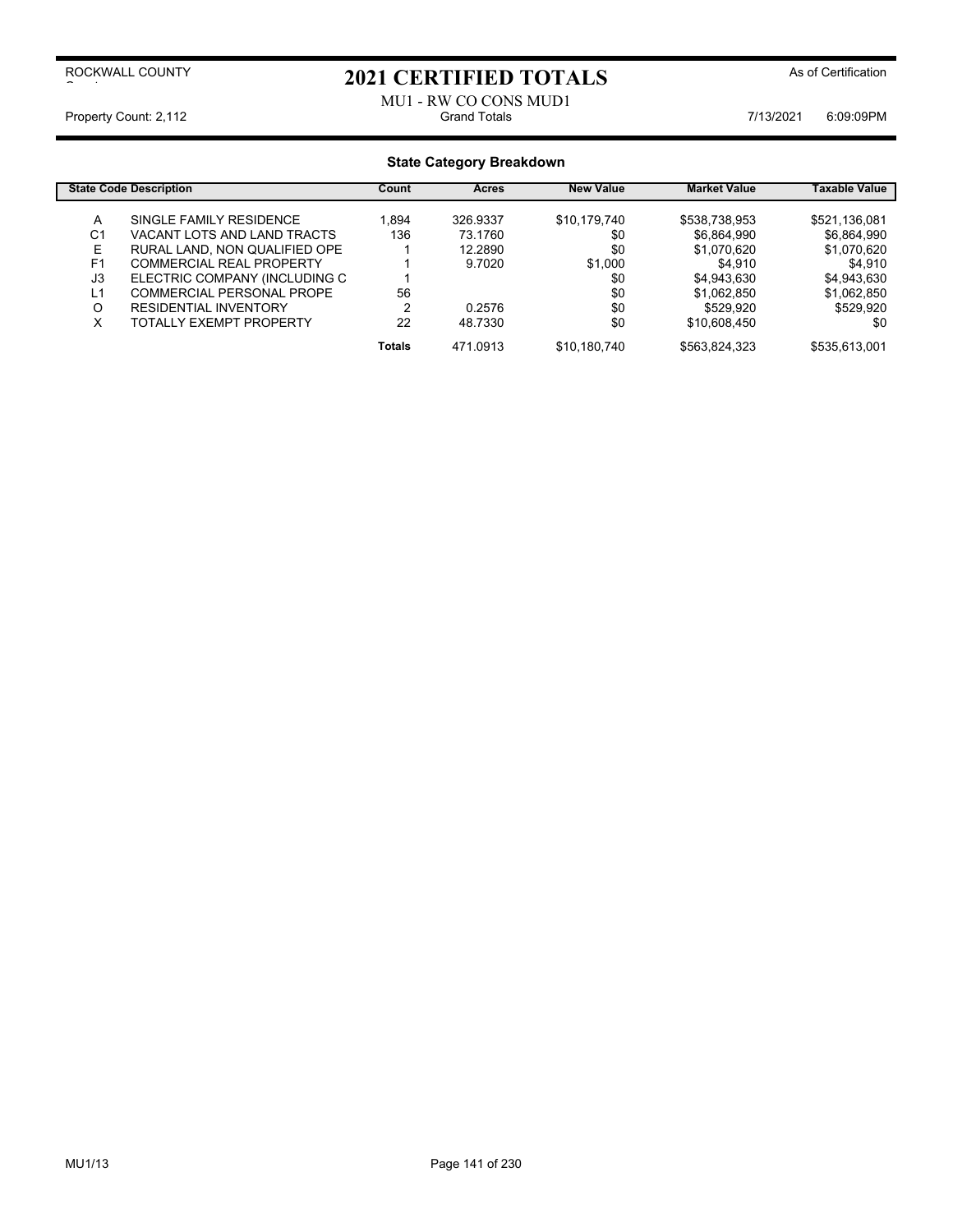ROCKWALL COUNTY

# 2021 CERTIFIED TOTALS

As of Certification

MU1 - RW CO CONS MUD1

Property Count: 2,112 | Grand Totals | 7/13/2021 6:09:09PM

## State Category Breakdown

| State Code | Description | Count | Acres | New Value | Market Value | Taxable Value |
|---|---|---|---|---|---|---|
| A | SINGLE FAMILY RESIDENCE | 1,894 | 326.9337 | $10,179,740 | $538,738,953 | $521,136,081 |
| C1 | VACANT LOTS AND LAND TRACTS | 136 | 73.1760 | $0 | $6,864,990 | $6,864,990 |
| E | RURAL LAND, NON QUALIFIED OPE | 1 | 12.2890 | $0 | $1,070,620 | $1,070,620 |
| F1 | COMMERCIAL REAL PROPERTY | 1 | 9.7020 | $1,000 | $4,910 | $4,910 |
| J3 | ELECTRIC COMPANY (INCLUDING C | 1 | | $0 | $4,943,630 | $4,943,630 |
| L1 | COMMERCIAL PERSONAL PROPE | 56 | | $0 | $1,062,850 | $1,062,850 |
| O | RESIDENTIAL INVENTORY | 2 | 0.2576 | $0 | $529,920 | $529,920 |
| X | TOTALLY EXEMPT PROPERTY | 22 | 48.7330 | $0 | $10,608,450 | $0 |
| | **Totals** | | 471.0913 | $10,180,740 | $563,824,323 | $535,613,001 |

MU1/13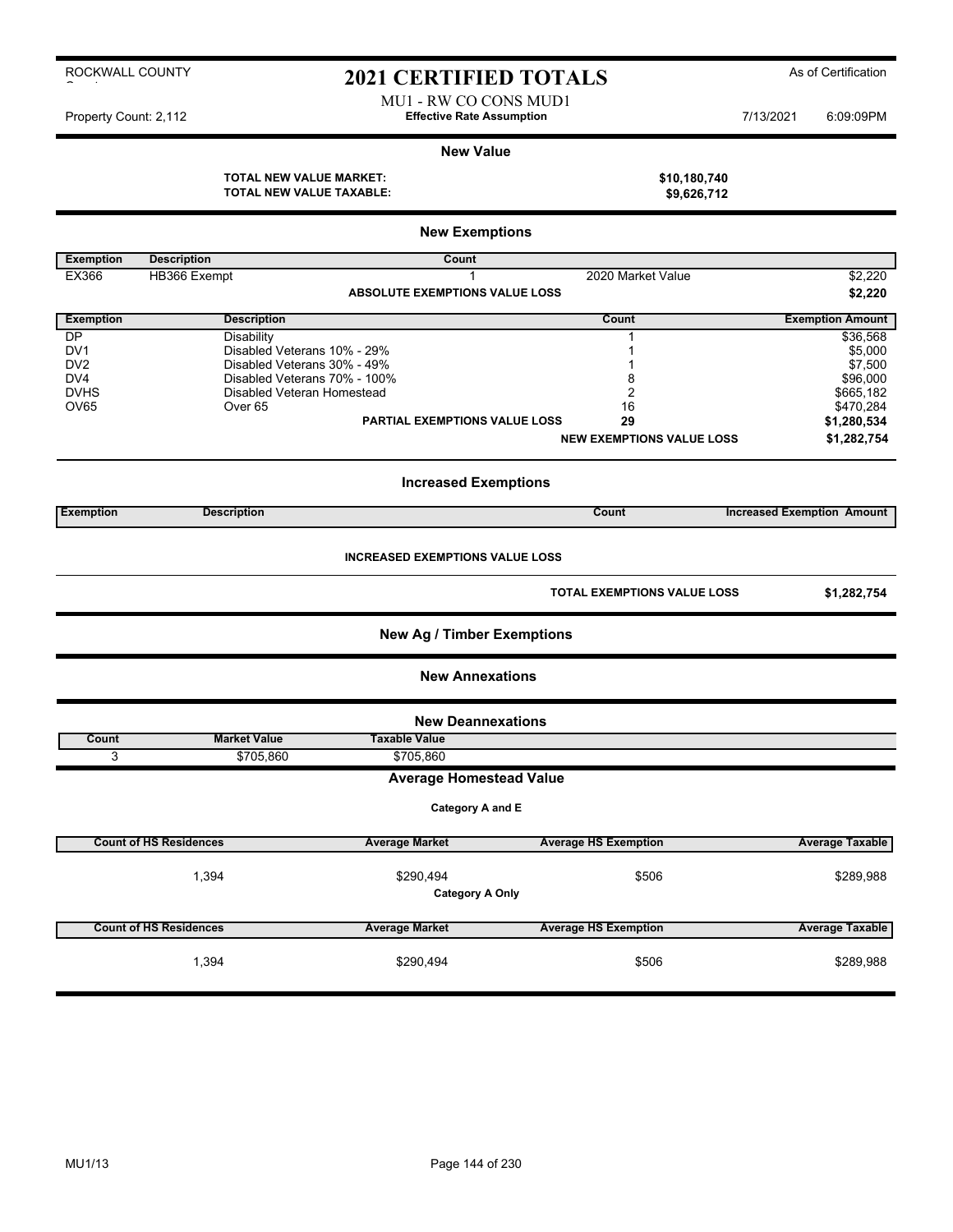ROCKWALL COUNTY

# 2021 CERTIFIED TOTALS

As of Certification

MU1 - RW CO CONS MUD1

Property Count: 2,112 **Effective Rate Assumption** 7/13/2021 6:09:09PM

## New Value

**TOTAL NEW VALUE MARKET:** **$10,180,740**

**TOTAL NEW VALUE TAXABLE:** **$9,626,712**

## New Exemptions

| Exemption | Description | Count | | |
|---|---|---|---|---|
| EX366 | HB366 Exempt | 1 | 2020 Market Value | $2,220 |
| | | **ABSOLUTE EXEMPTIONS VALUE LOSS** | | **$2,220** |

| Exemption | Description | Count | Exemption Amount |
|---|---|---|---|
| DP | Disability | 1 | $36,568 |
| DV1 | Disabled Veterans 10% - 29% | 1 | $5,000 |
| DV2 | Disabled Veterans 30% - 49% | 1 | $7,500 |
| DV4 | Disabled Veterans 70% - 100% | 8 | $96,000 |
| DVHS | Disabled Veteran Homestead | 2 | $665,182 |
| OV65 | Over 65 | 16 | $470,284 |
| | **PARTIAL EXEMPTIONS VALUE LOSS** | **29** | **$1,280,534** |
| | | **NEW EXEMPTIONS VALUE LOSS** | **$1,282,754** |

## Increased Exemptions

| Exemption | Description | Count | Increased Exemption Amount |
|---|---|---|---|

**INCREASED EXEMPTIONS VALUE LOSS**

**TOTAL EXEMPTIONS VALUE LOSS** **$1,282,754**

## New Ag / Timber Exemptions

## New Annexations

## New Deannexations

| Count | Market Value | Taxable Value |
|---|---|---|
| 3 | $705,860 | $705,860 |

## Average Homestead Value

**Category A and E**

| Count of HS Residences | Average Market | Average HS Exemption | Average Taxable |
|---|---|---|---|
| 1,394 | $290,494 | $506 | $289,988 |

**Category A Only**

| Count of HS Residences | Average Market | Average HS Exemption | Average Taxable |
|---|---|---|---|
| 1,394 | $290,494 | $506 | $289,988 |

MU1/13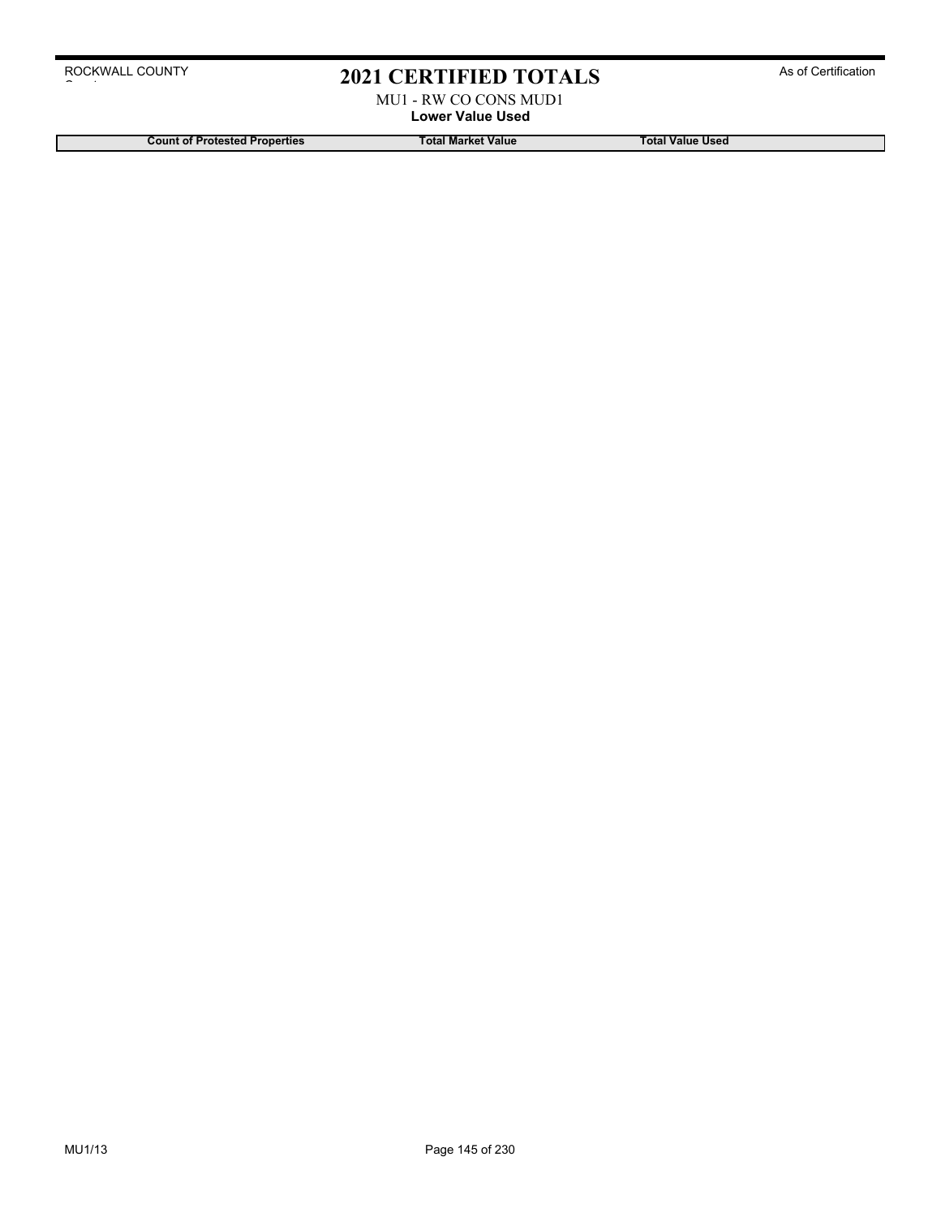# 2021 CERTIFIED TOTALS

MU1 - RW CO CONS MUD1

**Lower Value Used**

| Count of Protested Properties | Total Market Value | Total Value Used |
| --- | --- | --- |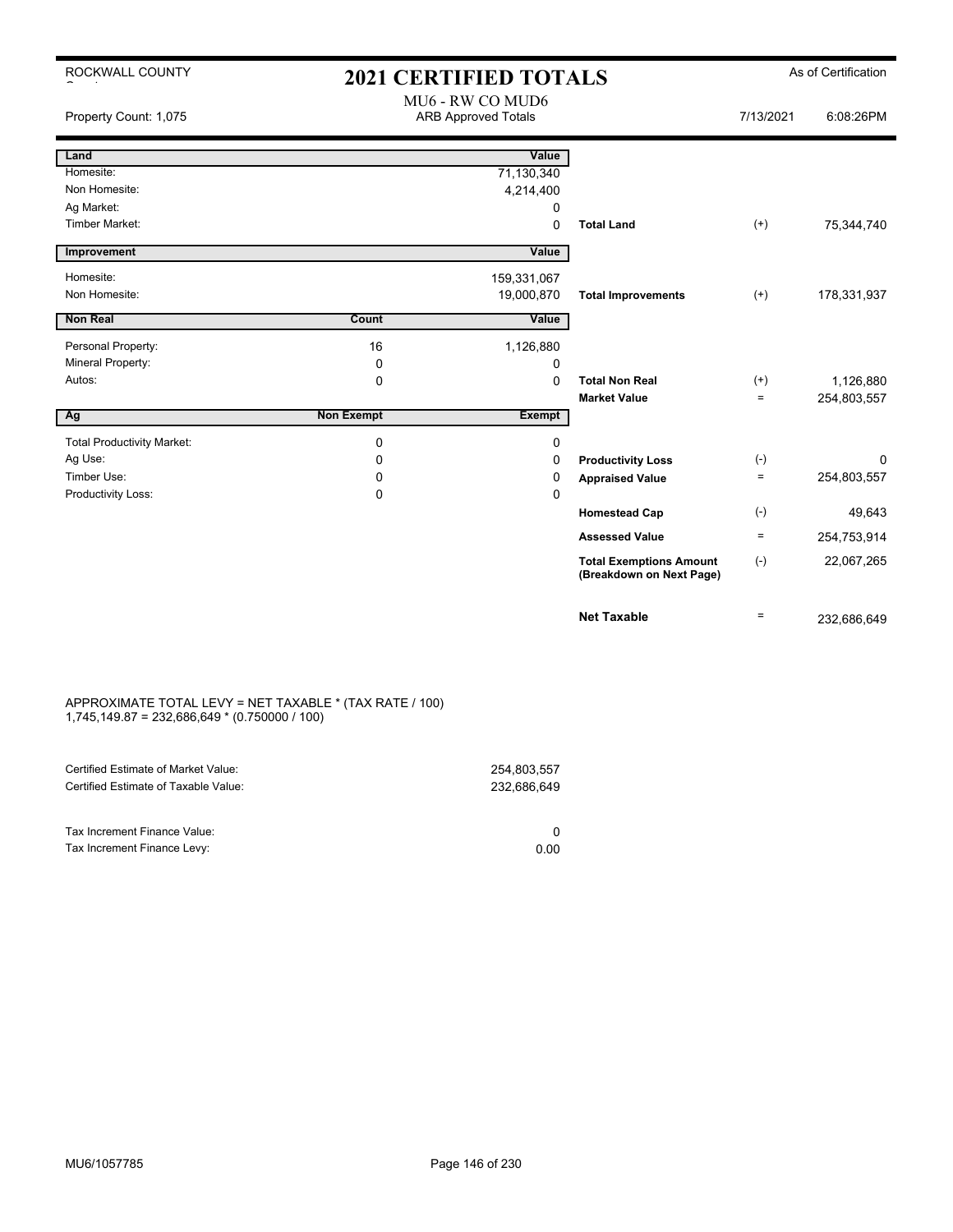# 2021 CERTIFIED TOTALS

ROCKWALL COUNTY — As of Certification

## MU6 - RW CO MUD6

ARB Approved Totals

Property Count: 1,075 — 7/13/2021 6:08:26PM

| Land | | Value | | | |
|---|---|---|---|---|---|
| Homesite: | | 71,130,340 | | | |
| Non Homesite: | | 4,214,400 | | | |
| Ag Market: | | 0 | | | |
| Timber Market: | | 0 | **Total Land** | (+) | 75,344,740 |
| **Improvement** | | **Value** | | | |
| Homesite: | | 159,331,067 | | | |
| Non Homesite: | | 19,000,870 | **Total Improvements** | (+) | 178,331,937 |
| **Non Real** | **Count** | **Value** | | | |
| Personal Property: | 16 | 1,126,880 | | | |
| Mineral Property: | 0 | 0 | | | |
| Autos: | 0 | 0 | **Total Non Real** | (+) | 1,126,880 |
| | | | **Market Value** | = | 254,803,557 |
| **Ag** | **Non Exempt** | **Exempt** | | | |
| Total Productivity Market: | 0 | 0 | | | |
| Ag Use: | 0 | 0 | **Productivity Loss** | (-) | 0 |
| Timber Use: | 0 | 0 | **Appraised Value** | = | 254,803,557 |
| Productivity Loss: | 0 | 0 | | | |
| | | | **Homestead Cap** | (-) | 49,643 |
| | | | **Assessed Value** | = | 254,753,914 |
| | | | **Total Exemptions Amount (Breakdown on Next Page)** | (-) | 22,067,265 |
| | | | **Net Taxable** | = | 232,686,649 |

APPROXIMATE TOTAL LEVY = NET TAXABLE * (TAX RATE / 100)
1,745,149.87 = 232,686,649 * (0.750000 / 100)

| | |
|---|---|
| Certified Estimate of Market Value: | 254,803,557 |
| Certified Estimate of Taxable Value: | 232,686,649 |
| Tax Increment Finance Value: | 0 |
| Tax Increment Finance Levy: | 0.00 |

MU6/1057785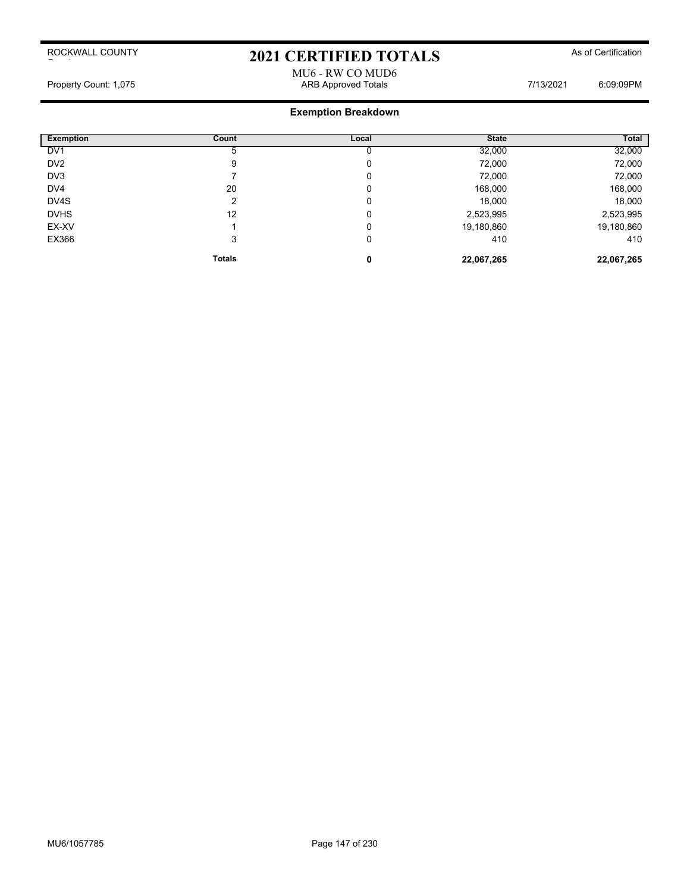# 2021 CERTIFIED TOTALS

ROCKWALL COUNTY

As of Certification

MU6 - RW CO MUD6

Property Count: 1,075 | ARB Approved Totals | 7/13/2021 6:09:09PM

## Exemption Breakdown

| Exemption | Count | Local | State | Total |
|---|---|---|---|---|
| DV1 | 5 | 0 | 32,000 | 32,000 |
| DV2 | 9 | 0 | 72,000 | 72,000 |
| DV3 | 7 | 0 | 72,000 | 72,000 |
| DV4 | 20 | 0 | 168,000 | 168,000 |
| DV4S | 2 | 0 | 18,000 | 18,000 |
| DVHS | 12 | 0 | 2,523,995 | 2,523,995 |
| EX-XV | 1 | 0 | 19,180,860 | 19,180,860 |
| EX366 | 3 | 0 | 410 | 410 |
| | **Totals** | **0** | **22,067,265** | **22,067,265** |

MU6/1057785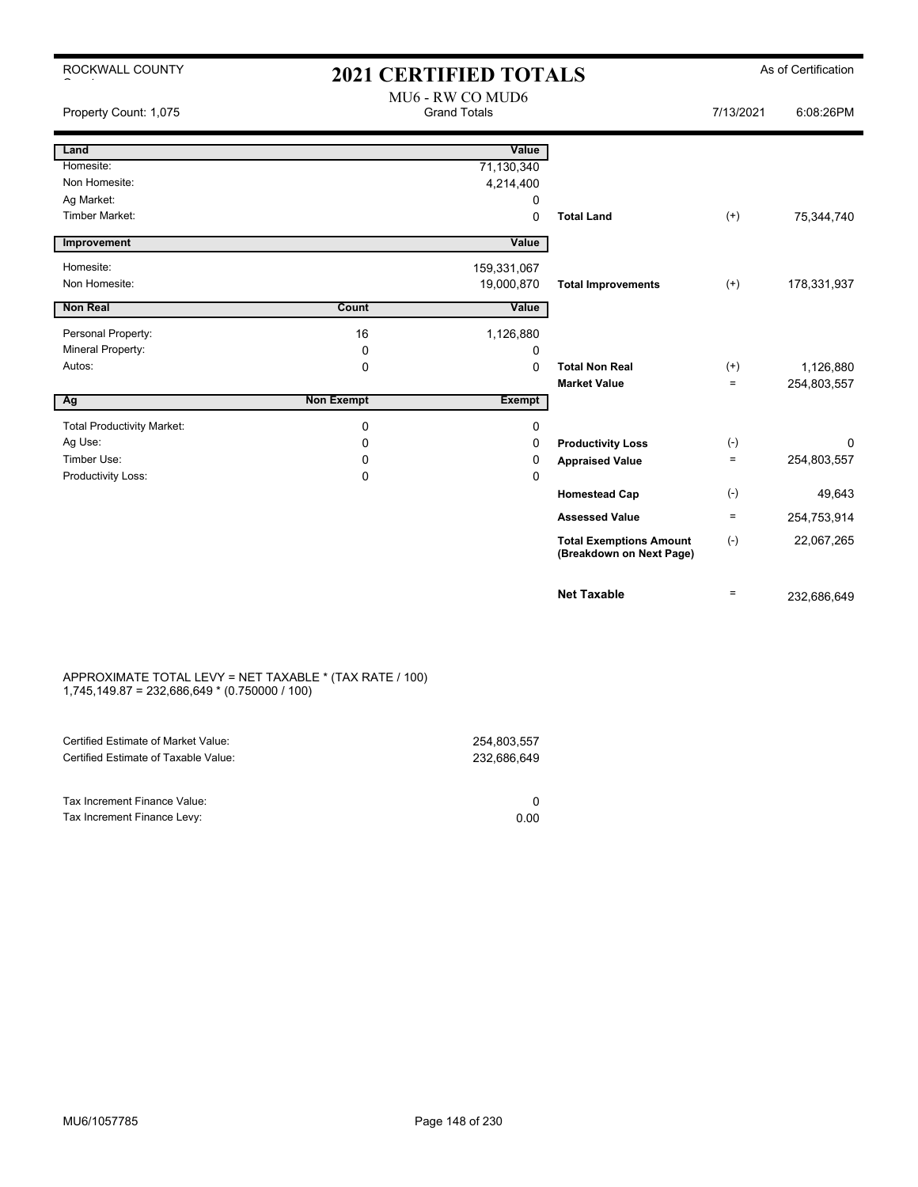ROCKWALL COUNTY

# 2021 CERTIFIED TOTALS

As of Certification

MU6 - RW CO MUD6
Grand Totals

Property Count: 1,075 | 7/13/2021 6:08:26PM

| Land | | Value | | | |
|---|---|---|---|---|---|
| Homesite: | | 71,130,340 | | | |
| Non Homesite: | | 4,214,400 | | | |
| Ag Market: | | 0 | | | |
| Timber Market: | | 0 | **Total Land** | (+) | 75,344,740 |

| Improvement | | Value | | | |
|---|---|---|---|---|---|
| Homesite: | | 159,331,067 | | | |
| Non Homesite: | | 19,000,870 | **Total Improvements** | (+) | 178,331,937 |

| Non Real | Count | Value | | | |
|---|---|---|---|---|---|
| Personal Property: | 16 | 1,126,880 | | | |
| Mineral Property: | 0 | 0 | | | |
| Autos: | 0 | 0 | **Total Non Real** | (+) | 1,126,880 |
| | | | **Market Value** | = | 254,803,557 |

| Ag | Non Exempt | Exempt | | | |
|---|---|---|---|---|---|
| Total Productivity Market: | 0 | 0 | | | |
| Ag Use: | 0 | 0 | **Productivity Loss** | (-) | 0 |
| Timber Use: | 0 | 0 | **Appraised Value** | = | 254,803,557 |
| Productivity Loss: | 0 | 0 | | | |
| | | | **Homestead Cap** | (-) | 49,643 |
| | | | **Assessed Value** | = | 254,753,914 |
| | | | **Total Exemptions Amount (Breakdown on Next Page)** | (-) | 22,067,265 |
| | | | **Net Taxable** | = | 232,686,649 |

APPROXIMATE TOTAL LEVY = NET TAXABLE * (TAX RATE / 100)
1,745,149.87 = 232,686,649 * (0.750000 / 100)

| | |
|---|---|
| Certified Estimate of Market Value: | 254,803,557 |
| Certified Estimate of Taxable Value: | 232,686,649 |

| | |
|---|---|
| Tax Increment Finance Value: | 0 |
| Tax Increment Finance Levy: | 0.00 |

MU6/1057785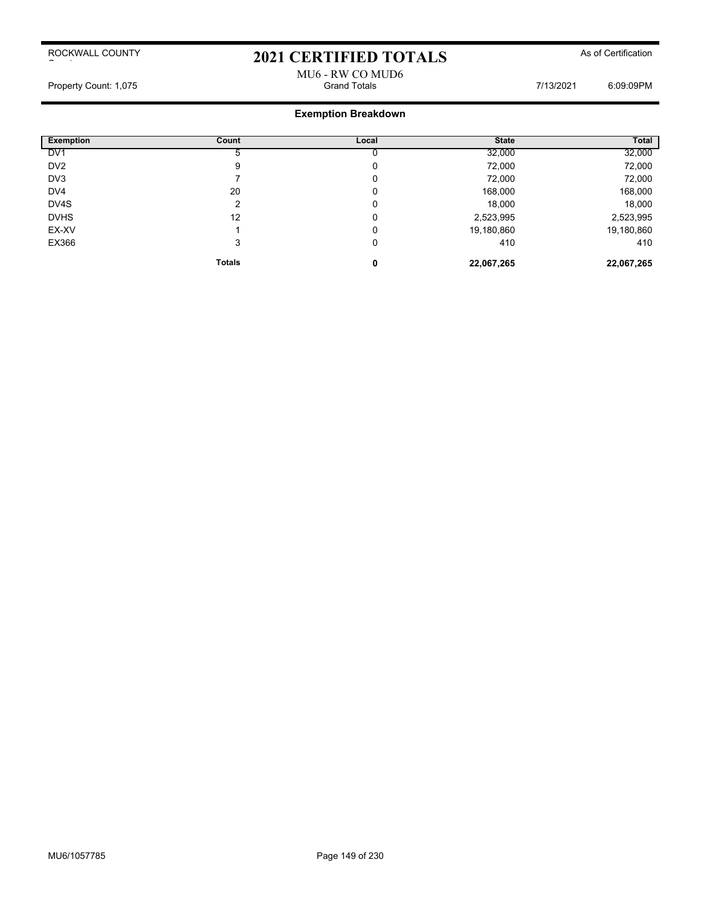ROCKWALL COUNTY

# 2021 CERTIFIED TOTALS

As of Certification

MU6 - RW CO MUD6

Property Count: 1,075 | Grand Totals | 7/13/2021 6:09:09PM

## Exemption Breakdown

| Exemption | Count | Local | State | Total |
|---|---|---|---|---|
| DV1 | 5 | 0 | 32,000 | 32,000 |
| DV2 | 9 | 0 | 72,000 | 72,000 |
| DV3 | 7 | 0 | 72,000 | 72,000 |
| DV4 | 20 | 0 | 168,000 | 168,000 |
| DV4S | 2 | 0 | 18,000 | 18,000 |
| DVHS | 12 | 0 | 2,523,995 | 2,523,995 |
| EX-XV | 1 | 0 | 19,180,860 | 19,180,860 |
| EX366 | 3 | 0 | 410 | 410 |
| | **Totals** | **0** | **22,067,265** | **22,067,265** |

MU6/1057785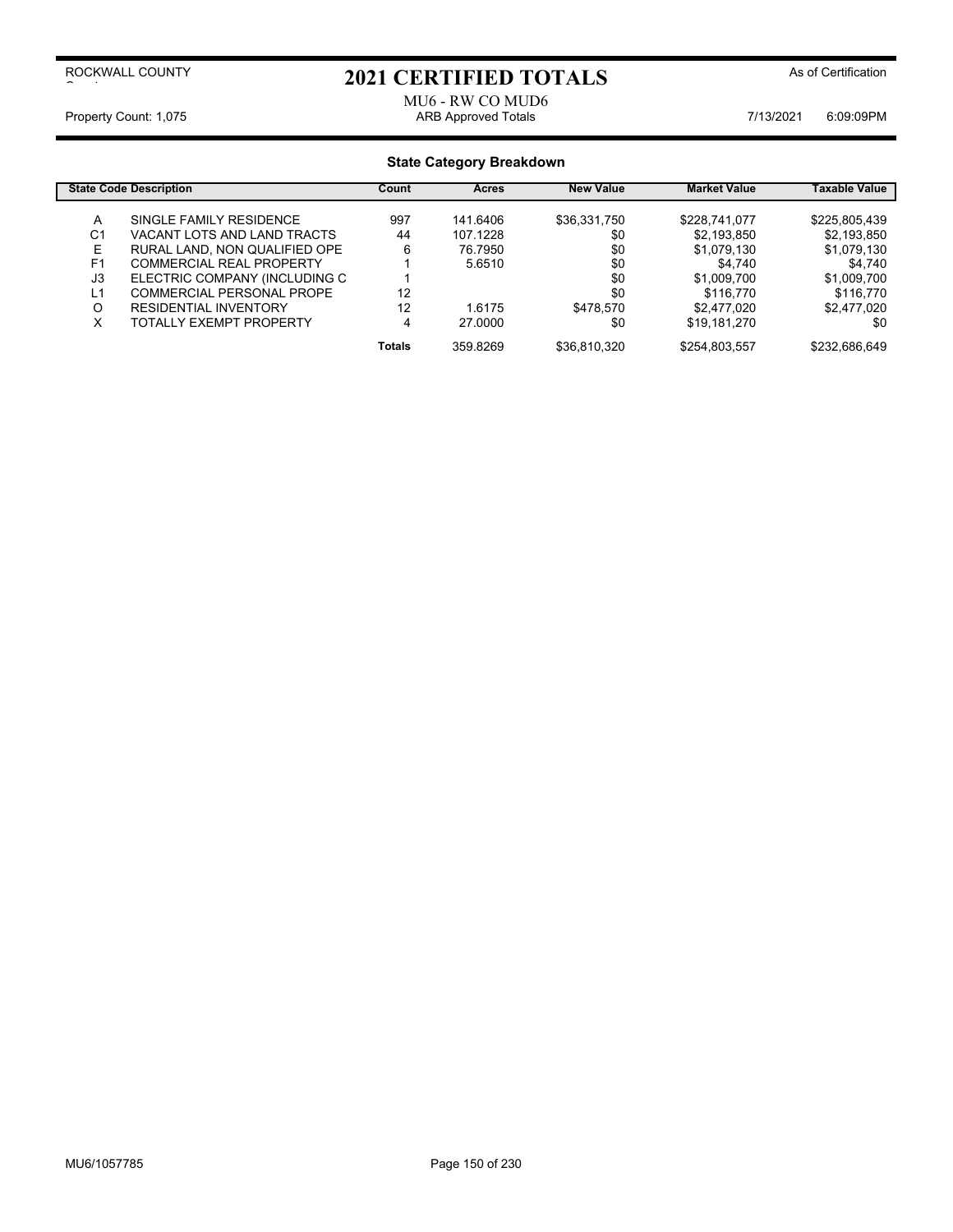ROCKWALL COUNTY

# 2021 CERTIFIED TOTALS

As of Certification

MU6 - RW CO MUD6

Property Count: 1,075 | ARB Approved Totals | 7/13/2021 6:09:09PM

## State Category Breakdown

| State Code | Description | Count | Acres | New Value | Market Value | Taxable Value |
|---|---|---|---|---|---|---|
| A | SINGLE FAMILY RESIDENCE | 997 | 141.6406 | $36,331,750 | $228,741,077 | $225,805,439 |
| C1 | VACANT LOTS AND LAND TRACTS | 44 | 107.1228 | $0 | $2,193,850 | $2,193,850 |
| E | RURAL LAND, NON QUALIFIED OPE | 6 | 76.7950 | $0 | $1,079,130 | $1,079,130 |
| F1 | COMMERCIAL REAL PROPERTY | 1 | 5.6510 | $0 | $4,740 | $4,740 |
| J3 | ELECTRIC COMPANY (INCLUDING C | 1 | | $0 | $1,009,700 | $1,009,700 |
| L1 | COMMERCIAL PERSONAL PROPE | 12 | | $0 | $116,770 | $116,770 |
| O | RESIDENTIAL INVENTORY | 12 | 1.6175 | $478,570 | $2,477,020 | $2,477,020 |
| X | TOTALLY EXEMPT PROPERTY | 4 | 27.0000 | $0 | $19,181,270 | $0 |
| | **Totals** | | 359.8269 | $36,810,320 | $254,803,557 | $232,686,649 |

MU6/1057785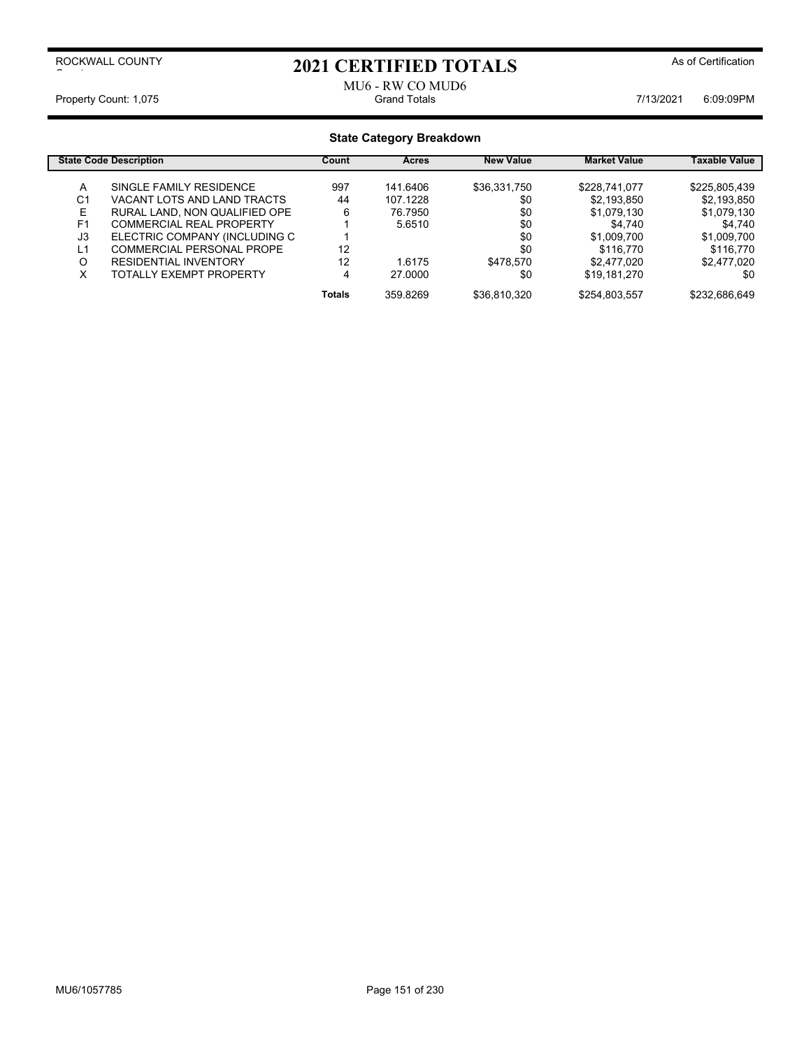ROCKWALL COUNTY

# 2021 CERTIFIED TOTALS

As of Certification

MU6 - RW CO MUD6

Property Count: 1,075 Grand Totals 7/13/2021 6:09:09PM

## State Category Breakdown

| State Code | Description | Count | Acres | New Value | Market Value | Taxable Value |
|---|---|---|---|---|---|---|
| A | SINGLE FAMILY RESIDENCE | 997 | 141.6406 | $36,331,750 | $228,741,077 | $225,805,439 |
| C1 | VACANT LOTS AND LAND TRACTS | 44 | 107.1228 | $0 | $2,193,850 | $2,193,850 |
| E | RURAL LAND, NON QUALIFIED OPE | 6 | 76.7950 | $0 | $1,079,130 | $1,079,130 |
| F1 | COMMERCIAL REAL PROPERTY | 1 | 5.6510 | $0 | $4,740 | $4,740 |
| J3 | ELECTRIC COMPANY (INCLUDING C | 1 | | $0 | $1,009,700 | $1,009,700 |
| L1 | COMMERCIAL PERSONAL PROPE | 12 | | $0 | $116,770 | $116,770 |
| O | RESIDENTIAL INVENTORY | 12 | 1.6175 | $478,570 | $2,477,020 | $2,477,020 |
| X | TOTALLY EXEMPT PROPERTY | 4 | 27.0000 | $0 | $19,181,270 | $0 |
| | | **Totals** | 359.8269 | $36,810,320 | $254,803,557 | $232,686,649 |

MU6/1057785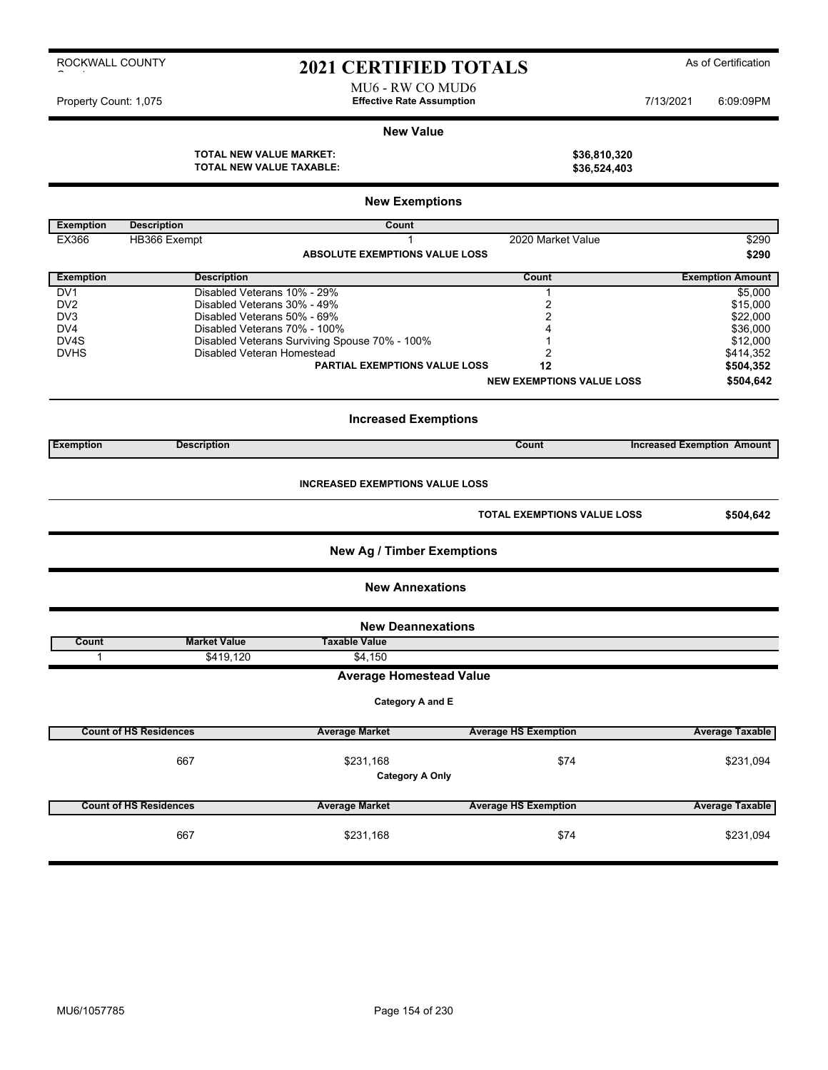ROCKWALL COUNTY

# 2021 CERTIFIED TOTALS

As of Certification

MU6 - RW CO MUD6

Property Count: 1,075 | **Effective Rate Assumption** | 7/13/2021 6:09:09PM

## New Value

**TOTAL NEW VALUE MARKET:** **$36,810,320**

**TOTAL NEW VALUE TAXABLE:** **$36,524,403**

## New Exemptions

| Exemption | Description | Count | | |
|---|---|---|---|---|
| EX366 | HB366 Exempt | 1 | 2020 Market Value | $290 |
| | | **ABSOLUTE EXEMPTIONS VALUE LOSS** | | **$290** |

| Exemption | Description | Count | Exemption Amount |
|---|---|---|---|
| DV1 | Disabled Veterans 10% - 29% | 1 | $5,000 |
| DV2 | Disabled Veterans 30% - 49% | 2 | $15,000 |
| DV3 | Disabled Veterans 50% - 69% | 2 | $22,000 |
| DV4 | Disabled Veterans 70% - 100% | 4 | $36,000 |
| DV4S | Disabled Veterans Surviving Spouse 70% - 100% | 1 | $12,000 |
| DVHS | Disabled Veteran Homestead | 2 | $414,352 |
| | **PARTIAL EXEMPTIONS VALUE LOSS** | **12** | **$504,352** |
| | | **NEW EXEMPTIONS VALUE LOSS** | **$504,642** |

## Increased Exemptions

| Exemption | Description | Count | Increased Exemption Amount |
|---|---|---|---|

**INCREASED EXEMPTIONS VALUE LOSS**

**TOTAL EXEMPTIONS VALUE LOSS** **$504,642**

## New Ag / Timber Exemptions

## New Annexations

## New Deannexations

| Count | Market Value | Taxable Value |
|---|---|---|
| 1 | $419,120 | $4,150 |

## Average Homestead Value

**Category A and E**

| Count of HS Residences | Average Market | Average HS Exemption | Average Taxable |
|---|---|---|---|
| 667 | $231,168 | $74 | $231,094 |

**Category A Only**

| Count of HS Residences | Average Market | Average HS Exemption | Average Taxable |
|---|---|---|---|
| 667 | $231,168 | $74 | $231,094 |

MU6/1057785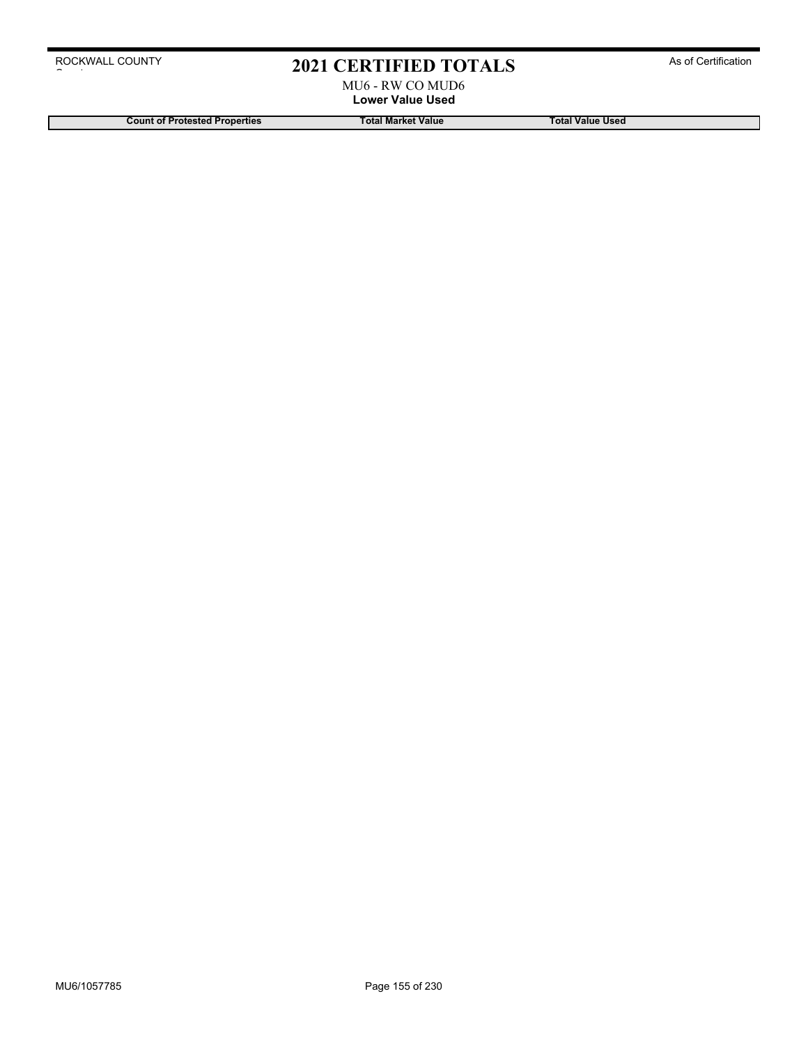# 2021 CERTIFIED TOTALS

MU6 - RW CO MUD6

**Lower Value Used**

| Count of Protested Properties | Total Market Value | Total Value Used |
| --- | --- | --- |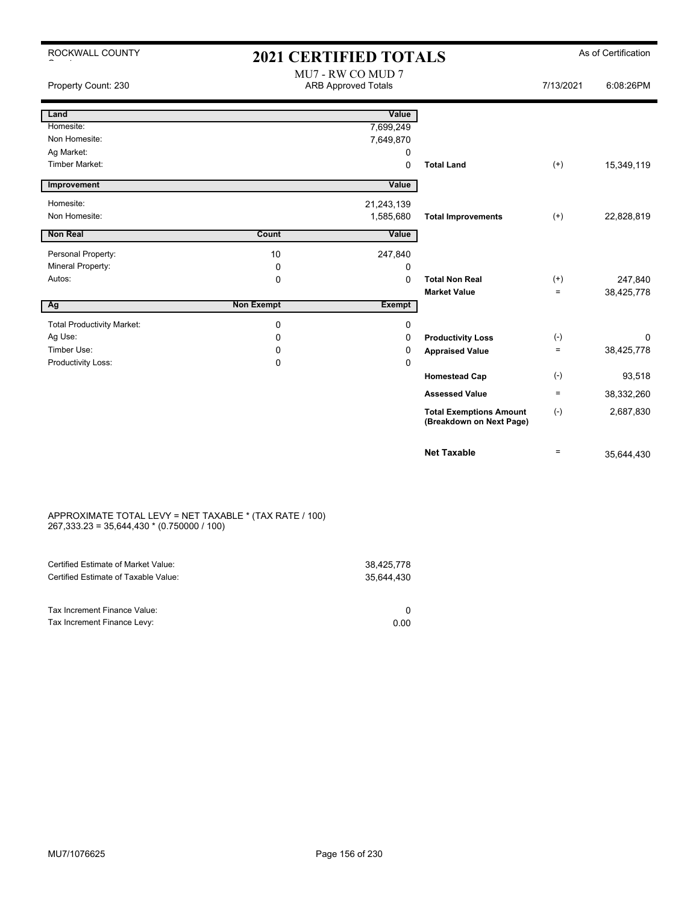ROCKWALL COUNTY

# 2021 CERTIFIED TOTALS

As of Certification

MU7 - RW CO MUD 7

Property Count: 230 | ARB Approved Totals | 7/13/2021 6:08:26PM

| Land | | Value | | | |
|---|---|---|---|---|---|
| Homesite: | | 7,699,249 | | | |
| Non Homesite: | | 7,649,870 | | | |
| Ag Market: | | 0 | | | |
| Timber Market: | | 0 | **Total Land** | (+) | 15,349,119 |
| **Improvement** | | **Value** | | | |
| Homesite: | | 21,243,139 | | | |
| Non Homesite: | | 1,585,680 | **Total Improvements** | (+) | 22,828,819 |
| **Non Real** | **Count** | **Value** | | | |
| Personal Property: | 10 | 247,840 | | | |
| Mineral Property: | 0 | 0 | | | |
| Autos: | 0 | 0 | **Total Non Real** | (+) | 247,840 |
| | | | **Market Value** | = | 38,425,778 |
| **Ag** | **Non Exempt** | **Exempt** | | | |
| Total Productivity Market: | 0 | 0 | | | |
| Ag Use: | 0 | 0 | **Productivity Loss** | (-) | 0 |
| Timber Use: | 0 | 0 | **Appraised Value** | = | 38,425,778 |
| Productivity Loss: | 0 | 0 | | | |
| | | | **Homestead Cap** | (-) | 93,518 |
| | | | **Assessed Value** | = | 38,332,260 |
| | | | **Total Exemptions Amount (Breakdown on Next Page)** | (-) | 2,687,830 |
| | | | **Net Taxable** | = | 35,644,430 |

APPROXIMATE TOTAL LEVY = NET TAXABLE * (TAX RATE / 100)
267,333.23 = 35,644,430 * (0.750000 / 100)

| | |
|---|---|
| Certified Estimate of Market Value: | 38,425,778 |
| Certified Estimate of Taxable Value: | 35,644,430 |
| | |
| Tax Increment Finance Value: | 0 |
| Tax Increment Finance Levy: | 0.00 |

MU7/1076625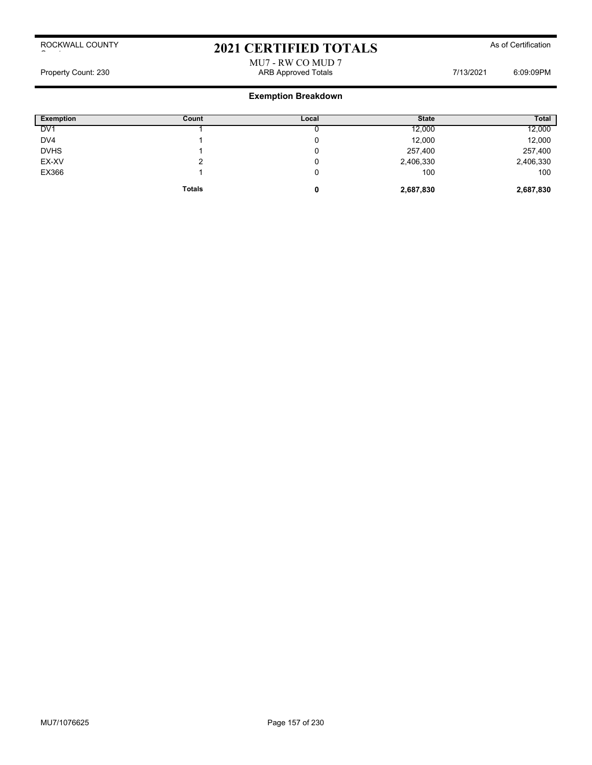ROCKWALL COUNTY

# 2021 CERTIFIED TOTALS

As of Certification

MU7 - RW CO MUD 7

Property Count: 230 | ARB Approved Totals | 7/13/2021 6:09:09PM

## Exemption Breakdown

| Exemption | Count | Local | State | Total |
|---|---|---|---|---|
| DV1 | 1 | 0 | 12,000 | 12,000 |
| DV4 | 1 | 0 | 12,000 | 12,000 |
| DVHS | 1 | 0 | 257,400 | 257,400 |
| EX-XV | 2 | 0 | 2,406,330 | 2,406,330 |
| EX366 | 1 | 0 | 100 | 100 |
| | **Totals** | **0** | **2,687,830** | **2,687,830** |

MU7/1076625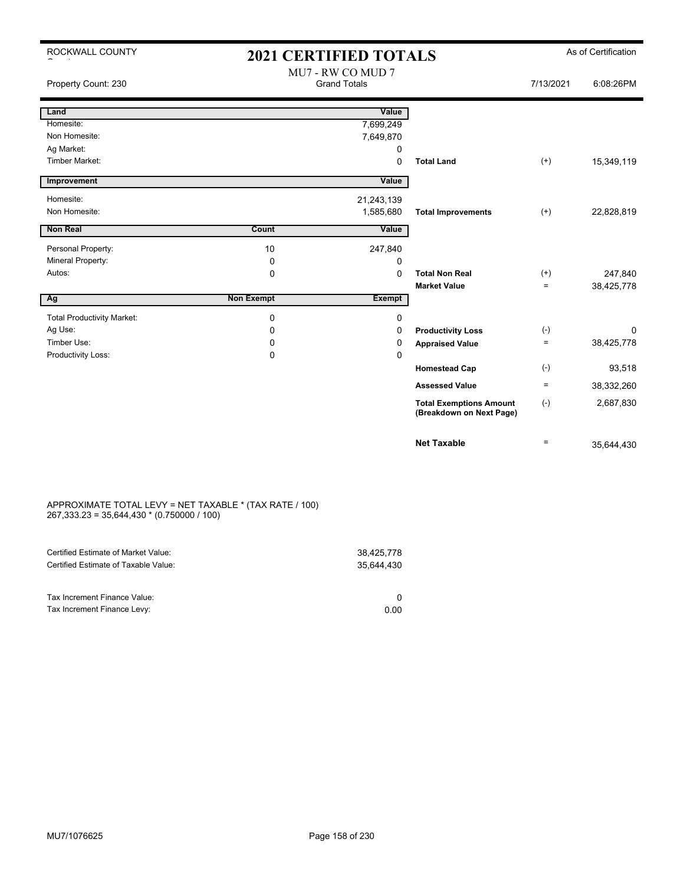ROCKWALL COUNTY

# 2021 CERTIFIED TOTALS

As of Certification

MU7 - RW CO MUD 7
Grand Totals

Property Count: 230 | 7/13/2021 | 6:08:26PM

| Land | | Value | | | |
|---|---|---|---|---|---|
| Homesite: | | 7,699,249 | | | |
| Non Homesite: | | 7,649,870 | | | |
| Ag Market: | | 0 | | | |
| Timber Market: | | 0 | **Total Land** | (+) | 15,349,119 |
| **Improvement** | | **Value** | | | |
| Homesite: | | 21,243,139 | | | |
| Non Homesite: | | 1,585,680 | **Total Improvements** | (+) | 22,828,819 |
| **Non Real** | **Count** | **Value** | | | |
| Personal Property: | 10 | 247,840 | | | |
| Mineral Property: | 0 | 0 | | | |
| Autos: | 0 | 0 | **Total Non Real** | (+) | 247,840 |
| | | | **Market Value** | = | 38,425,778 |
| **Ag** | **Non Exempt** | **Exempt** | | | |
| Total Productivity Market: | 0 | 0 | | | |
| Ag Use: | 0 | 0 | **Productivity Loss** | (-) | 0 |
| Timber Use: | 0 | 0 | **Appraised Value** | = | 38,425,778 |
| Productivity Loss: | 0 | 0 | | | |
| | | | **Homestead Cap** | (-) | 93,518 |
| | | | **Assessed Value** | = | 38,332,260 |
| | | | **Total Exemptions Amount (Breakdown on Next Page)** | (-) | 2,687,830 |
| | | | **Net Taxable** | = | 35,644,430 |

APPROXIMATE TOTAL LEVY = NET TAXABLE * (TAX RATE / 100)
267,333.23 = 35,644,430 * (0.750000 / 100)

| | |
|---|---|
| Certified Estimate of Market Value: | 38,425,778 |
| Certified Estimate of Taxable Value: | 35,644,430 |
| Tax Increment Finance Value: | 0 |
| Tax Increment Finance Levy: | 0.00 |

MU7/1076625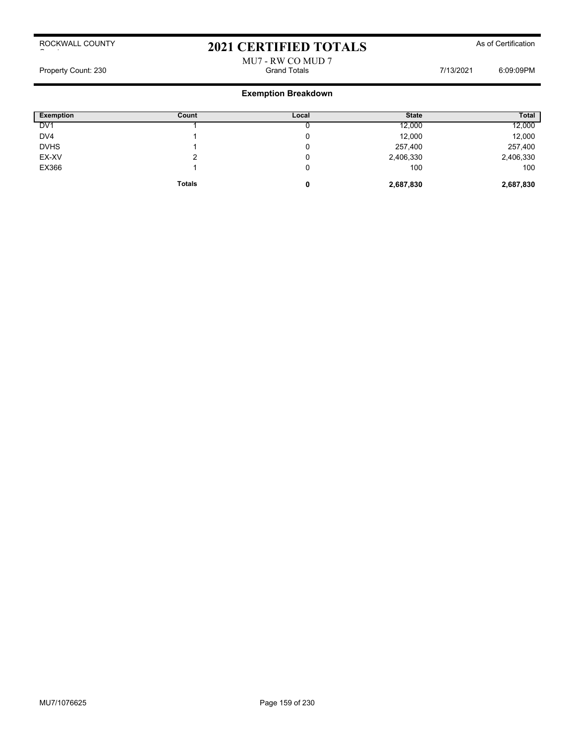ROCKWALL COUNTY

# 2021 CERTIFIED TOTALS

As of Certification

MU7 - RW CO MUD 7

Property Count: 230 — Grand Totals — 7/13/2021 6:09:09PM

## Exemption Breakdown

| Exemption | Count | Local | State | Total |
|---|---|---|---|---|
| DV1 | 1 | 0 | 12,000 | 12,000 |
| DV4 | 1 | 0 | 12,000 | 12,000 |
| DVHS | 1 | 0 | 257,400 | 257,400 |
| EX-XV | 2 | 0 | 2,406,330 | 2,406,330 |
| EX366 | 1 | 0 | 100 | 100 |
| | **Totals** | **0** | **2,687,830** | **2,687,830** |

MU7/1076625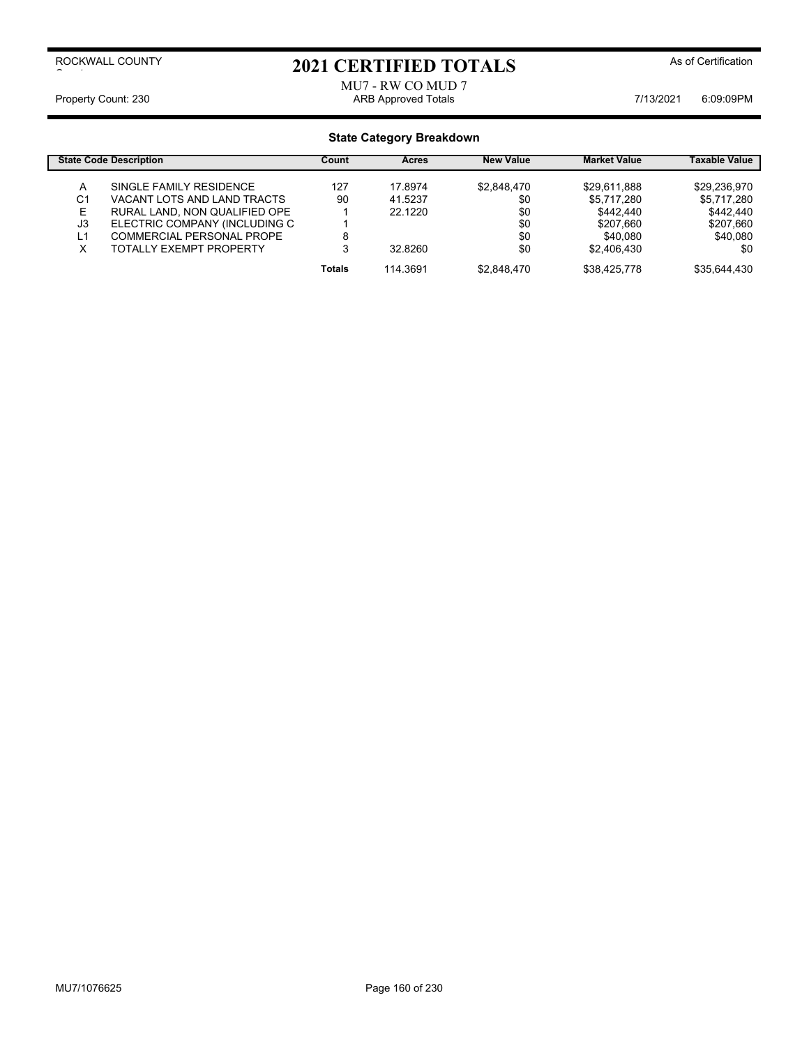# 2021 CERTIFIED TOTALS

ROCKWALL COUNTY

As of Certification

MU7 - RW CO MUD 7

Property Count: 230

ARB Approved Totals

7/13/2021 6:09:09PM

## State Category Breakdown

| State Code | Description | Count | Acres | New Value | Market Value | Taxable Value |
|---|---|---|---|---|---|---|
| A | SINGLE FAMILY RESIDENCE | 127 | 17.8974 | $2,848,470 | $29,611,888 | $29,236,970 |
| C1 | VACANT LOTS AND LAND TRACTS | 90 | 41.5237 | $0 | $5,717,280 | $5,717,280 |
| E | RURAL LAND, NON QUALIFIED OPE | 1 | 22.1220 | $0 | $442,440 | $442,440 |
| J3 | ELECTRIC COMPANY (INCLUDING C | 1 | | $0 | $207,660 | $207,660 |
| L1 | COMMERCIAL PERSONAL PROPE | 8 | | $0 | $40,080 | $40,080 |
| X | TOTALLY EXEMPT PROPERTY | 3 | 32.8260 | $0 | $2,406,430 | $0 |
| | | **Totals** | 114.3691 | $2,848,470 | $38,425,778 | $35,644,430 |

MU7/1076625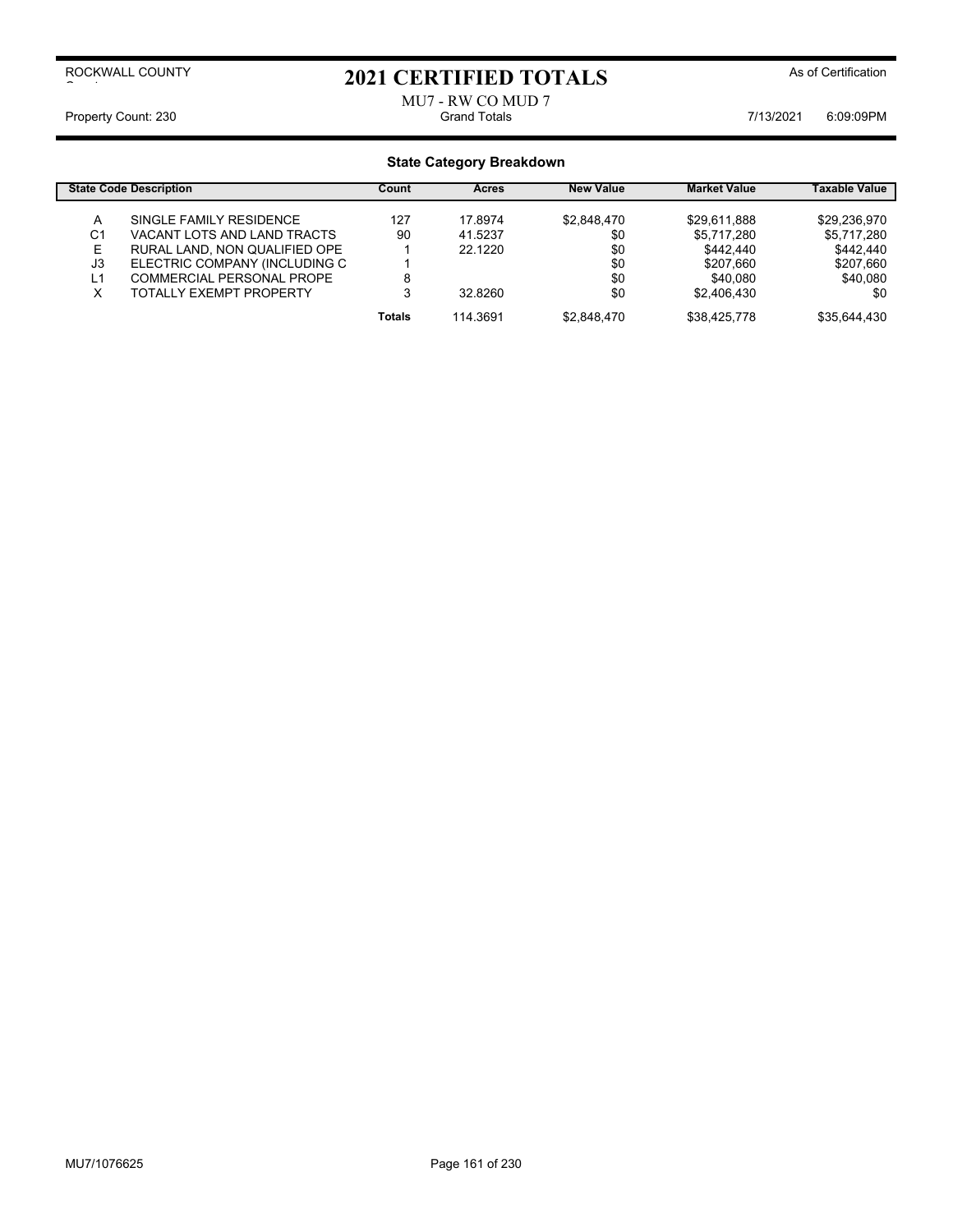ROCKWALL COUNTY

# 2021 CERTIFIED TOTALS

As of Certification

MU7 - RW CO MUD 7

Property Count: 230 | Grand Totals | 7/13/2021 6:09:09PM

## State Category Breakdown

| State Code | Description | Count | Acres | New Value | Market Value | Taxable Value |
|---|---|---|---|---|---|---|
| A | SINGLE FAMILY RESIDENCE | 127 | 17.8974 | $2,848,470 | $29,611,888 | $29,236,970 |
| C1 | VACANT LOTS AND LAND TRACTS | 90 | 41.5237 | $0 | $5,717,280 | $5,717,280 |
| E | RURAL LAND, NON QUALIFIED OPE | 1 | 22.1220 | $0 | $442,440 | $442,440 |
| J3 | ELECTRIC COMPANY (INCLUDING C | 1 | | $0 | $207,660 | $207,660 |
| L1 | COMMERCIAL PERSONAL PROPE | 8 | | $0 | $40,080 | $40,080 |
| X | TOTALLY EXEMPT PROPERTY | 3 | 32.8260 | $0 | $2,406,430 | $0 |
| | | **Totals** | 114.3691 | $2,848,470 | $38,425,778 | $35,644,430 |

MU7/1076625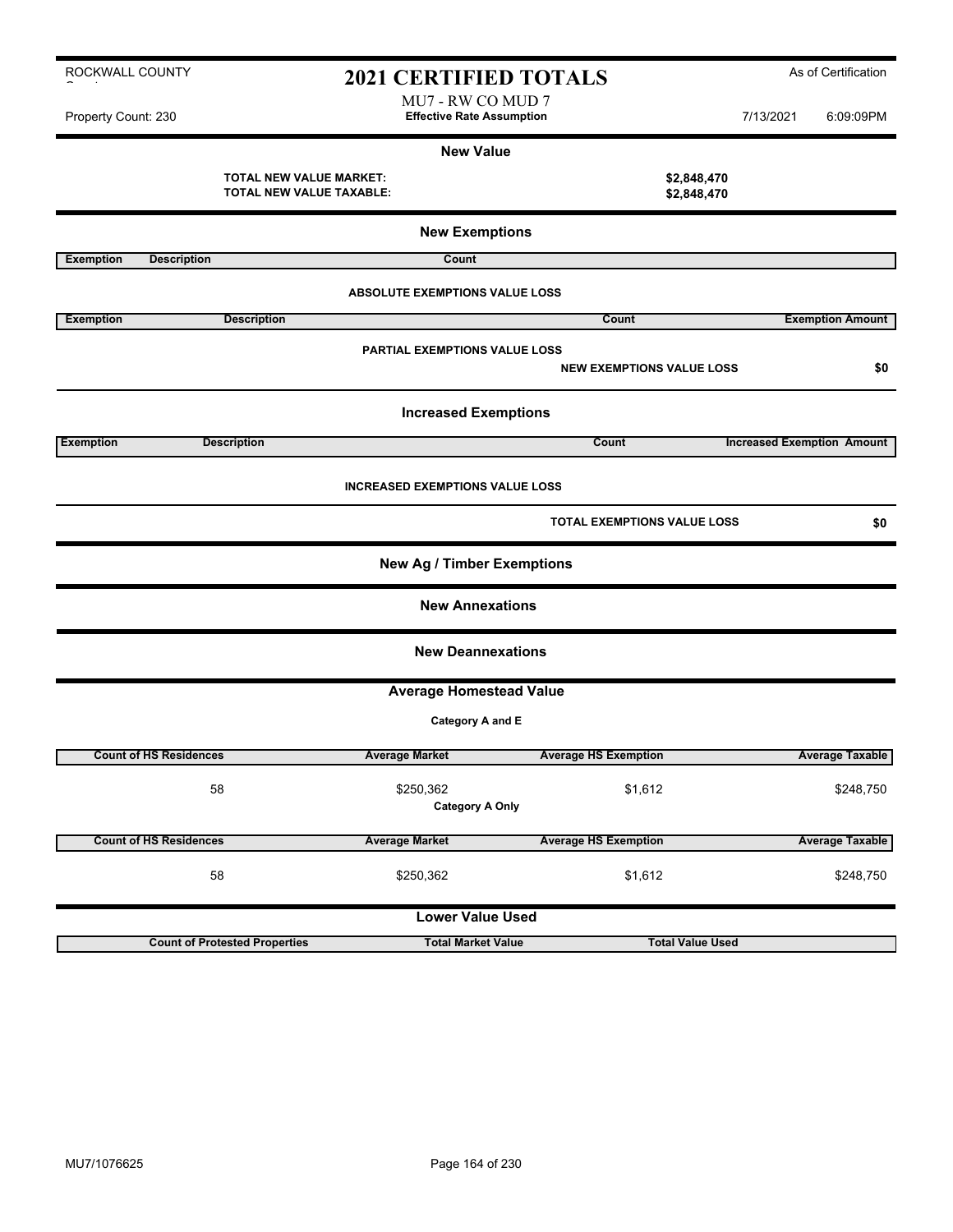ROCKWALL COUNTY

# 2021 CERTIFIED TOTALS

As of Certification

MU7 - RW CO MUD 7

Property Count: 230 | **Effective Rate Assumption** | 7/13/2021 6:09:09PM

## New Value

**TOTAL NEW VALUE MARKET:** **$2,848,470**

**TOTAL NEW VALUE TAXABLE:** **$2,848,470**

## New Exemptions

| Exemption | Description | Count |
|---|---|---|

**ABSOLUTE EXEMPTIONS VALUE LOSS**

| Exemption | Description | Count | Exemption Amount |
|---|---|---|---|

**PARTIAL EXEMPTIONS VALUE LOSS**

**NEW EXEMPTIONS VALUE LOSS** **$0**

## Increased Exemptions

| Exemption | Description | Count | Increased Exemption Amount |
|---|---|---|---|

**INCREASED EXEMPTIONS VALUE LOSS**

**TOTAL EXEMPTIONS VALUE LOSS** **$0**

## New Ag / Timber Exemptions

## New Annexations

## New Deannexations

## Average Homestead Value

**Category A and E**

| Count of HS Residences | Average Market | Average HS Exemption | Average Taxable |
|---|---|---|---|
| 58 | $250,362 | $1,612 | $248,750 |

**Category A Only**

| Count of HS Residences | Average Market | Average HS Exemption | Average Taxable |
|---|---|---|---|
| 58 | $250,362 | $1,612 | $248,750 |

## Lower Value Used

| Count of Protested Properties | Total Market Value | Total Value Used |
|---|---|---|

MU7/1076625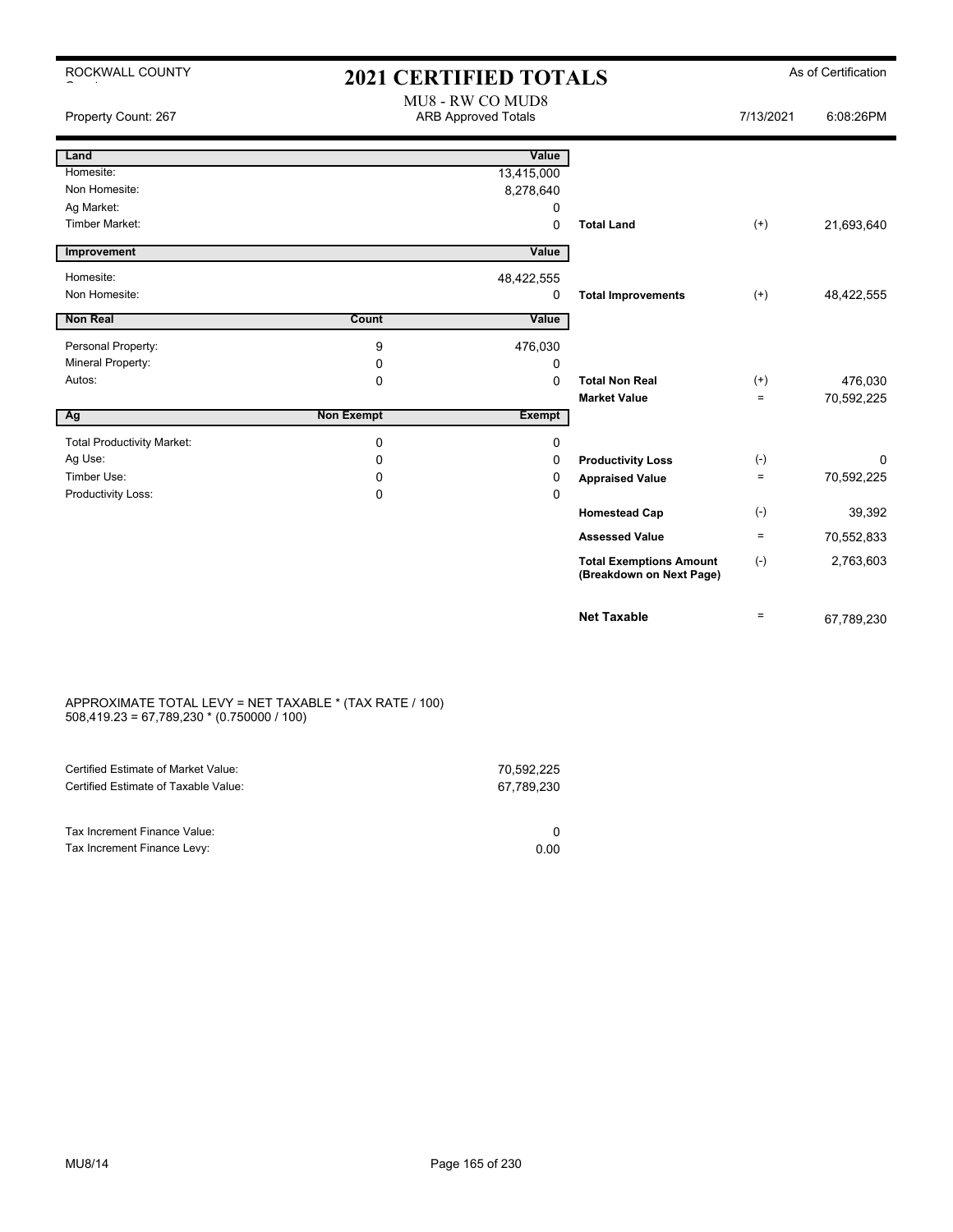ROCKWALL COUNTY

# 2021 CERTIFIED TOTALS

As of Certification

Property Count: 267

MU8 - RW CO MUD8
ARB Approved Totals

7/13/2021 6:08:26PM

| Land | | Value | | | |
|---|---|---|---|---|---|
| Homesite: | | 13,415,000 | | | |
| Non Homesite: | | 8,278,640 | | | |
| Ag Market: | | 0 | | | |
| Timber Market: | | 0 | **Total Land** | (+) | 21,693,640 |
| **Improvement** | | **Value** | | | |
| Homesite: | | 48,422,555 | | | |
| Non Homesite: | | 0 | **Total Improvements** | (+) | 48,422,555 |
| **Non Real** | **Count** | **Value** | | | |
| Personal Property: | 9 | 476,030 | | | |
| Mineral Property: | 0 | 0 | | | |
| Autos: | 0 | 0 | **Total Non Real** | (+) | 476,030 |
| | | | **Market Value** | = | 70,592,225 |
| **Ag** | **Non Exempt** | **Exempt** | | | |
| Total Productivity Market: | 0 | 0 | | | |
| Ag Use: | 0 | 0 | **Productivity Loss** | (-) | 0 |
| Timber Use: | 0 | 0 | **Appraised Value** | = | 70,592,225 |
| Productivity Loss: | 0 | 0 | | | |
| | | | **Homestead Cap** | (-) | 39,392 |
| | | | **Assessed Value** | = | 70,552,833 |
| | | | **Total Exemptions Amount (Breakdown on Next Page)** | (-) | 2,763,603 |
| | | | **Net Taxable** | = | 67,789,230 |

APPROXIMATE TOTAL LEVY = NET TAXABLE * (TAX RATE / 100)
508,419.23 = 67,789,230 * (0.750000 / 100)

| | |
|---|---|
| Certified Estimate of Market Value: | 70,592,225 |
| Certified Estimate of Taxable Value: | 67,789,230 |
| | |
| Tax Increment Finance Value: | 0 |
| Tax Increment Finance Levy: | 0.00 |

MU8/14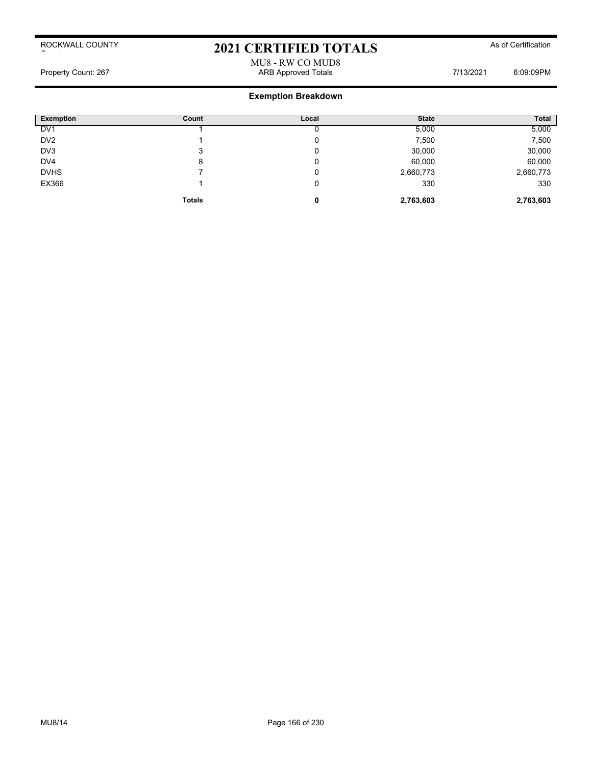ROCKWALL COUNTY

# 2021 CERTIFIED TOTALS

As of Certification

MU8 - RW CO MUD8

Property Count: 267 | ARB Approved Totals | 7/13/2021 6:09:09PM

## Exemption Breakdown

| Exemption | Count | Local | State | Total |
|---|---|---|---|---|
| DV1 | 1 | 0 | 5,000 | 5,000 |
| DV2 | 1 | 0 | 7,500 | 7,500 |
| DV3 | 3 | 0 | 30,000 | 30,000 |
| DV4 | 8 | 0 | 60,000 | 60,000 |
| DVHS | 7 | 0 | 2,660,773 | 2,660,773 |
| EX366 | 1 | 0 | 330 | 330 |
| | **Totals** | **0** | **2,763,603** | **2,763,603** |

MU8/14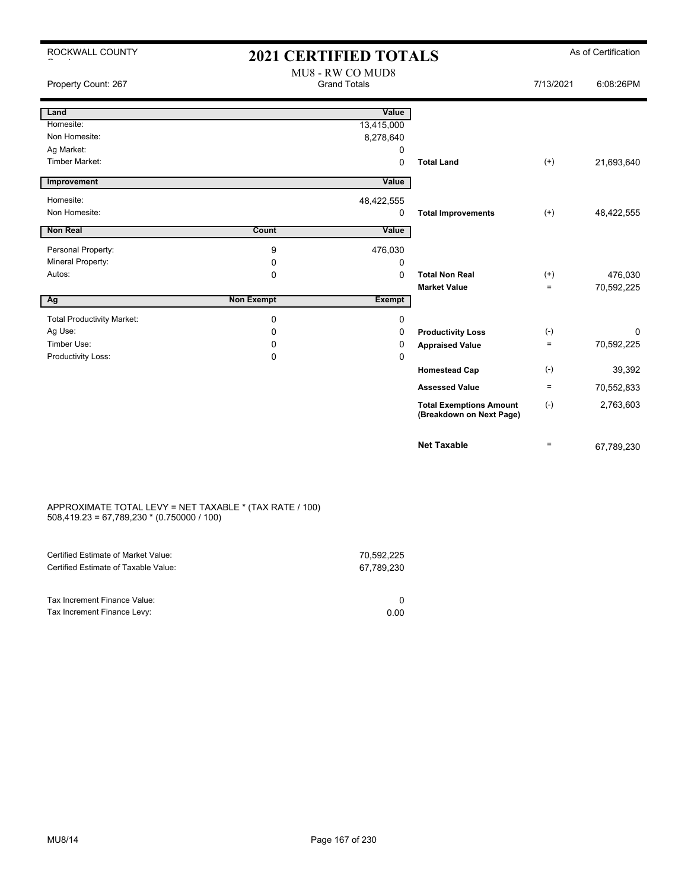ROCKWALL COUNTY

# 2021 CERTIFIED TOTALS

As of Certification

Property Count: 267

## MU8 - RW CO MUD8
Grand Totals

7/13/2021 6:08:26PM

| Land | | Value | | | |
|---|---|---|---|---|---|
| Homesite: | | 13,415,000 | | | |
| Non Homesite: | | 8,278,640 | | | |
| Ag Market: | | 0 | | | |
| Timber Market: | | 0 | **Total Land** | (+) | 21,693,640 |
| **Improvement** | | **Value** | | | |
| Homesite: | | 48,422,555 | | | |
| Non Homesite: | | 0 | **Total Improvements** | (+) | 48,422,555 |
| **Non Real** | **Count** | **Value** | | | |
| Personal Property: | 9 | 476,030 | | | |
| Mineral Property: | 0 | 0 | | | |
| Autos: | 0 | 0 | **Total Non Real** | (+) | 476,030 |
| | | | **Market Value** | = | 70,592,225 |
| **Ag** | **Non Exempt** | **Exempt** | | | |
| Total Productivity Market: | 0 | 0 | | | |
| Ag Use: | 0 | 0 | **Productivity Loss** | (-) | 0 |
| Timber Use: | 0 | 0 | **Appraised Value** | = | 70,592,225 |
| Productivity Loss: | 0 | 0 | | | |
| | | | **Homestead Cap** | (-) | 39,392 |
| | | | **Assessed Value** | = | 70,552,833 |
| | | | **Total Exemptions Amount (Breakdown on Next Page)** | (-) | 2,763,603 |
| | | | **Net Taxable** | = | 67,789,230 |

APPROXIMATE TOTAL LEVY = NET TAXABLE * (TAX RATE / 100)
508,419.23 = 67,789,230 * (0.750000 / 100)

| | |
|---|---|
| Certified Estimate of Market Value: | 70,592,225 |
| Certified Estimate of Taxable Value: | 67,789,230 |
| | |
| Tax Increment Finance Value: | 0 |
| Tax Increment Finance Levy: | 0.00 |

MU8/14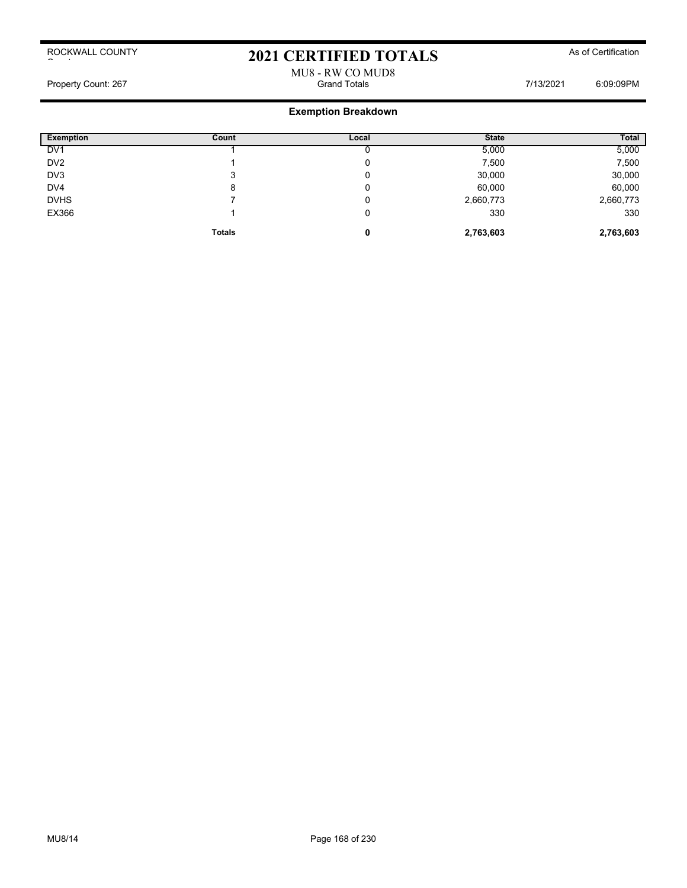ROCKWALL COUNTY

# 2021 CERTIFIED TOTALS

As of Certification

MU8 - RW CO MUD8

Property Count: 267 | Grand Totals | 7/13/2021 6:09:09PM

## Exemption Breakdown

| Exemption | Count | Local | State | Total |
|---|---|---|---|---|
| DV1 | 1 | 0 | 5,000 | 5,000 |
| DV2 | 1 | 0 | 7,500 | 7,500 |
| DV3 | 3 | 0 | 30,000 | 30,000 |
| DV4 | 8 | 0 | 60,000 | 60,000 |
| DVHS | 7 | 0 | 2,660,773 | 2,660,773 |
| EX366 | 1 | 0 | 330 | 330 |
| | **Totals** | **0** | **2,763,603** | **2,763,603** |

MU8/14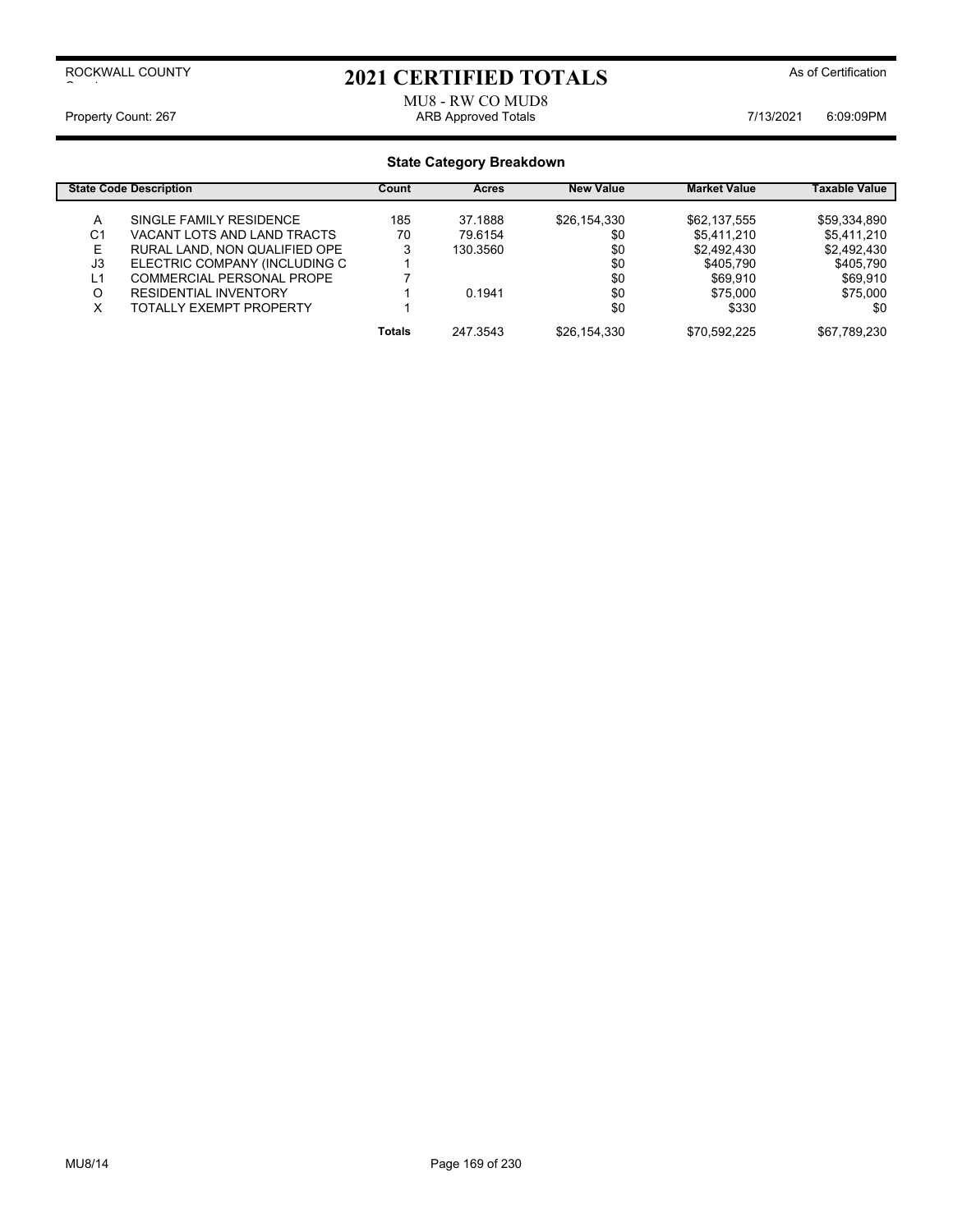ROCKWALL COUNTY

# 2021 CERTIFIED TOTALS

As of Certification

MU8 - RW CO MUD8

Property Count: 267 | ARB Approved Totals | 7/13/2021 6:09:09PM

## State Category Breakdown

| State Code | Description | Count | Acres | New Value | Market Value | Taxable Value |
|---|---|---|---|---|---|---|
| A | SINGLE FAMILY RESIDENCE | 185 | 37.1888 | $26,154,330 | $62,137,555 | $59,334,890 |
| C1 | VACANT LOTS AND LAND TRACTS | 70 | 79.6154 | $0 | $5,411,210 | $5,411,210 |
| E | RURAL LAND, NON QUALIFIED OPE | 3 | 130.3560 | $0 | $2,492,430 | $2,492,430 |
| J3 | ELECTRIC COMPANY (INCLUDING C | 1 | | $0 | $405,790 | $405,790 |
| L1 | COMMERCIAL PERSONAL PROPE | 7 | | $0 | $69,910 | $69,910 |
| O | RESIDENTIAL INVENTORY | 1 | 0.1941 | $0 | $75,000 | $75,000 |
| X | TOTALLY EXEMPT PROPERTY | 1 | | $0 | $330 | $0 |
| | | **Totals** | 247.3543 | $26,154,330 | $70,592,225 | $67,789,230 |

MU8/14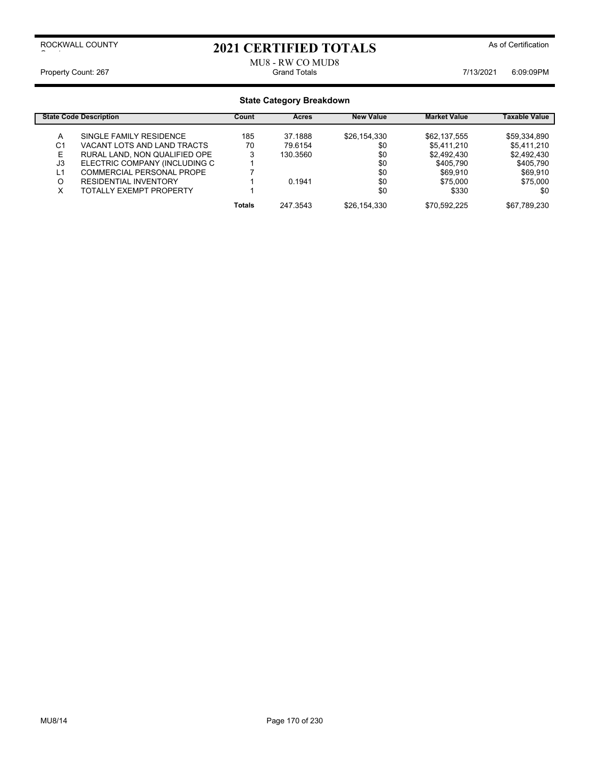ROCKWALL COUNTY

# 2021 CERTIFIED TOTALS

As of Certification

MU8 - RW CO MUD8

Property Count: 267 | Grand Totals | 7/13/2021 6:09:09PM

## State Category Breakdown

| State Code | Description | Count | Acres | New Value | Market Value | Taxable Value |
|---|---|---|---|---|---|---|
| A | SINGLE FAMILY RESIDENCE | 185 | 37.1888 | $26,154,330 | $62,137,555 | $59,334,890 |
| C1 | VACANT LOTS AND LAND TRACTS | 70 | 79.6154 | $0 | $5,411,210 | $5,411,210 |
| E | RURAL LAND, NON QUALIFIED OPE | 3 | 130.3560 | $0 | $2,492,430 | $2,492,430 |
| J3 | ELECTRIC COMPANY (INCLUDING C | 1 | | $0 | $405,790 | $405,790 |
| L1 | COMMERCIAL PERSONAL PROPE | 7 | | $0 | $69,910 | $69,910 |
| O | RESIDENTIAL INVENTORY | 1 | 0.1941 | $0 | $75,000 | $75,000 |
| X | TOTALLY EXEMPT PROPERTY | 1 | | $0 | $330 | $0 |
| | | **Totals** | 247.3543 | $26,154,330 | $70,592,225 | $67,789,230 |

MU8/14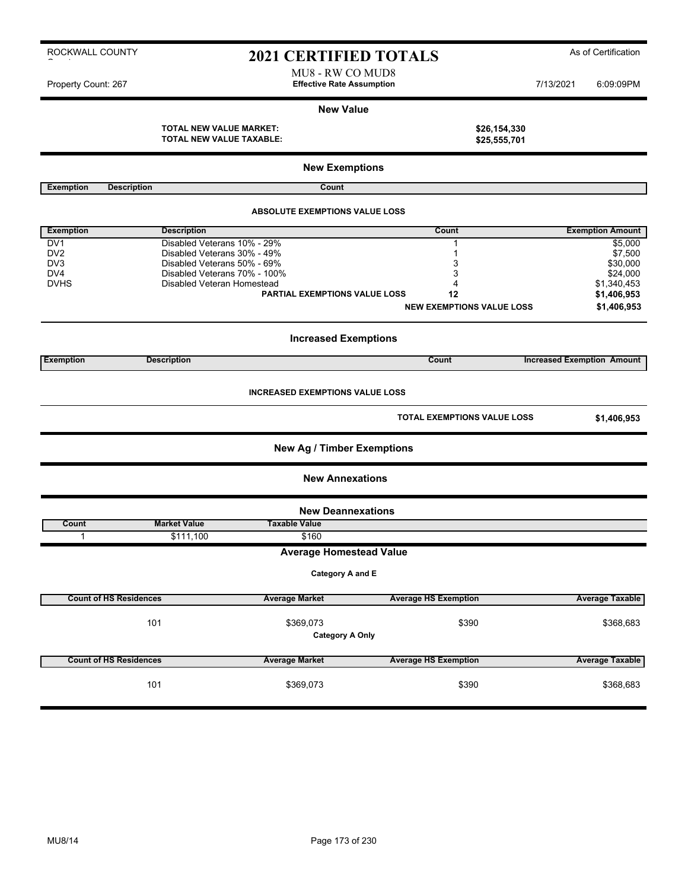# 2021 CERTIFIED TOTALS

ROCKWALL COUNTY

As of Certification

MU8 - RW CO MUD8

Property Count: 267

**Effective Rate Assumption**

7/13/2021 6:09:09PM

## New Value

**TOTAL NEW VALUE MARKET:** **$26,154,330**

**TOTAL NEW VALUE TAXABLE:** **$25,555,701**

## New Exemptions

| Exemption | Description | Count |
|---|---|---|

### ABSOLUTE EXEMPTIONS VALUE LOSS

| Exemption | Description | Count | Exemption Amount |
|---|---|---|---|
| DV1 | Disabled Veterans 10% - 29% | 1 | $5,000 |
| DV2 | Disabled Veterans 30% - 49% | 1 | $7,500 |
| DV3 | Disabled Veterans 50% - 69% | 3 | $30,000 |
| DV4 | Disabled Veterans 70% - 100% | 3 | $24,000 |
| DVHS | Disabled Veteran Homestead | 4 | $1,340,453 |
| | **PARTIAL EXEMPTIONS VALUE LOSS** | **12** | **$1,406,953** |
| | **NEW EXEMPTIONS VALUE LOSS** | | **$1,406,953** |

## Increased Exemptions

| Exemption | Description | Count | Increased Exemption Amount |
|---|---|---|---|

**INCREASED EXEMPTIONS VALUE LOSS**

**TOTAL EXEMPTIONS VALUE LOSS** **$1,406,953**

## New Ag / Timber Exemptions

## New Annexations

## New Deannexations

| Count | Market Value | Taxable Value |
|---|---|---|
| 1 | $111,100 | $160 |

## Average Homestead Value

### Category A and E

| Count of HS Residences | Average Market | Average HS Exemption | Average Taxable |
|---|---|---|---|
| 101 | $369,073 | $390 | $368,683 |

### Category A Only

| Count of HS Residences | Average Market | Average HS Exemption | Average Taxable |
|---|---|---|---|
| 101 | $369,073 | $390 | $368,683 |

MU8/14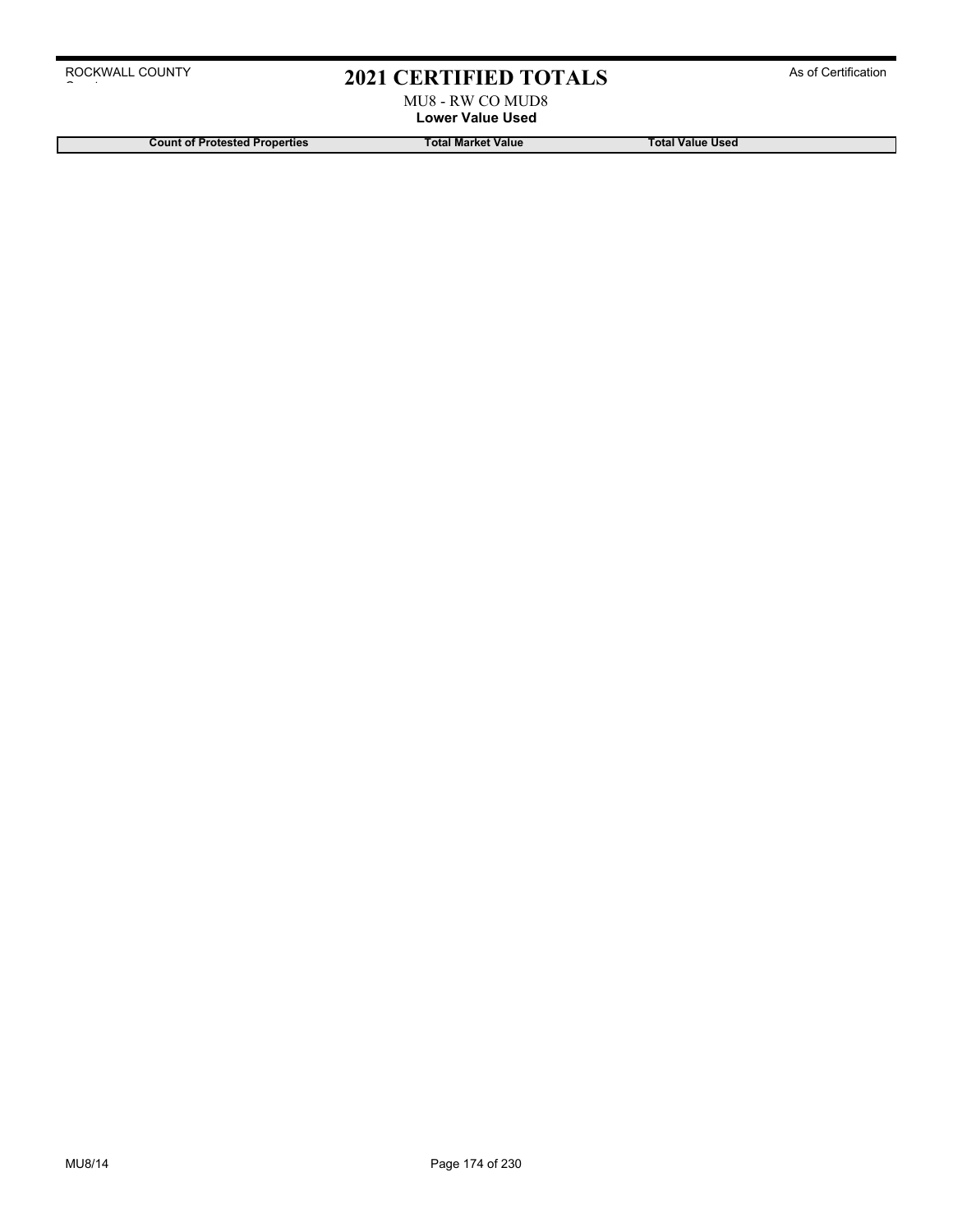# 2021 CERTIFIED TOTALS

MU8 - RW CO MUD8

**Lower Value Used**

| Count of Protested Properties | Total Market Value | Total Value Used |
| --- | --- | --- |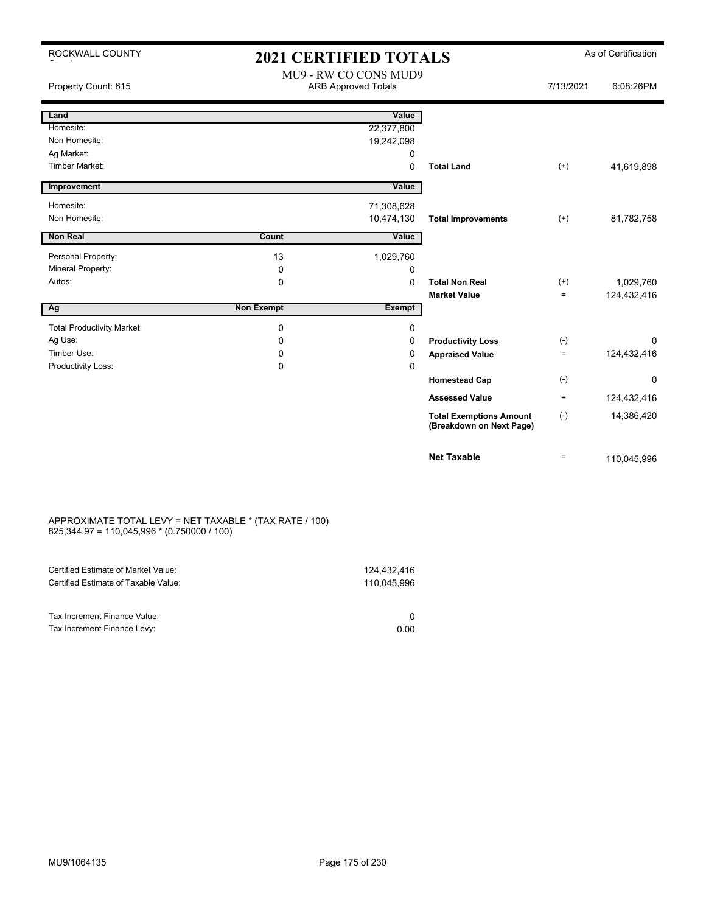ROCKWALL COUNTY

# 2021 CERTIFIED TOTALS

As of Certification

Property Count: 615

MU9 - RW CO CONS MUD9
ARB Approved Totals

7/13/2021 6:08:26PM

| Land | | Value | | | |
|---|---|---|---|---|---|
| Homesite: | | 22,377,800 | | | |
| Non Homesite: | | 19,242,098 | | | |
| Ag Market: | | 0 | | | |
| Timber Market: | | 0 | **Total Land** | (+) | 41,619,898 |
| **Improvement** | | **Value** | | | |
| Homesite: | | 71,308,628 | | | |
| Non Homesite: | | 10,474,130 | **Total Improvements** | (+) | 81,782,758 |
| **Non Real** | **Count** | **Value** | | | |
| Personal Property: | 13 | 1,029,760 | | | |
| Mineral Property: | 0 | 0 | | | |
| Autos: | 0 | 0 | **Total Non Real** | (+) | 1,029,760 |
| | | | **Market Value** | = | 124,432,416 |
| **Ag** | **Non Exempt** | **Exempt** | | | |
| Total Productivity Market: | 0 | 0 | | | |
| Ag Use: | 0 | 0 | **Productivity Loss** | (-) | 0 |
| Timber Use: | 0 | 0 | **Appraised Value** | = | 124,432,416 |
| Productivity Loss: | 0 | 0 | | | |
| | | | **Homestead Cap** | (-) | 0 |
| | | | **Assessed Value** | = | 124,432,416 |
| | | | **Total Exemptions Amount (Breakdown on Next Page)** | (-) | 14,386,420 |
| | | | **Net Taxable** | = | 110,045,996 |

APPROXIMATE TOTAL LEVY = NET TAXABLE * (TAX RATE / 100)
825,344.97 = 110,045,996 * (0.750000 / 100)

| | |
|---|---|
| Certified Estimate of Market Value: | 124,432,416 |
| Certified Estimate of Taxable Value: | 110,045,996 |
| Tax Increment Finance Value: | 0 |
| Tax Increment Finance Levy: | 0.00 |

MU9/1064135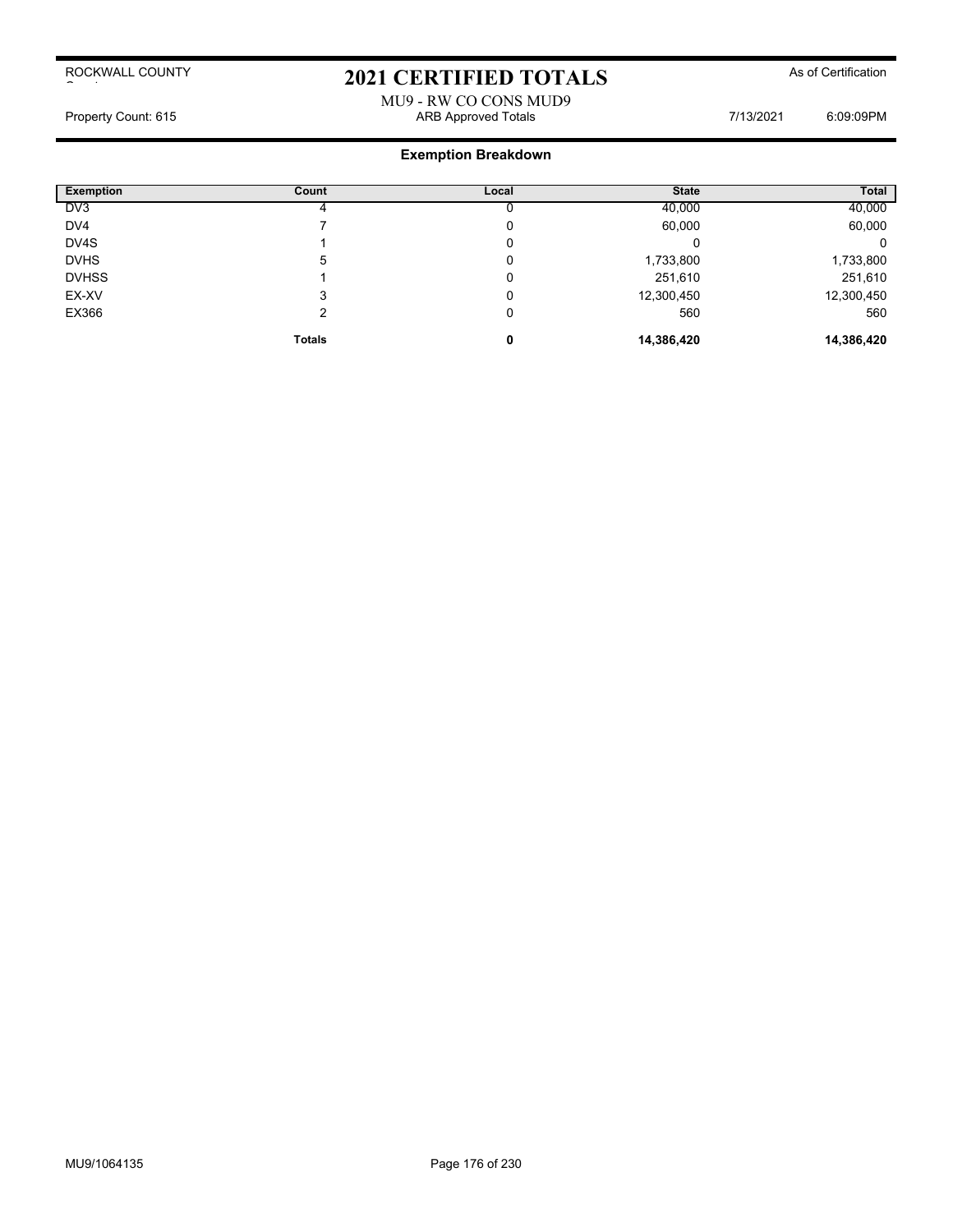ROCKWALL COUNTY

# 2021 CERTIFIED TOTALS

As of Certification

MU9 - RW CO CONS MUD9

Property Count: 615 | ARB Approved Totals | 7/13/2021 | 6:09:09PM

## Exemption Breakdown

| Exemption | Count | Local | State | Total |
|---|---|---|---|---|
| DV3 | 4 | 0 | 40,000 | 40,000 |
| DV4 | 7 | 0 | 60,000 | 60,000 |
| DV4S | 1 | 0 | 0 | 0 |
| DVHS | 5 | 0 | 1,733,800 | 1,733,800 |
| DVHSS | 1 | 0 | 251,610 | 251,610 |
| EX-XV | 3 | 0 | 12,300,450 | 12,300,450 |
| EX366 | 2 | 0 | 560 | 560 |
| | **Totals** | **0** | **14,386,420** | **14,386,420** |

MU9/1064135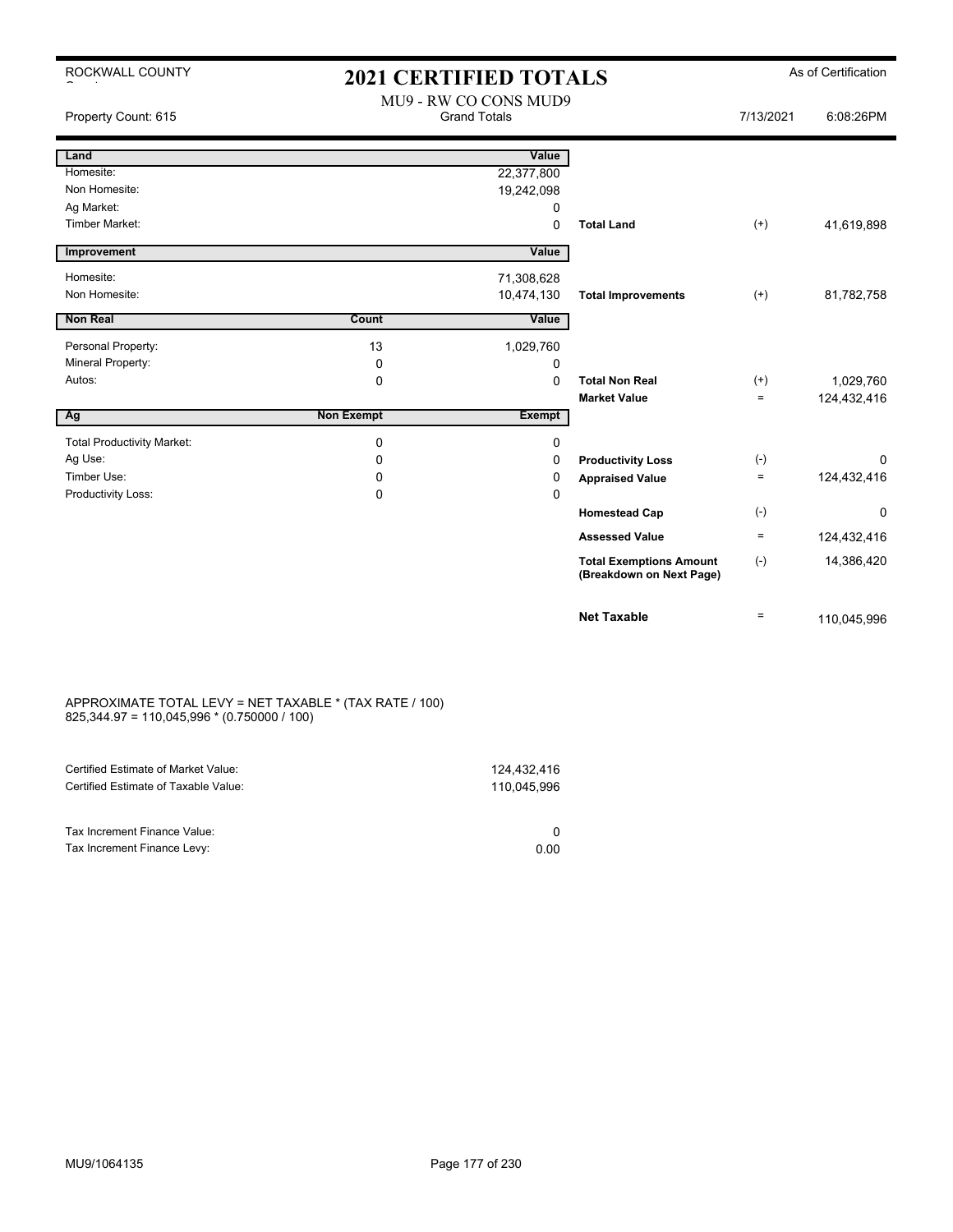ROCKWALL COUNTY

# 2021 CERTIFIED TOTALS

As of Certification

MU9 - RW CO CONS MUD9

Property Count: 615 | Grand Totals | 7/13/2021 6:08:26PM

| Land | | Value | | | |
|---|---|---|---|---|---|
| Homesite: | | 22,377,800 | | | |
| Non Homesite: | | 19,242,098 | | | |
| Ag Market: | | 0 | | | |
| Timber Market: | | 0 | **Total Land** | (+) | 41,619,898 |
| **Improvement** | | **Value** | | | |
| Homesite: | | 71,308,628 | | | |
| Non Homesite: | | 10,474,130 | **Total Improvements** | (+) | 81,782,758 |
| **Non Real** | **Count** | **Value** | | | |
| Personal Property: | 13 | 1,029,760 | | | |
| Mineral Property: | 0 | 0 | | | |
| Autos: | 0 | 0 | **Total Non Real** | (+) | 1,029,760 |
| | | | **Market Value** | = | 124,432,416 |
| **Ag** | **Non Exempt** | **Exempt** | | | |
| Total Productivity Market: | 0 | 0 | | | |
| Ag Use: | 0 | 0 | **Productivity Loss** | (-) | 0 |
| Timber Use: | 0 | 0 | **Appraised Value** | = | 124,432,416 |
| Productivity Loss: | 0 | 0 | | | |
| | | | **Homestead Cap** | (-) | 0 |
| | | | **Assessed Value** | = | 124,432,416 |
| | | | **Total Exemptions Amount (Breakdown on Next Page)** | (-) | 14,386,420 |
| | | | **Net Taxable** | = | 110,045,996 |

APPROXIMATE TOTAL LEVY = NET TAXABLE * (TAX RATE / 100)
825,344.97 = 110,045,996 * (0.750000 / 100)

| | |
|---|---|
| Certified Estimate of Market Value: | 124,432,416 |
| Certified Estimate of Taxable Value: | 110,045,996 |
| Tax Increment Finance Value: | 0 |
| Tax Increment Finance Levy: | 0.00 |

MU9/1064135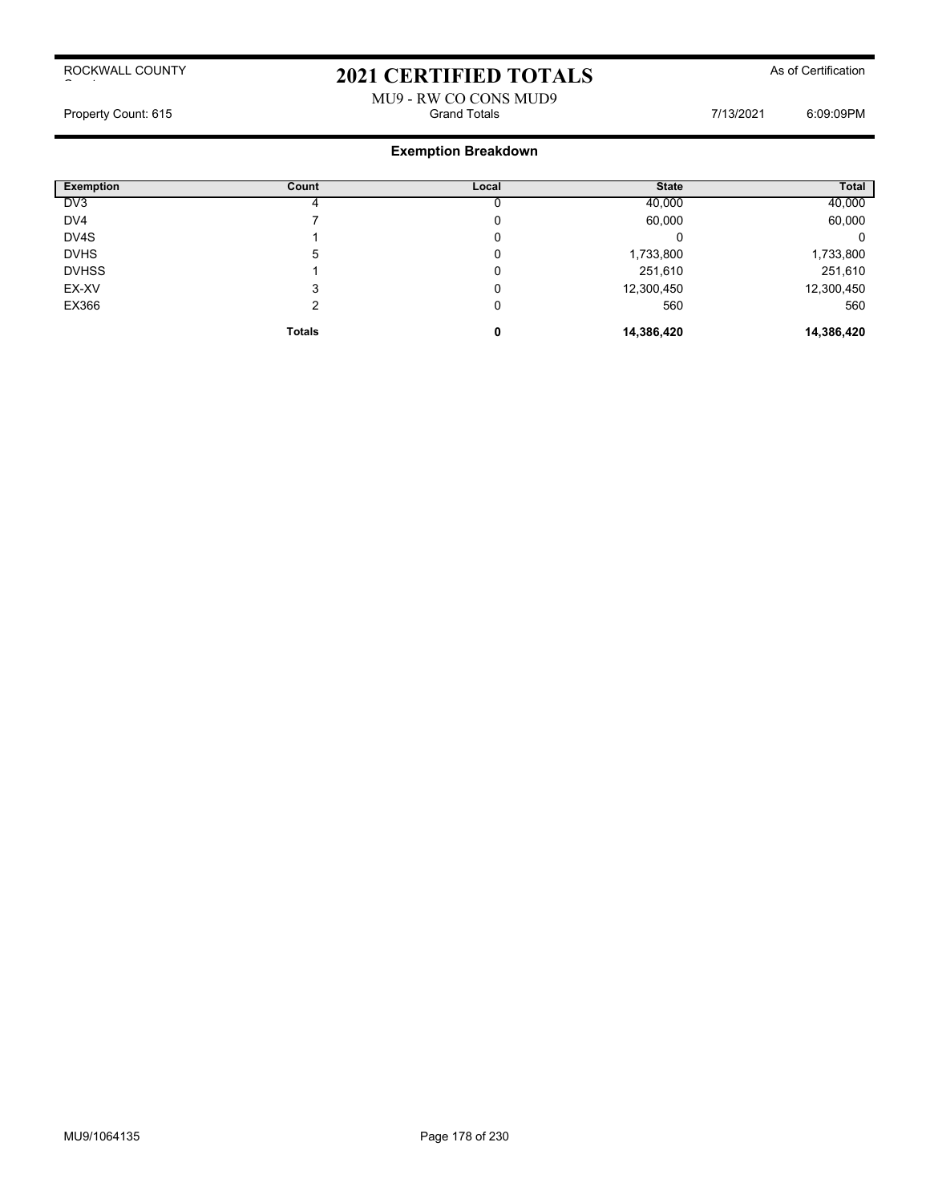ROCKWALL COUNTY

# 2021 CERTIFIED TOTALS

As of Certification

MU9 - RW CO CONS MUD9

Property Count: 615 | Grand Totals | 7/13/2021 6:09:09PM

## Exemption Breakdown

| Exemption | Count | Local | State | Total |
|---|---|---|---|---|
| DV3 | 4 | 0 | 40,000 | 40,000 |
| DV4 | 7 | 0 | 60,000 | 60,000 |
| DV4S | 1 | 0 | 0 | 0 |
| DVHS | 5 | 0 | 1,733,800 | 1,733,800 |
| DVHSS | 1 | 0 | 251,610 | 251,610 |
| EX-XV | 3 | 0 | 12,300,450 | 12,300,450 |
| EX366 | 2 | 0 | 560 | 560 |
| | **Totals** | **0** | **14,386,420** | **14,386,420** |

MU9/1064135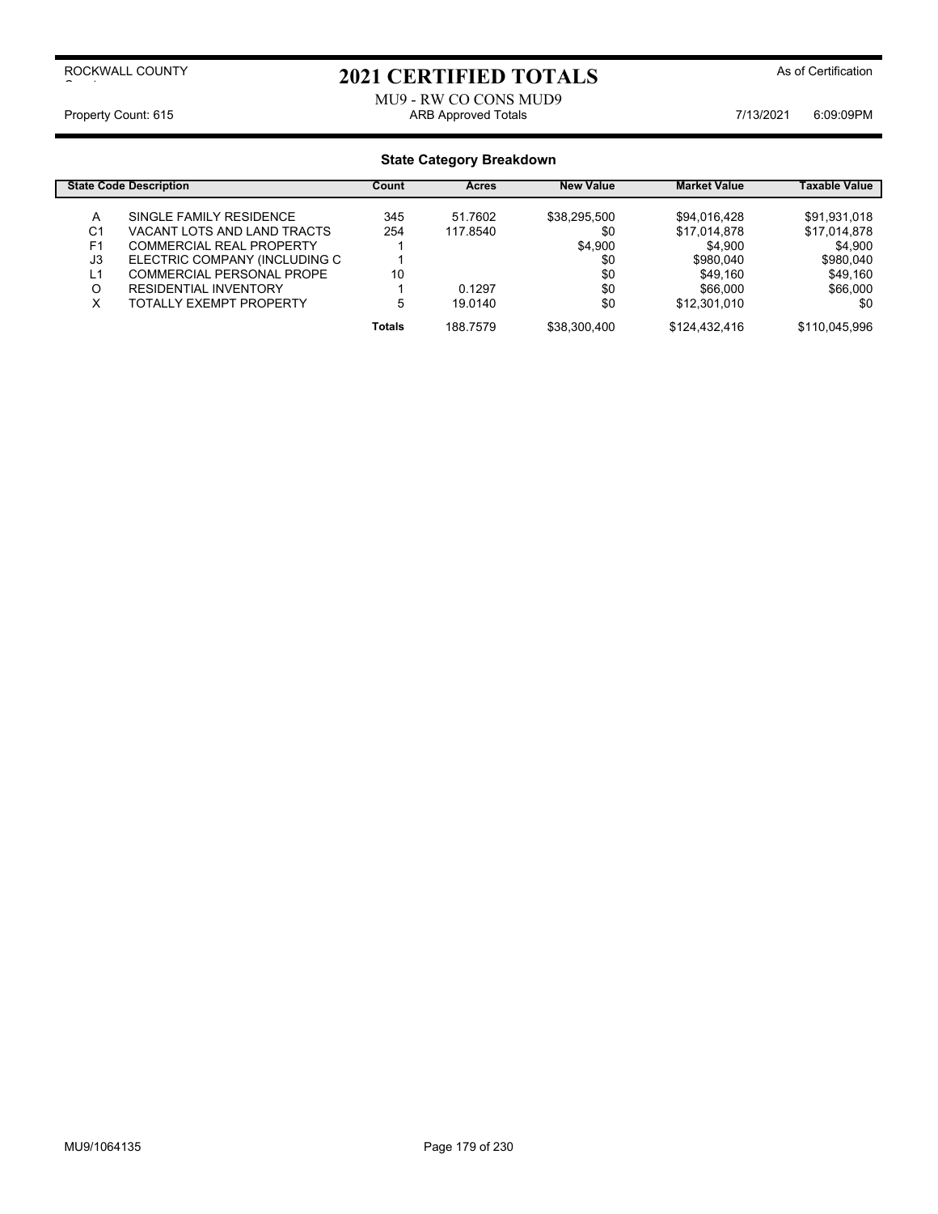ROCKWALL COUNTY

# 2021 CERTIFIED TOTALS

As of Certification

MU9 - RW CO CONS MUD9

Property Count: 615 | ARB Approved Totals | 7/13/2021 6:09:09PM

## State Category Breakdown

| State Code | Description | Count | Acres | New Value | Market Value | Taxable Value |
|---|---|---|---|---|---|---|
| A | SINGLE FAMILY RESIDENCE | 345 | 51.7602 | $38,295,500 | $94,016,428 | $91,931,018 |
| C1 | VACANT LOTS AND LAND TRACTS | 254 | 117.8540 | $0 | $17,014,878 | $17,014,878 |
| F1 | COMMERCIAL REAL PROPERTY | 1 | | $4,900 | $4,900 | $4,900 |
| J3 | ELECTRIC COMPANY (INCLUDING C | 1 | | $0 | $980,040 | $980,040 |
| L1 | COMMERCIAL PERSONAL PROPE | 10 | | $0 | $49,160 | $49,160 |
| O | RESIDENTIAL INVENTORY | 1 | 0.1297 | $0 | $66,000 | $66,000 |
| X | TOTALLY EXEMPT PROPERTY | 5 | 19.0140 | $0 | $12,301,010 | $0 |
| | | **Totals** | 188.7579 | $38,300,400 | $124,432,416 | $110,045,996 |

MU9/1064135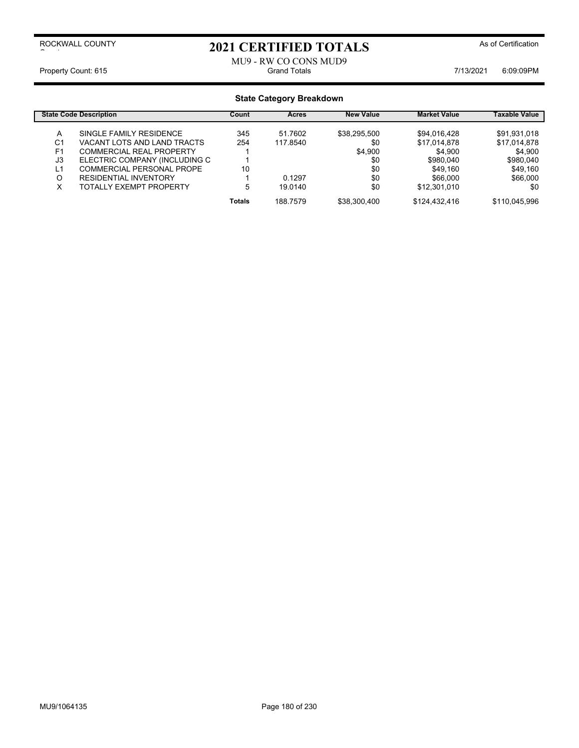ROCKWALL COUNTY

# 2021 CERTIFIED TOTALS

As of Certification

MU9 - RW CO CONS MUD9

Property Count: 615 | Grand Totals | 7/13/2021 6:09:09PM

## State Category Breakdown

| State Code | Description | Count | Acres | New Value | Market Value | Taxable Value |
|---|---|---|---|---|---|---|
| A | SINGLE FAMILY RESIDENCE | 345 | 51.7602 | $38,295,500 | $94,016,428 | $91,931,018 |
| C1 | VACANT LOTS AND LAND TRACTS | 254 | 117.8540 | $0 | $17,014,878 | $17,014,878 |
| F1 | COMMERCIAL REAL PROPERTY | 1 | | $4,900 | $4,900 | $4,900 |
| J3 | ELECTRIC COMPANY (INCLUDING C | 1 | | $0 | $980,040 | $980,040 |
| L1 | COMMERCIAL PERSONAL PROPE | 10 | | $0 | $49,160 | $49,160 |
| O | RESIDENTIAL INVENTORY | 1 | 0.1297 | $0 | $66,000 | $66,000 |
| X | TOTALLY EXEMPT PROPERTY | 5 | 19.0140 | $0 | $12,301,010 | $0 |
| | | **Totals** | 188.7579 | $38,300,400 | $124,432,416 | $110,045,996 |

MU9/1064135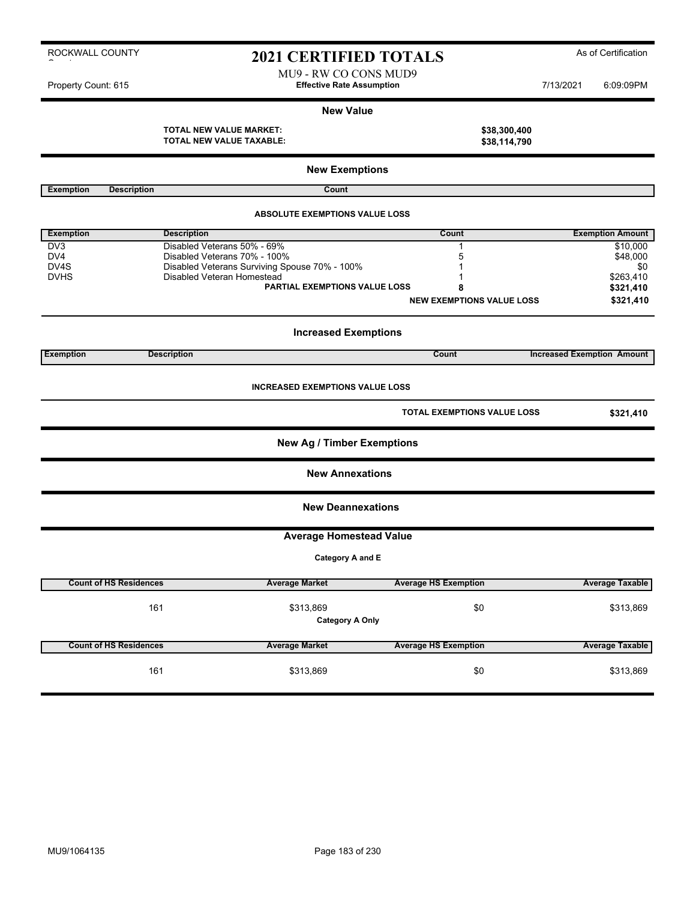ROCKWALL COUNTY

# 2021 CERTIFIED TOTALS

As of Certification

MU9 - RW CO CONS MUD9

Property Count: 615 — **Effective Rate Assumption** — 7/13/2021 6:09:09PM

## New Value

| | |
|---|---|
| **TOTAL NEW VALUE MARKET:** | **$38,300,400** |
| **TOTAL NEW VALUE TAXABLE:** | **$38,114,790** |

## New Exemptions

| Exemption | Description | Count |
|---|---|---|

**ABSOLUTE EXEMPTIONS VALUE LOSS**

| Exemption | Description | Count | Exemption Amount |
|---|---|---|---|
| DV3 | Disabled Veterans 50% - 69% | 1 | $10,000 |
| DV4 | Disabled Veterans 70% - 100% | 5 | $48,000 |
| DV4S | Disabled Veterans Surviving Spouse 70% - 100% | 1 | $0 |
| DVHS | Disabled Veteran Homestead | 1 | $263,410 |
| | **PARTIAL EXEMPTIONS VALUE LOSS** | **8** | **$321,410** |
| | | **NEW EXEMPTIONS VALUE LOSS** | **$321,410** |

## Increased Exemptions

| Exemption | Description | Count | Increased Exemption Amount |
|---|---|---|---|

**INCREASED EXEMPTIONS VALUE LOSS**

| | |
|---|---|
| **TOTAL EXEMPTIONS VALUE LOSS** | **$321,410** |

## New Ag / Timber Exemptions

## New Annexations

## New Deannexations

## Average Homestead Value

**Category A and E**

| Count of HS Residences | Average Market | Average HS Exemption | Average Taxable |
|---|---|---|---|
| 161 | $313,869 | $0 | $313,869 |

**Category A Only**

| Count of HS Residences | Average Market | Average HS Exemption | Average Taxable |
|---|---|---|---|
| 161 | $313,869 | $0 | $313,869 |

MU9/1064135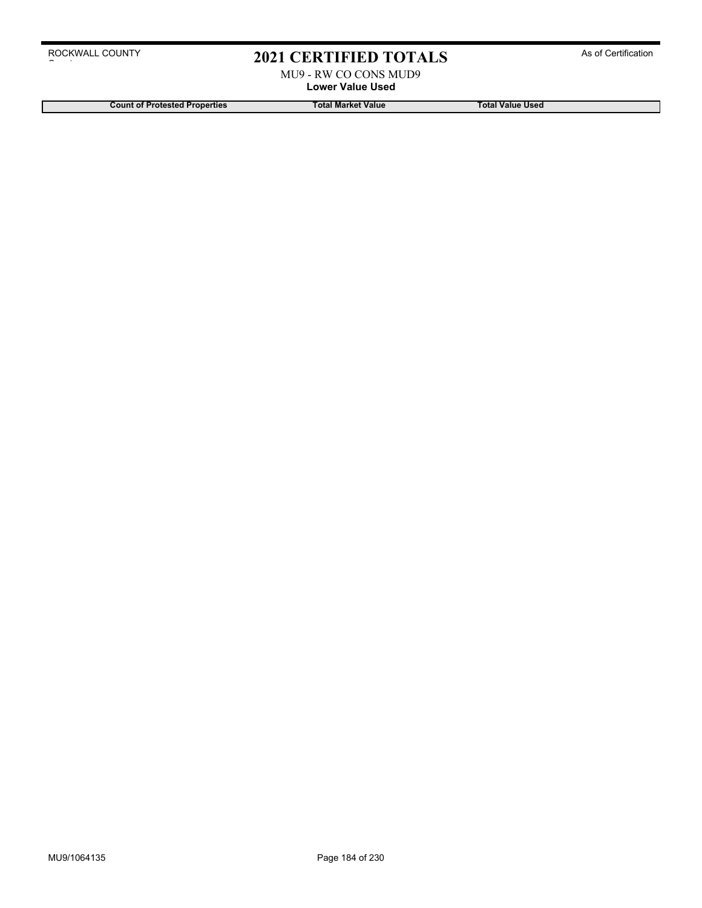# 2021 CERTIFIED TOTALS

ROCKWALL COUNTY

As of Certification

MU9 - RW CO CONS MUD9

**Lower Value Used**

| Count of Protested Properties | Total Market Value | Total Value Used |
|---|---|---|

MU9/1064135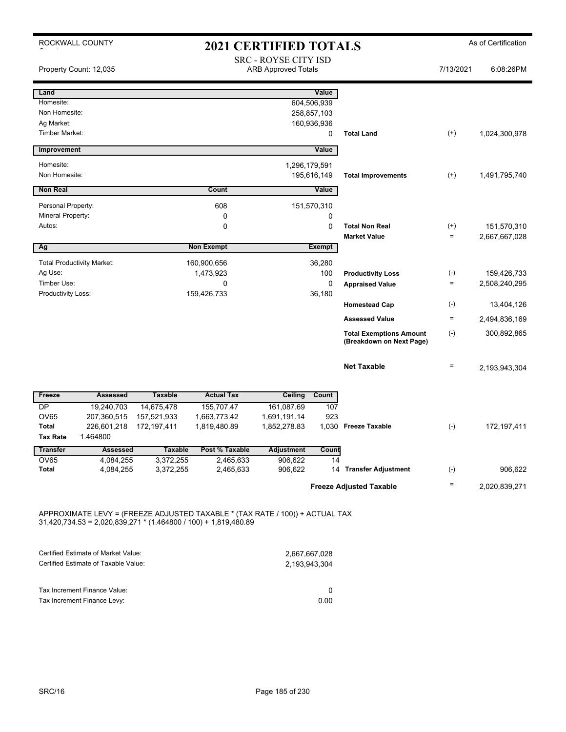ROCKWALL COUNTY

# 2021 CERTIFIED TOTALS

As of Certification

SRC - ROYSE CITY ISD
ARB Approved Totals

Property Count: 12,035 | 7/13/2021 | 6:08:26PM

| Land | | Value | | | |
|---|---|---|---|---|---|
| Homesite: | | 604,506,939 | | | |
| Non Homesite: | | 258,857,103 | | | |
| Ag Market: | | 160,936,936 | | | |
| Timber Market: | | 0 | **Total Land** | (+) | 1,024,300,978 |

| Improvement | | Value | | | |
|---|---|---|---|---|---|
| Homesite: | | 1,296,179,591 | | | |
| Non Homesite: | | 195,616,149 | **Total Improvements** | (+) | 1,491,795,740 |

| Non Real | Count | Value | | | |
|---|---|---|---|---|---|
| Personal Property: | 608 | 151,570,310 | | | |
| Mineral Property: | 0 | 0 | | | |
| Autos: | 0 | 0 | **Total Non Real** | (+) | 151,570,310 |
| | | | **Market Value** | = | 2,667,667,028 |

| Ag | Non Exempt | Exempt | | | |
|---|---|---|---|---|---|
| Total Productivity Market: | 160,900,656 | 36,280 | | | |
| Ag Use: | 1,473,923 | 100 | **Productivity Loss** | (-) | 159,426,733 |
| Timber Use: | 0 | 0 | **Appraised Value** | = | 2,508,240,295 |
| Productivity Loss: | 159,426,733 | 36,180 | | | |
| | | | **Homestead Cap** | (-) | 13,404,126 |
| | | | **Assessed Value** | = | 2,494,836,169 |
| | | | **Total Exemptions Amount (Breakdown on Next Page)** | (-) | 300,892,865 |
| | | | **Net Taxable** | = | 2,193,943,304 |

| Freeze | Assessed | Taxable | Actual Tax | Ceiling | Count | | | |
|---|---|---|---|---|---|---|---|---|
| DP | 19,240,703 | 14,675,478 | 155,707.47 | 161,087.69 | 107 | | | |
| OV65 | 207,360,515 | 157,521,933 | 1,663,773.42 | 1,691,191.14 | 923 | | | |
| **Total** | 226,601,218 | 172,197,411 | 1,819,480.89 | 1,852,278.83 | 1,030 | **Freeze Taxable** | (-) | 172,197,411 |
| **Tax Rate** | 1.464800 | | | | | | | |

| Transfer | Assessed | Taxable | Post % Taxable | Adjustment | Count | | | |
|---|---|---|---|---|---|---|---|---|
| OV65 | 4,084,255 | 3,372,255 | 2,465,633 | 906,622 | 14 | | | |
| **Total** | 4,084,255 | 3,372,255 | 2,465,633 | 906,622 | 14 | **Transfer Adjustment** | (-) | 906,622 |
| | | | | | | **Freeze Adjusted Taxable** | = | 2,020,839,271 |

APPROXIMATE LEVY = (FREEZE ADJUSTED TAXABLE * (TAX RATE / 100)) + ACTUAL TAX
31,420,734.53 = 2,020,839,271 * (1.464800 / 100) + 1,819,480.89

| | |
|---|---|
| Certified Estimate of Market Value: | 2,667,667,028 |
| Certified Estimate of Taxable Value: | 2,193,943,304 |

| | |
|---|---|
| Tax Increment Finance Value: | 0 |
| Tax Increment Finance Levy: | 0.00 |

SRC/16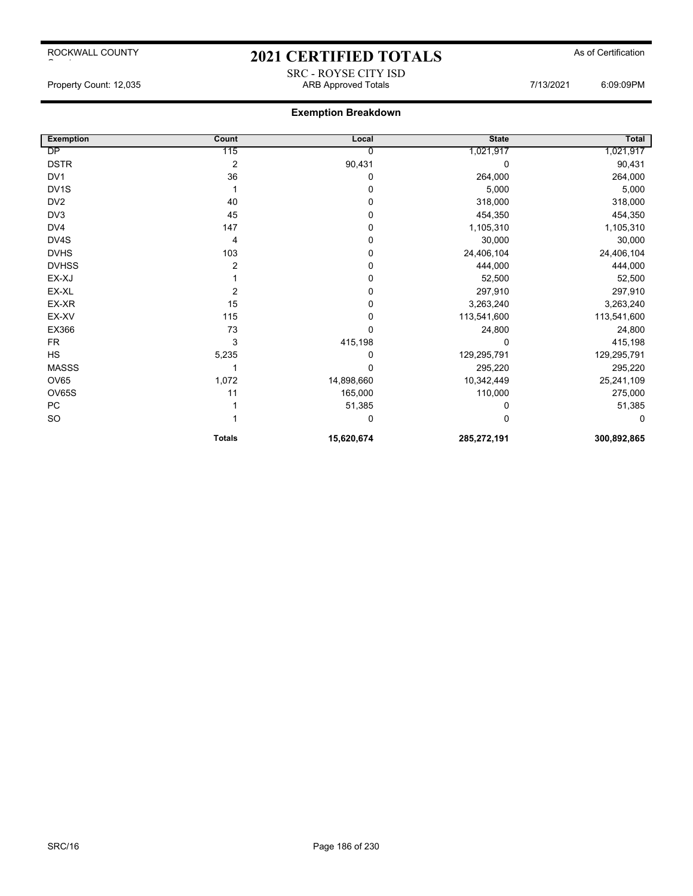# 2021 CERTIFIED TOTALS

ROCKWALL COUNTY

As of Certification

SRC - ROYSE CITY ISD

Property Count: 12,035 | ARB Approved Totals | 7/13/2021 6:09:09PM

## Exemption Breakdown

| Exemption | Count | Local | State | Total |
|---|---|---|---|---|
| DP | 115 | 0 | 1,021,917 | 1,021,917 |
| DSTR | 2 | 90,431 | 0 | 90,431 |
| DV1 | 36 | 0 | 264,000 | 264,000 |
| DV1S | 1 | 0 | 5,000 | 5,000 |
| DV2 | 40 | 0 | 318,000 | 318,000 |
| DV3 | 45 | 0 | 454,350 | 454,350 |
| DV4 | 147 | 0 | 1,105,310 | 1,105,310 |
| DV4S | 4 | 0 | 30,000 | 30,000 |
| DVHS | 103 | 0 | 24,406,104 | 24,406,104 |
| DVHSS | 2 | 0 | 444,000 | 444,000 |
| EX-XJ | 1 | 0 | 52,500 | 52,500 |
| EX-XL | 2 | 0 | 297,910 | 297,910 |
| EX-XR | 15 | 0 | 3,263,240 | 3,263,240 |
| EX-XV | 115 | 0 | 113,541,600 | 113,541,600 |
| EX366 | 73 | 0 | 24,800 | 24,800 |
| FR | 3 | 415,198 | 0 | 415,198 |
| HS | 5,235 | 0 | 129,295,791 | 129,295,791 |
| MASSS | 1 | 0 | 295,220 | 295,220 |
| OV65 | 1,072 | 14,898,660 | 10,342,449 | 25,241,109 |
| OV65S | 11 | 165,000 | 110,000 | 275,000 |
| PC | 1 | 51,385 | 0 | 51,385 |
| SO | 1 | 0 | 0 | 0 |
| | **Totals** | **15,620,674** | **285,272,191** | **300,892,865** |

SRC/16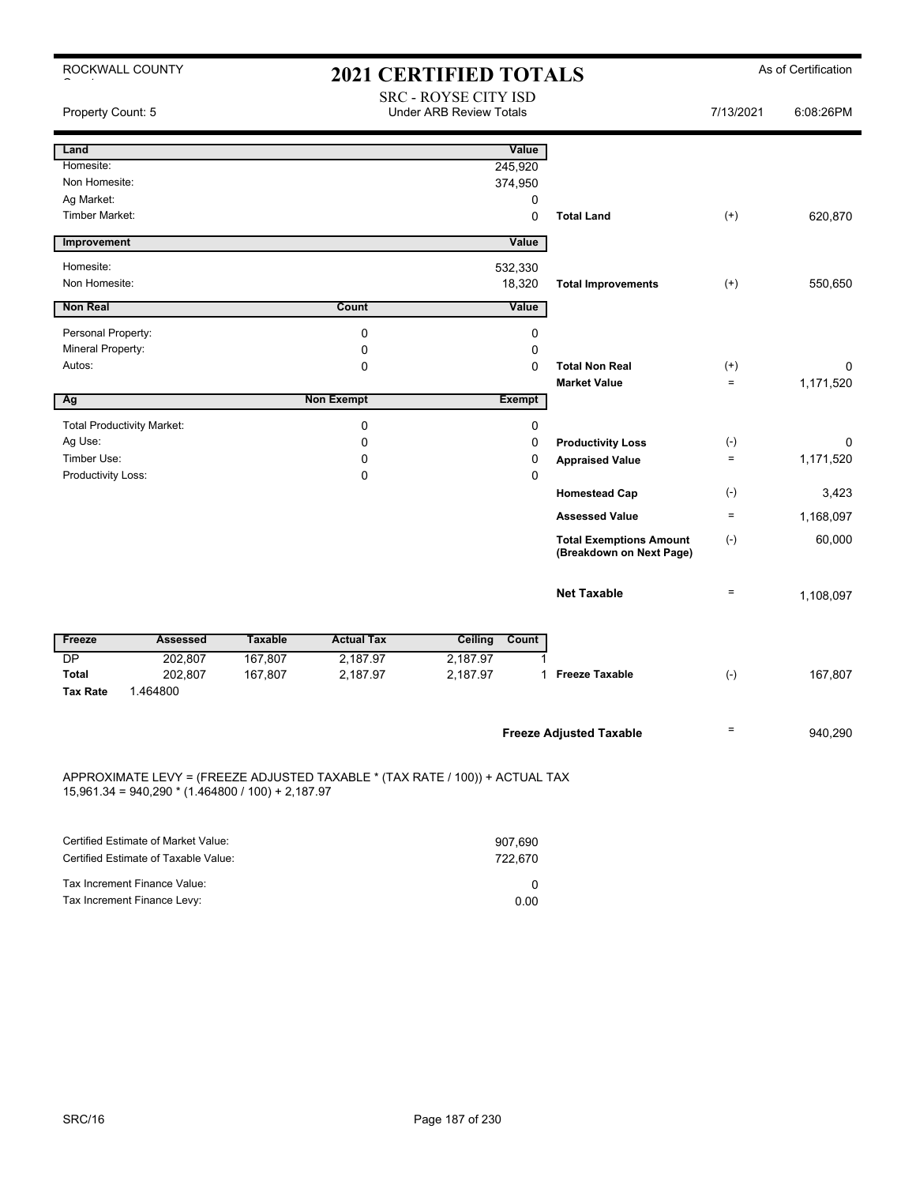ROCKWALL COUNTY

# 2021 CERTIFIED TOTALS

As of Certification

Property Count: 5

SRC - ROYSE CITY ISD
Under ARB Review Totals

7/13/2021 6:08:26PM

| Land | | Value | | | |
|---|---|---|---|---|---|
| Homesite: | | 245,920 | | | |
| Non Homesite: | | 374,950 | | | |
| Ag Market: | | 0 | | | |
| Timber Market: | | 0 | **Total Land** | (+) | 620,870 |

| Improvement | | Value | | | |
|---|---|---|---|---|---|
| Homesite: | | 532,330 | | | |
| Non Homesite: | | 18,320 | **Total Improvements** | (+) | 550,650 |

| Non Real | Count | Value | | | |
|---|---|---|---|---|---|
| Personal Property: | 0 | 0 | | | |
| Mineral Property: | 0 | 0 | | | |
| Autos: | 0 | 0 | **Total Non Real** | (+) | 0 |
| | | | **Market Value** | = | 1,171,520 |

| Ag | Non Exempt | Exempt | | | |
|---|---|---|---|---|---|
| Total Productivity Market: | 0 | 0 | | | |
| Ag Use: | 0 | 0 | **Productivity Loss** | (-) | 0 |
| Timber Use: | 0 | 0 | **Appraised Value** | = | 1,171,520 |
| Productivity Loss: | 0 | 0 | | | |
| | | | **Homestead Cap** | (-) | 3,423 |
| | | | **Assessed Value** | = | 1,168,097 |
| | | | **Total Exemptions Amount (Breakdown on Next Page)** | (-) | 60,000 |
| | | | **Net Taxable** | = | 1,108,097 |

| Freeze | Assessed | Taxable | Actual Tax | Ceiling | Count | | | |
|---|---|---|---|---|---|---|---|---|
| DP | 202,807 | 167,807 | 2,187.97 | 2,187.97 | 1 | | | |
| **Total** | 202,807 | 167,807 | 2,187.97 | 2,187.97 | 1 | **Freeze Taxable** | (-) | 167,807 |
| **Tax Rate** | 1.464800 | | | | | | | |

| | | |
|---|---|---|
| **Freeze Adjusted Taxable** | = | 940,290 |

APPROXIMATE LEVY = (FREEZE ADJUSTED TAXABLE * (TAX RATE / 100)) + ACTUAL TAX
15,961.34 = 940,290 * (1.464800 / 100) + 2,187.97

| | |
|---|---|
| Certified Estimate of Market Value: | 907,690 |
| Certified Estimate of Taxable Value: | 722,670 |
| Tax Increment Finance Value: | 0 |
| Tax Increment Finance Levy: | 0.00 |

SRC/16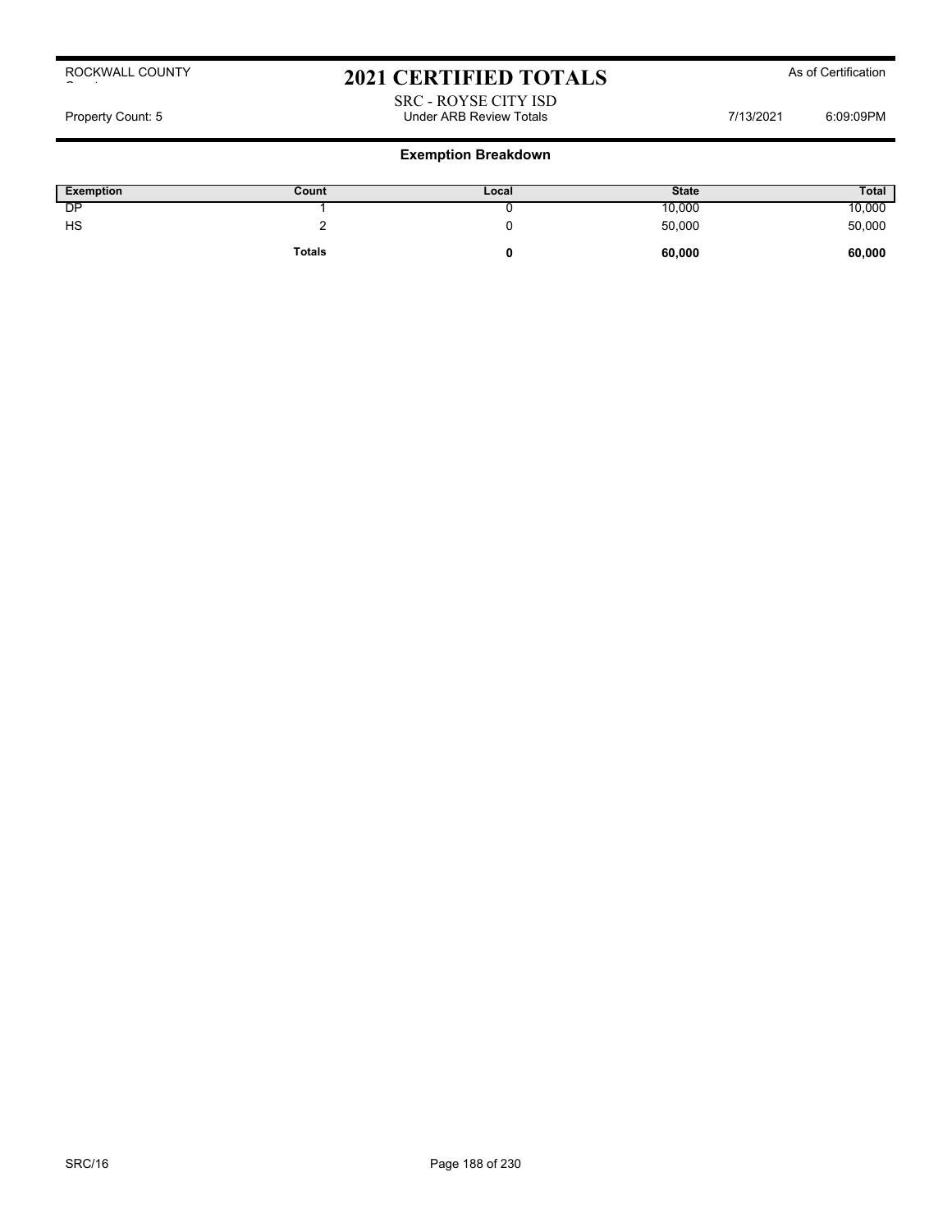ROCKWALL COUNTY

# 2021 CERTIFIED TOTALS

As of Certification

SRC - ROYSE CITY ISD

Property Count: 5 | Under ARB Review Totals | 7/13/2021 6:09:09PM

## Exemption Breakdown

| Exemption | Count | Local | State | Total |
|---|---|---|---|---|
| DP | 1 | 0 | 10,000 | 10,000 |
| HS | 2 | 0 | 50,000 | 50,000 |
| | **Totals** | **0** | **60,000** | **60,000** |

SRC/16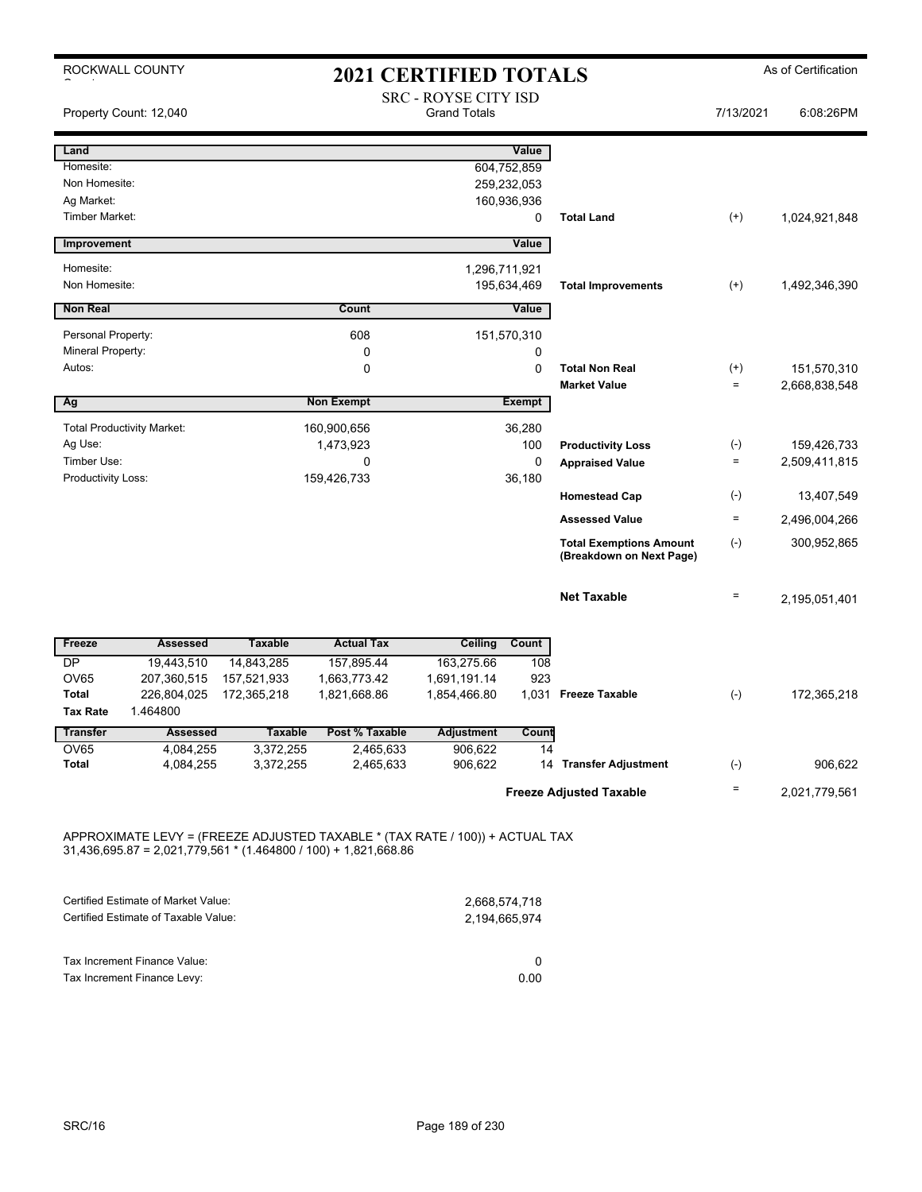ROCKWALL COUNTY

# 2021 CERTIFIED TOTALS

As of Certification

SRC - ROYSE CITY ISD
Grand Totals

Property Count: 12,040 | 7/13/2021 6:08:26PM

| Land | | Value | | | |
|---|---|---|---|---|---|
| Homesite: | | 604,752,859 | | | |
| Non Homesite: | | 259,232,053 | | | |
| Ag Market: | | 160,936,936 | | | |
| Timber Market: | | 0 | Total Land | (+) | 1,024,921,848 |
| **Improvement** | | **Value** | | | |
| Homesite: | | 1,296,711,921 | | | |
| Non Homesite: | | 195,634,469 | Total Improvements | (+) | 1,492,346,390 |
| **Non Real** | **Count** | **Value** | | | |
| Personal Property: | 608 | 151,570,310 | | | |
| Mineral Property: | 0 | 0 | | | |
| Autos: | 0 | 0 | Total Non Real | (+) | 151,570,310 |
| | | | Market Value | = | 2,668,838,548 |
| **Ag** | **Non Exempt** | **Exempt** | | | |
| Total Productivity Market: | 160,900,656 | 36,280 | | | |
| Ag Use: | 1,473,923 | 100 | Productivity Loss | (-) | 159,426,733 |
| Timber Use: | 0 | 0 | Appraised Value | = | 2,509,411,815 |
| Productivity Loss: | 159,426,733 | 36,180 | | | |
| | | | Homestead Cap | (-) | 13,407,549 |
| | | | Assessed Value | = | 2,496,004,266 |
| | | | Total Exemptions Amount (Breakdown on Next Page) | (-) | 300,952,865 |
| | | | Net Taxable | = | 2,195,051,401 |

| Freeze | Assessed | Taxable | Actual Tax | Ceiling | Count | | | |
|---|---|---|---|---|---|---|---|---|
| DP | 19,443,510 | 14,843,285 | 157,895.44 | 163,275.66 | 108 | | | |
| OV65 | 207,360,515 | 157,521,933 | 1,663,773.42 | 1,691,191.14 | 923 | | | |
| Total | 226,804,025 | 172,365,218 | 1,821,668.86 | 1,854,466.80 | 1,031 | Freeze Taxable | (-) | 172,365,218 |
| Tax Rate | 1.464800 | | | | | | | |

| Transfer | Assessed | Taxable | Post % Taxable | Adjustment | Count | | | |
|---|---|---|---|---|---|---|---|---|
| OV65 | 4,084,255 | 3,372,255 | 2,465,633 | 906,622 | 14 | | | |
| Total | 4,084,255 | 3,372,255 | 2,465,633 | 906,622 | 14 | Transfer Adjustment | (-) | 906,622 |
| | | | | | | Freeze Adjusted Taxable | = | 2,021,779,561 |

APPROXIMATE LEVY = (FREEZE ADJUSTED TAXABLE * (TAX RATE / 100)) + ACTUAL TAX
31,436,695.87 = 2,021,779,561 * (1.464800 / 100) + 1,821,668.86

| | |
|---|---|
| Certified Estimate of Market Value: | 2,668,574,718 |
| Certified Estimate of Taxable Value: | 2,194,665,974 |
| Tax Increment Finance Value: | 0 |
| Tax Increment Finance Levy: | 0.00 |

SRC/16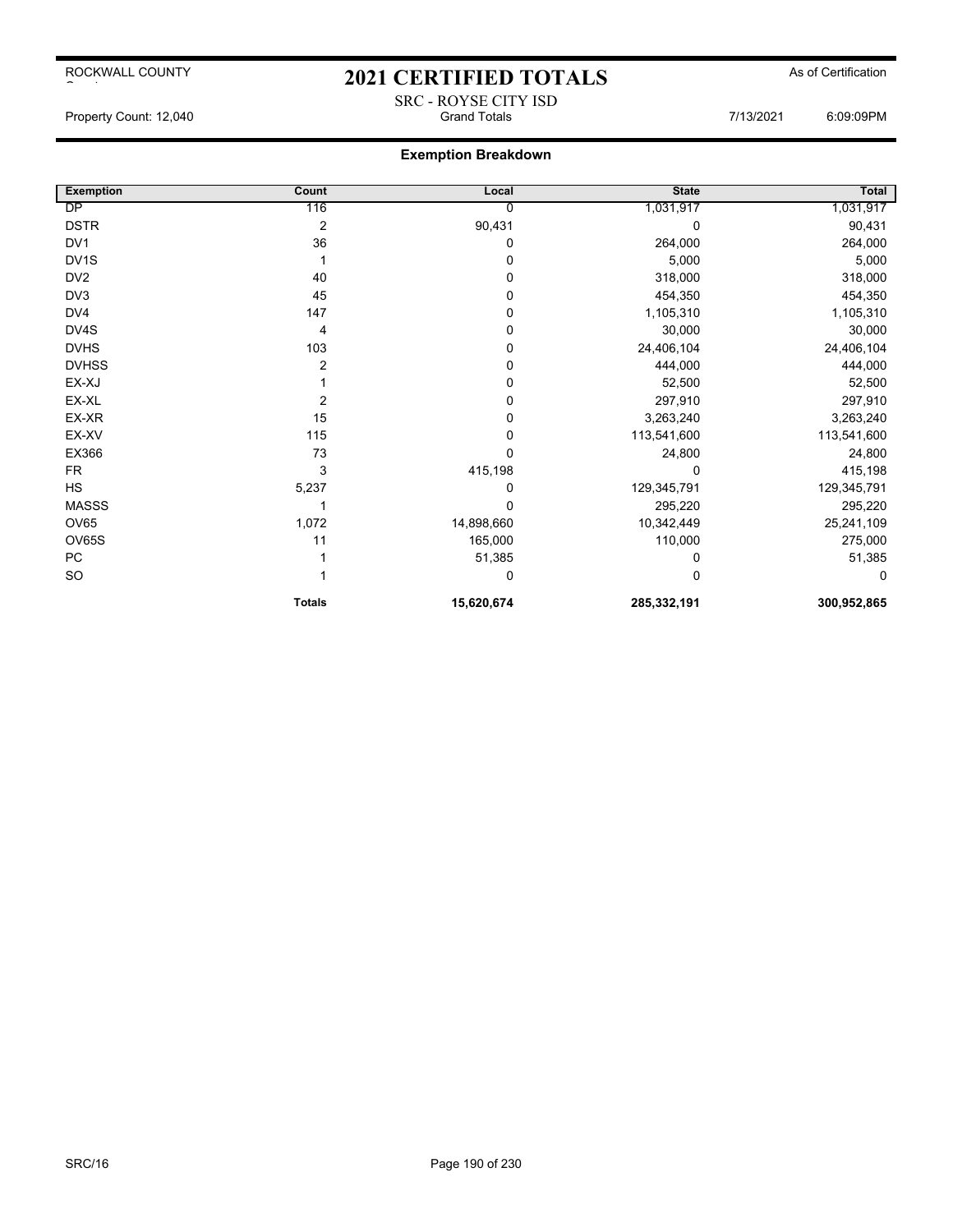ROCKWALL COUNTY

# 2021 CERTIFIED TOTALS

As of Certification

SRC - ROYSE CITY ISD
Grand Totals

Property Count: 12,040 | 7/13/2021 | 6:09:09PM

## Exemption Breakdown

| Exemption | Count | Local | State | Total |
|---|---|---|---|---|
| DP | 116 | 0 | 1,031,917 | 1,031,917 |
| DSTR | 2 | 90,431 | 0 | 90,431 |
| DV1 | 36 | 0 | 264,000 | 264,000 |
| DV1S | 1 | 0 | 5,000 | 5,000 |
| DV2 | 40 | 0 | 318,000 | 318,000 |
| DV3 | 45 | 0 | 454,350 | 454,350 |
| DV4 | 147 | 0 | 1,105,310 | 1,105,310 |
| DV4S | 4 | 0 | 30,000 | 30,000 |
| DVHS | 103 | 0 | 24,406,104 | 24,406,104 |
| DVHSS | 2 | 0 | 444,000 | 444,000 |
| EX-XJ | 1 | 0 | 52,500 | 52,500 |
| EX-XL | 2 | 0 | 297,910 | 297,910 |
| EX-XR | 15 | 0 | 3,263,240 | 3,263,240 |
| EX-XV | 115 | 0 | 113,541,600 | 113,541,600 |
| EX366 | 73 | 0 | 24,800 | 24,800 |
| FR | 3 | 415,198 | 0 | 415,198 |
| HS | 5,237 | 0 | 129,345,791 | 129,345,791 |
| MASSS | 1 | 0 | 295,220 | 295,220 |
| OV65 | 1,072 | 14,898,660 | 10,342,449 | 25,241,109 |
| OV65S | 11 | 165,000 | 110,000 | 275,000 |
| PC | 1 | 51,385 | 0 | 51,385 |
| SO | 1 | 0 | 0 | 0 |
| | **Totals** | **15,620,674** | **285,332,191** | **300,952,865** |

SRC/16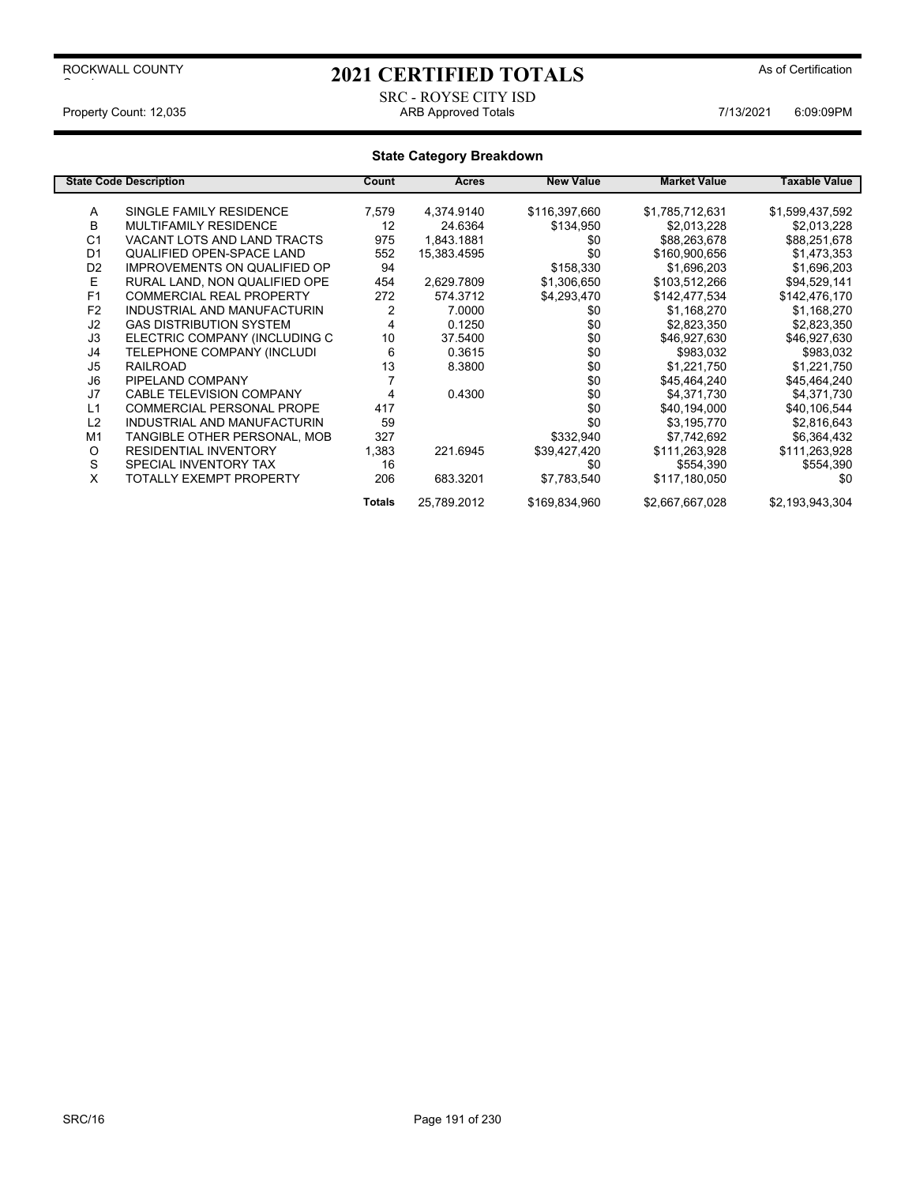ROCKWALL COUNTY

# 2021 CERTIFIED TOTALS

As of Certification

SRC - ROYSE CITY ISD

Property Count: 12,035 | ARB Approved Totals | 7/13/2021 6:09:09PM

## State Category Breakdown

| State Code | Description | Count | Acres | New Value | Market Value | Taxable Value |
|---|---|---|---|---|---|---|
| A | SINGLE FAMILY RESIDENCE | 7,579 | 4,374.9140 | $116,397,660 | $1,785,712,631 | $1,599,437,592 |
| B | MULTIFAMILY RESIDENCE | 12 | 24.6364 | $134,950 | $2,013,228 | $2,013,228 |
| C1 | VACANT LOTS AND LAND TRACTS | 975 | 1,843.1881 | $0 | $88,263,678 | $88,251,678 |
| D1 | QUALIFIED OPEN-SPACE LAND | 552 | 15,383.4595 | $0 | $160,900,656 | $1,473,353 |
| D2 | IMPROVEMENTS ON QUALIFIED OP | 94 | | $158,330 | $1,696,203 | $1,696,203 |
| E | RURAL LAND, NON QUALIFIED OPE | 454 | 2,629.7809 | $1,306,650 | $103,512,266 | $94,529,141 |
| F1 | COMMERCIAL REAL PROPERTY | 272 | 574.3712 | $4,293,470 | $142,477,534 | $142,476,170 |
| F2 | INDUSTRIAL AND MANUFACTURIN | 2 | 7.0000 | $0 | $1,168,270 | $1,168,270 |
| J2 | GAS DISTRIBUTION SYSTEM | 4 | 0.1250 | $0 | $2,823,350 | $2,823,350 |
| J3 | ELECTRIC COMPANY (INCLUDING C | 10 | 37.5400 | $0 | $46,927,630 | $46,927,630 |
| J4 | TELEPHONE COMPANY (INCLUDI | 6 | 0.3615 | $0 | $983,032 | $983,032 |
| J5 | RAILROAD | 13 | 8.3800 | $0 | $1,221,750 | $1,221,750 |
| J6 | PIPELAND COMPANY | 7 | | $0 | $45,464,240 | $45,464,240 |
| J7 | CABLE TELEVISION COMPANY | 4 | 0.4300 | $0 | $4,371,730 | $4,371,730 |
| L1 | COMMERCIAL PERSONAL PROPE | 417 | | $0 | $40,194,000 | $40,106,544 |
| L2 | INDUSTRIAL AND MANUFACTURIN | 59 | | $0 | $3,195,770 | $2,816,643 |
| M1 | TANGIBLE OTHER PERSONAL, MOB | 327 | | $332,940 | $7,742,692 | $6,364,432 |
| O | RESIDENTIAL INVENTORY | 1,383 | 221.6945 | $39,427,420 | $111,263,928 | $111,263,928 |
| S | SPECIAL INVENTORY TAX | 16 | | $0 | $554,390 | $554,390 |
| X | TOTALLY EXEMPT PROPERTY | 206 | 683.3201 | $7,783,540 | $117,180,050 | $0 |
| | | **Totals** | 25,789.2012 | $169,834,960 | $2,667,667,028 | $2,193,943,304 |

SRC/16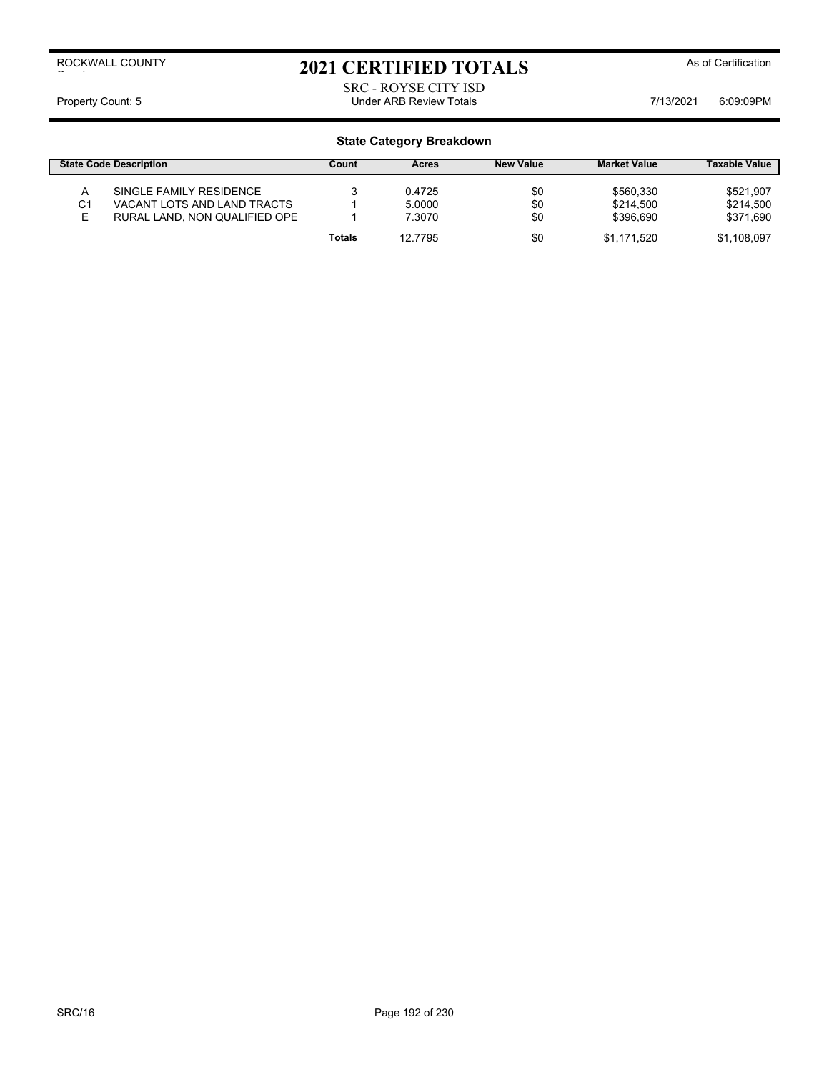ROCKWALL COUNTY

# 2021 CERTIFIED TOTALS

As of Certification

SRC - ROYSE CITY ISD

Property Count: 5 — Under ARB Review Totals — 7/13/2021 6:09:09PM

## State Category Breakdown

| State Code | Description | Count | Acres | New Value | Market Value | Taxable Value |
|---|---|---|---|---|---|---|
| A | SINGLE FAMILY RESIDENCE | 3 | 0.4725 | $0 | $560,330 | $521,907 |
| C1 | VACANT LOTS AND LAND TRACTS | 1 | 5.0000 | $0 | $214,500 | $214,500 |
| E | RURAL LAND, NON QUALIFIED OPE | 1 | 7.3070 | $0 | $396,690 | $371,690 |
| | | **Totals** | 12.7795 | $0 | $1,171,520 | $1,108,097 |

SRC/16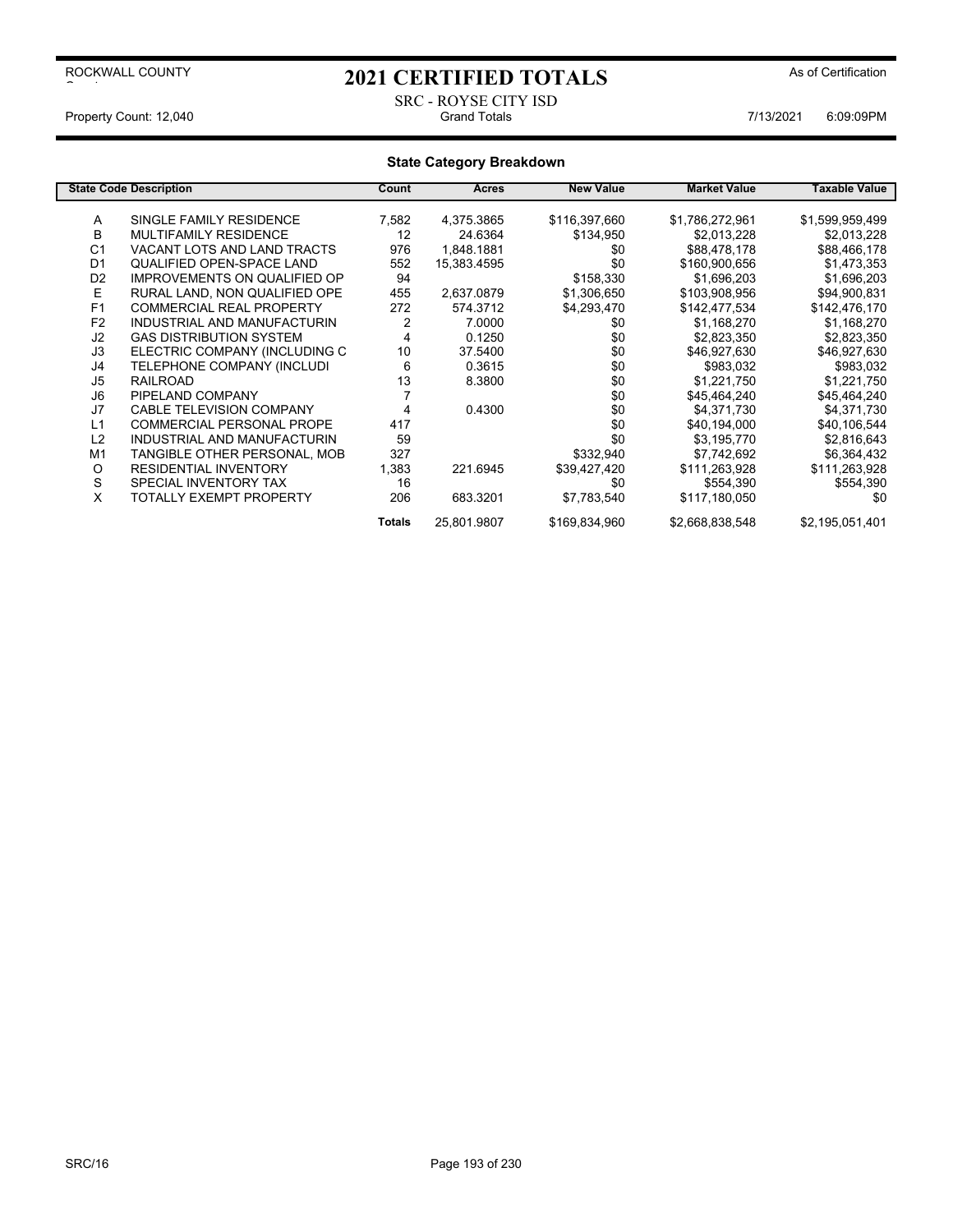ROCKWALL COUNTY

# 2021 CERTIFIED TOTALS

As of Certification

SRC - ROYSE CITY ISD

Property Count: 12,040 Grand Totals 7/13/2021 6:09:09PM

## State Category Breakdown

| State Code | Description | Count | Acres | New Value | Market Value | Taxable Value |
|---|---|---|---|---|---|---|
| A | SINGLE FAMILY RESIDENCE | 7,582 | 4,375.3865 | $116,397,660 | $1,786,272,961 | $1,599,959,499 |
| B | MULTIFAMILY RESIDENCE | 12 | 24.6364 | $134,950 | $2,013,228 | $2,013,228 |
| C1 | VACANT LOTS AND LAND TRACTS | 976 | 1,848.1881 | $0 | $88,478,178 | $88,466,178 |
| D1 | QUALIFIED OPEN-SPACE LAND | 552 | 15,383.4595 | $0 | $160,900,656 | $1,473,353 |
| D2 | IMPROVEMENTS ON QUALIFIED OP | 94 | | $158,330 | $1,696,203 | $1,696,203 |
| E | RURAL LAND, NON QUALIFIED OPE | 455 | 2,637.0879 | $1,306,650 | $103,908,956 | $94,900,831 |
| F1 | COMMERCIAL REAL PROPERTY | 272 | 574.3712 | $4,293,470 | $142,477,534 | $142,476,170 |
| F2 | INDUSTRIAL AND MANUFACTURIN | 2 | 7.0000 | $0 | $1,168,270 | $1,168,270 |
| J2 | GAS DISTRIBUTION SYSTEM | 4 | 0.1250 | $0 | $2,823,350 | $2,823,350 |
| J3 | ELECTRIC COMPANY (INCLUDING C | 10 | 37.5400 | $0 | $46,927,630 | $46,927,630 |
| J4 | TELEPHONE COMPANY (INCLUDI | 6 | 0.3615 | $0 | $983,032 | $983,032 |
| J5 | RAILROAD | 13 | 8.3800 | $0 | $1,221,750 | $1,221,750 |
| J6 | PIPELAND COMPANY | 7 | | $0 | $45,464,240 | $45,464,240 |
| J7 | CABLE TELEVISION COMPANY | 4 | 0.4300 | $0 | $4,371,730 | $4,371,730 |
| L1 | COMMERCIAL PERSONAL PROPE | 417 | | $0 | $40,194,000 | $40,106,544 |
| L2 | INDUSTRIAL AND MANUFACTURIN | 59 | | $0 | $3,195,770 | $2,816,643 |
| M1 | TANGIBLE OTHER PERSONAL, MOB | 327 | | $332,940 | $7,742,692 | $6,364,432 |
| O | RESIDENTIAL INVENTORY | 1,383 | 221.6945 | $39,427,420 | $111,263,928 | $111,263,928 |
| S | SPECIAL INVENTORY TAX | 16 | | $0 | $554,390 | $554,390 |
| X | TOTALLY EXEMPT PROPERTY | 206 | 683.3201 | $7,783,540 | $117,180,050 | $0 |
| | | **Totals** | 25,801.9807 | $169,834,960 | $2,668,838,548 | $2,195,051,401 |

SRC/16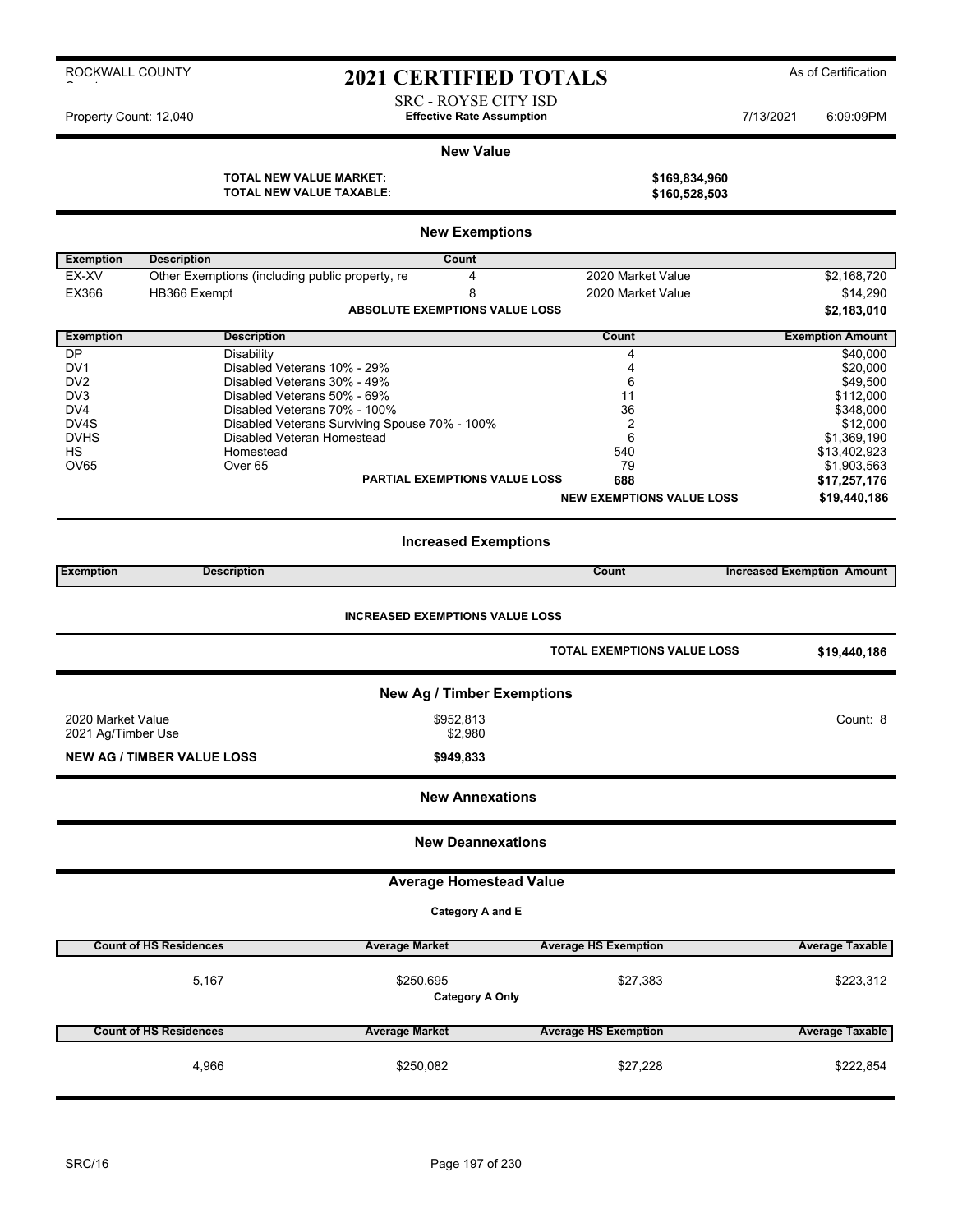ROCKWALL COUNTY

# 2021 CERTIFIED TOTALS

As of Certification

SRC - ROYSE CITY ISD

Property Count: 12,040 — **Effective Rate Assumption** — 7/13/2021 6:09:09PM

## New Value

**TOTAL NEW VALUE MARKET:** **$169,834,960**

**TOTAL NEW VALUE TAXABLE:** **$160,528,503**

## New Exemptions

| Exemption | Description | Count | | |
|---|---|---|---|---|
| EX-XV | Other Exemptions (including public property, re | 4 | 2020 Market Value | $2,168,720 |
| EX366 | HB366 Exempt | 8 | 2020 Market Value | $14,290 |
| | **ABSOLUTE EXEMPTIONS VALUE LOSS** | | | **$2,183,010** |

| Exemption | Description | Count | Exemption Amount |
|---|---|---|---|
| DP | Disability | 4 | $40,000 |
| DV1 | Disabled Veterans 10% - 29% | 4 | $20,000 |
| DV2 | Disabled Veterans 30% - 49% | 6 | $49,500 |
| DV3 | Disabled Veterans 50% - 69% | 11 | $112,000 |
| DV4 | Disabled Veterans 70% - 100% | 36 | $348,000 |
| DV4S | Disabled Veterans Surviving Spouse 70% - 100% | 2 | $12,000 |
| DVHS | Disabled Veteran Homestead | 6 | $1,369,190 |
| HS | Homestead | 540 | $13,402,923 |
| OV65 | Over 65 | 79 | $1,903,563 |
| | **PARTIAL EXEMPTIONS VALUE LOSS** | **688** | **$17,257,176** |
| | | **NEW EXEMPTIONS VALUE LOSS** | **$19,440,186** |

## Increased Exemptions

| Exemption | Description | Count | Increased Exemption Amount |
|---|---|---|---|

**INCREASED EXEMPTIONS VALUE LOSS**

**TOTAL EXEMPTIONS VALUE LOSS** **$19,440,186**

## New Ag / Timber Exemptions

| | | |
|---|---|---|
| 2020 Market Value | $952,813 | Count: 8 |
| 2021 Ag/Timber Use | $2,980 | |
| **NEW AG / TIMBER VALUE LOSS** | **$949,833** | |

## New Annexations

## New Deannexations

## Average Homestead Value

**Category A and E**

| Count of HS Residences | Average Market | Average HS Exemption | Average Taxable |
|---|---|---|---|
| 5,167 | $250,695 | $27,383 | $223,312 |

**Category A Only**

| Count of HS Residences | Average Market | Average HS Exemption | Average Taxable |
|---|---|---|---|
| 4,966 | $250,082 | $27,228 | $222,854 |

SRC/16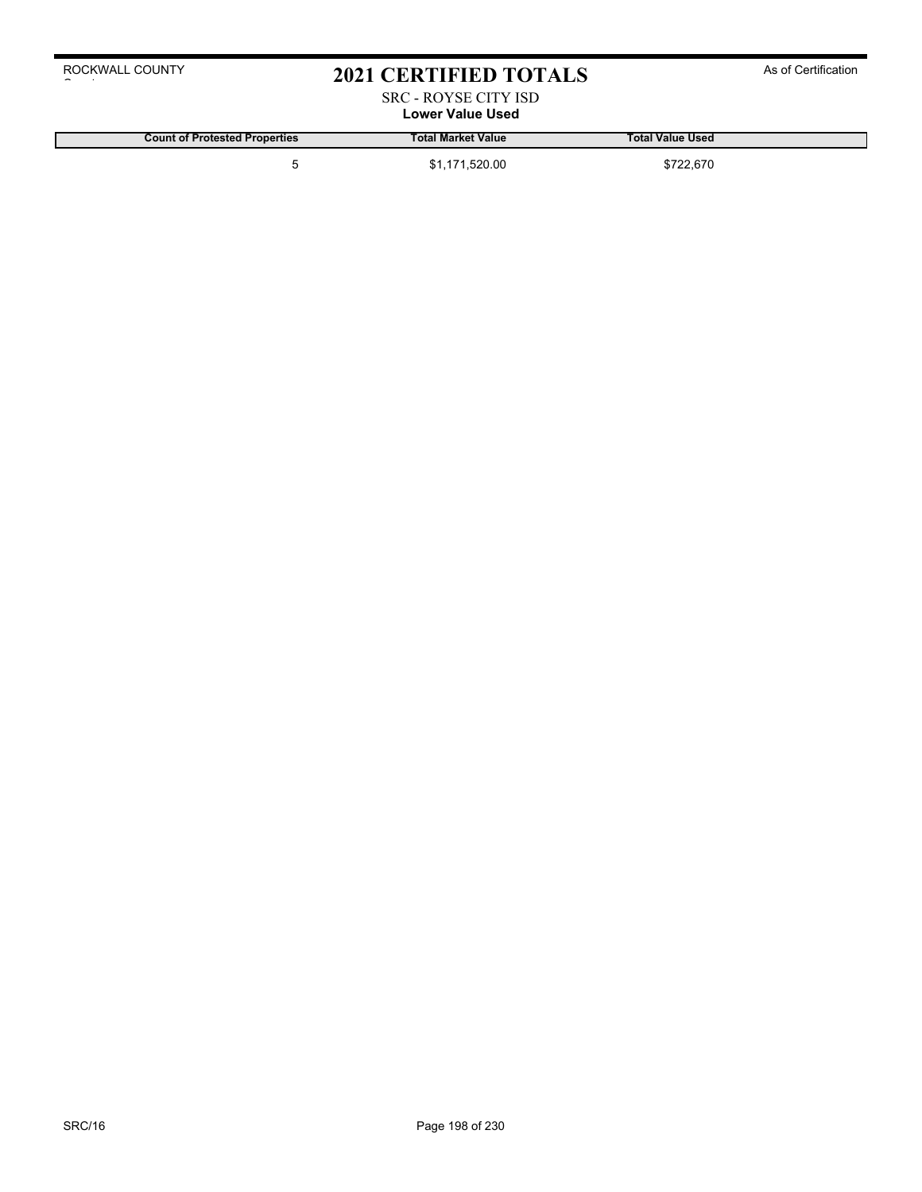ROCKWALL COUNTY

# 2021 CERTIFIED TOTALS

As of Certification

SRC - ROYSE CITY ISD

**Lower Value Used**

| Count of Protested Properties | Total Market Value | Total Value Used |
|---|---|---|
| 5 | $1,171,520.00 | $722,670 |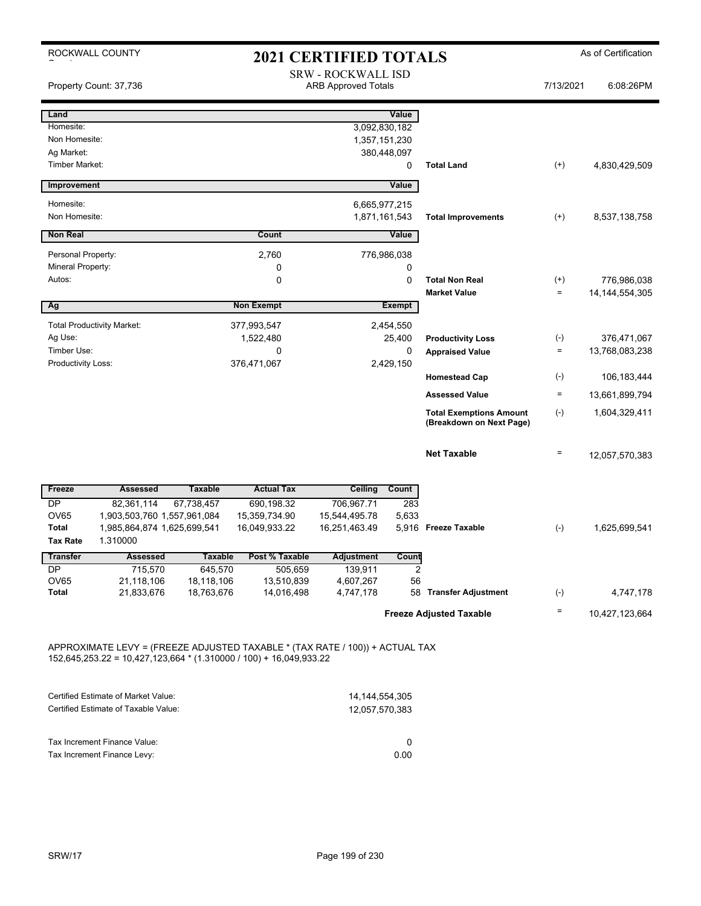ROCKWALL COUNTY

# 2021 CERTIFIED TOTALS

As of Certification

## SRW - ROCKWALL ISD

ARB Approved Totals

Property Count: 37,736

7/13/2021 6:08:26PM

| Land | | Value | | | |
|---|---|---|---|---|---|
| Homesite: | | 3,092,830,182 | | | |
| Non Homesite: | | 1,357,151,230 | | | |
| Ag Market: | | 380,448,097 | | | |
| Timber Market: | | 0 | Total Land | (+) | 4,830,429,509 |

| Improvement | | Value | | | |
|---|---|---|---|---|---|
| Homesite: | | 6,665,977,215 | | | |
| Non Homesite: | | 1,871,161,543 | Total Improvements | (+) | 8,537,138,758 |

| Non Real | Count | Value | | | |
|---|---|---|---|---|---|
| Personal Property: | 2,760 | 776,986,038 | | | |
| Mineral Property: | 0 | 0 | | | |
| Autos: | 0 | 0 | Total Non Real | (+) | 776,986,038 |
| | | | Market Value | = | 14,144,554,305 |

| Ag | Non Exempt | Exempt | | | |
|---|---|---|---|---|---|
| Total Productivity Market: | 377,993,547 | 2,454,550 | | | |
| Ag Use: | 1,522,480 | 25,400 | Productivity Loss | (-) | 376,471,067 |
| Timber Use: | 0 | 0 | Appraised Value | = | 13,768,083,238 |
| Productivity Loss: | 376,471,067 | 2,429,150 | | | |
| | | | Homestead Cap | (-) | 106,183,444 |
| | | | Assessed Value | = | 13,661,899,794 |
| | | | Total Exemptions Amount (Breakdown on Next Page) | (-) | 1,604,329,411 |
| | | | Net Taxable | = | 12,057,570,383 |

| Freeze | Assessed | Taxable | Actual Tax | Ceiling | Count | | | |
|---|---|---|---|---|---|---|---|---|
| DP | 82,361,114 | 67,738,457 | 690,198.32 | 706,967.71 | 283 | | | |
| OV65 | 1,903,503,760 | 1,557,961,084 | 15,359,734.90 | 15,544,495.78 | 5,633 | | | |
| Total | 1,985,864,874 | 1,625,699,541 | 16,049,933.22 | 16,251,463.49 | 5,916 | Freeze Taxable | (-) | 1,625,699,541 |
| Tax Rate | 1.310000 | | | | | | | |

| Transfer | Assessed | Taxable | Post % Taxable | Adjustment | Count | | | |
|---|---|---|---|---|---|---|---|---|
| DP | 715,570 | 645,570 | 505,659 | 139,911 | 2 | | | |
| OV65 | 21,118,106 | 18,118,106 | 13,510,839 | 4,607,267 | 56 | | | |
| Total | 21,833,676 | 18,763,676 | 14,016,498 | 4,747,178 | 58 | Transfer Adjustment | (-) | 4,747,178 |
| | | | | | | Freeze Adjusted Taxable | = | 10,427,123,664 |

APPROXIMATE LEVY = (FREEZE ADJUSTED TAXABLE * (TAX RATE / 100)) + ACTUAL TAX
152,645,253.22 = 10,427,123,664 * (1.310000 / 100) + 16,049,933.22

| | |
|---|---|
| Certified Estimate of Market Value: | 14,144,554,305 |
| Certified Estimate of Taxable Value: | 12,057,570,383 |
| Tax Increment Finance Value: | 0 |
| Tax Increment Finance Levy: | 0.00 |

SRW/17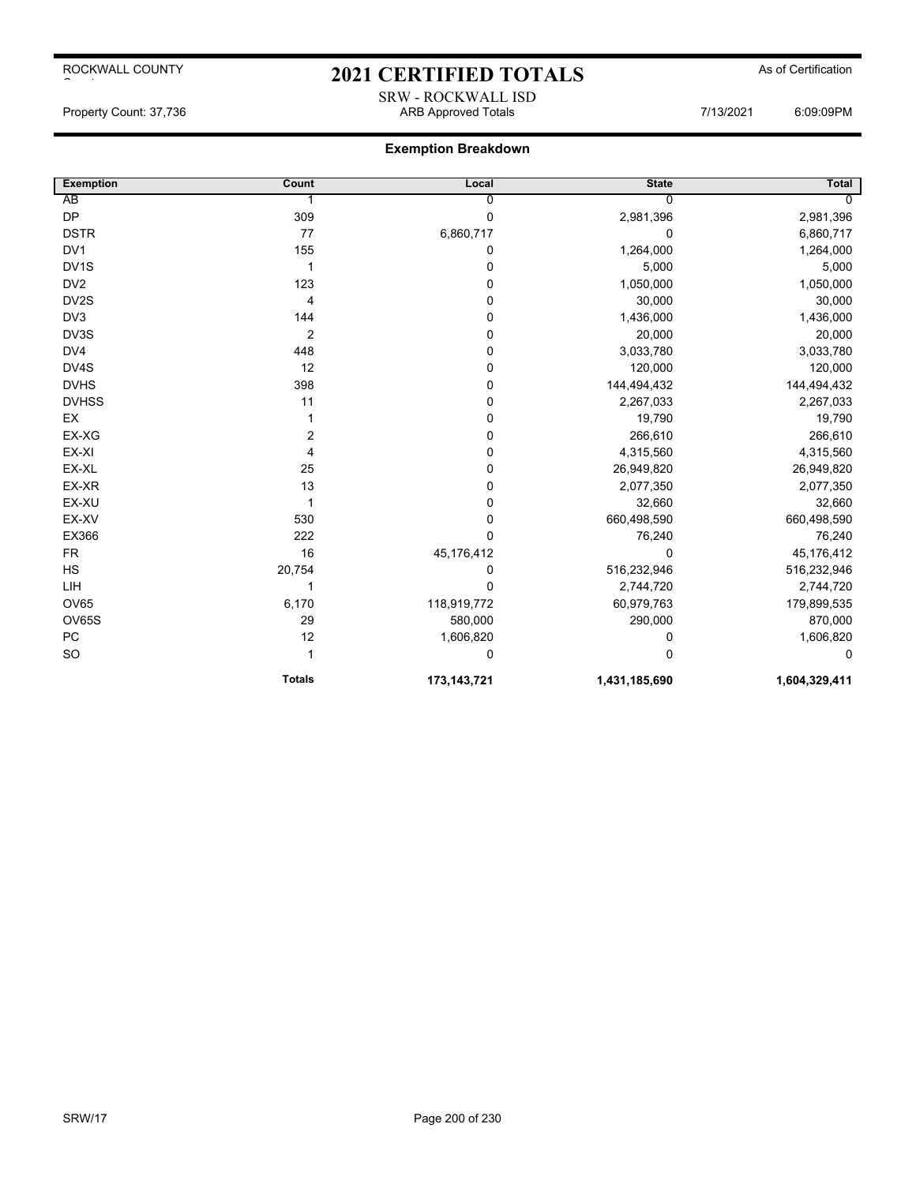# 2021 CERTIFIED TOTALS

ROCKWALL COUNTY — As of Certification

SRW - ROCKWALL ISD

Property Count: 37,736 — ARB Approved Totals — 7/13/2021 6:09:09PM

## Exemption Breakdown

| Exemption | Count | Local | State | Total |
|---|---|---|---|---|
| AB | 1 | 0 | 0 | 0 |
| DP | 309 | 0 | 2,981,396 | 2,981,396 |
| DSTR | 77 | 6,860,717 | 0 | 6,860,717 |
| DV1 | 155 | 0 | 1,264,000 | 1,264,000 |
| DV1S | 1 | 0 | 5,000 | 5,000 |
| DV2 | 123 | 0 | 1,050,000 | 1,050,000 |
| DV2S | 4 | 0 | 30,000 | 30,000 |
| DV3 | 144 | 0 | 1,436,000 | 1,436,000 |
| DV3S | 2 | 0 | 20,000 | 20,000 |
| DV4 | 448 | 0 | 3,033,780 | 3,033,780 |
| DV4S | 12 | 0 | 120,000 | 120,000 |
| DVHS | 398 | 0 | 144,494,432 | 144,494,432 |
| DVHSS | 11 | 0 | 2,267,033 | 2,267,033 |
| EX | 1 | 0 | 19,790 | 19,790 |
| EX-XG | 2 | 0 | 266,610 | 266,610 |
| EX-XI | 4 | 0 | 4,315,560 | 4,315,560 |
| EX-XL | 25 | 0 | 26,949,820 | 26,949,820 |
| EX-XR | 13 | 0 | 2,077,350 | 2,077,350 |
| EX-XU | 1 | 0 | 32,660 | 32,660 |
| EX-XV | 530 | 0 | 660,498,590 | 660,498,590 |
| EX366 | 222 | 0 | 76,240 | 76,240 |
| FR | 16 | 45,176,412 | 0 | 45,176,412 |
| HS | 20,754 | 0 | 516,232,946 | 516,232,946 |
| LIH | 1 | 0 | 2,744,720 | 2,744,720 |
| OV65 | 6,170 | 118,919,772 | 60,979,763 | 179,899,535 |
| OV65S | 29 | 580,000 | 290,000 | 870,000 |
| PC | 12 | 1,606,820 | 0 | 1,606,820 |
| SO | 1 | 0 | 0 | 0 |
| | **Totals** | **173,143,721** | **1,431,185,690** | **1,604,329,411** |

SRW/17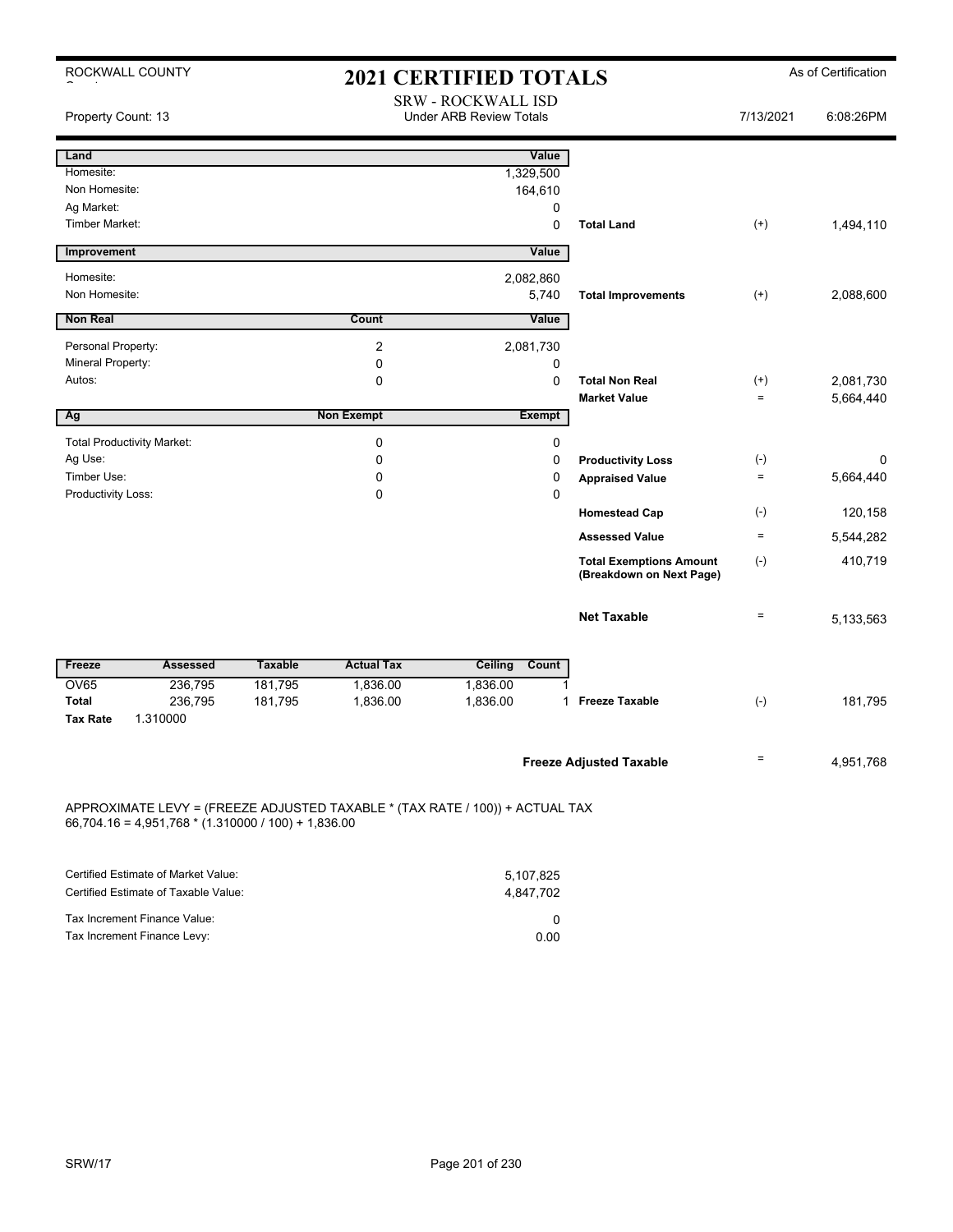ROCKWALL COUNTY

# 2021 CERTIFIED TOTALS

As of Certification

## SRW - ROCKWALL ISD

Under ARB Review Totals

Property Count: 13 | 7/13/2021 | 6:08:26PM

| Land | | Value | | | |
|---|---|---|---|---|---|
| Homesite: | | 1,329,500 | | | |
| Non Homesite: | | 164,610 | | | |
| Ag Market: | | 0 | | | |
| Timber Market: | | 0 | Total Land | (+) | 1,494,110 |

| Improvement | | Value | | | |
|---|---|---|---|---|---|
| Homesite: | | 2,082,860 | | | |
| Non Homesite: | | 5,740 | Total Improvements | (+) | 2,088,600 |

| Non Real | Count | Value | | | |
|---|---|---|---|---|---|
| Personal Property: | 2 | 2,081,730 | | | |
| Mineral Property: | 0 | 0 | | | |
| Autos: | 0 | 0 | Total Non Real | (+) | 2,081,730 |
| | | | Market Value | = | 5,664,440 |

| Ag | Non Exempt | Exempt | | | |
|---|---|---|---|---|---|
| Total Productivity Market: | 0 | 0 | | | |
| Ag Use: | 0 | 0 | Productivity Loss | (-) | 0 |
| Timber Use: | 0 | 0 | Appraised Value | = | 5,664,440 |
| Productivity Loss: | 0 | 0 | | | |
| | | | Homestead Cap | (-) | 120,158 |
| | | | Assessed Value | = | 5,544,282 |
| | | | Total Exemptions Amount (Breakdown on Next Page) | (-) | 410,719 |
| | | | Net Taxable | = | 5,133,563 |

| Freeze | Assessed | Taxable | Actual Tax | Ceiling | Count | | | |
|---|---|---|---|---|---|---|---|---|
| OV65 | 236,795 | 181,795 | 1,836.00 | 1,836.00 | 1 | | | |
| Total | 236,795 | 181,795 | 1,836.00 | 1,836.00 | 1 | Freeze Taxable | (-) | 181,795 |
| Tax Rate | 1.310000 | | | | | | | |

| | | |
|---|---|---|
| Freeze Adjusted Taxable | = | 4,951,768 |

APPROXIMATE LEVY = (FREEZE ADJUSTED TAXABLE * (TAX RATE / 100)) + ACTUAL TAX
66,704.16 = 4,951,768 * (1.310000 / 100) + 1,836.00

| | |
|---|---|
| Certified Estimate of Market Value: | 5,107,825 |
| Certified Estimate of Taxable Value: | 4,847,702 |
| Tax Increment Finance Value: | 0 |
| Tax Increment Finance Levy: | 0.00 |

SRW/17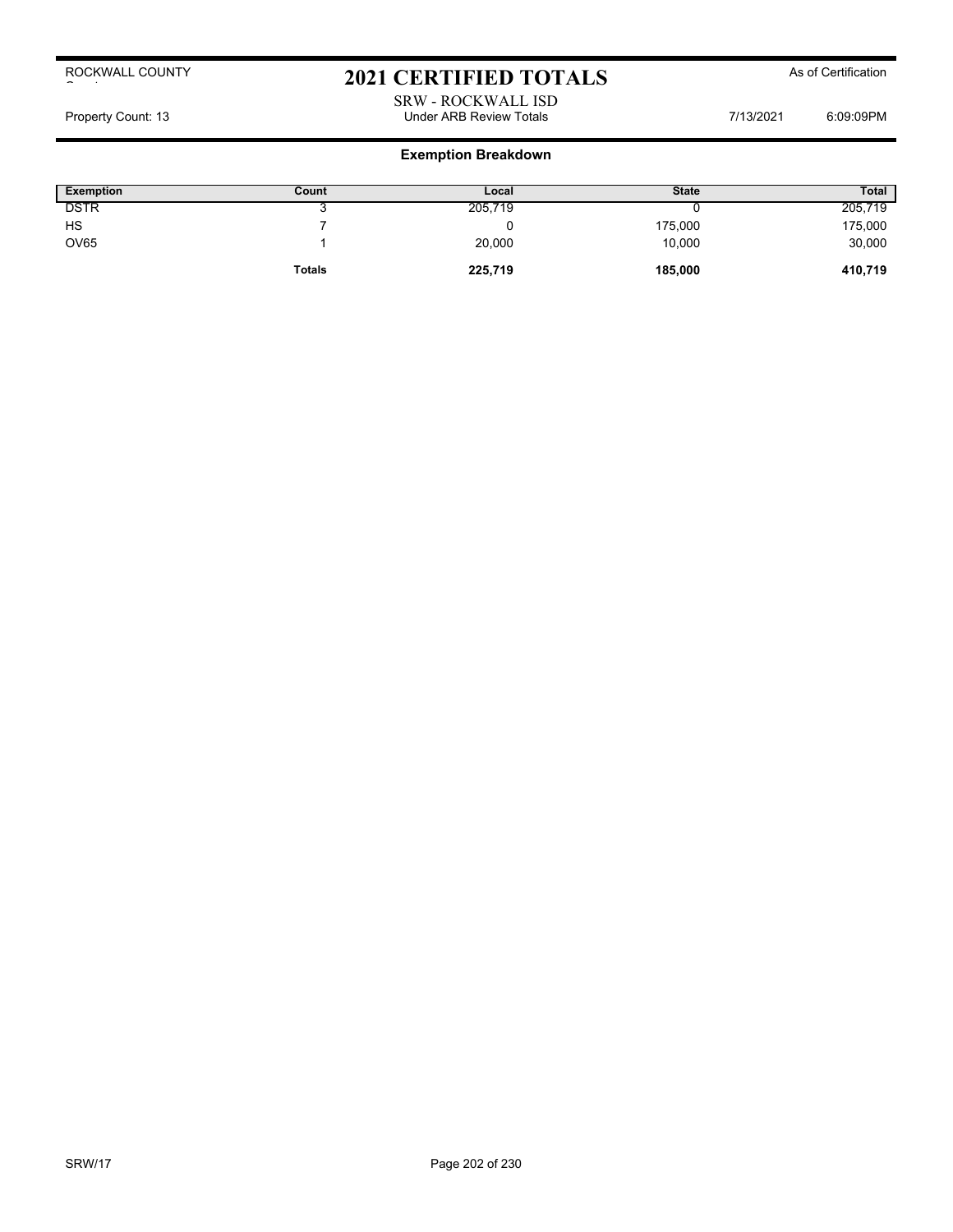ROCKWALL COUNTY

# 2021 CERTIFIED TOTALS

As of Certification

SRW - ROCKWALL ISD

Property Count: 13 | Under ARB Review Totals | 7/13/2021 6:09:09PM

## Exemption Breakdown

| Exemption | Count | Local | State | Total |
|---|---|---|---|---|
| DSTR | 3 | 205,719 | 0 | 205,719 |
| HS | 7 | 0 | 175,000 | 175,000 |
| OV65 | 1 | 20,000 | 10,000 | 30,000 |
| | **Totals** | **225,719** | **185,000** | **410,719** |

SRW/17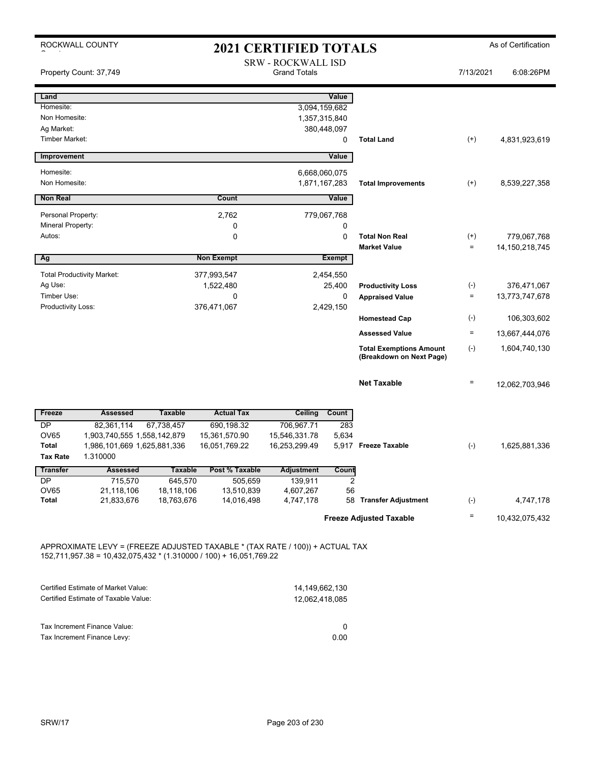# ROCKWALL COUNTY

## 2021 CERTIFIED TOTALS

As of Certification

### SRW - ROCKWALL ISD
Grand Totals

Property Count: 37,749 | 7/13/2021 | 6:08:26PM

| Land | Value | | | |
|---|---|---|---|---|
| Homesite: | 3,094,159,682 | | | |
| Non Homesite: | 1,357,315,840 | | | |
| Ag Market: | 380,448,097 | | | |
| Timber Market: | 0 | Total Land | (+) | 4,831,923,619 |

| Improvement | Value | | | |
|---|---|---|---|---|
| Homesite: | 6,668,060,075 | | | |
| Non Homesite: | 1,871,167,283 | Total Improvements | (+) | 8,539,227,358 |

| Non Real | Count | Value | | | |
|---|---|---|---|---|---|
| Personal Property: | 2,762 | 779,067,768 | | | |
| Mineral Property: | 0 | 0 | | | |
| Autos: | 0 | 0 | Total Non Real | (+) | 779,067,768 |
| | | | Market Value | = | 14,150,218,745 |

| Ag | Non Exempt | Exempt | | | |
|---|---|---|---|---|---|
| Total Productivity Market: | 377,993,547 | 2,454,550 | | | |
| Ag Use: | 1,522,480 | 25,400 | Productivity Loss | (-) | 376,471,067 |
| Timber Use: | 0 | 0 | Appraised Value | = | 13,773,747,678 |
| Productivity Loss: | 376,471,067 | 2,429,150 | | | |
| | | | Homestead Cap | (-) | 106,303,602 |
| | | | Assessed Value | = | 13,667,444,076 |
| | | | Total Exemptions Amount (Breakdown on Next Page) | (-) | 1,604,740,130 |
| | | | Net Taxable | = | 12,062,703,946 |

| Freeze | Assessed | Taxable | Actual Tax | Ceiling | Count | | | |
|---|---|---|---|---|---|---|---|---|
| DP | 82,361,114 | 67,738,457 | 690,198.32 | 706,967.71 | 283 | | | |
| OV65 | 1,903,740,555 | 1,558,142,879 | 15,361,570.90 | 15,546,331.78 | 5,634 | | | |
| Total | 1,986,101,669 | 1,625,881,336 | 16,051,769.22 | 16,253,299.49 | 5,917 | Freeze Taxable | (-) | 1,625,881,336 |
| Tax Rate | 1.310000 | | | | | | | |

| Transfer | Assessed | Taxable | Post % Taxable | Adjustment | Count | | | |
|---|---|---|---|---|---|---|---|---|
| DP | 715,570 | 645,570 | 505,659 | 139,911 | 2 | | | |
| OV65 | 21,118,106 | 18,118,106 | 13,510,839 | 4,607,267 | 56 | | | |
| Total | 21,833,676 | 18,763,676 | 14,016,498 | 4,747,178 | 58 | Transfer Adjustment | (-) | 4,747,178 |
| | | | | | | Freeze Adjusted Taxable | = | 10,432,075,432 |

APPROXIMATE LEVY = (FREEZE ADJUSTED TAXABLE * (TAX RATE / 100)) + ACTUAL TAX
152,711,957.38 = 10,432,075,432 * (1.310000 / 100) + 16,051,769.22

| | |
|---|---|
| Certified Estimate of Market Value: | 14,149,662,130 |
| Certified Estimate of Taxable Value: | 12,062,418,085 |

| | |
|---|---|
| Tax Increment Finance Value: | 0 |
| Tax Increment Finance Levy: | 0.00 |

SRW/17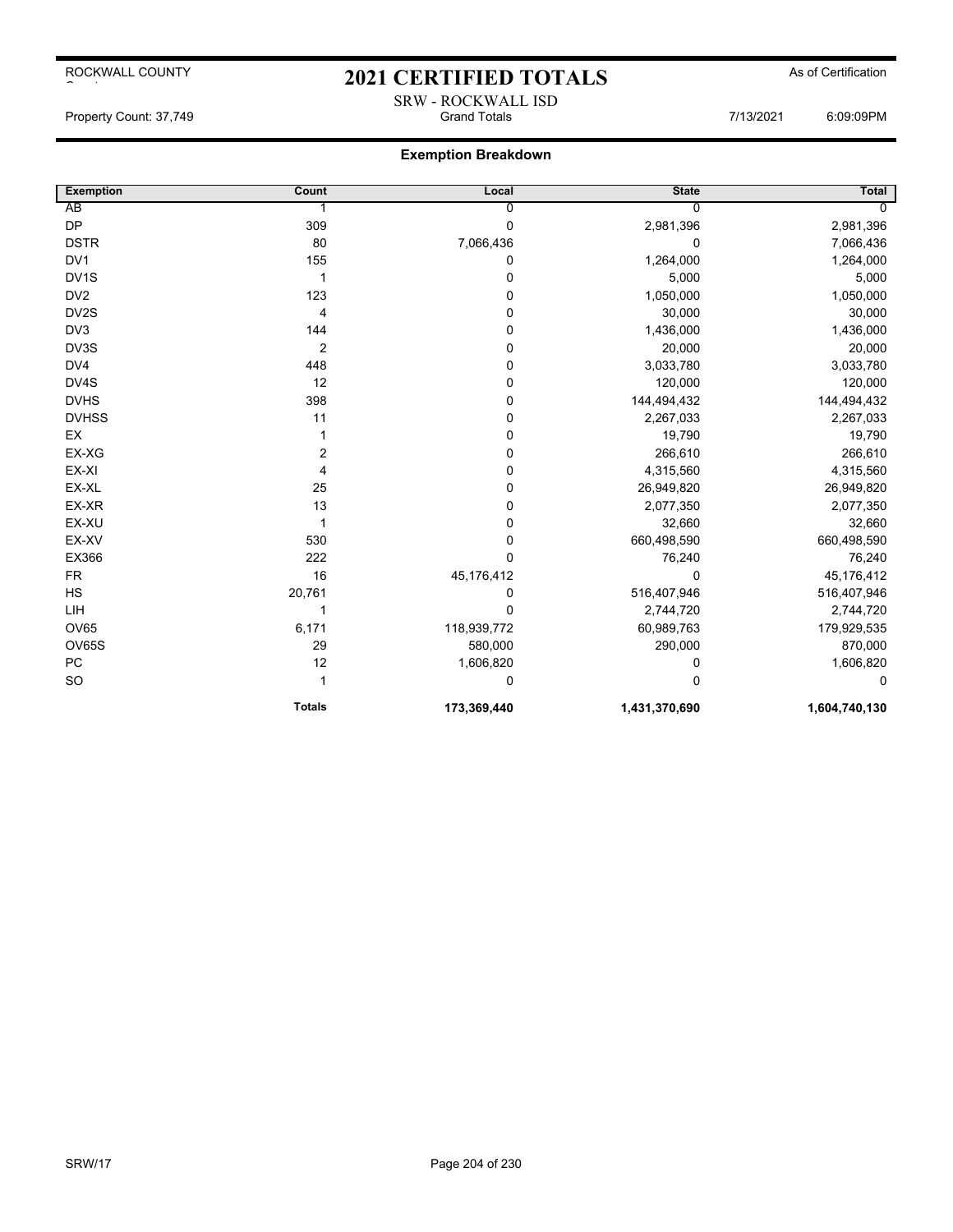ROCKWALL COUNTY

# 2021 CERTIFIED TOTALS

As of Certification

SRW - ROCKWALL ISD

Property Count: 37,749 | Grand Totals | 7/13/2021 6:09:09PM

## Exemption Breakdown

| Exemption | Count | Local | State | Total |
|---|---|---|---|---|
| AB | 1 | 0 | 0 | 0 |
| DP | 309 | 0 | 2,981,396 | 2,981,396 |
| DSTR | 80 | 7,066,436 | 0 | 7,066,436 |
| DV1 | 155 | 0 | 1,264,000 | 1,264,000 |
| DV1S | 1 | 0 | 5,000 | 5,000 |
| DV2 | 123 | 0 | 1,050,000 | 1,050,000 |
| DV2S | 4 | 0 | 30,000 | 30,000 |
| DV3 | 144 | 0 | 1,436,000 | 1,436,000 |
| DV3S | 2 | 0 | 20,000 | 20,000 |
| DV4 | 448 | 0 | 3,033,780 | 3,033,780 |
| DV4S | 12 | 0 | 120,000 | 120,000 |
| DVHS | 398 | 0 | 144,494,432 | 144,494,432 |
| DVHSS | 11 | 0 | 2,267,033 | 2,267,033 |
| EX | 1 | 0 | 19,790 | 19,790 |
| EX-XG | 2 | 0 | 266,610 | 266,610 |
| EX-XI | 4 | 0 | 4,315,560 | 4,315,560 |
| EX-XL | 25 | 0 | 26,949,820 | 26,949,820 |
| EX-XR | 13 | 0 | 2,077,350 | 2,077,350 |
| EX-XU | 1 | 0 | 32,660 | 32,660 |
| EX-XV | 530 | 0 | 660,498,590 | 660,498,590 |
| EX366 | 222 | 0 | 76,240 | 76,240 |
| FR | 16 | 45,176,412 | 0 | 45,176,412 |
| HS | 20,761 | 0 | 516,407,946 | 516,407,946 |
| LIH | 1 | 0 | 2,744,720 | 2,744,720 |
| OV65 | 6,171 | 118,939,772 | 60,989,763 | 179,929,535 |
| OV65S | 29 | 580,000 | 290,000 | 870,000 |
| PC | 12 | 1,606,820 | 0 | 1,606,820 |
| SO | 1 | 0 | 0 | 0 |
| | **Totals** | **173,369,440** | **1,431,370,690** | **1,604,740,130** |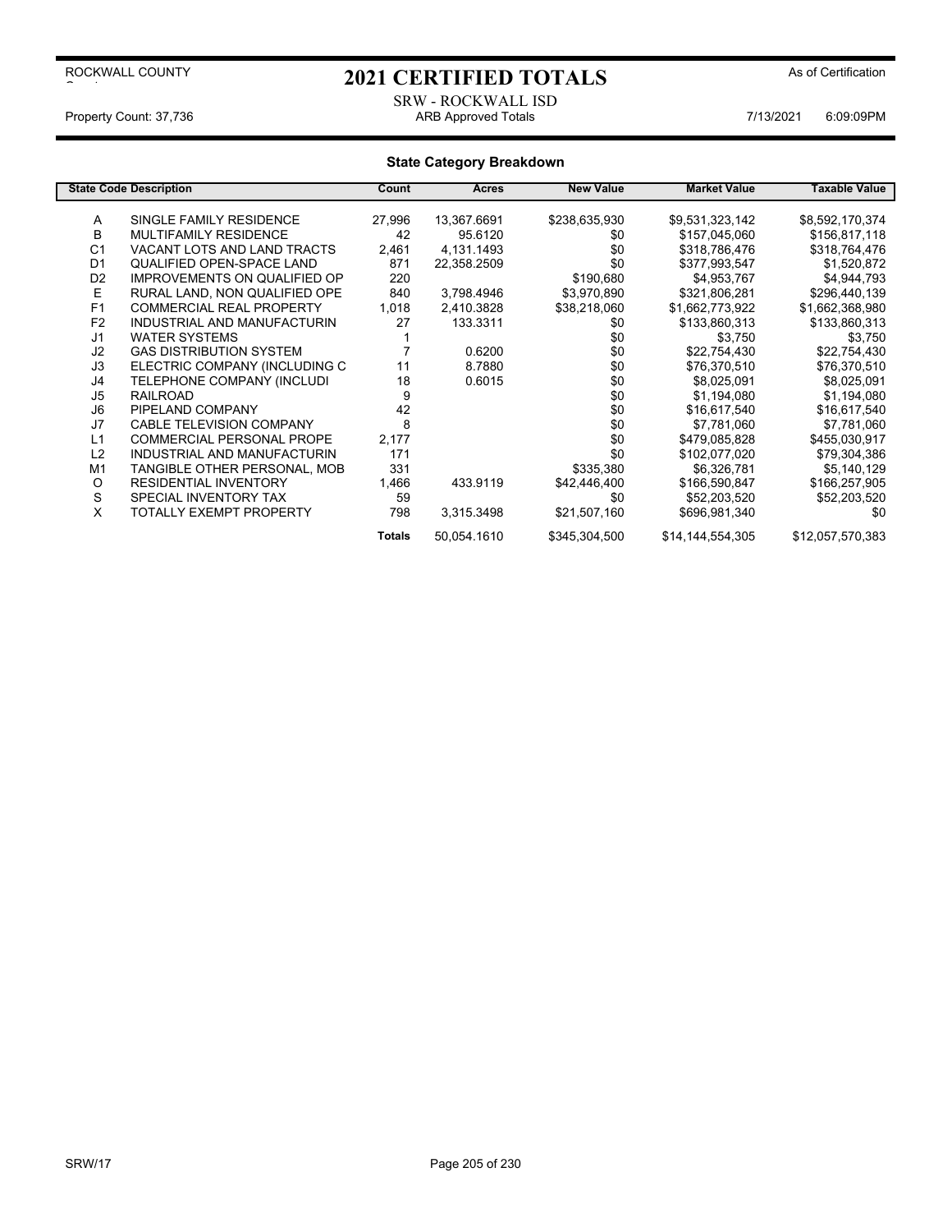ROCKWALL COUNTY

# 2021 CERTIFIED TOTALS

As of Certification

SRW - ROCKWALL ISD

Property Count: 37,736 | ARB Approved Totals | 7/13/2021 6:09:09PM

## State Category Breakdown

| State Code | Description | Count | Acres | New Value | Market Value | Taxable Value |
|---|---|---|---|---|---|---|
| A | SINGLE FAMILY RESIDENCE | 27,996 | 13,367.6691 | $238,635,930 | $9,531,323,142 | $8,592,170,374 |
| B | MULTIFAMILY RESIDENCE | 42 | 95.6120 | $0 | $157,045,060 | $156,817,118 |
| C1 | VACANT LOTS AND LAND TRACTS | 2,461 | 4,131.1493 | $0 | $318,786,476 | $318,764,476 |
| D1 | QUALIFIED OPEN-SPACE LAND | 871 | 22,358.2509 | $0 | $377,993,547 | $1,520,872 |
| D2 | IMPROVEMENTS ON QUALIFIED OP | 220 | | $190,680 | $4,953,767 | $4,944,793 |
| E | RURAL LAND, NON QUALIFIED OPE | 840 | 3,798.4946 | $3,970,890 | $321,806,281 | $296,440,139 |
| F1 | COMMERCIAL REAL PROPERTY | 1,018 | 2,410.3828 | $38,218,060 | $1,662,773,922 | $1,662,368,980 |
| F2 | INDUSTRIAL AND MANUFACTURIN | 27 | 133.3311 | $0 | $133,860,313 | $133,860,313 |
| J1 | WATER SYSTEMS | 1 | | $0 | $3,750 | $3,750 |
| J2 | GAS DISTRIBUTION SYSTEM | 7 | 0.6200 | $0 | $22,754,430 | $22,754,430 |
| J3 | ELECTRIC COMPANY (INCLUDING C | 11 | 8.7880 | $0 | $76,370,510 | $76,370,510 |
| J4 | TELEPHONE COMPANY (INCLUDI | 18 | 0.6015 | $0 | $8,025,091 | $8,025,091 |
| J5 | RAILROAD | 9 | | $0 | $1,194,080 | $1,194,080 |
| J6 | PIPELAND COMPANY | 42 | | $0 | $16,617,540 | $16,617,540 |
| J7 | CABLE TELEVISION COMPANY | 8 | | $0 | $7,781,060 | $7,781,060 |
| L1 | COMMERCIAL PERSONAL PROPE | 2,177 | | $0 | $479,085,828 | $455,030,917 |
| L2 | INDUSTRIAL AND MANUFACTURIN | 171 | | $0 | $102,077,020 | $79,304,386 |
| M1 | TANGIBLE OTHER PERSONAL, MOB | 331 | | $335,380 | $6,326,781 | $5,140,129 |
| O | RESIDENTIAL INVENTORY | 1,466 | 433.9119 | $42,446,400 | $166,590,847 | $166,257,905 |
| S | SPECIAL INVENTORY TAX | 59 | | $0 | $52,203,520 | $52,203,520 |
| X | TOTALLY EXEMPT PROPERTY | 798 | 3,315.3498 | $21,507,160 | $696,981,340 | $0 |
| | | **Totals** | 50,054.1610 | $345,304,500 | $14,144,554,305 | $12,057,570,383 |

SRW/17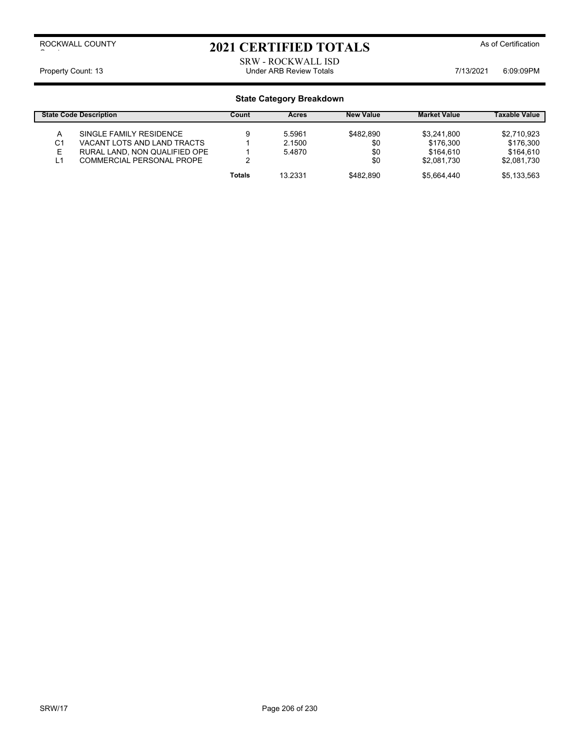ROCKWALL COUNTY

# 2021 CERTIFIED TOTALS

As of Certification

SRW - ROCKWALL ISD

Property Count: 13 | Under ARB Review Totals | 7/13/2021 6:09:09PM

## State Category Breakdown

| State Code | Description | Count | Acres | New Value | Market Value | Taxable Value |
|---|---|---|---|---|---|---|
| A | SINGLE FAMILY RESIDENCE | 9 | 5.5961 | $482,890 | $3,241,800 | $2,710,923 |
| C1 | VACANT LOTS AND LAND TRACTS | 1 | 2.1500 | $0 | $176,300 | $176,300 |
| E | RURAL LAND, NON QUALIFIED OPE | 1 | 5.4870 | $0 | $164,610 | $164,610 |
| L1 | COMMERCIAL PERSONAL PROPE | 2 | | $0 | $2,081,730 | $2,081,730 |
| | | **Totals** | 13.2331 | $482,890 | $5,664,440 | $5,133,563 |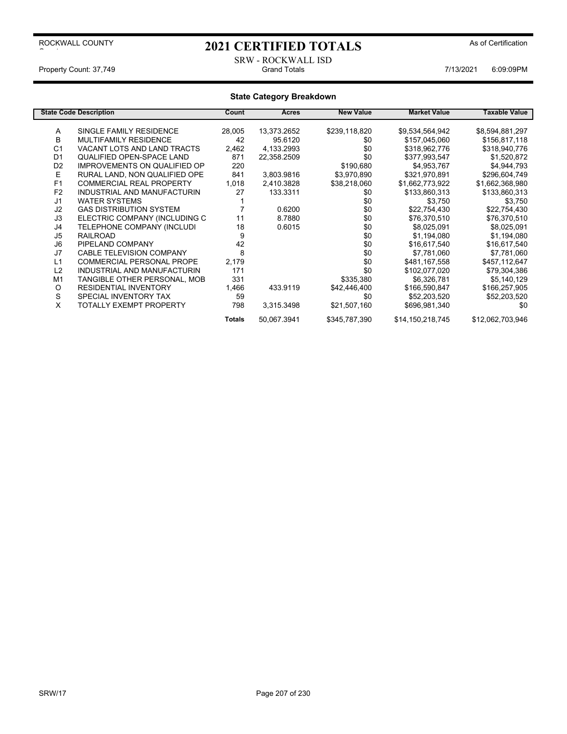ROCKWALL COUNTY

# 2021 CERTIFIED TOTALS

As of Certification

SRW - ROCKWALL ISD

Property Count: 37,749 — Grand Totals — 7/13/2021 6:09:09PM

## State Category Breakdown

| State Code | Description | Count | Acres | New Value | Market Value | Taxable Value |
|---|---|---|---|---|---|---|
| A | SINGLE FAMILY RESIDENCE | 28,005 | 13,373.2652 | $239,118,820 | $9,534,564,942 | $8,594,881,297 |
| B | MULTIFAMILY RESIDENCE | 42 | 95.6120 | $0 | $157,045,060 | $156,817,118 |
| C1 | VACANT LOTS AND LAND TRACTS | 2,462 | 4,133.2993 | $0 | $318,962,776 | $318,940,776 |
| D1 | QUALIFIED OPEN-SPACE LAND | 871 | 22,358.2509 | $0 | $377,993,547 | $1,520,872 |
| D2 | IMPROVEMENTS ON QUALIFIED OP | 220 | | $190,680 | $4,953,767 | $4,944,793 |
| E | RURAL LAND, NON QUALIFIED OPE | 841 | 3,803.9816 | $3,970,890 | $321,970,891 | $296,604,749 |
| F1 | COMMERCIAL REAL PROPERTY | 1,018 | 2,410.3828 | $38,218,060 | $1,662,773,922 | $1,662,368,980 |
| F2 | INDUSTRIAL AND MANUFACTURIN | 27 | 133.3311 | $0 | $133,860,313 | $133,860,313 |
| J1 | WATER SYSTEMS | 1 | | $0 | $3,750 | $3,750 |
| J2 | GAS DISTRIBUTION SYSTEM | 7 | 0.6200 | $0 | $22,754,430 | $22,754,430 |
| J3 | ELECTRIC COMPANY (INCLUDING C | 11 | 8.7880 | $0 | $76,370,510 | $76,370,510 |
| J4 | TELEPHONE COMPANY (INCLUDI | 18 | 0.6015 | $0 | $8,025,091 | $8,025,091 |
| J5 | RAILROAD | 9 | | $0 | $1,194,080 | $1,194,080 |
| J6 | PIPELAND COMPANY | 42 | | $0 | $16,617,540 | $16,617,540 |
| J7 | CABLE TELEVISION COMPANY | 8 | | $0 | $7,781,060 | $7,781,060 |
| L1 | COMMERCIAL PERSONAL PROPE | 2,179 | | $0 | $481,167,558 | $457,112,647 |
| L2 | INDUSTRIAL AND MANUFACTURIN | 171 | | $0 | $102,077,020 | $79,304,386 |
| M1 | TANGIBLE OTHER PERSONAL, MOB | 331 | | $335,380 | $6,326,781 | $5,140,129 |
| O | RESIDENTIAL INVENTORY | 1,466 | 433.9119 | $42,446,400 | $166,590,847 | $166,257,905 |
| S | SPECIAL INVENTORY TAX | 59 | | $0 | $52,203,520 | $52,203,520 |
| X | TOTALLY EXEMPT PROPERTY | 798 | 3,315.3498 | $21,507,160 | $696,981,340 | $0 |
| | | **Totals** | 50,067.3941 | $345,787,390 | $14,150,218,745 | $12,062,703,946 |

SRW/17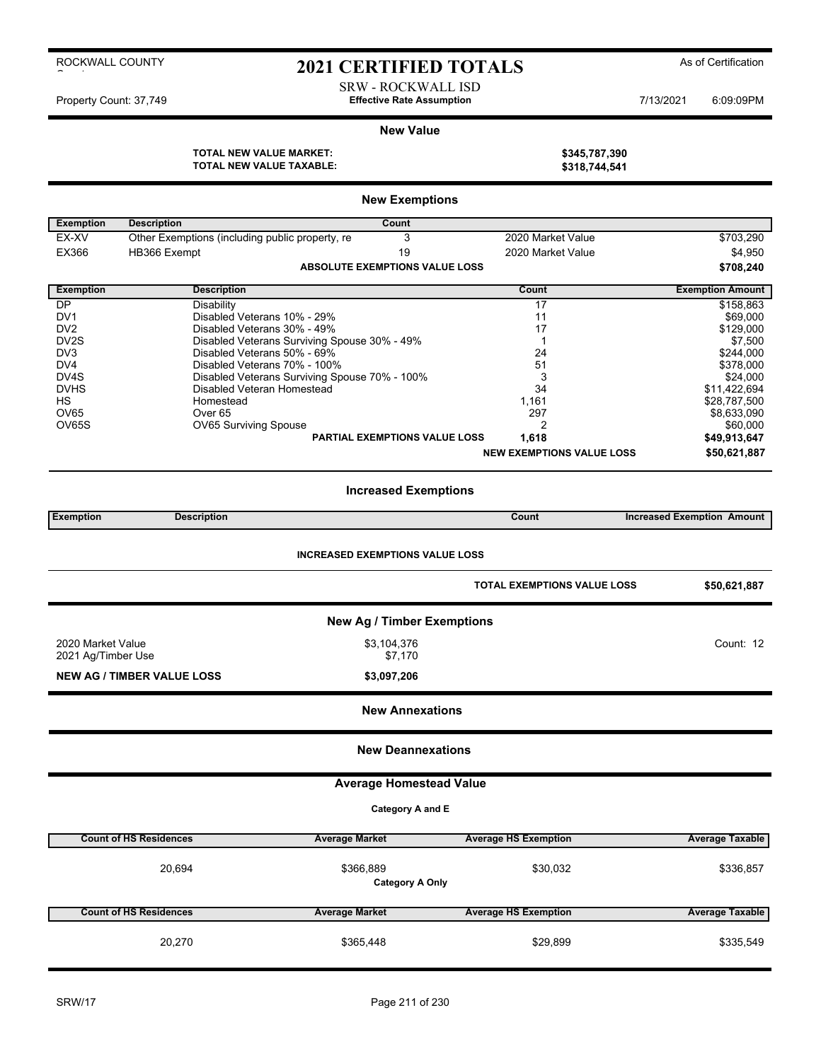ROCKWALL COUNTY

# 2021 CERTIFIED TOTALS

As of Certification

SRW - ROCKWALL ISD

Property Count: 37,749 — **Effective Rate Assumption** — 7/13/2021 6:09:09PM

## New Value

| | |
|---|---|
| **TOTAL NEW VALUE MARKET:** | **$345,787,390** |
| **TOTAL NEW VALUE TAXABLE:** | **$318,744,541** |

## New Exemptions

| Exemption | Description | Count | | |
|---|---|---|---|---|
| EX-XV | Other Exemptions (including public property, re | 3 | 2020 Market Value | $703,290 |
| EX366 | HB366 Exempt | 19 | 2020 Market Value | $4,950 |
| | | **ABSOLUTE EXEMPTIONS VALUE LOSS** | | **$708,240** |

| Exemption | Description | Count | Exemption Amount |
|---|---|---|---|
| DP | Disability | 17 | $158,863 |
| DV1 | Disabled Veterans 10% - 29% | 11 | $69,000 |
| DV2 | Disabled Veterans 30% - 49% | 17 | $129,000 |
| DV2S | Disabled Veterans Surviving Spouse 30% - 49% | 1 | $7,500 |
| DV3 | Disabled Veterans 50% - 69% | 24 | $244,000 |
| DV4 | Disabled Veterans 70% - 100% | 51 | $378,000 |
| DV4S | Disabled Veterans Surviving Spouse 70% - 100% | 3 | $24,000 |
| DVHS | Disabled Veteran Homestead | 34 | $11,422,694 |
| HS | Homestead | 1,161 | $28,787,500 |
| OV65 | Over 65 | 297 | $8,633,090 |
| OV65S | OV65 Surviving Spouse | 2 | $60,000 |
| | **PARTIAL EXEMPTIONS VALUE LOSS** | **1,618** | **$49,913,647** |
| | | **NEW EXEMPTIONS VALUE LOSS** | **$50,621,887** |

## Increased Exemptions

| Exemption | Description | Count | Increased Exemption Amount |
|---|---|---|---|

**INCREASED EXEMPTIONS VALUE LOSS**

| | |
|---|---|
| **TOTAL EXEMPTIONS VALUE LOSS** | **$50,621,887** |

## New Ag / Timber Exemptions

| | | |
|---|---|---|
| 2020 Market Value | $3,104,376 | Count: 12 |
| 2021 Ag/Timber Use | $7,170 | |
| **NEW AG / TIMBER VALUE LOSS** | **$3,097,206** | |

## New Annexations

## New Deannexations

## Average Homestead Value

**Category A and E**

| Count of HS Residences | Average Market | Average HS Exemption | Average Taxable |
|---|---|---|---|
| 20,694 | $366,889 | $30,032 | $336,857 |

**Category A Only**

| Count of HS Residences | Average Market | Average HS Exemption | Average Taxable |
|---|---|---|---|
| 20,270 | $365,448 | $29,899 | $335,549 |

SRW/17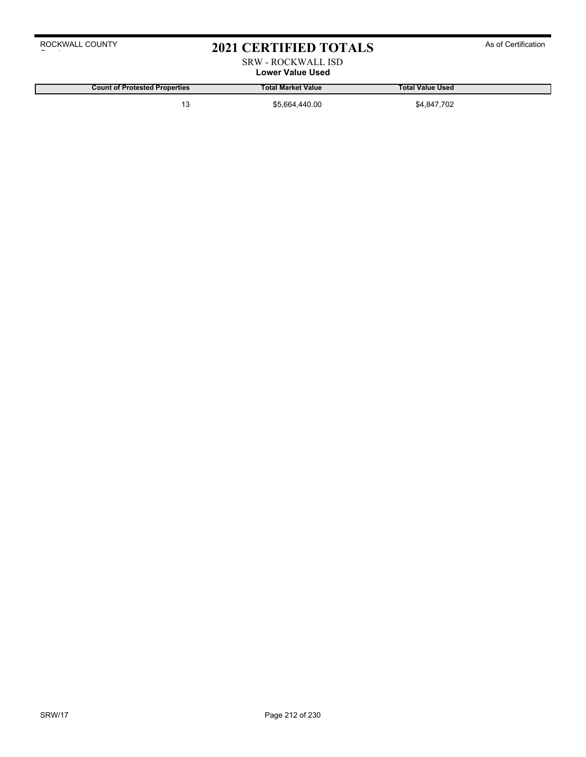# 2021 CERTIFIED TOTALS

ROCKWALL COUNTY

As of Certification

SRW - ROCKWALL ISD

**Lower Value Used**

| Count of Protested Properties | Total Market Value | Total Value Used |
|---|---|---|
| 13 | $5,664,440.00 | $4,847,702 |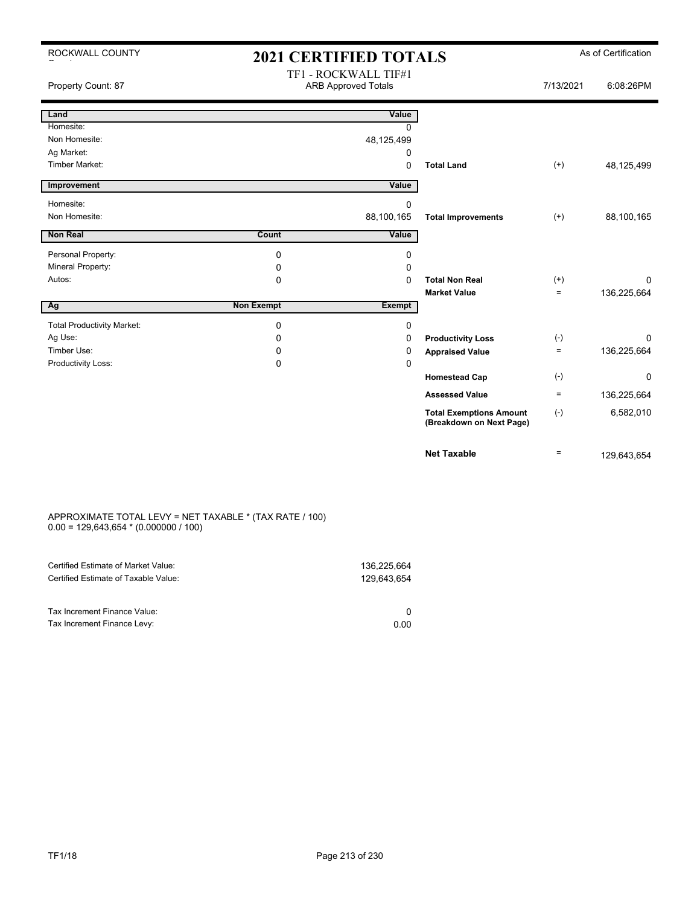ROCKWALL COUNTY

# 2021 CERTIFIED TOTALS

As of Certification

TF1 - ROCKWALL TIF#1
ARB Approved Totals

Property Count: 87 | 7/13/2021 | 6:08:26PM

| Land | | Value | | | |
|---|---|---|---|---|---|
| Homesite: | | 0 | | | |
| Non Homesite: | | 48,125,499 | | | |
| Ag Market: | | 0 | | | |
| Timber Market: | | 0 | **Total Land** | (+) | 48,125,499 |

| Improvement | | Value | | | |
|---|---|---|---|---|---|
| Homesite: | | 0 | | | |
| Non Homesite: | | 88,100,165 | **Total Improvements** | (+) | 88,100,165 |

| Non Real | Count | Value | | | |
|---|---|---|---|---|---|
| Personal Property: | 0 | 0 | | | |
| Mineral Property: | 0 | 0 | | | |
| Autos: | 0 | 0 | **Total Non Real** | (+) | 0 |
| | | | **Market Value** | = | 136,225,664 |

| Ag | Non Exempt | Exempt | | | |
|---|---|---|---|---|---|
| Total Productivity Market: | 0 | 0 | | | |
| Ag Use: | 0 | 0 | **Productivity Loss** | (-) | 0 |
| Timber Use: | 0 | 0 | **Appraised Value** | = | 136,225,664 |
| Productivity Loss: | 0 | 0 | | | |
| | | | **Homestead Cap** | (-) | 0 |
| | | | **Assessed Value** | = | 136,225,664 |
| | | | **Total Exemptions Amount (Breakdown on Next Page)** | (-) | 6,582,010 |
| | | | **Net Taxable** | = | 129,643,654 |

APPROXIMATE TOTAL LEVY = NET TAXABLE * (TAX RATE / 100)
0.00 = 129,643,654 * (0.000000 / 100)

| | |
|---|---|
| Certified Estimate of Market Value: | 136,225,664 |
| Certified Estimate of Taxable Value: | 129,643,654 |

| | |
|---|---|
| Tax Increment Finance Value: | 0 |
| Tax Increment Finance Levy: | 0.00 |

TF1/18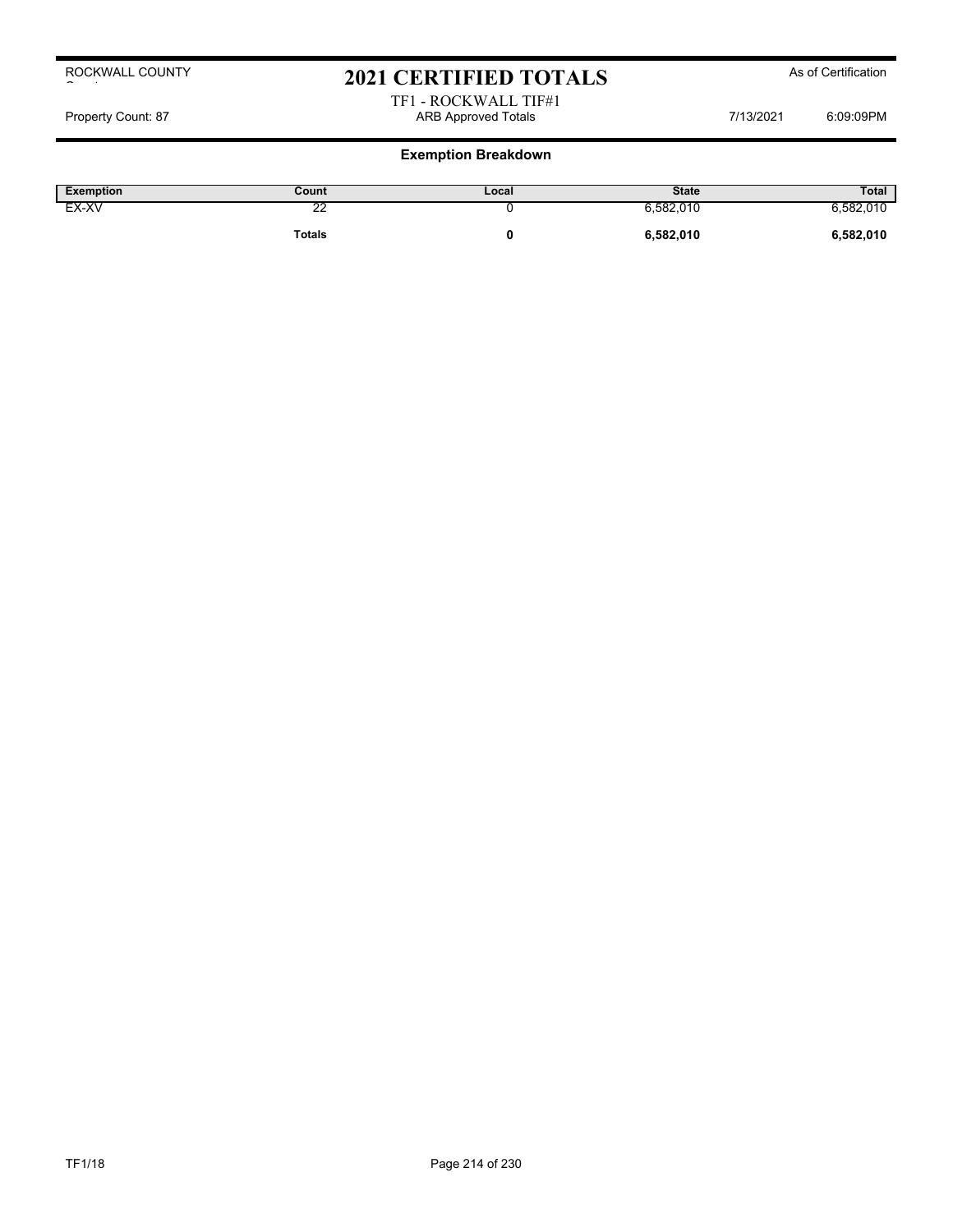ROCKWALL COUNTY

# 2021 CERTIFIED TOTALS

As of Certification

TF1 - ROCKWALL TIF#1

Property Count: 87 | ARB Approved Totals | 7/13/2021 6:09:09PM

## Exemption Breakdown

| Exemption | Count | Local | State | Total |
|---|---|---|---|---|
| EX-XV | 22 | 0 | 6,582,010 | 6,582,010 |
| | **Totals** | **0** | **6,582,010** | **6,582,010** |

TF1/18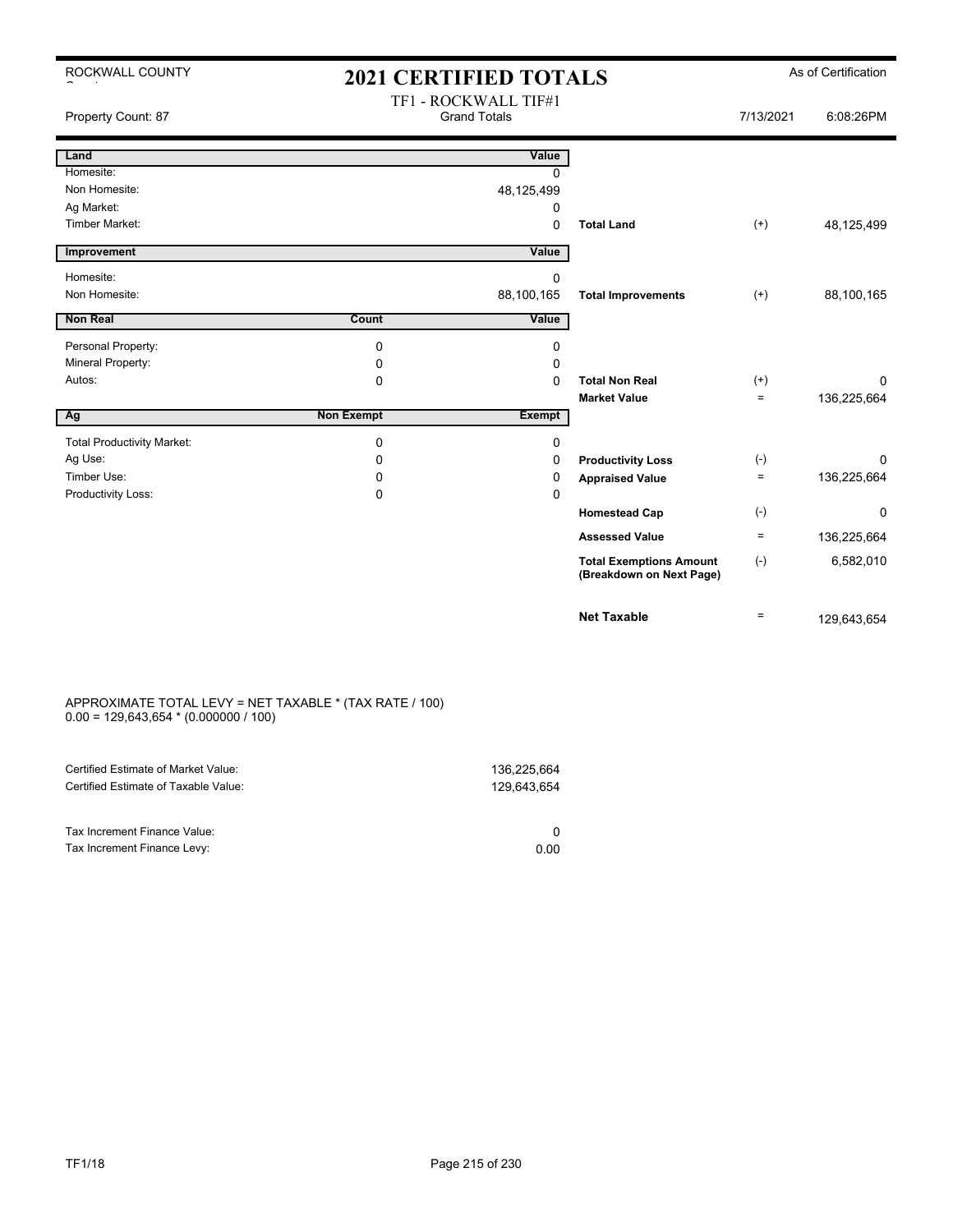ROCKWALL COUNTY

# 2021 CERTIFIED TOTALS

As of Certification

TF1 - ROCKWALL TIF#1
Grand Totals

Property Count: 87 | 7/13/2021 | 6:08:26PM

| Land | | Value | | | |
|---|---|---|---|---|---|
| Homesite: | | 0 | | | |
| Non Homesite: | | 48,125,499 | | | |
| Ag Market: | | 0 | | | |
| Timber Market: | | 0 | **Total Land** | (+) | 48,125,499 |

| Improvement | | Value | | | |
|---|---|---|---|---|---|
| Homesite: | | 0 | | | |
| Non Homesite: | | 88,100,165 | **Total Improvements** | (+) | 88,100,165 |

| Non Real | Count | Value | | | |
|---|---|---|---|---|---|
| Personal Property: | 0 | 0 | | | |
| Mineral Property: | 0 | 0 | | | |
| Autos: | 0 | 0 | **Total Non Real** | (+) | 0 |
| | | | **Market Value** | = | 136,225,664 |

| Ag | Non Exempt | Exempt | | | |
|---|---|---|---|---|---|
| Total Productivity Market: | 0 | 0 | | | |
| Ag Use: | 0 | 0 | **Productivity Loss** | (-) | 0 |
| Timber Use: | 0 | 0 | **Appraised Value** | = | 136,225,664 |
| Productivity Loss: | 0 | 0 | | | |
| | | | **Homestead Cap** | (-) | 0 |
| | | | **Assessed Value** | = | 136,225,664 |
| | | | **Total Exemptions Amount (Breakdown on Next Page)** | (-) | 6,582,010 |
| | | | **Net Taxable** | = | 129,643,654 |

APPROXIMATE TOTAL LEVY = NET TAXABLE * (TAX RATE / 100)
0.00 = 129,643,654 * (0.000000 / 100)

| | |
|---|---|
| Certified Estimate of Market Value: | 136,225,664 |
| Certified Estimate of Taxable Value: | 129,643,654 |
| | |
| Tax Increment Finance Value: | 0 |
| Tax Increment Finance Levy: | 0.00 |

TF1/18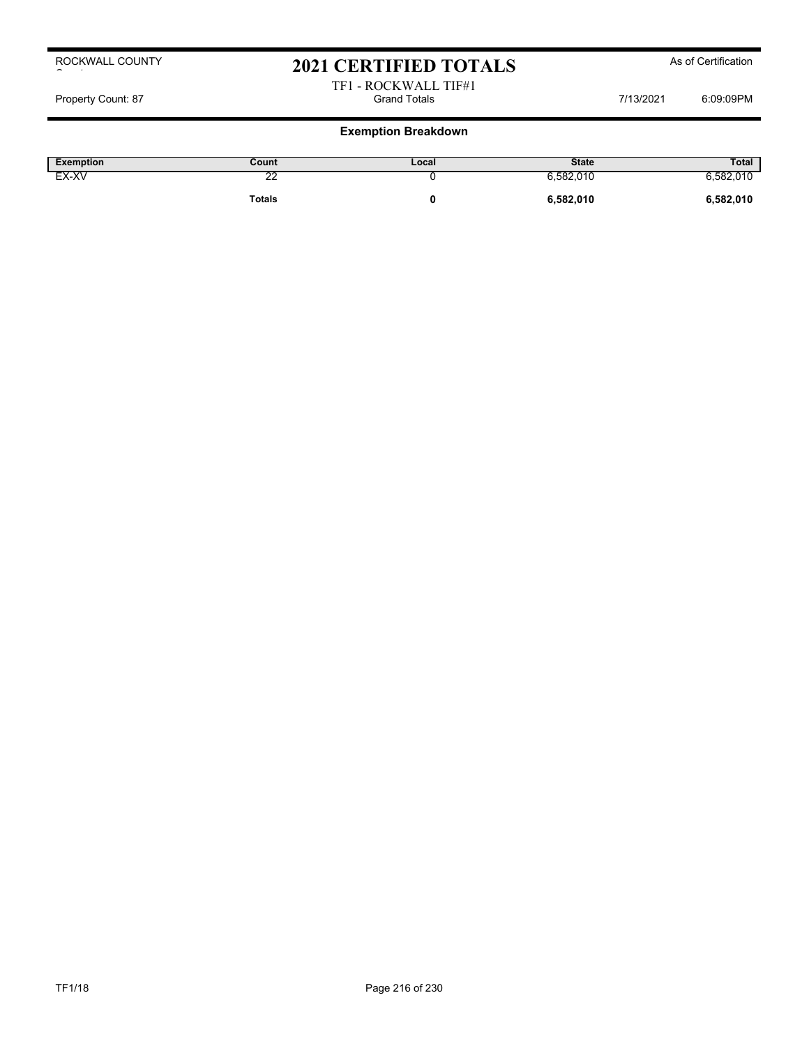ROCKWALL COUNTY

# 2021 CERTIFIED TOTALS

As of Certification

TF1 - ROCKWALL TIF#1

Property Count: 87 — Grand Totals — 7/13/2021 6:09:09PM

## Exemption Breakdown

| Exemption | Count | Local | State | Total |
|---|---|---|---|---|
| EX-XV | 22 | 0 | 6,582,010 | 6,582,010 |
| | **Totals** | **0** | **6,582,010** | **6,582,010** |

TF1/18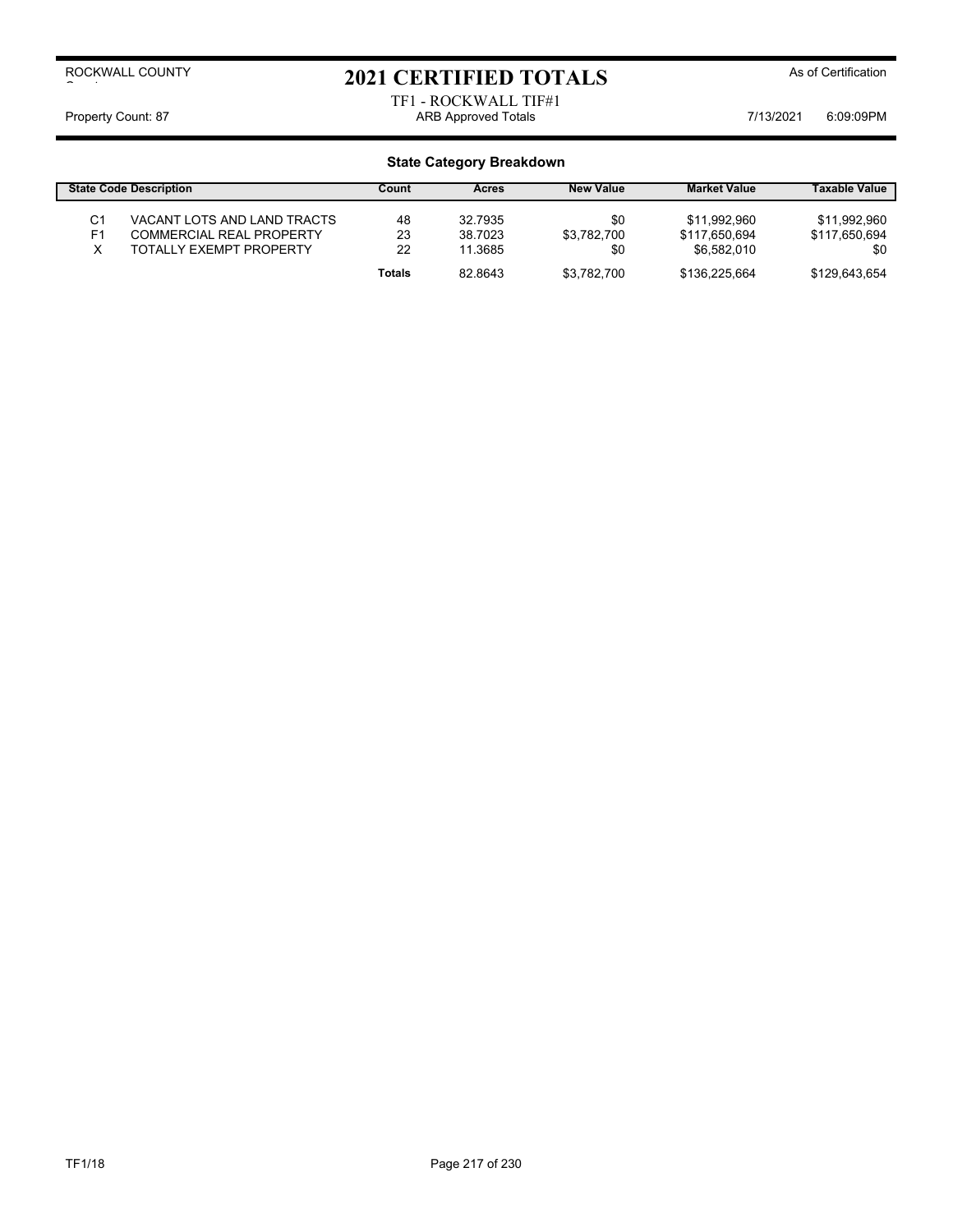ROCKWALL COUNTY

# 2021 CERTIFIED TOTALS

As of Certification

TF1 - ROCKWALL TIF#1

Property Count: 87 | ARB Approved Totals | 7/13/2021 6:09:09PM

## State Category Breakdown

| State Code | Description | Count | Acres | New Value | Market Value | Taxable Value |
|---|---|---|---|---|---|---|
| C1 | VACANT LOTS AND LAND TRACTS | 48 | 32.7935 | $0 | $11,992,960 | $11,992,960 |
| F1 | COMMERCIAL REAL PROPERTY | 23 | 38.7023 | $3,782,700 | $117,650,694 | $117,650,694 |
| X | TOTALLY EXEMPT PROPERTY | 22 | 11.3685 | $0 | $6,582,010 | $0 |
| | | **Totals** | 82.8643 | $3,782,700 | $136,225,664 | $129,643,654 |

TF1/18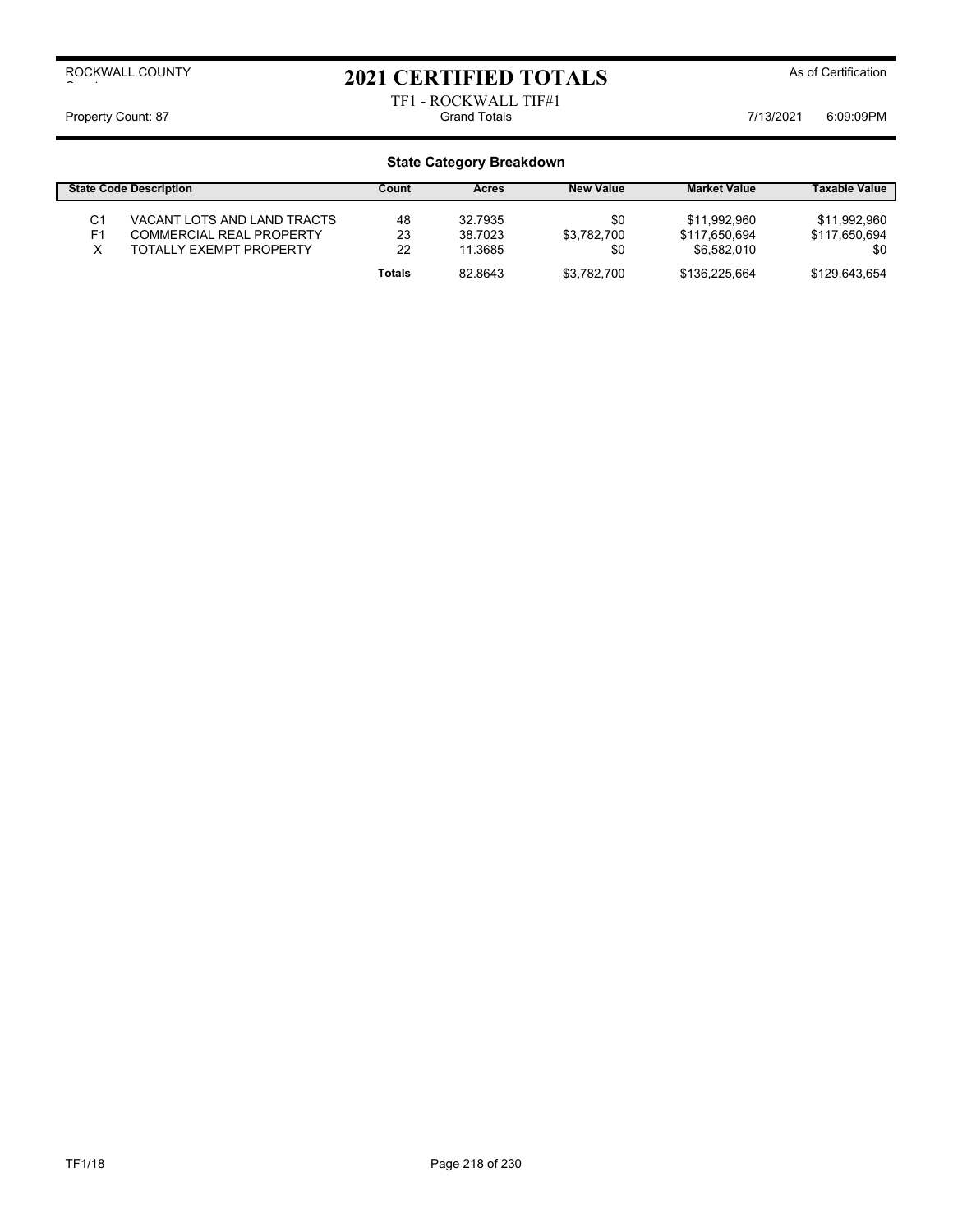ROCKWALL COUNTY

# 2021 CERTIFIED TOTALS

As of Certification

TF1 - ROCKWALL TIF#1

Property Count: 87 | Grand Totals | 7/13/2021 6:09:09PM

## State Category Breakdown

| State Code | Description | Count | Acres | New Value | Market Value | Taxable Value |
|---|---|---|---|---|---|---|
| C1 | VACANT LOTS AND LAND TRACTS | 48 | 32.7935 | $0 | $11,992,960 | $11,992,960 |
| F1 | COMMERCIAL REAL PROPERTY | 23 | 38.7023 | $3,782,700 | $117,650,694 | $117,650,694 |
| X | TOTALLY EXEMPT PROPERTY | 22 | 11.3685 | $0 | $6,582,010 | $0 |
| | | **Totals** | 82.8643 | $3,782,700 | $136,225,664 | $129,643,654 |

TF1/18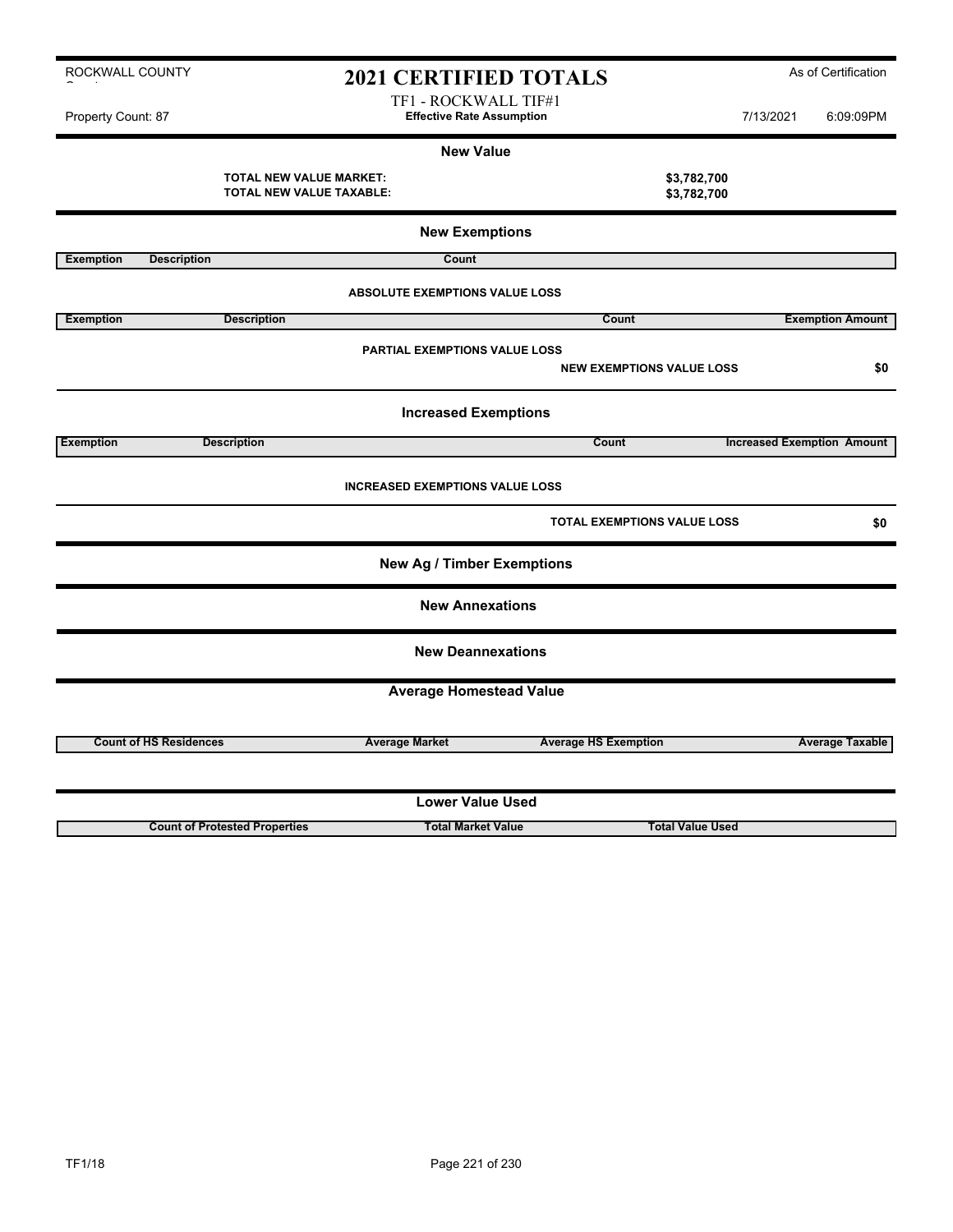ROCKWALL COUNTY

# 2021 CERTIFIED TOTALS

As of Certification

TF1 - ROCKWALL TIF#1

Property Count: 87 — **Effective Rate Assumption** — 7/13/2021 6:09:09PM

## New Value

| | |
|---|---|
| **TOTAL NEW VALUE MARKET:** | **$3,782,700** |
| **TOTAL NEW VALUE TAXABLE:** | **$3,782,700** |

## New Exemptions

| Exemption | Description | Count |
|---|---|---|

**ABSOLUTE EXEMPTIONS VALUE LOSS**

| Exemption | Description | Count | Exemption Amount |
|---|---|---|---|

**PARTIAL EXEMPTIONS VALUE LOSS**

**NEW EXEMPTIONS VALUE LOSS** **$0**

## Increased Exemptions

| Exemption | Description | Count | Increased Exemption Amount |
|---|---|---|---|

**INCREASED EXEMPTIONS VALUE LOSS**

**TOTAL EXEMPTIONS VALUE LOSS** **$0**

## New Ag / Timber Exemptions

## New Annexations

## New Deannexations

## Average Homestead Value

| Count of HS Residences | Average Market | Average HS Exemption | Average Taxable |
|---|---|---|---|

## Lower Value Used

| Count of Protested Properties | Total Market Value | Total Value Used |
|---|---|---|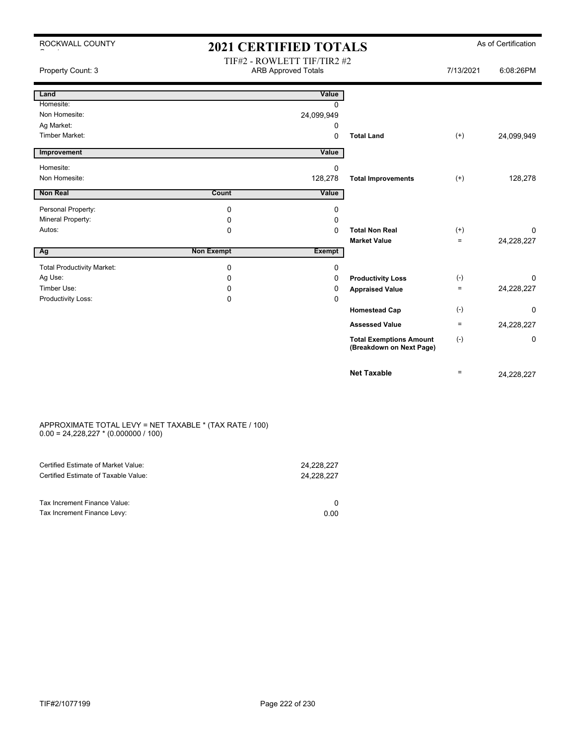ROCKWALL COUNTY

# 2021 CERTIFIED TOTALS

As of Certification

Property Count: 3

TIF#2 - ROWLETT TIF/TIR2 #2
ARB Approved Totals

7/13/2021 6:08:26PM

| Land | | Value | | | |
|---|---|---|---|---|---|
| Homesite: | | 0 | | | |
| Non Homesite: | | 24,099,949 | | | |
| Ag Market: | | 0 | | | |
| Timber Market: | | 0 | **Total Land** | (+) | 24,099,949 |

| Improvement | | Value | | | |
|---|---|---|---|---|---|
| Homesite: | | 0 | | | |
| Non Homesite: | | 128,278 | **Total Improvements** | (+) | 128,278 |

| Non Real | Count | Value | | | |
|---|---|---|---|---|---|
| Personal Property: | 0 | 0 | | | |
| Mineral Property: | 0 | 0 | | | |
| Autos: | 0 | 0 | **Total Non Real** | (+) | 0 |
| | | | **Market Value** | = | 24,228,227 |

| Ag | Non Exempt | Exempt | | | |
|---|---|---|---|---|---|
| Total Productivity Market: | 0 | 0 | | | |
| Ag Use: | 0 | 0 | **Productivity Loss** | (-) | 0 |
| Timber Use: | 0 | 0 | **Appraised Value** | = | 24,228,227 |
| Productivity Loss: | 0 | 0 | | | |
| | | | **Homestead Cap** | (-) | 0 |
| | | | **Assessed Value** | = | 24,228,227 |
| | | | **Total Exemptions Amount (Breakdown on Next Page)** | (-) | 0 |
| | | | **Net Taxable** | = | 24,228,227 |

APPROXIMATE TOTAL LEVY = NET TAXABLE * (TAX RATE / 100)
0.00 = 24,228,227 * (0.000000 / 100)

| | |
|---|---|
| Certified Estimate of Market Value: | 24,228,227 |
| Certified Estimate of Taxable Value: | 24,228,227 |

| | |
|---|---|
| Tax Increment Finance Value: | 0 |
| Tax Increment Finance Levy: | 0.00 |

TIF#2/1077199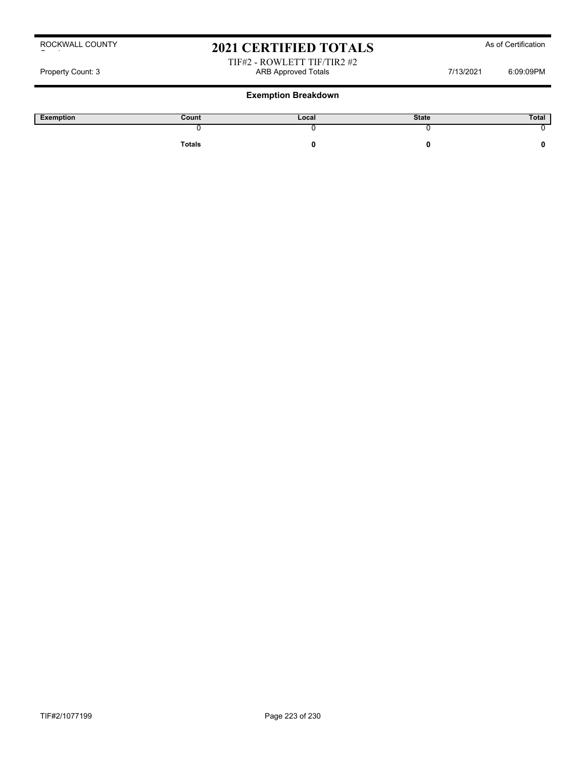ROCKWALL COUNTY

# 2021 CERTIFIED TOTALS

As of Certification

TIF#2 - ROWLETT TIF/TIR2 #2

Property Count: 3 | ARB Approved Totals | 7/13/2021 6:09:09PM

## Exemption Breakdown

| Exemption | Count | Local | State | Total |
|---|---|---|---|---|
| | 0 | 0 | 0 | 0 |
| | **Totals** | **0** | **0** | **0** |

TIF#2/1077199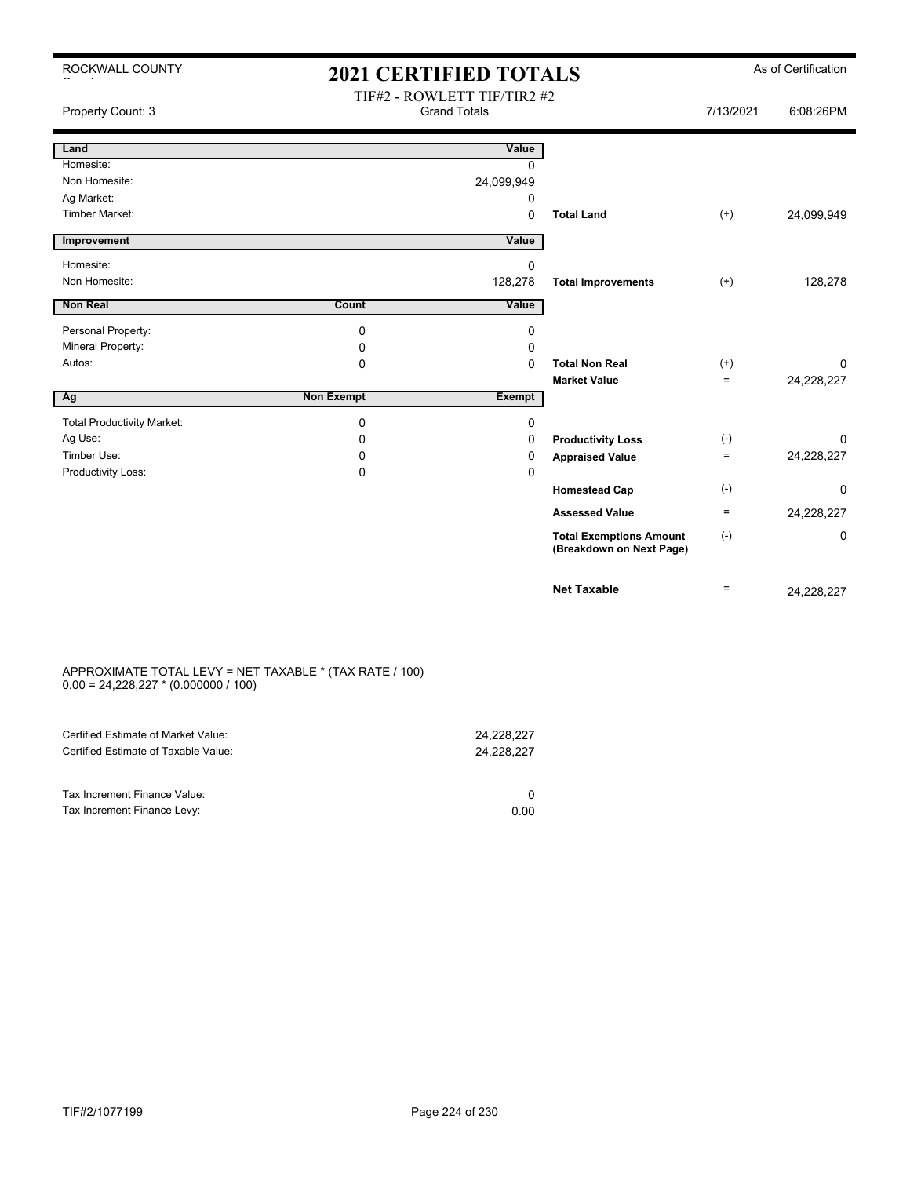ROCKWALL COUNTY

# 2021 CERTIFIED TOTALS

As of Certification

Property Count: 3

TIF#2 - ROWLETT TIF/TIR2 #2
Grand Totals

7/13/2021 6:08:26PM

| Land | | Value | | | |
|---|---|---|---|---|---|
| Homesite: | | 0 | | | |
| Non Homesite: | | 24,099,949 | | | |
| Ag Market: | | 0 | | | |
| Timber Market: | | 0 | **Total Land** | (+) | 24,099,949 |
| **Improvement** | | **Value** | | | |
| Homesite: | | 0 | | | |
| Non Homesite: | | 128,278 | **Total Improvements** | (+) | 128,278 |
| **Non Real** | **Count** | **Value** | | | |
| Personal Property: | 0 | 0 | | | |
| Mineral Property: | 0 | 0 | | | |
| Autos: | 0 | 0 | **Total Non Real** | (+) | 0 |
| | | | **Market Value** | = | 24,228,227 |
| **Ag** | **Non Exempt** | **Exempt** | | | |
| Total Productivity Market: | 0 | 0 | | | |
| Ag Use: | 0 | 0 | **Productivity Loss** | (-) | 0 |
| Timber Use: | 0 | 0 | **Appraised Value** | = | 24,228,227 |
| Productivity Loss: | 0 | 0 | | | |
| | | | **Homestead Cap** | (-) | 0 |
| | | | **Assessed Value** | = | 24,228,227 |
| | | | **Total Exemptions Amount (Breakdown on Next Page)** | (-) | 0 |
| | | | **Net Taxable** | = | 24,228,227 |

APPROXIMATE TOTAL LEVY = NET TAXABLE * (TAX RATE / 100)
0.00 = 24,228,227 * (0.000000 / 100)

| | |
|---|---|
| Certified Estimate of Market Value: | 24,228,227 |
| Certified Estimate of Taxable Value: | 24,228,227 |
| | |
| Tax Increment Finance Value: | 0 |
| Tax Increment Finance Levy: | 0.00 |

TIF#2/1077199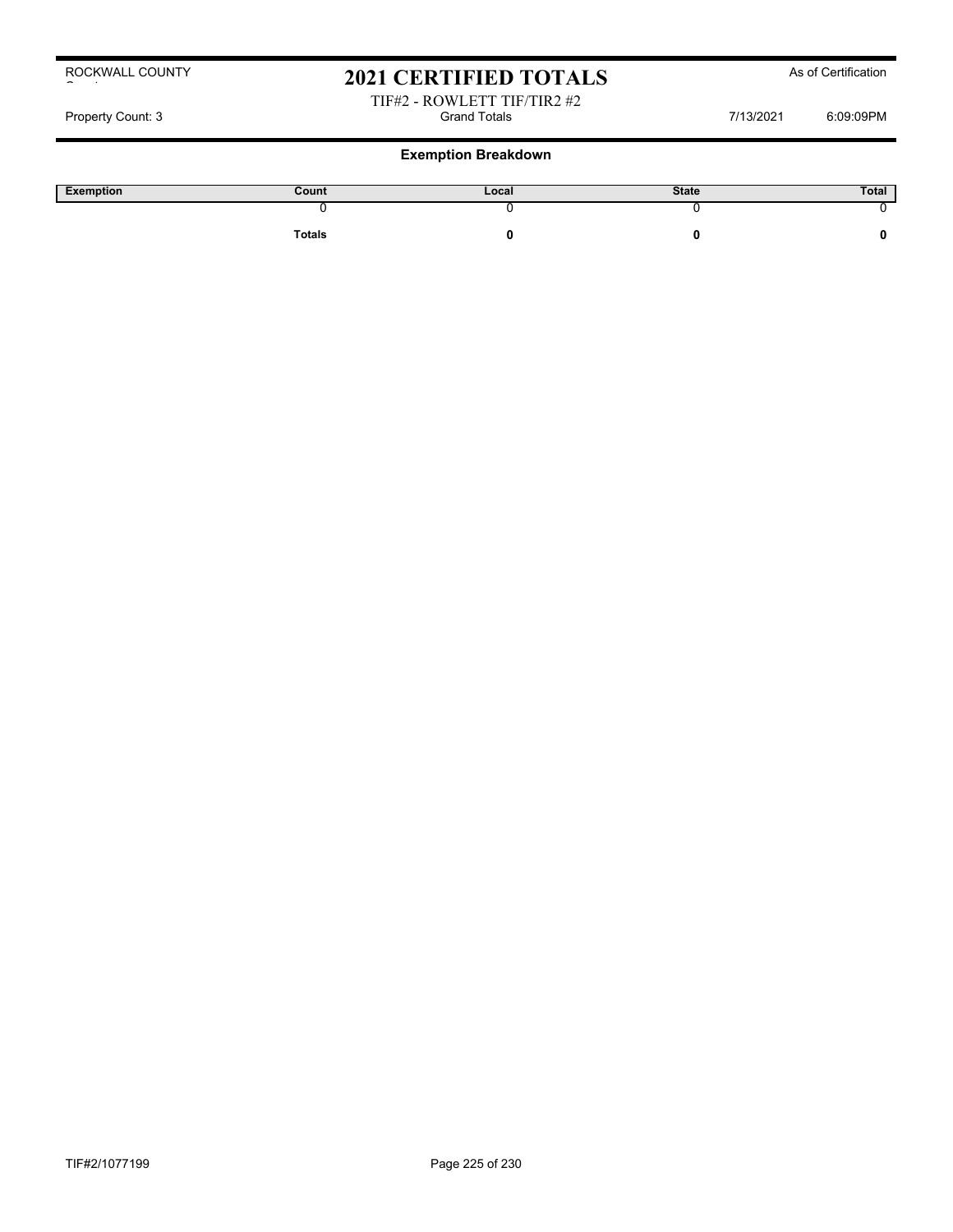ROCKWALL COUNTY

# 2021 CERTIFIED TOTALS

As of Certification

TIF#2 - ROWLETT TIF/TIR2 #2

Property Count: 3 | Grand Totals | 7/13/2021 6:09:09PM

## Exemption Breakdown

| Exemption | Count | Local | State | Total |
|---|---|---|---|---|
| | 0 | 0 | 0 | 0 |
| | **Totals** | **0** | **0** | **0** |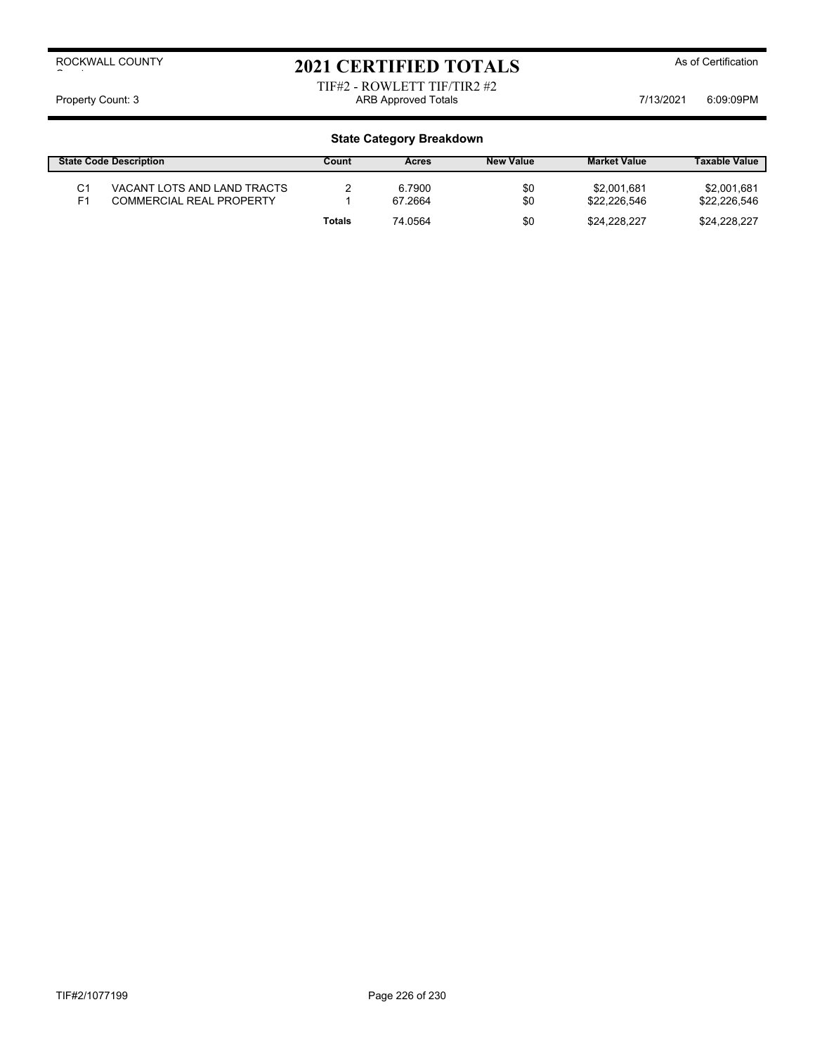ROCKWALL COUNTY

# 2021 CERTIFIED TOTALS

As of Certification

TIF#2 - ROWLETT TIF/TIR2 #2

Property Count: 3 — ARB Approved Totals — 7/13/2021 6:09:09PM

## State Category Breakdown

| State Code | Description | Count | Acres | New Value | Market Value | Taxable Value |
|---|---|---|---|---|---|---|
| C1 | VACANT LOTS AND LAND TRACTS | 2 | 6.7900 | $0 | $2,001,681 | $2,001,681 |
| F1 | COMMERCIAL REAL PROPERTY | 1 | 67.2664 | $0 | $22,226,546 | $22,226,546 |
| | | **Totals** | 74.0564 | $0 | $24,228,227 | $24,228,227 |

TIF#2/1077199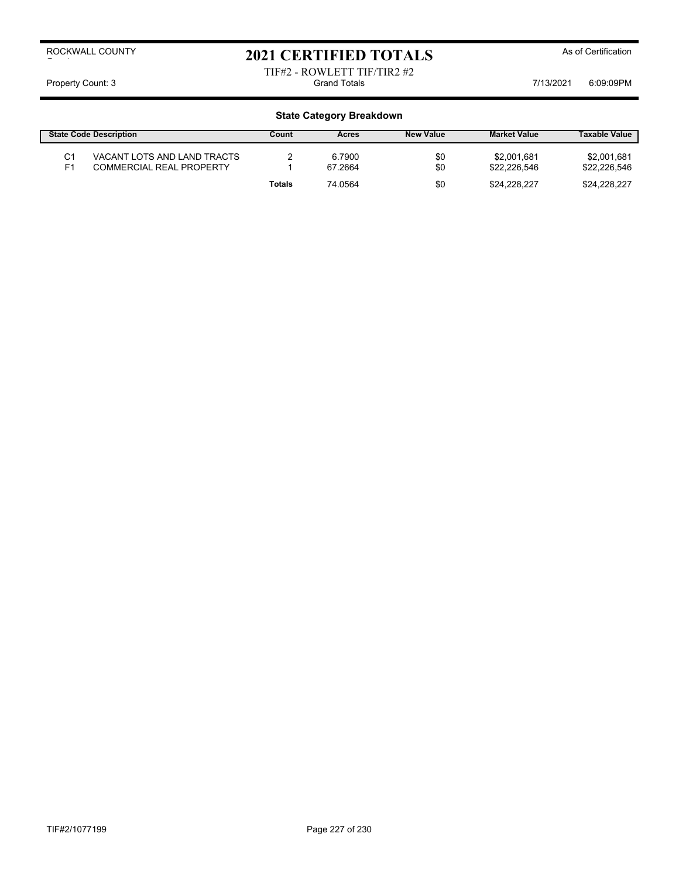ROCKWALL COUNTY

# 2021 CERTIFIED TOTALS

As of Certification

TIF#2 - ROWLETT TIF/TIR2 #2

Property Count: 3 | Grand Totals | 7/13/2021 6:09:09PM

### State Category Breakdown

| State Code | Description | Count | Acres | New Value | Market Value | Taxable Value |
|---|---|---|---|---|---|---|
| C1 | VACANT LOTS AND LAND TRACTS | 2 | 6.7900 | $0 | $2,001,681 | $2,001,681 |
| F1 | COMMERCIAL REAL PROPERTY | 1 | 67.2664 | $0 | $22,226,546 | $22,226,546 |
| | | **Totals** | 74.0564 | $0 | $24,228,227 | $24,228,227 |

TIF#2/1077199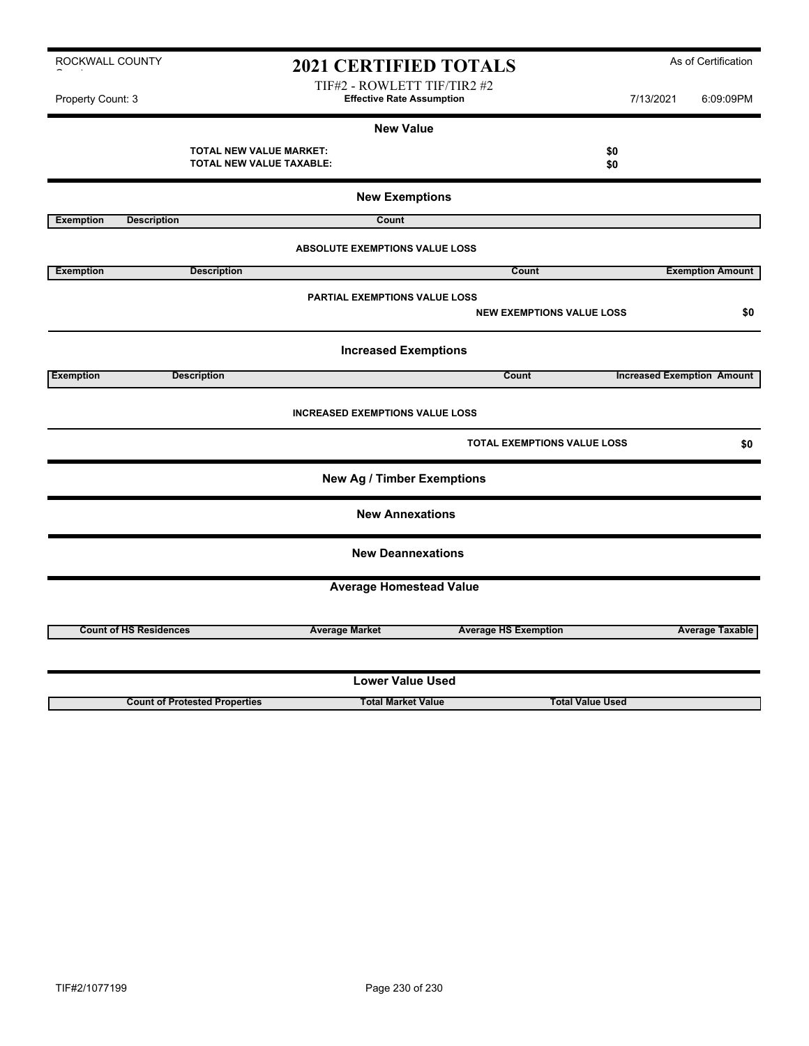ROCKWALL COUNTY

# 2021 CERTIFIED TOTALS

As of Certification

TIF#2 - ROWLETT TIF/TIR2 #2

Property Count: 3 | **Effective Rate Assumption** | 7/13/2021 6:09:09PM

## New Value

**TOTAL NEW VALUE MARKET:** **$0**

**TOTAL NEW VALUE TAXABLE:** **$0**

## New Exemptions

| Exemption | Description | Count |
|---|---|---|

**ABSOLUTE EXEMPTIONS VALUE LOSS**

| Exemption | Description | Count | Exemption Amount |
|---|---|---|---|

**PARTIAL EXEMPTIONS VALUE LOSS**

**NEW EXEMPTIONS VALUE LOSS** **$0**

## Increased Exemptions

| Exemption | Description | Count | Increased Exemption Amount |
|---|---|---|---|

**INCREASED EXEMPTIONS VALUE LOSS**

**TOTAL EXEMPTIONS VALUE LOSS** **$0**

## New Ag / Timber Exemptions

## New Annexations

## New Deannexations

## Average Homestead Value

| Count of HS Residences | Average Market | Average HS Exemption | Average Taxable |
|---|---|---|---|

## Lower Value Used

| Count of Protested Properties | Total Market Value | Total Value Used |
|---|---|---|

TIF#2/1077199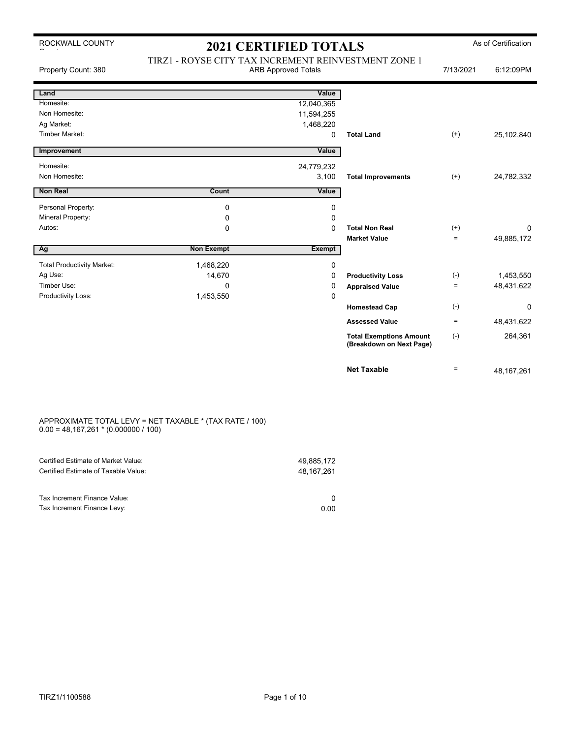ROCKWALL COUNTY

# 2021 CERTIFIED TOTALS

As of Certification

Property Count: 380

## TIRZ1 - ROYSE CITY TAX INCREMENT REINVESTMENT ZONE 1

ARB Approved Totals

7/13/2021 6:12:09PM

| Land | | Value | | | |
|---|---|---|---|---|---|
| Homesite: | | 12,040,365 | | | |
| Non Homesite: | | 11,594,255 | | | |
| Ag Market: | | 1,468,220 | | | |
| Timber Market: | | 0 | **Total Land** | (+) | 25,102,840 |

| Improvement | | Value | | | |
|---|---|---|---|---|---|
| Homesite: | | 24,779,232 | | | |
| Non Homesite: | | 3,100 | **Total Improvements** | (+) | 24,782,332 |

| Non Real | Count | Value | | | |
|---|---|---|---|---|---|
| Personal Property: | 0 | 0 | | | |
| Mineral Property: | 0 | 0 | | | |
| Autos: | 0 | 0 | **Total Non Real** | (+) | 0 |
| | | | **Market Value** | = | 49,885,172 |

| Ag | Non Exempt | Exempt | | | |
|---|---|---|---|---|---|
| Total Productivity Market: | 1,468,220 | 0 | | | |
| Ag Use: | 14,670 | 0 | **Productivity Loss** | (-) | 1,453,550 |
| Timber Use: | 0 | 0 | **Appraised Value** | = | 48,431,622 |
| Productivity Loss: | 1,453,550 | 0 | | | |
| | | | **Homestead Cap** | (-) | 0 |
| | | | **Assessed Value** | = | 48,431,622 |
| | | | **Total Exemptions Amount (Breakdown on Next Page)** | (-) | 264,361 |
| | | | **Net Taxable** | = | 48,167,261 |

APPROXIMATE TOTAL LEVY = NET TAXABLE * (TAX RATE / 100)
0.00 = 48,167,261 * (0.000000 / 100)

| | |
|---|---|
| Certified Estimate of Market Value: | 49,885,172 |
| Certified Estimate of Taxable Value: | 48,167,261 |

| | |
|---|---|
| Tax Increment Finance Value: | 0 |
| Tax Increment Finance Levy: | 0.00 |

TIRZ1/1100588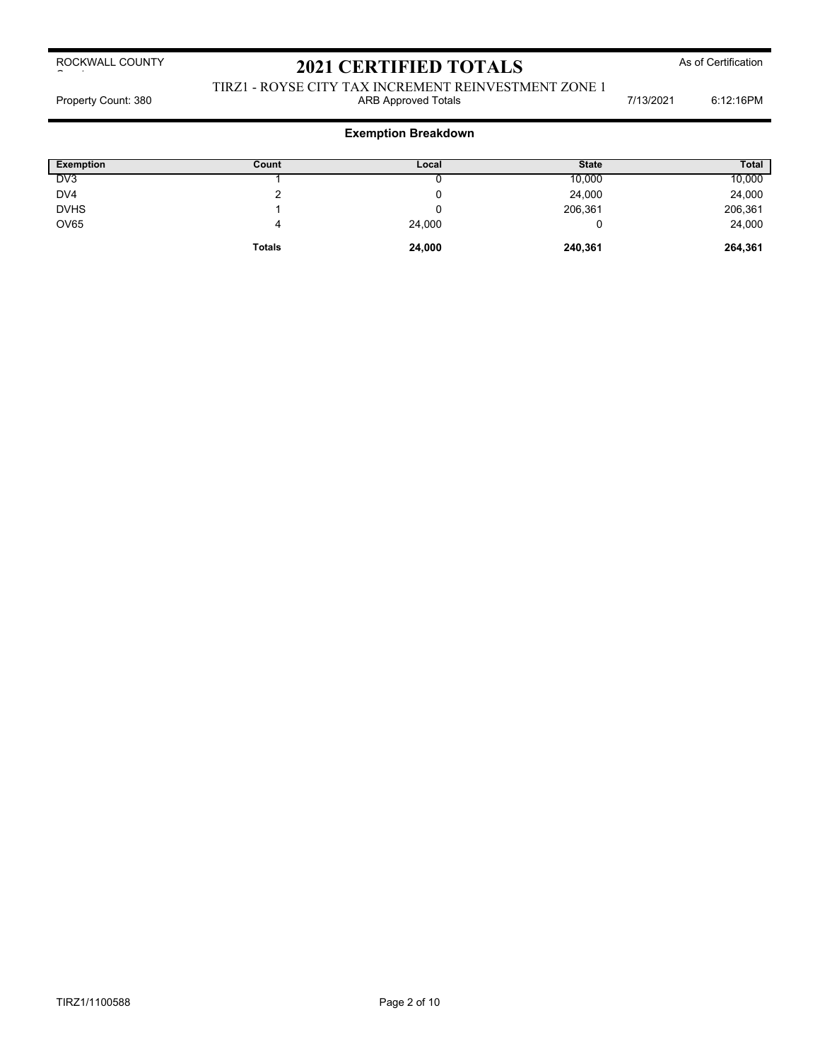ROCKWALL COUNTY

# 2021 CERTIFIED TOTALS

As of Certification

TIRZ1 - ROYSE CITY TAX INCREMENT REINVESTMENT ZONE 1

Property Count: 380 ARB Approved Totals 7/13/2021 6:12:16PM

## Exemption Breakdown

| Exemption | Count | Local | State | Total |
|---|---|---|---|---|
| DV3 | 1 | 0 | 10,000 | 10,000 |
| DV4 | 2 | 0 | 24,000 | 24,000 |
| DVHS | 1 | 0 | 206,361 | 206,361 |
| OV65 | 4 | 24,000 | 0 | 24,000 |
| | **Totals** | **24,000** | **240,361** | **264,361** |

TIRZ1/1100588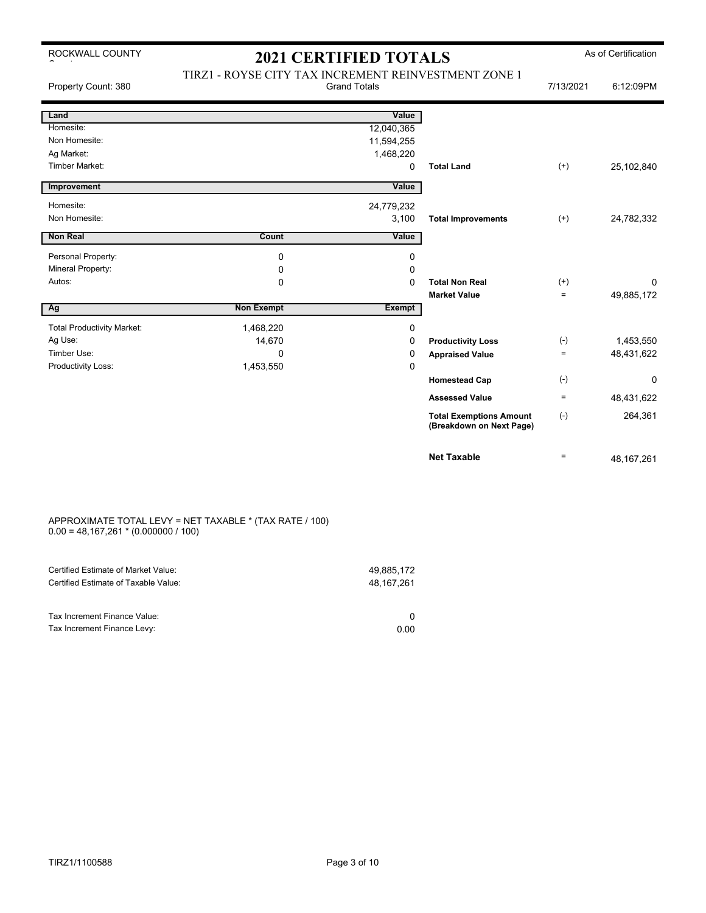# 2021 CERTIFIED TOTALS

ROCKWALL COUNTY

As of Certification

Property Count: 380

TIRZ1 - ROYSE CITY TAX INCREMENT REINVESTMENT ZONE 1
Grand Totals

7/13/2021 6:12:09PM

| Land | | Value | | | |
|---|---|---|---|---|---|
| Homesite: | | 12,040,365 | | | |
| Non Homesite: | | 11,594,255 | | | |
| Ag Market: | | 1,468,220 | | | |
| Timber Market: | | 0 | **Total Land** | (+) | 25,102,840 |
| **Improvement** | | **Value** | | | |
| Homesite: | | 24,779,232 | | | |
| Non Homesite: | | 3,100 | **Total Improvements** | (+) | 24,782,332 |
| **Non Real** | **Count** | **Value** | | | |
| Personal Property: | 0 | 0 | | | |
| Mineral Property: | 0 | 0 | | | |
| Autos: | 0 | 0 | **Total Non Real** | (+) | 0 |
| | | | **Market Value** | = | 49,885,172 |
| **Ag** | **Non Exempt** | **Exempt** | | | |
| Total Productivity Market: | 1,468,220 | 0 | | | |
| Ag Use: | 14,670 | 0 | **Productivity Loss** | (-) | 1,453,550 |
| Timber Use: | 0 | 0 | **Appraised Value** | = | 48,431,622 |
| Productivity Loss: | 1,453,550 | 0 | | | |
| | | | **Homestead Cap** | (-) | 0 |
| | | | **Assessed Value** | = | 48,431,622 |
| | | | **Total Exemptions Amount (Breakdown on Next Page)** | (-) | 264,361 |
| | | | **Net Taxable** | = | 48,167,261 |

APPROXIMATE TOTAL LEVY = NET TAXABLE * (TAX RATE / 100)
0.00 = 48,167,261 * (0.000000 / 100)

| | |
|---|---|
| Certified Estimate of Market Value: | 49,885,172 |
| Certified Estimate of Taxable Value: | 48,167,261 |
| Tax Increment Finance Value: | 0 |
| Tax Increment Finance Levy: | 0.00 |

TIRZ1/1100588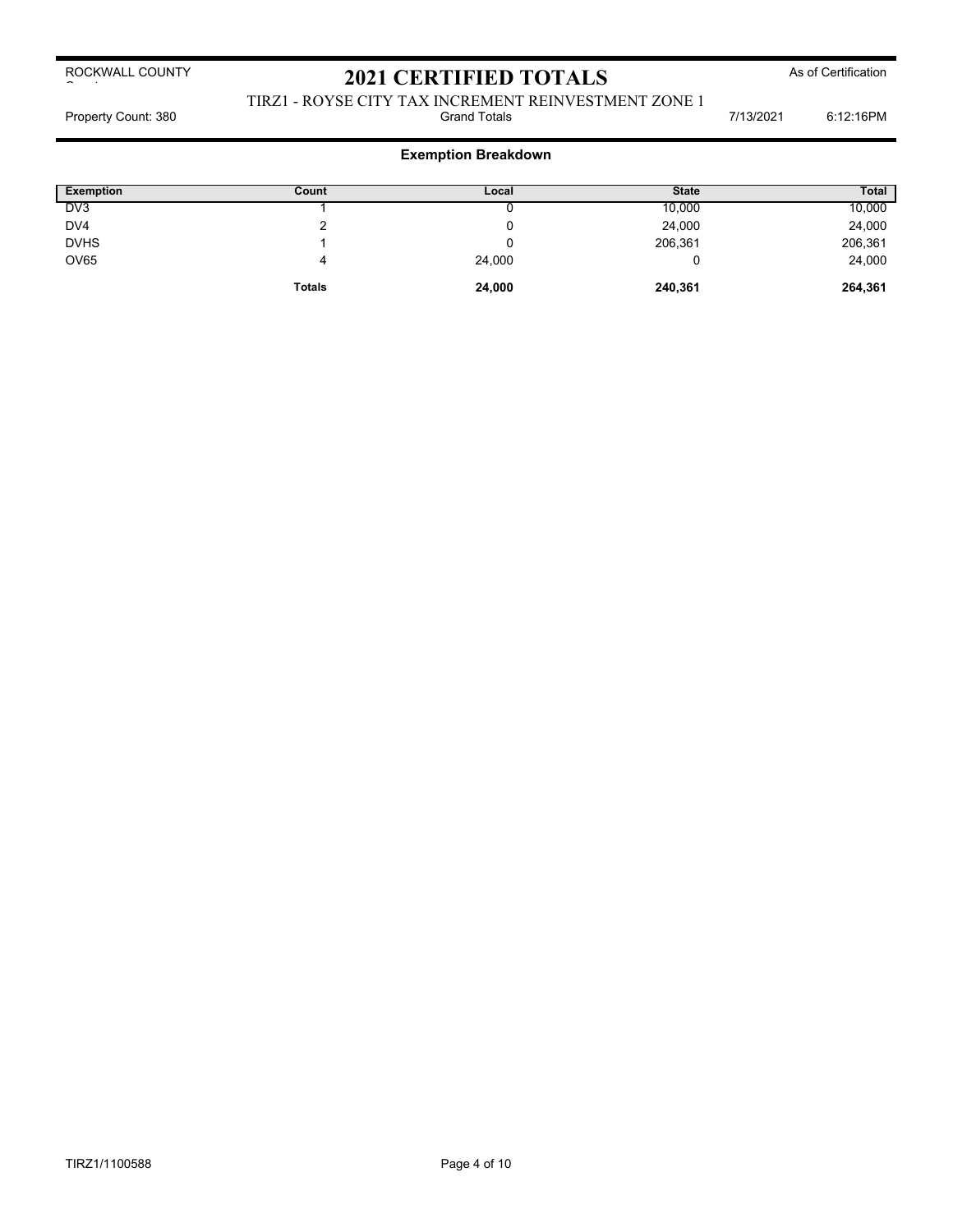ROCKWALL COUNTY

# 2021 CERTIFIED TOTALS

As of Certification

TIRZ1 - ROYSE CITY TAX INCREMENT REINVESTMENT ZONE 1

Property Count: 380 | Grand Totals | 7/13/2021 6:12:16PM

## Exemption Breakdown

| Exemption | Count | Local | State | Total |
|---|---|---|---|---|
| DV3 | 1 | 0 | 10,000 | 10,000 |
| DV4 | 2 | 0 | 24,000 | 24,000 |
| DVHS | 1 | 0 | 206,361 | 206,361 |
| OV65 | 4 | 24,000 | 0 | 24,000 |
| | **Totals** | **24,000** | **240,361** | **264,361** |

TIRZ1/1100588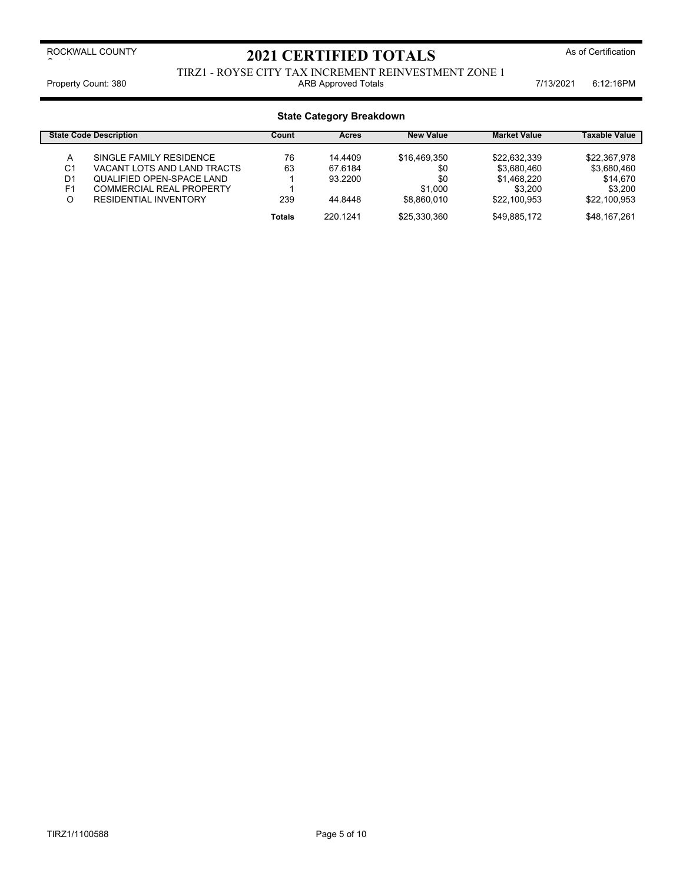ROCKWALL COUNTY

# 2021 CERTIFIED TOTALS

As of Certification

TIRZ1 - ROYSE CITY TAX INCREMENT REINVESTMENT ZONE 1

Property Count: 380 | ARB Approved Totals | 7/13/2021 6:12:16PM

## State Category Breakdown

| State Code | Description | Count | Acres | New Value | Market Value | Taxable Value |
|---|---|---|---|---|---|---|
| A | SINGLE FAMILY RESIDENCE | 76 | 14.4409 | $16,469,350 | $22,632,339 | $22,367,978 |
| C1 | VACANT LOTS AND LAND TRACTS | 63 | 67.6184 | $0 | $3,680,460 | $3,680,460 |
| D1 | QUALIFIED OPEN-SPACE LAND | 1 | 93.2200 | $0 | $1,468,220 | $14,670 |
| F1 | COMMERCIAL REAL PROPERTY | 1 | | $1,000 | $3,200 | $3,200 |
| O | RESIDENTIAL INVENTORY | 239 | 44.8448 | $8,860,010 | $22,100,953 | $22,100,953 |
| | | **Totals** | 220.1241 | $25,330,360 | $49,885,172 | $48,167,261 |

TIRZ1/1100588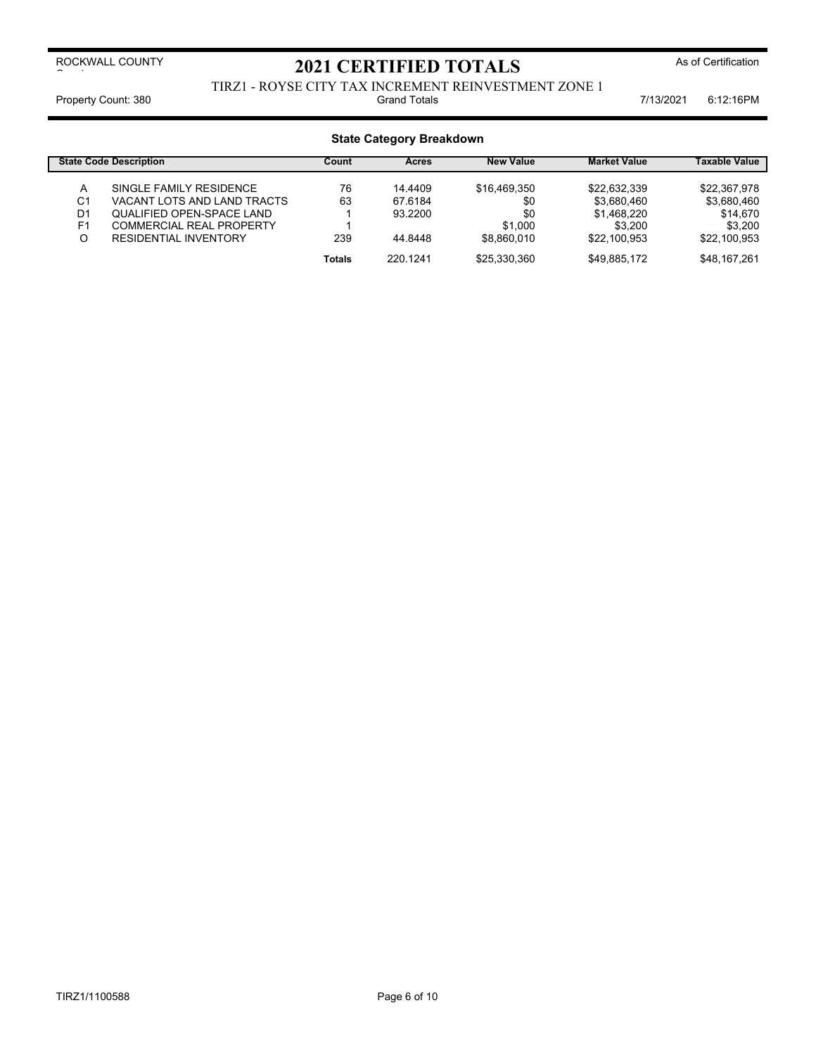ROCKWALL COUNTY

# 2021 CERTIFIED TOTALS

As of Certification

TIRZ1 - ROYSE CITY TAX INCREMENT REINVESTMENT ZONE 1

Property Count: 380 | Grand Totals | 7/13/2021 6:12:16PM

## State Category Breakdown

| State Code | Description | Count | Acres | New Value | Market Value | Taxable Value |
|---|---|---|---|---|---|---|
| A | SINGLE FAMILY RESIDENCE | 76 | 14.4409 | $16,469,350 | $22,632,339 | $22,367,978 |
| C1 | VACANT LOTS AND LAND TRACTS | 63 | 67.6184 | $0 | $3,680,460 | $3,680,460 |
| D1 | QUALIFIED OPEN-SPACE LAND | 1 | 93.2200 | $0 | $1,468,220 | $14,670 |
| F1 | COMMERCIAL REAL PROPERTY | 1 | | $1,000 | $3,200 | $3,200 |
| O | RESIDENTIAL INVENTORY | 239 | 44.8448 | $8,860,010 | $22,100,953 | $22,100,953 |
| | | **Totals** | 220.1241 | $25,330,360 | $49,885,172 | $48,167,261 |

TIRZ1/1100588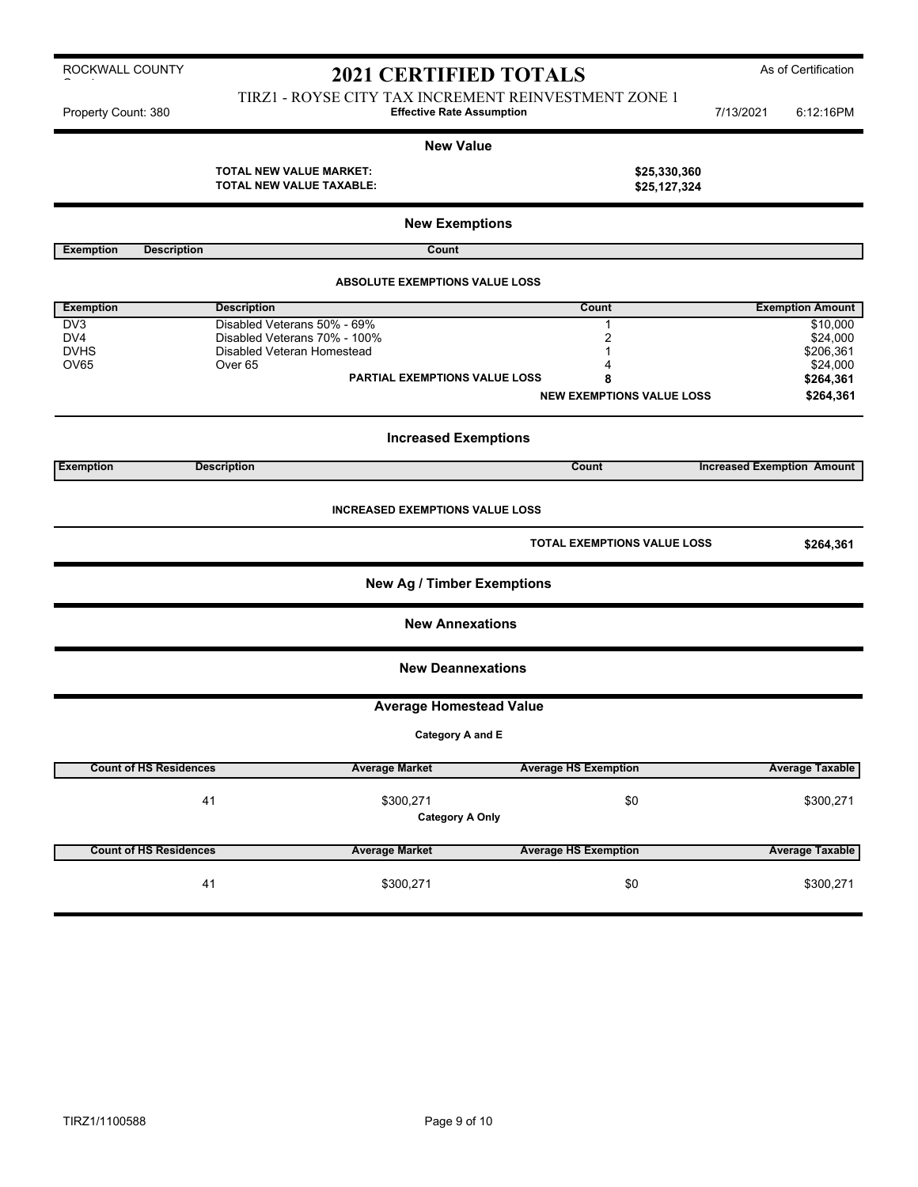ROCKWALL COUNTY

# 2021 CERTIFIED TOTALS

As of Certification

TIRZ1 - ROYSE CITY TAX INCREMENT REINVESTMENT ZONE 1

Property Count: 380 | **Effective Rate Assumption** | 7/13/2021 6:12:16PM

## New Value

| | |
|---|---|
| **TOTAL NEW VALUE MARKET:** | **$25,330,360** |
| **TOTAL NEW VALUE TAXABLE:** | **$25,127,324** |

## New Exemptions

| Exemption | Description | Count |
|---|---|---|

**ABSOLUTE EXEMPTIONS VALUE LOSS**

| Exemption | Description | Count | Exemption Amount |
|---|---|---|---|
| DV3 | Disabled Veterans 50% - 69% | 1 | $10,000 |
| DV4 | Disabled Veterans 70% - 100% | 2 | $24,000 |
| DVHS | Disabled Veteran Homestead | 1 | $206,361 |
| OV65 | Over 65 | 4 | $24,000 |
| | **PARTIAL EXEMPTIONS VALUE LOSS** | **8** | **$264,361** |
| | | **NEW EXEMPTIONS VALUE LOSS** | **$264,361** |

## Increased Exemptions

| Exemption | Description | Count | Increased Exemption Amount |
|---|---|---|---|

**INCREASED EXEMPTIONS VALUE LOSS**

| | |
|---|---|
| **TOTAL EXEMPTIONS VALUE LOSS** | **$264,361** |

## New Ag / Timber Exemptions

## New Annexations

## New Deannexations

## Average Homestead Value

**Category A and E**

| Count of HS Residences | Average Market | Average HS Exemption | Average Taxable |
|---|---|---|---|
| 41 | $300,271 | $0 | $300,271 |

**Category A Only**

| Count of HS Residences | Average Market | Average HS Exemption | Average Taxable |
|---|---|---|---|
| 41 | $300,271 | $0 | $300,271 |

TIRZ1/1100588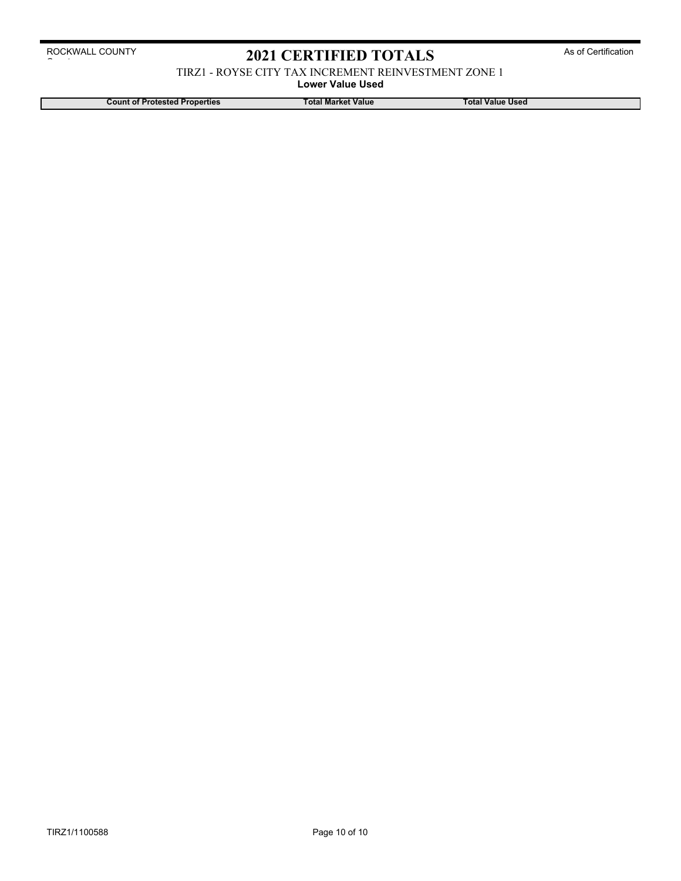ROCKWALL COUNTY

# 2021 CERTIFIED TOTALS

As of Certification

TIRZ1 - ROYSE CITY TAX INCREMENT REINVESTMENT ZONE 1

**Lower Value Used**

| Count of Protested Properties | Total Market Value | Total Value Used |
| --- | --- | --- |

TIRZ1/1100588